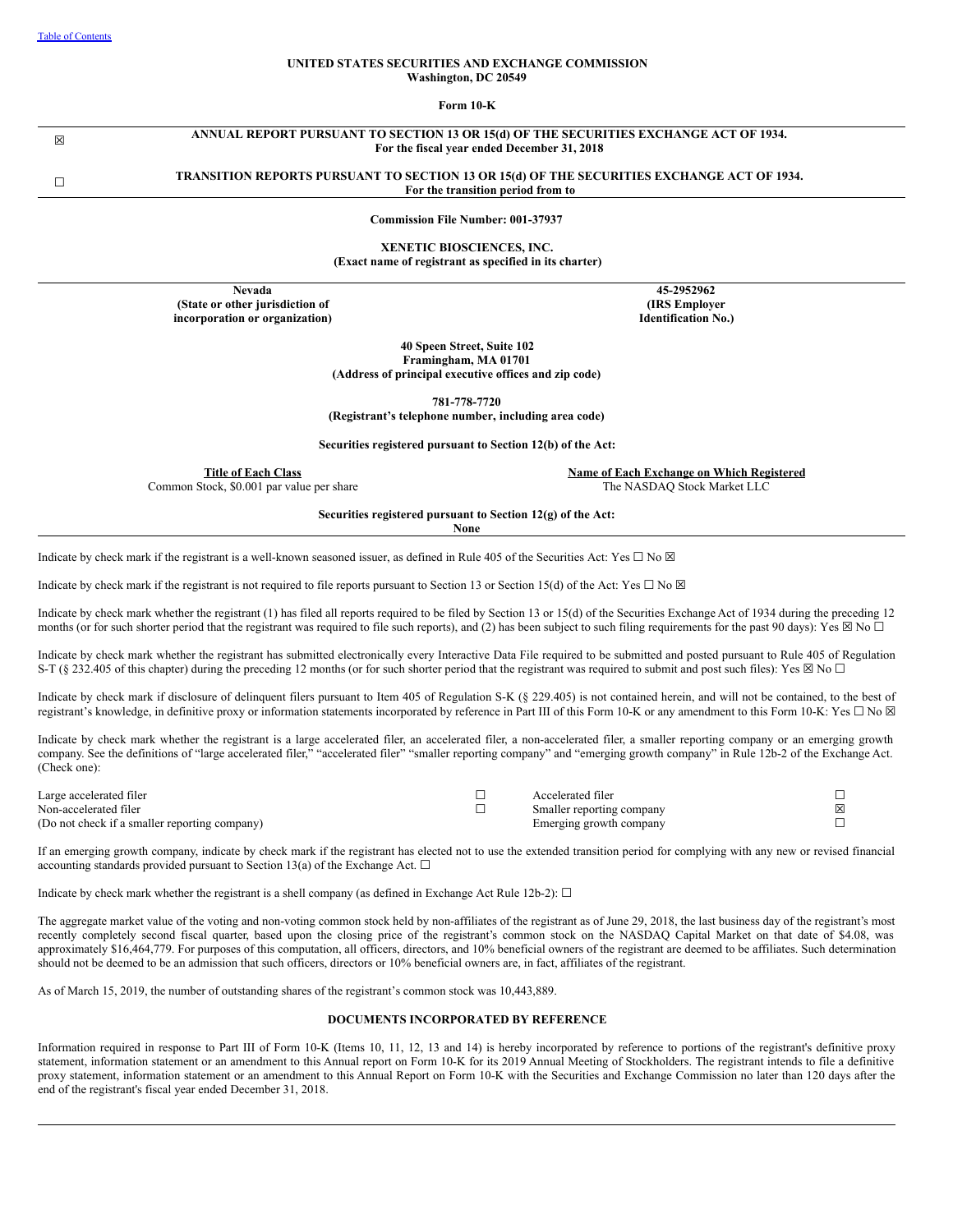[Table of Contents](#)

**UNITED STATES SECURITIES AND EXCHANGE COMMISSION**
**Washington, DC 20549**

**Form 10-K**

| | |
|---|---|
| ☒ | **ANNUAL REPORT PURSUANT TO SECTION 13 OR 15(d) OF THE SECURITIES EXCHANGE ACT OF 1934.** **For the fiscal year ended December 31, 2018** |
| ☐ | **TRANSITION REPORTS PURSUANT TO SECTION 13 OR 15(d) OF THE SECURITIES EXCHANGE ACT OF 1934.** **For the transition period from to** |

**Commission File Number: 001-37937**

**XENETIC BIOSCIENCES, INC.**
**(Exact name of registrant as specified in its charter)**

| | |
|---|---|
| **Nevada** | **45-2952962** |
| **(State or other jurisdiction of incorporation or organization)** | **(IRS Employer Identification No.)** |

**40 Speen Street, Suite 102**
**Framingham, MA 01701**
**(Address of principal executive offices and zip code)**

**781-778-7720**
**(Registrant's telephone number, including area code)**

**Securities registered pursuant to Section 12(b) of the Act:**

| Title of Each Class | Name of Each Exchange on Which Registered |
|---|---|
| Common Stock, $0.001 par value per share | The NASDAQ Stock Market LLC |

**Securities registered pursuant to Section 12(g) of the Act:**
**None**

Indicate by check mark if the registrant is a well-known seasoned issuer, as defined in Rule 405 of the Securities Act: Yes ☐ No ☒

Indicate by check mark if the registrant is not required to file reports pursuant to Section 13 or Section 15(d) of the Act: Yes ☐ No ☒

Indicate by check mark whether the registrant (1) has filed all reports required to be filed by Section 13 or 15(d) of the Securities Exchange Act of 1934 during the preceding 12 months (or for such shorter period that the registrant was required to file such reports), and (2) has been subject to such filing requirements for the past 90 days): Yes ☒ No ☐

Indicate by check mark whether the registrant has submitted electronically every Interactive Data File required to be submitted and posted pursuant to Rule 405 of Regulation S-T (§ 232.405 of this chapter) during the preceding 12 months (or for such shorter period that the registrant was required to submit and post such files): Yes ☒ No ☐

Indicate by check mark if disclosure of delinquent filers pursuant to Item 405 of Regulation S-K (§ 229.405) is not contained herein, and will not be contained, to the best of registrant's knowledge, in definitive proxy or information statements incorporated by reference in Part III of this Form 10-K or any amendment to this Form 10-K: Yes ☐ No ☒

Indicate by check mark whether the registrant is a large accelerated filer, an accelerated filer, a non-accelerated filer, a smaller reporting company or an emerging growth company. See the definitions of "large accelerated filer," "accelerated filer" "smaller reporting company" and "emerging growth company" in Rule 12b-2 of the Exchange Act. (Check one):

| | | | |
|---|---|---|---|
| Large accelerated filer | ☐ | Accelerated filer | ☐ |
| Non-accelerated filer | ☐ | Smaller reporting company | ☒ |
| (Do not check if a smaller reporting company) | | Emerging growth company | ☐ |

If an emerging growth company, indicate by check mark if the registrant has elected not to use the extended transition period for complying with any new or revised financial accounting standards provided pursuant to Section 13(a) of the Exchange Act. ☐

Indicate by check mark whether the registrant is a shell company (as defined in Exchange Act Rule 12b-2): ☐

The aggregate market value of the voting and non-voting common stock held by non-affiliates of the registrant as of June 29, 2018, the last business day of the registrant's most recently completely second fiscal quarter, based upon the closing price of the registrant's common stock on the NASDAQ Capital Market on that date of $4.08, was approximately $16,464,779. For purposes of this computation, all officers, directors, and 10% beneficial owners of the registrant are deemed to be affiliates. Such determination should not be deemed to be an admission that such officers, directors or 10% beneficial owners are, in fact, affiliates of the registrant.

As of March 15, 2019, the number of outstanding shares of the registrant's common stock was 10,443,889.

**DOCUMENTS INCORPORATED BY REFERENCE**

Information required in response to Part III of Form 10-K (Items 10, 11, 12, 13 and 14) is hereby incorporated by reference to portions of the registrant's definitive proxy statement, information statement or an amendment to this Annual report on Form 10-K for its 2019 Annual Meeting of Stockholders. The registrant intends to file a definitive proxy statement, information statement or an amendment to this Annual Report on Form 10-K with the Securities and Exchange Commission no later than 120 days after the end of the registrant's fiscal year ended December 31, 2018.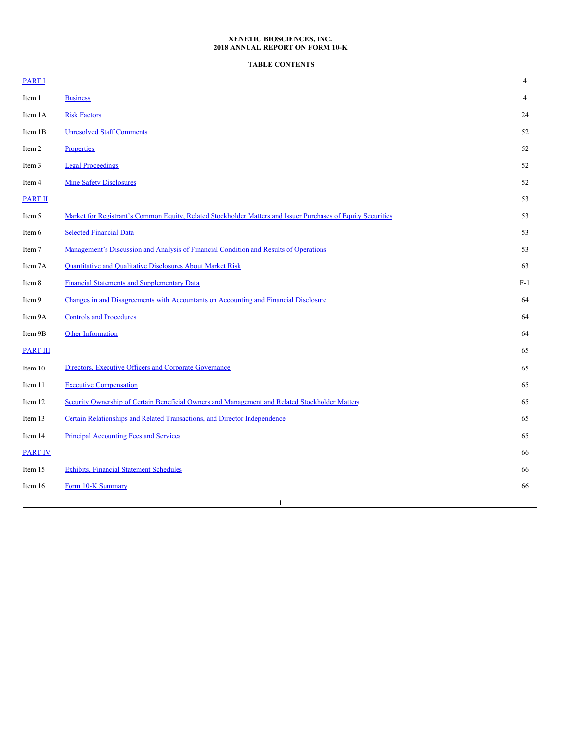**XENETIC BIOSCIENCES, INC.**
**2018 ANNUAL REPORT ON FORM 10-K**

**TABLE CONTENTS**

| | | |
|---|---|---|
| PART I | | 4 |
| Item 1 | Business | 4 |
| Item 1A | Risk Factors | 24 |
| Item 1B | Unresolved Staff Comments | 52 |
| Item 2 | Properties | 52 |
| Item 3 | Legal Proceedings | 52 |
| Item 4 | Mine Safety Disclosures | 52 |
| PART II | | 53 |
| Item 5 | Market for Registrant's Common Equity, Related Stockholder Matters and Issuer Purchases of Equity Securities | 53 |
| Item 6 | Selected Financial Data | 53 |
| Item 7 | Management's Discussion and Analysis of Financial Condition and Results of Operations | 53 |
| Item 7A | Quantitative and Qualitative Disclosures About Market Risk | 63 |
| Item 8 | Financial Statements and Supplementary Data | F-1 |
| Item 9 | Changes in and Disagreements with Accountants on Accounting and Financial Disclosure | 64 |
| Item 9A | Controls and Procedures | 64 |
| Item 9B | Other Information | 64 |
| PART III | | 65 |
| Item 10 | Directors, Executive Officers and Corporate Governance | 65 |
| Item 11 | Executive Compensation | 65 |
| Item 12 | Security Ownership of Certain Beneficial Owners and Management and Related Stockholder Matters | 65 |
| Item 13 | Certain Relationships and Related Transactions, and Director Independence | 65 |
| Item 14 | Principal Accounting Fees and Services | 65 |
| PART IV | | 66 |
| Item 15 | Exhibits, Financial Statement Schedules | 66 |
| Item 16 | Form 10-K Summary | 66 |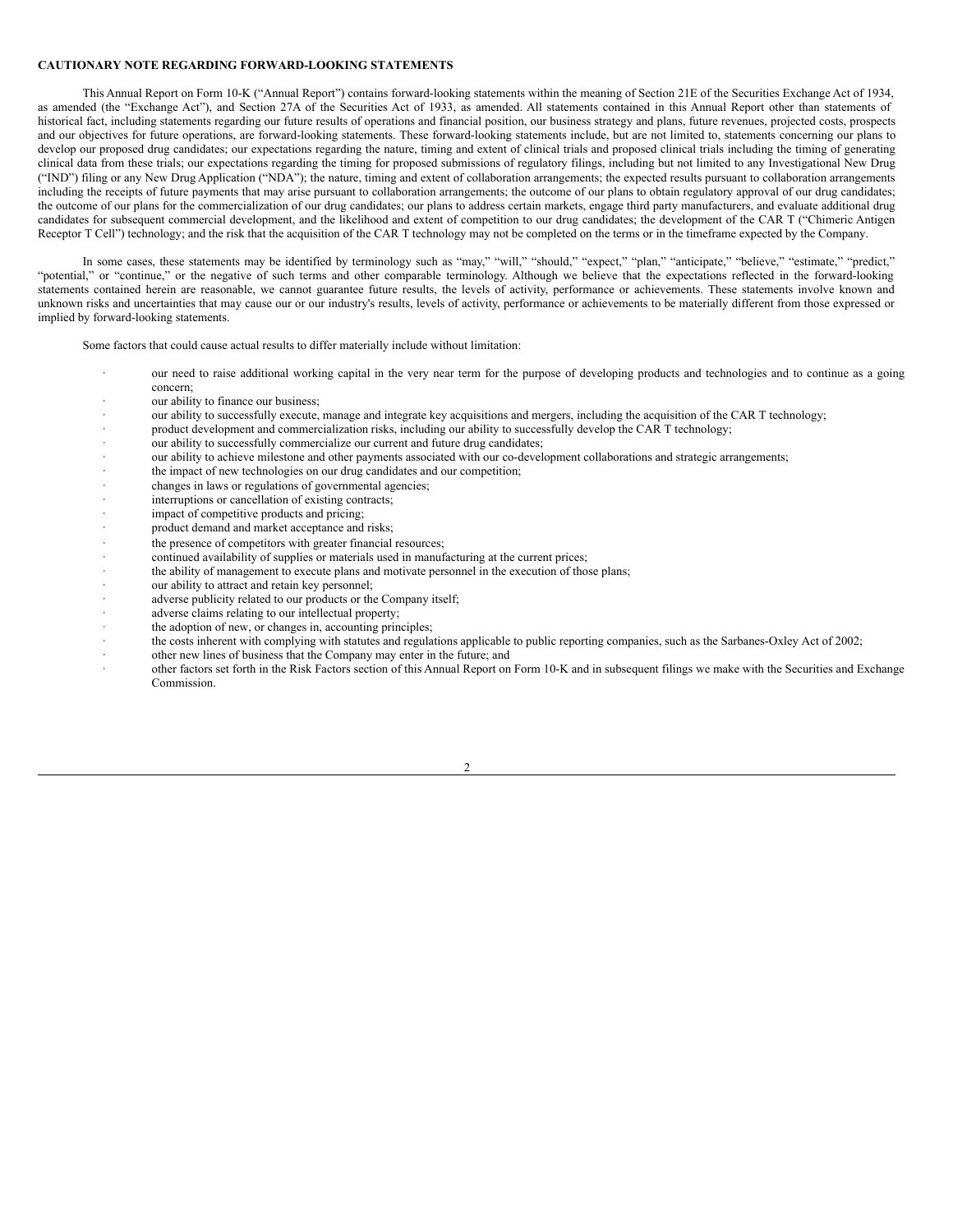**CAUTIONARY NOTE REGARDING FORWARD-LOOKING STATEMENTS**

This Annual Report on Form 10-K ("Annual Report") contains forward-looking statements within the meaning of Section 21E of the Securities Exchange Act of 1934, as amended (the "Exchange Act"), and Section 27A of the Securities Act of 1933, as amended. All statements contained in this Annual Report other than statements of historical fact, including statements regarding our future results of operations and financial position, our business strategy and plans, future revenues, projected costs, prospects and our objectives for future operations, are forward-looking statements. These forward-looking statements include, but are not limited to, statements concerning our plans to develop our proposed drug candidates; our expectations regarding the nature, timing and extent of clinical trials and proposed clinical trials including the timing of generating clinical data from these trials; our expectations regarding the timing for proposed submissions of regulatory filings, including but not limited to any Investigational New Drug ("IND") filing or any New Drug Application ("NDA"); the nature, timing and extent of collaboration arrangements; the expected results pursuant to collaboration arrangements including the receipts of future payments that may arise pursuant to collaboration arrangements; the outcome of our plans to obtain regulatory approval of our drug candidates; the outcome of our plans for the commercialization of our drug candidates; our plans to address certain markets, engage third party manufacturers, and evaluate additional drug candidates for subsequent commercial development, and the likelihood and extent of competition to our drug candidates; the development of the CAR T ("Chimeric Antigen Receptor T Cell") technology; and the risk that the acquisition of the CAR T technology may not be completed on the terms or in the timeframe expected by the Company.

In some cases, these statements may be identified by terminology such as "may," "will," "should," "expect," "plan," "anticipate," "believe," "estimate," "predict," "potential," or "continue," or the negative of such terms and other comparable terminology. Although we believe that the expectations reflected in the forward-looking statements contained herein are reasonable, we cannot guarantee future results, the levels of activity, performance or achievements. These statements involve known and unknown risks and uncertainties that may cause our or our industry's results, levels of activity, performance or achievements to be materially different from those expressed or implied by forward-looking statements.

Some factors that could cause actual results to differ materially include without limitation:

- our need to raise additional working capital in the very near term for the purpose of developing products and technologies and to continue as a going concern;
- our ability to finance our business;
- our ability to successfully execute, manage and integrate key acquisitions and mergers, including the acquisition of the CAR T technology;
- product development and commercialization risks, including our ability to successfully develop the CAR T technology;
- our ability to successfully commercialize our current and future drug candidates;
- our ability to achieve milestone and other payments associated with our co-development collaborations and strategic arrangements;
- the impact of new technologies on our drug candidates and our competition;
- changes in laws or regulations of governmental agencies;
- interruptions or cancellation of existing contracts;
- impact of competitive products and pricing;
- product demand and market acceptance and risks;
- the presence of competitors with greater financial resources;
- continued availability of supplies or materials used in manufacturing at the current prices;
- the ability of management to execute plans and motivate personnel in the execution of those plans;
- our ability to attract and retain key personnel;
- adverse publicity related to our products or the Company itself;
- adverse claims relating to our intellectual property;
- the adoption of new, or changes in, accounting principles;
- the costs inherent with complying with statutes and regulations applicable to public reporting companies, such as the Sarbanes-Oxley Act of 2002;
- other new lines of business that the Company may enter in the future; and
- other factors set forth in the Risk Factors section of this Annual Report on Form 10-K and in subsequent filings we make with the Securities and Exchange Commission.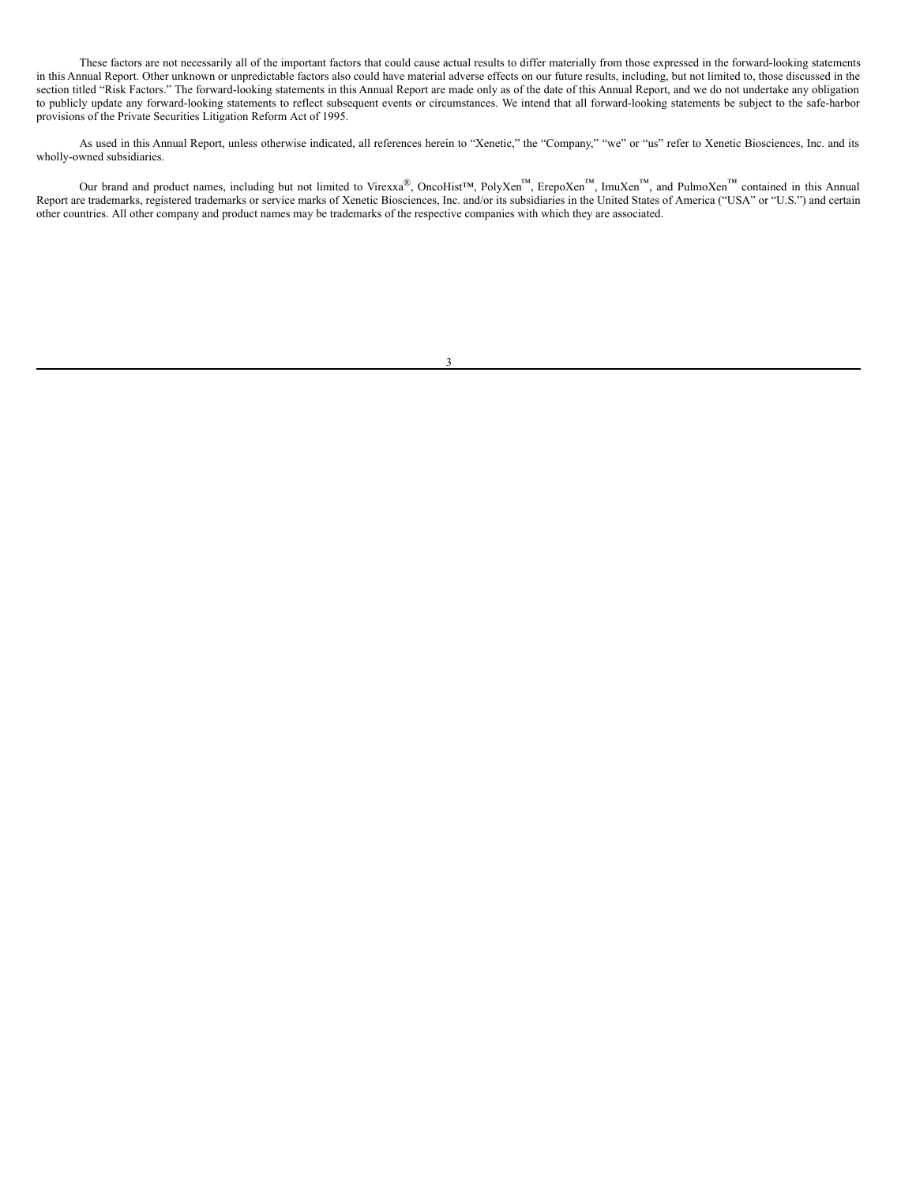These factors are not necessarily all of the important factors that could cause actual results to differ materially from those expressed in the forward-looking statements in this Annual Report. Other unknown or unpredictable factors also could have material adverse effects on our future results, including, but not limited to, those discussed in the section titled "Risk Factors." The forward-looking statements in this Annual Report are made only as of the date of this Annual Report, and we do not undertake any obligation to publicly update any forward-looking statements to reflect subsequent events or circumstances. We intend that all forward-looking statements be subject to the safe-harbor provisions of the Private Securities Litigation Reform Act of 1995.

As used in this Annual Report, unless otherwise indicated, all references herein to "Xenetic," the "Company," "we" or "us" refer to Xenetic Biosciences, Inc. and its wholly-owned subsidiaries.

Our brand and product names, including but not limited to Virexxa®, OncoHist™, PolyXen™, ErepoXen™, ImuXen™, and PulmoXen™ contained in this Annual Report are trademarks, registered trademarks or service marks of Xenetic Biosciences, Inc. and/or its subsidiaries in the United States of America ("USA" or "U.S.") and certain other countries. All other company and product names may be trademarks of the respective companies with which they are associated.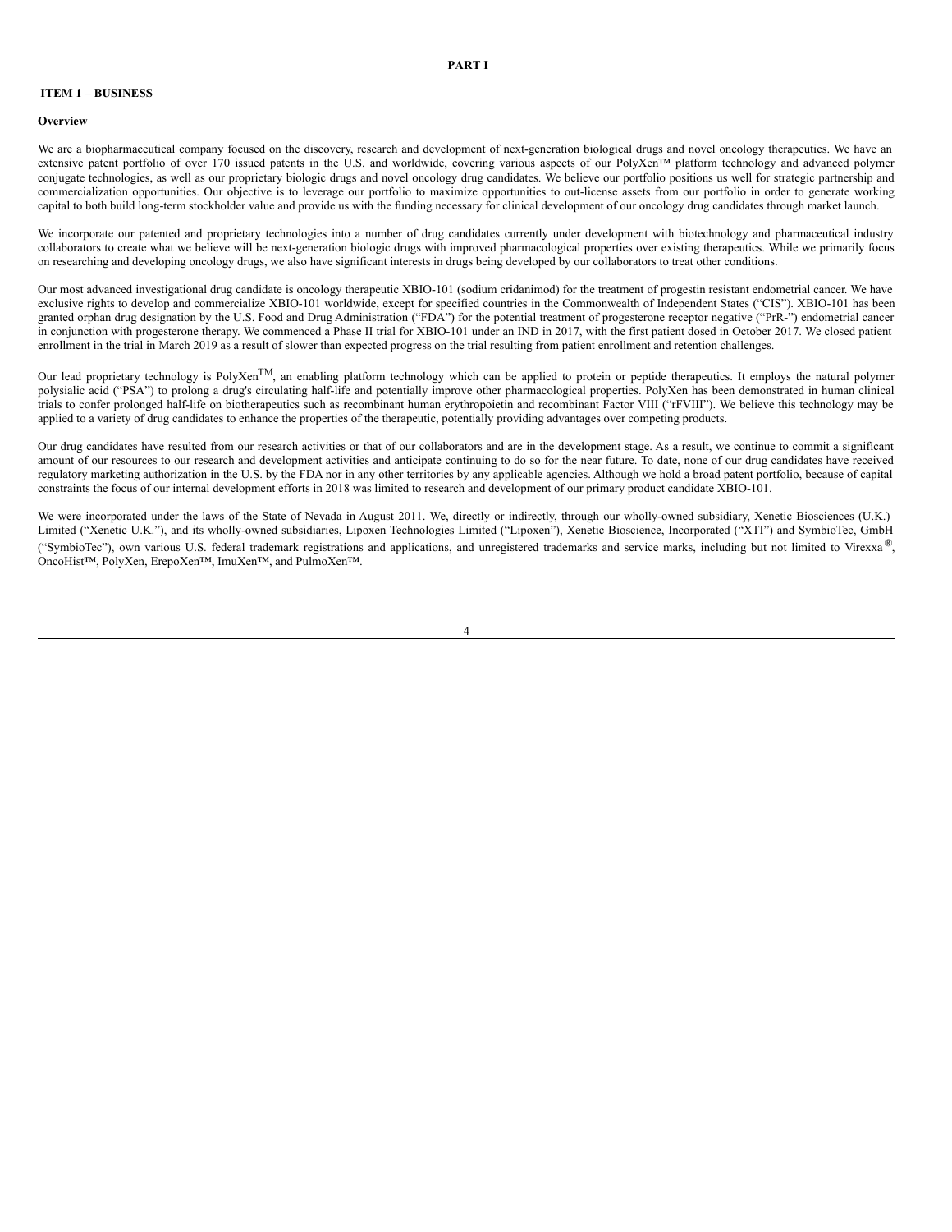# PART I

## ITEM 1 – BUSINESS

### Overview

We are a biopharmaceutical company focused on the discovery, research and development of next-generation biological drugs and novel oncology therapeutics. We have an extensive patent portfolio of over 170 issued patents in the U.S. and worldwide, covering various aspects of our PolyXen™ platform technology and advanced polymer conjugate technologies, as well as our proprietary biologic drugs and novel oncology drug candidates. We believe our portfolio positions us well for strategic partnership and commercialization opportunities. Our objective is to leverage our portfolio to maximize opportunities to out-license assets from our portfolio in order to generate working capital to both build long-term stockholder value and provide us with the funding necessary for clinical development of our oncology drug candidates through market launch.

We incorporate our patented and proprietary technologies into a number of drug candidates currently under development with biotechnology and pharmaceutical industry collaborators to create what we believe will be next-generation biologic drugs with improved pharmacological properties over existing therapeutics. While we primarily focus on researching and developing oncology drugs, we also have significant interests in drugs being developed by our collaborators to treat other conditions.

Our most advanced investigational drug candidate is oncology therapeutic XBIO-101 (sodium cridanimod) for the treatment of progestin resistant endometrial cancer. We have exclusive rights to develop and commercialize XBIO-101 worldwide, except for specified countries in the Commonwealth of Independent States ("CIS"). XBIO-101 has been granted orphan drug designation by the U.S. Food and Drug Administration ("FDA") for the potential treatment of progesterone receptor negative ("PrR-") endometrial cancer in conjunction with progesterone therapy. We commenced a Phase II trial for XBIO-101 under an IND in 2017, with the first patient dosed in October 2017. We closed patient enrollment in the trial in March 2019 as a result of slower than expected progress on the trial resulting from patient enrollment and retention challenges.

Our lead proprietary technology is PolyXen™, an enabling platform technology which can be applied to protein or peptide therapeutics. It employs the natural polymer polysialic acid ("PSA") to prolong a drug's circulating half-life and potentially improve other pharmacological properties. PolyXen has been demonstrated in human clinical trials to confer prolonged half-life on biotherapeutics such as recombinant human erythropoietin and recombinant Factor VIII ("rFVIII"). We believe this technology may be applied to a variety of drug candidates to enhance the properties of the therapeutic, potentially providing advantages over competing products.

Our drug candidates have resulted from our research activities or that of our collaborators and are in the development stage. As a result, we continue to commit a significant amount of our resources to our research and development activities and anticipate continuing to do so for the near future. To date, none of our drug candidates have received regulatory marketing authorization in the U.S. by the FDA nor in any other territories by any applicable agencies. Although we hold a broad patent portfolio, because of capital constraints the focus of our internal development efforts in 2018 was limited to research and development of our primary product candidate XBIO-101.

We were incorporated under the laws of the State of Nevada in August 2011. We, directly or indirectly, through our wholly-owned subsidiary, Xenetic Biosciences (U.K.) Limited ("Xenetic U.K."), and its wholly-owned subsidiaries, Lipoxen Technologies Limited ("Lipoxen"), Xenetic Bioscience, Incorporated ("XTI") and SymbioTec, GmbH ("SymbioTec"), own various U.S. federal trademark registrations and applications, and unregistered trademarks and service marks, including but not limited to Virexxa®, OncoHist™, PolyXen, ErepoXen™, ImuXen™, and PulmoXen™.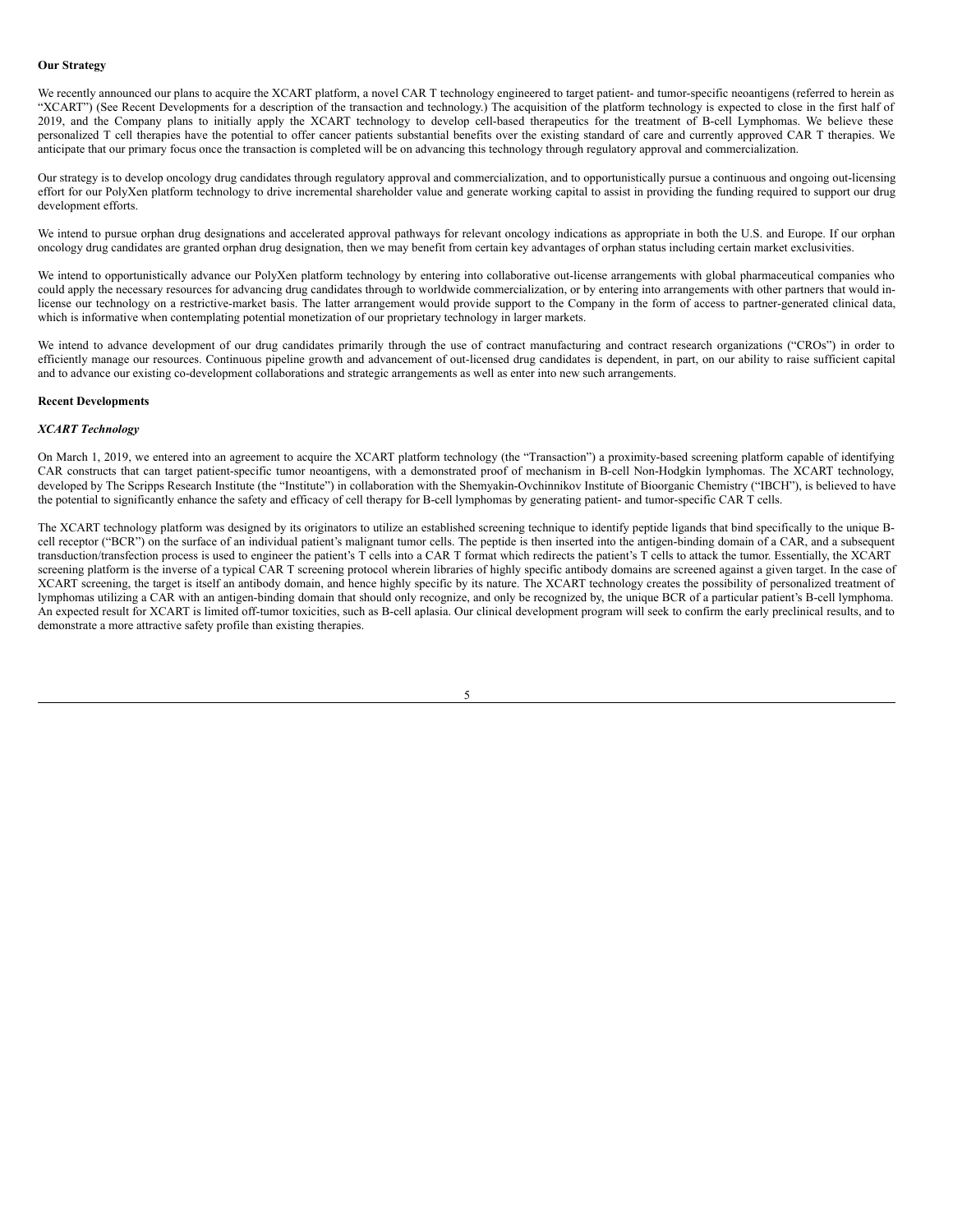**Our Strategy**

We recently announced our plans to acquire the XCART platform, a novel CAR T technology engineered to target patient- and tumor-specific neoantigens (referred to herein as "XCART") (See Recent Developments for a description of the transaction and technology.) The acquisition of the platform technology is expected to close in the first half of 2019, and the Company plans to initially apply the XCART technology to develop cell-based therapeutics for the treatment of B-cell Lymphomas. We believe these personalized T cell therapies have the potential to offer cancer patients substantial benefits over the existing standard of care and currently approved CAR T therapies. We anticipate that our primary focus once the transaction is completed will be on advancing this technology through regulatory approval and commercialization.

Our strategy is to develop oncology drug candidates through regulatory approval and commercialization, and to opportunistically pursue a continuous and ongoing out-licensing effort for our PolyXen platform technology to drive incremental shareholder value and generate working capital to assist in providing the funding required to support our drug development efforts.

We intend to pursue orphan drug designations and accelerated approval pathways for relevant oncology indications as appropriate in both the U.S. and Europe. If our orphan oncology drug candidates are granted orphan drug designation, then we may benefit from certain key advantages of orphan status including certain market exclusivities.

We intend to opportunistically advance our PolyXen platform technology by entering into collaborative out-license arrangements with global pharmaceutical companies who could apply the necessary resources for advancing drug candidates through to worldwide commercialization, or by entering into arrangements with other partners that would in-license our technology on a restrictive-market basis. The latter arrangement would provide support to the Company in the form of access to partner-generated clinical data, which is informative when contemplating potential monetization of our proprietary technology in larger markets.

We intend to advance development of our drug candidates primarily through the use of contract manufacturing and contract research organizations ("CROs") in order to efficiently manage our resources. Continuous pipeline growth and advancement of out-licensed drug candidates is dependent, in part, on our ability to raise sufficient capital and to advance our existing co-development collaborations and strategic arrangements as well as enter into new such arrangements.

**Recent Developments**

***XCART Technology***

On March 1, 2019, we entered into an agreement to acquire the XCART platform technology (the "Transaction") a proximity-based screening platform capable of identifying CAR constructs that can target patient-specific tumor neoantigens, with a demonstrated proof of mechanism in B-cell Non-Hodgkin lymphomas. The XCART technology, developed by The Scripps Research Institute (the "Institute") in collaboration with the Shemyakin-Ovchinnikov Institute of Bioorganic Chemistry ("IBCH"), is believed to have the potential to significantly enhance the safety and efficacy of cell therapy for B-cell lymphomas by generating patient- and tumor-specific CAR T cells.

The XCART technology platform was designed by its originators to utilize an established screening technique to identify peptide ligands that bind specifically to the unique B-cell receptor ("BCR") on the surface of an individual patient's malignant tumor cells. The peptide is then inserted into the antigen-binding domain of a CAR, and a subsequent transduction/transfection process is used to engineer the patient's T cells into a CAR T format which redirects the patient's T cells to attack the tumor. Essentially, the XCART screening platform is the inverse of a typical CAR T screening protocol wherein libraries of highly specific antibody domains are screened against a given target. In the case of XCART screening, the target is itself an antibody domain, and hence highly specific by its nature. The XCART technology creates the possibility of personalized treatment of lymphomas utilizing a CAR with an antigen-binding domain that should only recognize, and only be recognized by, the unique BCR of a particular patient's B-cell lymphoma. An expected result for XCART is limited off-tumor toxicities, such as B-cell aplasia. Our clinical development program will seek to confirm the early preclinical results, and to demonstrate a more attractive safety profile than existing therapies.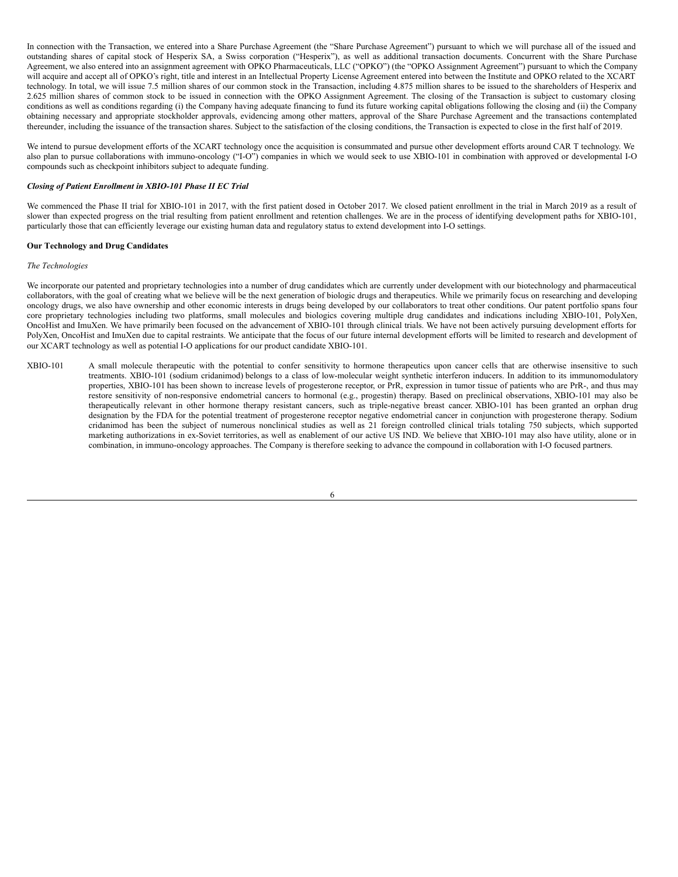In connection with the Transaction, we entered into a Share Purchase Agreement (the "Share Purchase Agreement") pursuant to which we will purchase all of the issued and outstanding shares of capital stock of Hesperix SA, a Swiss corporation ("Hesperix"), as well as additional transaction documents. Concurrent with the Share Purchase Agreement, we also entered into an assignment agreement with OPKO Pharmaceuticals, LLC ("OPKO") (the "OPKO Assignment Agreement") pursuant to which the Company will acquire and accept all of OPKO's right, title and interest in an Intellectual Property License Agreement entered into between the Institute and OPKO related to the XCART technology. In total, we will issue 7.5 million shares of our common stock in the Transaction, including 4.875 million shares to be issued to the shareholders of Hesperix and 2.625 million shares of common stock to be issued in connection with the OPKO Assignment Agreement. The closing of the Transaction is subject to customary closing conditions as well as conditions regarding (i) the Company having adequate financing to fund its future working capital obligations following the closing and (ii) the Company obtaining necessary and appropriate stockholder approvals, evidencing among other matters, approval of the Share Purchase Agreement and the transactions contemplated thereunder, including the issuance of the transaction shares. Subject to the satisfaction of the closing conditions, the Transaction is expected to close in the first half of 2019.

We intend to pursue development efforts of the XCART technology once the acquisition is consummated and pursue other development efforts around CAR T technology. We also plan to pursue collaborations with immuno-oncology ("I-O") companies in which we would seek to use XBIO-101 in combination with approved or developmental I-O compounds such as checkpoint inhibitors subject to adequate funding.

***Closing of Patient Enrollment in XBIO-101 Phase II EC Trial***

We commenced the Phase II trial for XBIO-101 in 2017, with the first patient dosed in October 2017. We closed patient enrollment in the trial in March 2019 as a result of slower than expected progress on the trial resulting from patient enrollment and retention challenges. We are in the process of identifying development paths for XBIO-101, particularly those that can efficiently leverage our existing human data and regulatory status to extend development into I-O settings.

**Our Technology and Drug Candidates**

*The Technologies*

We incorporate our patented and proprietary technologies into a number of drug candidates which are currently under development with our biotechnology and pharmaceutical collaborators, with the goal of creating what we believe will be the next generation of biologic drugs and therapeutics. While we primarily focus on researching and developing oncology drugs, we also have ownership and other economic interests in drugs being developed by our collaborators to treat other conditions. Our patent portfolio spans four core proprietary technologies including two platforms, small molecules and biologics covering multiple drug candidates and indications including XBIO-101, PolyXen, OncoHist and ImuXen. We have primarily been focused on the advancement of XBIO-101 through clinical trials. We have not been actively pursuing development efforts for PolyXen, OncoHist and ImuXen due to capital restraints. We anticipate that the focus of our future internal development efforts will be limited to research and development of our XCART technology as well as potential I-O applications for our product candidate XBIO-101.

XBIO-101 A small molecule therapeutic with the potential to confer sensitivity to hormone therapeutics upon cancer cells that are otherwise insensitive to such treatments. XBIO-101 (sodium cridanimod) belongs to a class of low-molecular weight synthetic interferon inducers. In addition to its immunomodulatory properties, XBIO-101 has been shown to increase levels of progesterone receptor, or PrR, expression in tumor tissue of patients who are PrR-, and thus may restore sensitivity of non-responsive endometrial cancers to hormonal (e.g., progestin) therapy. Based on preclinical observations, XBIO-101 may also be therapeutically relevant in other hormone therapy resistant cancers, such as triple-negative breast cancer. XBIO-101 has been granted an orphan drug designation by the FDA for the potential treatment of progesterone receptor negative endometrial cancer in conjunction with progesterone therapy. Sodium cridanimod has been the subject of numerous nonclinical studies as well as 21 foreign controlled clinical trials totaling 750 subjects, which supported marketing authorizations in ex-Soviet territories, as well as enablement of our active US IND. We believe that XBIO-101 may also have utility, alone or in combination, in immuno-oncology approaches. The Company is therefore seeking to advance the compound in collaboration with I-O focused partners.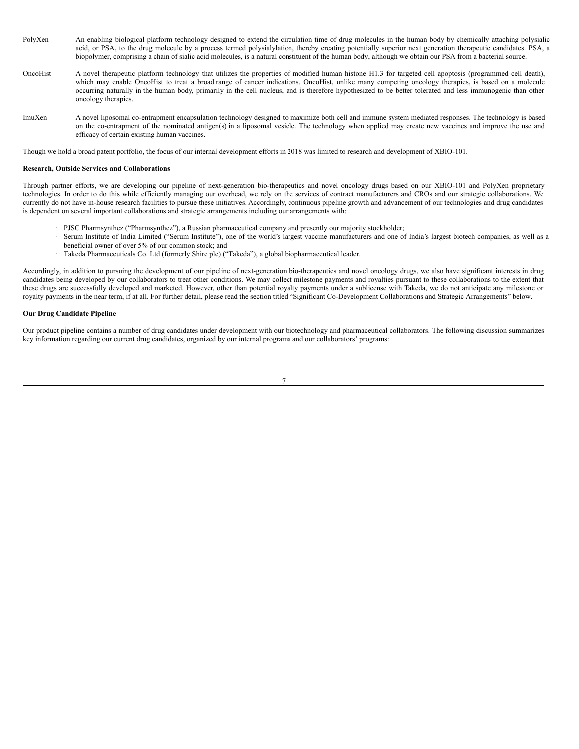| | |
|---|---|
| PolyXen | An enabling biological platform technology designed to extend the circulation time of drug molecules in the human body by chemically attaching polysialic acid, or PSA, to the drug molecule by a process termed polysialylation, thereby creating potentially superior next generation therapeutic candidates. PSA, a biopolymer, comprising a chain of sialic acid molecules, is a natural constituent of the human body, although we obtain our PSA from a bacterial source. |
| OncoHist | A novel therapeutic platform technology that utilizes the properties of modified human histone H1.3 for targeted cell apoptosis (programmed cell death), which may enable OncoHist to treat a broad range of cancer indications. OncoHist, unlike many competing oncology therapies, is based on a molecule occurring naturally in the human body, primarily in the cell nucleus, and is therefore hypothesized to be better tolerated and less immunogenic than other oncology therapies. |
| ImuXen | A novel liposomal co-entrapment encapsulation technology designed to maximize both cell and immune system mediated responses. The technology is based on the co-entrapment of the nominated antigen(s) in a liposomal vesicle. The technology when applied may create new vaccines and improve the use and efficacy of certain existing human vaccines. |

Though we hold a broad patent portfolio, the focus of our internal development efforts in 2018 was limited to research and development of XBIO-101.

**Research, Outside Services and Collaborations**

Through partner efforts, we are developing our pipeline of next-generation bio-therapeutics and novel oncology drugs based on our XBIO-101 and PolyXen proprietary technologies. In order to do this while efficiently managing our overhead, we rely on the services of contract manufacturers and CROs and our strategic collaborations. We currently do not have in-house research facilities to pursue these initiatives. Accordingly, continuous pipeline growth and advancement of our technologies and drug candidates is dependent on several important collaborations and strategic arrangements including our arrangements with:

- PJSC Pharmsynthez ("Pharmsynthez"), a Russian pharmaceutical company and presently our majority stockholder;
- Serum Institute of India Limited ("Serum Institute"), one of the world's largest vaccine manufacturers and one of India's largest biotech companies, as well as a beneficial owner of over 5% of our common stock; and
- Takeda Pharmaceuticals Co. Ltd (formerly Shire plc) ("Takeda"), a global biopharmaceutical leader.

Accordingly, in addition to pursuing the development of our pipeline of next-generation bio-therapeutics and novel oncology drugs, we also have significant interests in drug candidates being developed by our collaborators to treat other conditions. We may collect milestone payments and royalties pursuant to these collaborations to the extent that these drugs are successfully developed and marketed. However, other than potential royalty payments under a sublicense with Takeda, we do not anticipate any milestone or royalty payments in the near term, if at all. For further detail, please read the section titled "Significant Co-Development Collaborations and Strategic Arrangements" below.

**Our Drug Candidate Pipeline**

Our product pipeline contains a number of drug candidates under development with our biotechnology and pharmaceutical collaborators. The following discussion summarizes key information regarding our current drug candidates, organized by our internal programs and our collaborators' programs: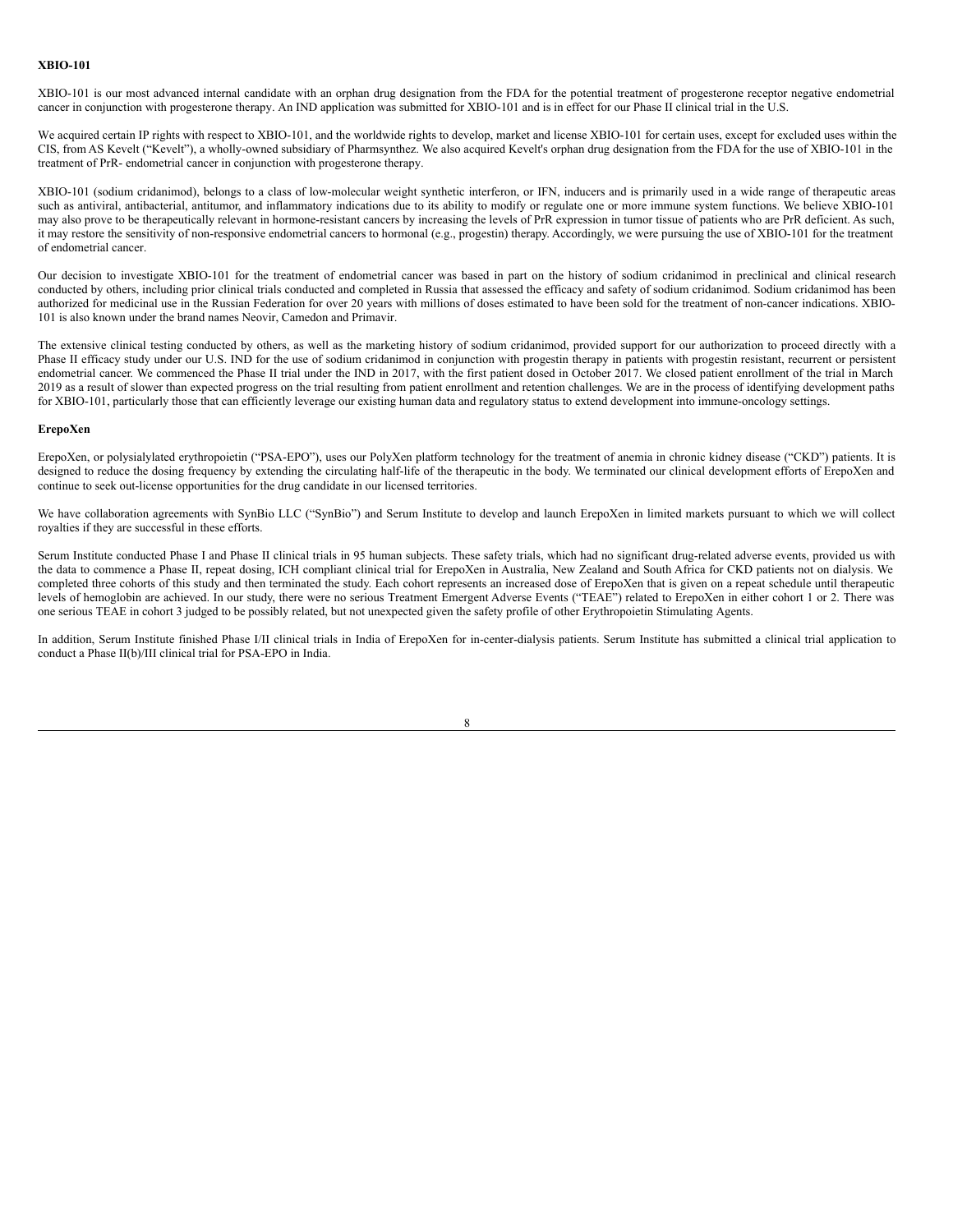**XBIO-101**

XBIO-101 is our most advanced internal candidate with an orphan drug designation from the FDA for the potential treatment of progesterone receptor negative endometrial cancer in conjunction with progesterone therapy. An IND application was submitted for XBIO-101 and is in effect for our Phase II clinical trial in the U.S.

We acquired certain IP rights with respect to XBIO-101, and the worldwide rights to develop, market and license XBIO-101 for certain uses, except for excluded uses within the CIS, from AS Kevelt ("Kevelt"), a wholly-owned subsidiary of Pharmsynthez. We also acquired Kevelt's orphan drug designation from the FDA for the use of XBIO-101 in the treatment of PrR- endometrial cancer in conjunction with progesterone therapy.

XBIO-101 (sodium cridanimod), belongs to a class of low-molecular weight synthetic interferon, or IFN, inducers and is primarily used in a wide range of therapeutic areas such as antiviral, antibacterial, antitumor, and inflammatory indications due to its ability to modify or regulate one or more immune system functions. We believe XBIO-101 may also prove to be therapeutically relevant in hormone-resistant cancers by increasing the levels of PrR expression in tumor tissue of patients who are PrR deficient. As such, it may restore the sensitivity of non-responsive endometrial cancers to hormonal (e.g., progestin) therapy. Accordingly, we were pursuing the use of XBIO-101 for the treatment of endometrial cancer.

Our decision to investigate XBIO-101 for the treatment of endometrial cancer was based in part on the history of sodium cridanimod in preclinical and clinical research conducted by others, including prior clinical trials conducted and completed in Russia that assessed the efficacy and safety of sodium cridanimod. Sodium cridanimod has been authorized for medicinal use in the Russian Federation for over 20 years with millions of doses estimated to have been sold for the treatment of non-cancer indications. XBIO-101 is also known under the brand names Neovir, Camedon and Primavir.

The extensive clinical testing conducted by others, as well as the marketing history of sodium cridanimod, provided support for our authorization to proceed directly with a Phase II efficacy study under our U.S. IND for the use of sodium cridanimod in conjunction with progestin therapy in patients with progestin resistant, recurrent or persistent endometrial cancer. We commenced the Phase II trial under the IND in 2017, with the first patient dosed in October 2017. We closed patient enrollment of the trial in March 2019 as a result of slower than expected progress on the trial resulting from patient enrollment and retention challenges. We are in the process of identifying development paths for XBIO-101, particularly those that can efficiently leverage our existing human data and regulatory status to extend development into immune-oncology settings.

**ErepoXen**

ErepoXen, or polysialylated erythropoietin ("PSA-EPO"), uses our PolyXen platform technology for the treatment of anemia in chronic kidney disease ("CKD") patients. It is designed to reduce the dosing frequency by extending the circulating half-life of the therapeutic in the body. We terminated our clinical development efforts of ErepoXen and continue to seek out-license opportunities for the drug candidate in our licensed territories.

We have collaboration agreements with SynBio LLC ("SynBio") and Serum Institute to develop and launch ErepoXen in limited markets pursuant to which we will collect royalties if they are successful in these efforts.

Serum Institute conducted Phase I and Phase II clinical trials in 95 human subjects. These safety trials, which had no significant drug-related adverse events, provided us with the data to commence a Phase II, repeat dosing, ICH compliant clinical trial for ErepoXen in Australia, New Zealand and South Africa for CKD patients not on dialysis. We completed three cohorts of this study and then terminated the study. Each cohort represents an increased dose of ErepoXen that is given on a repeat schedule until therapeutic levels of hemoglobin are achieved. In our study, there were no serious Treatment Emergent Adverse Events ("TEAE") related to ErepoXen in either cohort 1 or 2. There was one serious TEAE in cohort 3 judged to be possibly related, but not unexpected given the safety profile of other Erythropoietin Stimulating Agents.

In addition, Serum Institute finished Phase I/II clinical trials in India of ErepoXen for in-center-dialysis patients. Serum Institute has submitted a clinical trial application to conduct a Phase II(b)/III clinical trial for PSA-EPO in India.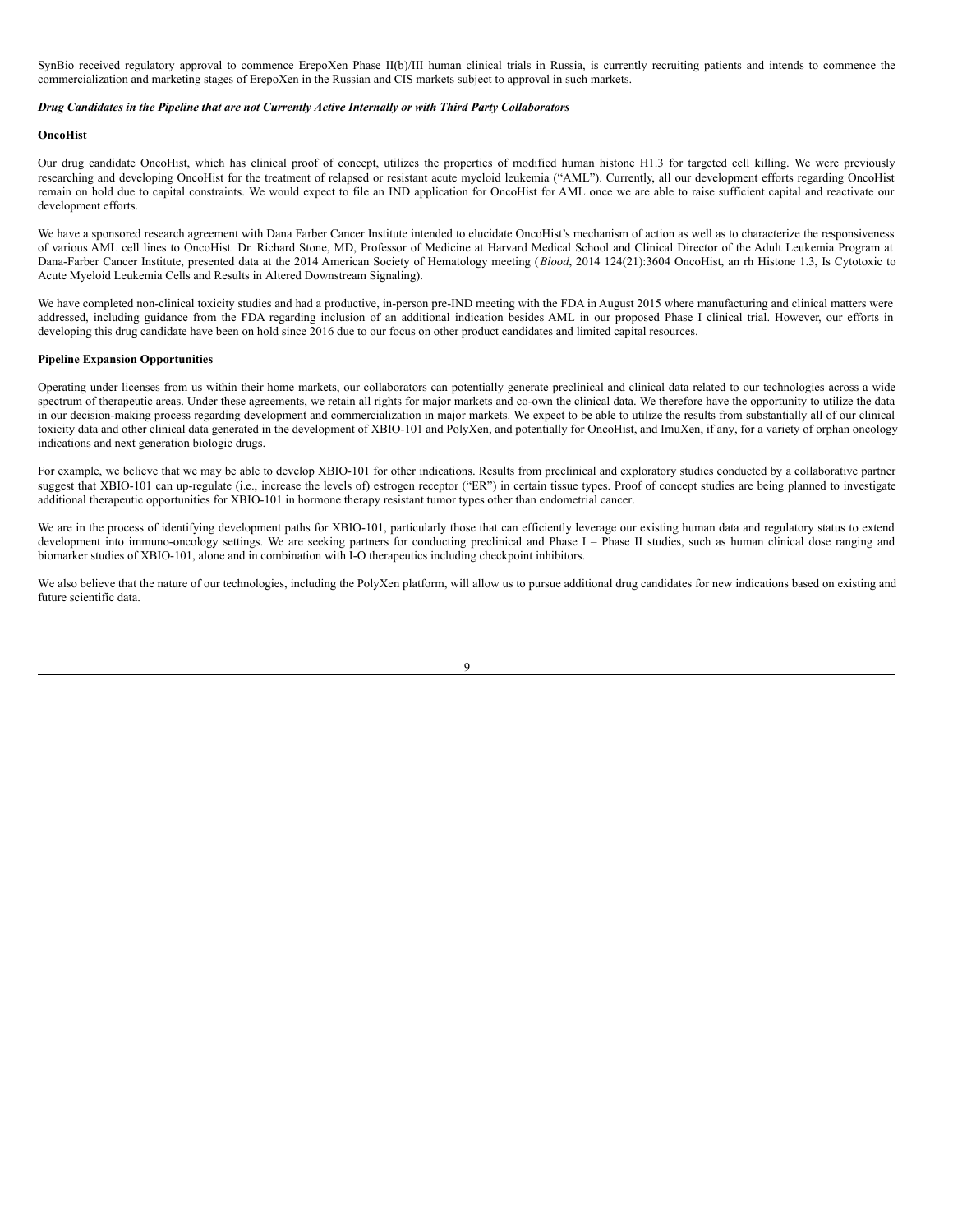SynBio received regulatory approval to commence ErepoXen Phase II(b)/III human clinical trials in Russia, is currently recruiting patients and intends to commence the commercialization and marketing stages of ErepoXen in the Russian and CIS markets subject to approval in such markets.

***Drug Candidates in the Pipeline that are not Currently Active Internally or with Third Party Collaborators***

**OncoHist**

Our drug candidate OncoHist, which has clinical proof of concept, utilizes the properties of modified human histone H1.3 for targeted cell killing. We were previously researching and developing OncoHist for the treatment of relapsed or resistant acute myeloid leukemia ("AML"). Currently, all our development efforts regarding OncoHist remain on hold due to capital constraints. We would expect to file an IND application for OncoHist for AML once we are able to raise sufficient capital and reactivate our development efforts.

We have a sponsored research agreement with Dana Farber Cancer Institute intended to elucidate OncoHist's mechanism of action as well as to characterize the responsiveness of various AML cell lines to OncoHist. Dr. Richard Stone, MD, Professor of Medicine at Harvard Medical School and Clinical Director of the Adult Leukemia Program at Dana-Farber Cancer Institute, presented data at the 2014 American Society of Hematology meeting (*Blood*, 2014 124(21):3604 OncoHist, an rh Histone 1.3, Is Cytotoxic to Acute Myeloid Leukemia Cells and Results in Altered Downstream Signaling).

We have completed non-clinical toxicity studies and had a productive, in-person pre-IND meeting with the FDA in August 2015 where manufacturing and clinical matters were addressed, including guidance from the FDA regarding inclusion of an additional indication besides AML in our proposed Phase I clinical trial. However, our efforts in developing this drug candidate have been on hold since 2016 due to our focus on other product candidates and limited capital resources.

**Pipeline Expansion Opportunities**

Operating under licenses from us within their home markets, our collaborators can potentially generate preclinical and clinical data related to our technologies across a wide spectrum of therapeutic areas. Under these agreements, we retain all rights for major markets and co-own the clinical data. We therefore have the opportunity to utilize the data in our decision-making process regarding development and commercialization in major markets. We expect to be able to utilize the results from substantially all of our clinical toxicity data and other clinical data generated in the development of XBIO-101 and PolyXen, and potentially for OncoHist, and ImuXen, if any, for a variety of orphan oncology indications and next generation biologic drugs.

For example, we believe that we may be able to develop XBIO-101 for other indications. Results from preclinical and exploratory studies conducted by a collaborative partner suggest that XBIO-101 can up-regulate (i.e., increase the levels of) estrogen receptor ("ER") in certain tissue types. Proof of concept studies are being planned to investigate additional therapeutic opportunities for XBIO-101 in hormone therapy resistant tumor types other than endometrial cancer.

We are in the process of identifying development paths for XBIO-101, particularly those that can efficiently leverage our existing human data and regulatory status to extend development into immuno-oncology settings. We are seeking partners for conducting preclinical and Phase I – Phase II studies, such as human clinical dose ranging and biomarker studies of XBIO-101, alone and in combination with I-O therapeutics including checkpoint inhibitors.

We also believe that the nature of our technologies, including the PolyXen platform, will allow us to pursue additional drug candidates for new indications based on existing and future scientific data.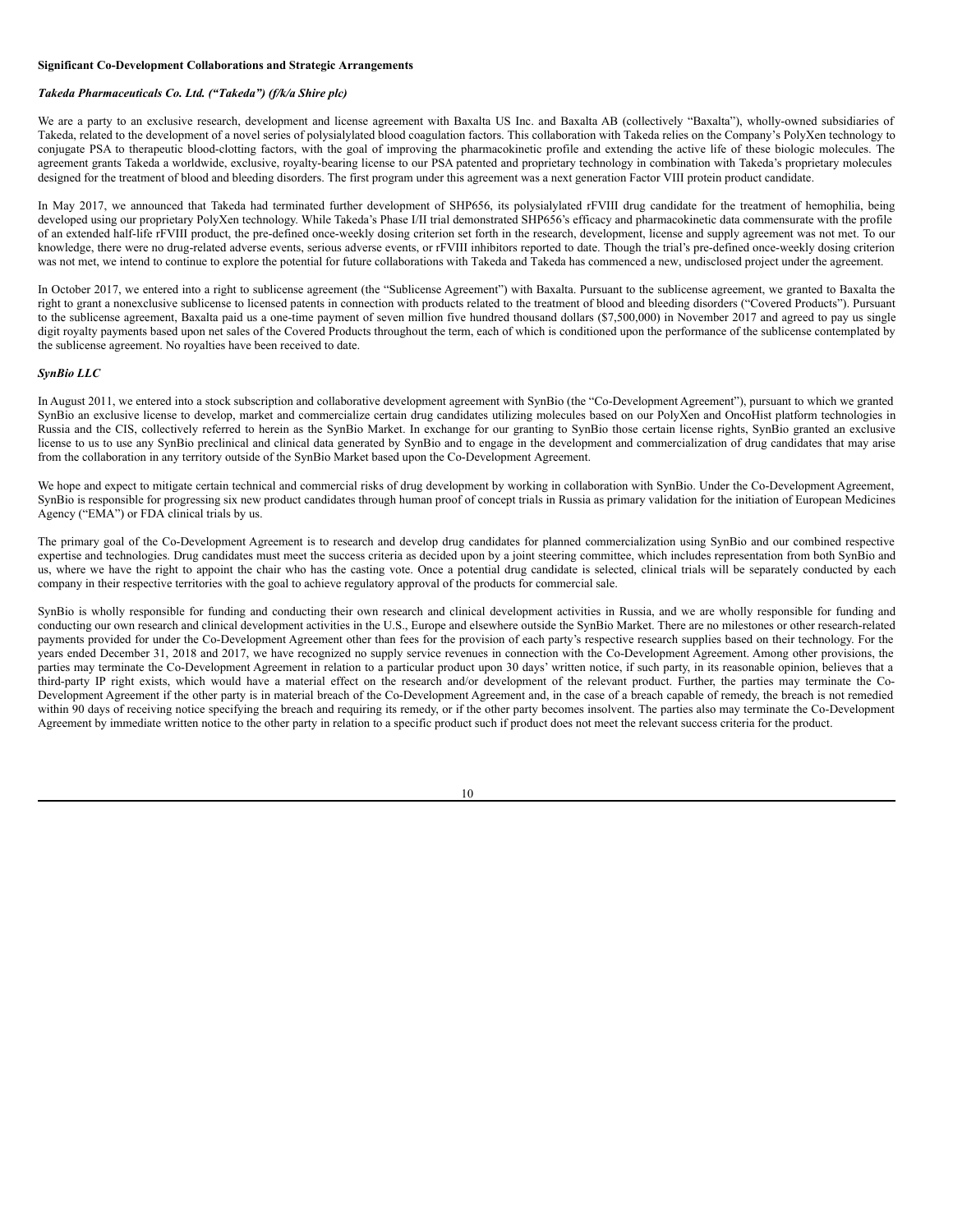**Significant Co-Development Collaborations and Strategic Arrangements**

***Takeda Pharmaceuticals Co. Ltd. ("Takeda") (f/k/a Shire plc)***

We are a party to an exclusive research, development and license agreement with Baxalta US Inc. and Baxalta AB (collectively "Baxalta"), wholly-owned subsidiaries of Takeda, related to the development of a novel series of polysialylated blood coagulation factors. This collaboration with Takeda relies on the Company's PolyXen technology to conjugate PSA to therapeutic blood-clotting factors, with the goal of improving the pharmacokinetic profile and extending the active life of these biologic molecules. The agreement grants Takeda a worldwide, exclusive, royalty-bearing license to our PSA patented and proprietary technology in combination with Takeda's proprietary molecules designed for the treatment of blood and bleeding disorders. The first program under this agreement was a next generation Factor VIII protein product candidate.

In May 2017, we announced that Takeda had terminated further development of SHP656, its polysialylated rFVIII drug candidate for the treatment of hemophilia, being developed using our proprietary PolyXen technology. While Takeda's Phase I/II trial demonstrated SHP656's efficacy and pharmacokinetic data commensurate with the profile of an extended half-life rFVIII product, the pre-defined once-weekly dosing criterion set forth in the research, development, license and supply agreement was not met. To our knowledge, there were no drug-related adverse events, serious adverse events, or rFVIII inhibitors reported to date. Though the trial's pre-defined once-weekly dosing criterion was not met, we intend to continue to explore the potential for future collaborations with Takeda and Takeda has commenced a new, undisclosed project under the agreement.

In October 2017, we entered into a right to sublicense agreement (the "Sublicense Agreement") with Baxalta. Pursuant to the sublicense agreement, we granted to Baxalta the right to grant a nonexclusive sublicense to licensed patents in connection with products related to the treatment of blood and bleeding disorders ("Covered Products"). Pursuant to the sublicense agreement, Baxalta paid us a one-time payment of seven million five hundred thousand dollars ($7,500,000) in November 2017 and agreed to pay us single digit royalty payments based upon net sales of the Covered Products throughout the term, each of which is conditioned upon the performance of the sublicense contemplated by the sublicense agreement. No royalties have been received to date.

***SynBio LLC***

In August 2011, we entered into a stock subscription and collaborative development agreement with SynBio (the "Co-Development Agreement"), pursuant to which we granted SynBio an exclusive license to develop, market and commercialize certain drug candidates utilizing molecules based on our PolyXen and OncoHist platform technologies in Russia and the CIS, collectively referred to herein as the SynBio Market. In exchange for our granting to SynBio those certain license rights, SynBio granted an exclusive license to us to use any SynBio preclinical and clinical data generated by SynBio and to engage in the development and commercialization of drug candidates that may arise from the collaboration in any territory outside of the SynBio Market based upon the Co-Development Agreement.

We hope and expect to mitigate certain technical and commercial risks of drug development by working in collaboration with SynBio. Under the Co-Development Agreement, SynBio is responsible for progressing six new product candidates through human proof of concept trials in Russia as primary validation for the initiation of European Medicines Agency ("EMA") or FDA clinical trials by us.

The primary goal of the Co-Development Agreement is to research and develop drug candidates for planned commercialization using SynBio and our combined respective expertise and technologies. Drug candidates must meet the success criteria as decided upon by a joint steering committee, which includes representation from both SynBio and us, where we have the right to appoint the chair who has the casting vote. Once a potential drug candidate is selected, clinical trials will be separately conducted by each company in their respective territories with the goal to achieve regulatory approval of the products for commercial sale.

SynBio is wholly responsible for funding and conducting their own research and clinical development activities in Russia, and we are wholly responsible for funding and conducting our own research and clinical development activities in the U.S., Europe and elsewhere outside the SynBio Market. There are no milestones or other research-related payments provided for under the Co-Development Agreement other than fees for the provision of each party's respective research supplies based on their technology. For the years ended December 31, 2018 and 2017, we have recognized no supply service revenues in connection with the Co-Development Agreement. Among other provisions, the parties may terminate the Co-Development Agreement in relation to a particular product upon 30 days' written notice, if such party, in its reasonable opinion, believes that a third-party IP right exists, which would have a material effect on the research and/or development of the relevant product. Further, the parties may terminate the Co-Development Agreement if the other party is in material breach of the Co-Development Agreement and, in the case of a breach capable of remedy, the breach is not remedied within 90 days of receiving notice specifying the breach and requiring its remedy, or if the other party becomes insolvent. The parties also may terminate the Co-Development Agreement by immediate written notice to the other party in relation to a specific product such if product does not meet the relevant success criteria for the product.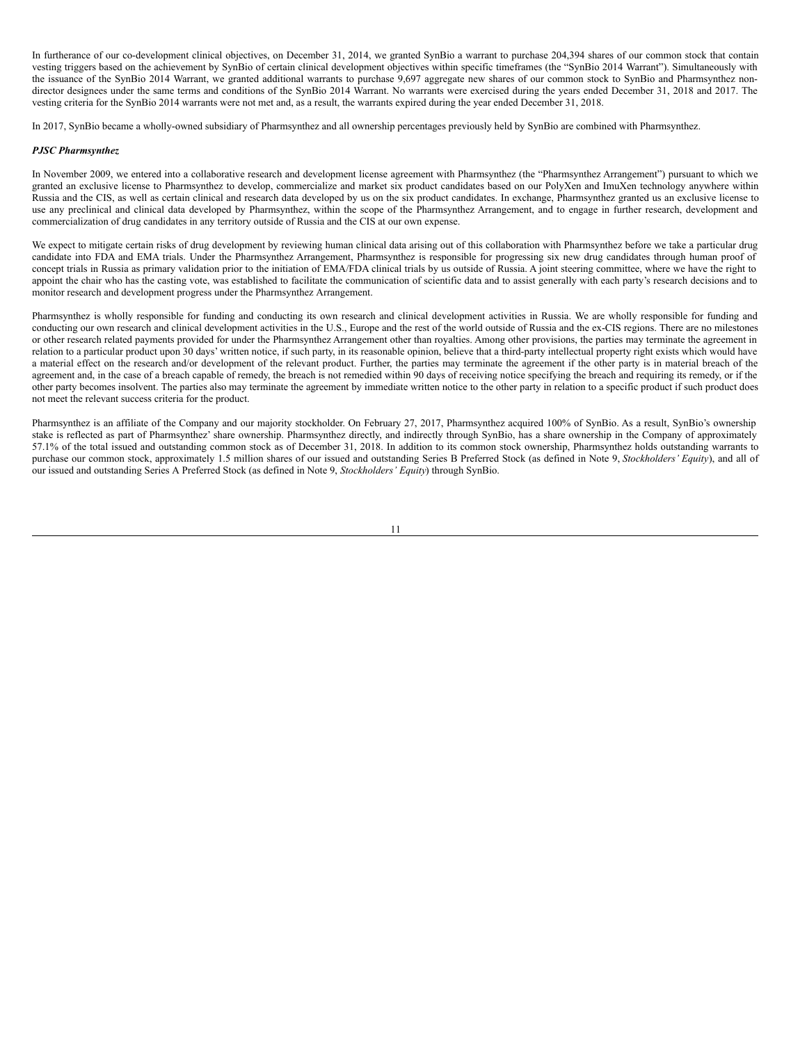In furtherance of our co-development clinical objectives, on December 31, 2014, we granted SynBio a warrant to purchase 204,394 shares of our common stock that contain vesting triggers based on the achievement by SynBio of certain clinical development objectives within specific timeframes (the "SynBio 2014 Warrant"). Simultaneously with the issuance of the SynBio 2014 Warrant, we granted additional warrants to purchase 9,697 aggregate new shares of our common stock to SynBio and Pharmsynthez non-director designees under the same terms and conditions of the SynBio 2014 Warrant. No warrants were exercised during the years ended December 31, 2018 and 2017. The vesting criteria for the SynBio 2014 warrants were not met and, as a result, the warrants expired during the year ended December 31, 2018.

In 2017, SynBio became a wholly-owned subsidiary of Pharmsynthez and all ownership percentages previously held by SynBio are combined with Pharmsynthez.

***PJSC Pharmsynthez***

In November 2009, we entered into a collaborative research and development license agreement with Pharmsynthez (the "Pharmsynthez Arrangement") pursuant to which we granted an exclusive license to Pharmsynthez to develop, commercialize and market six product candidates based on our PolyXen and ImuXen technology anywhere within Russia and the CIS, as well as certain clinical and research data developed by us on the six product candidates. In exchange, Pharmsynthez granted us an exclusive license to use any preclinical and clinical data developed by Pharmsynthez, within the scope of the Pharmsynthez Arrangement, and to engage in further research, development and commercialization of drug candidates in any territory outside of Russia and the CIS at our own expense.

We expect to mitigate certain risks of drug development by reviewing human clinical data arising out of this collaboration with Pharmsynthez before we take a particular drug candidate into FDA and EMA trials. Under the Pharmsynthez Arrangement, Pharmsynthez is responsible for progressing six new drug candidates through human proof of concept trials in Russia as primary validation prior to the initiation of EMA/FDA clinical trials by us outside of Russia. A joint steering committee, where we have the right to appoint the chair who has the casting vote, was established to facilitate the communication of scientific data and to assist generally with each party's research decisions and to monitor research and development progress under the Pharmsynthez Arrangement.

Pharmsynthez is wholly responsible for funding and conducting its own research and clinical development activities in Russia. We are wholly responsible for funding and conducting our own research and clinical development activities in the U.S., Europe and the rest of the world outside of Russia and the ex-CIS regions. There are no milestones or other research related payments provided for under the Pharmsynthez Arrangement other than royalties. Among other provisions, the parties may terminate the agreement in relation to a particular product upon 30 days' written notice, if such party, in its reasonable opinion, believe that a third-party intellectual property right exists which would have a material effect on the research and/or development of the relevant product. Further, the parties may terminate the agreement if the other party is in material breach of the agreement and, in the case of a breach capable of remedy, the breach is not remedied within 90 days of receiving notice specifying the breach and requiring its remedy, or if the other party becomes insolvent. The parties also may terminate the agreement by immediate written notice to the other party in relation to a specific product if such product does not meet the relevant success criteria for the product.

Pharmsynthez is an affiliate of the Company and our majority stockholder. On February 27, 2017, Pharmsynthez acquired 100% of SynBio. As a result, SynBio's ownership stake is reflected as part of Pharmsynthez' share ownership. Pharmsynthez directly, and indirectly through SynBio, has a share ownership in the Company of approximately 57.1% of the total issued and outstanding common stock as of December 31, 2018. In addition to its common stock ownership, Pharmsynthez holds outstanding warrants to purchase our common stock, approximately 1.5 million shares of our issued and outstanding Series B Preferred Stock (as defined in Note 9, *Stockholders' Equity*), and all of our issued and outstanding Series A Preferred Stock (as defined in Note 9, *Stockholders' Equity*) through SynBio.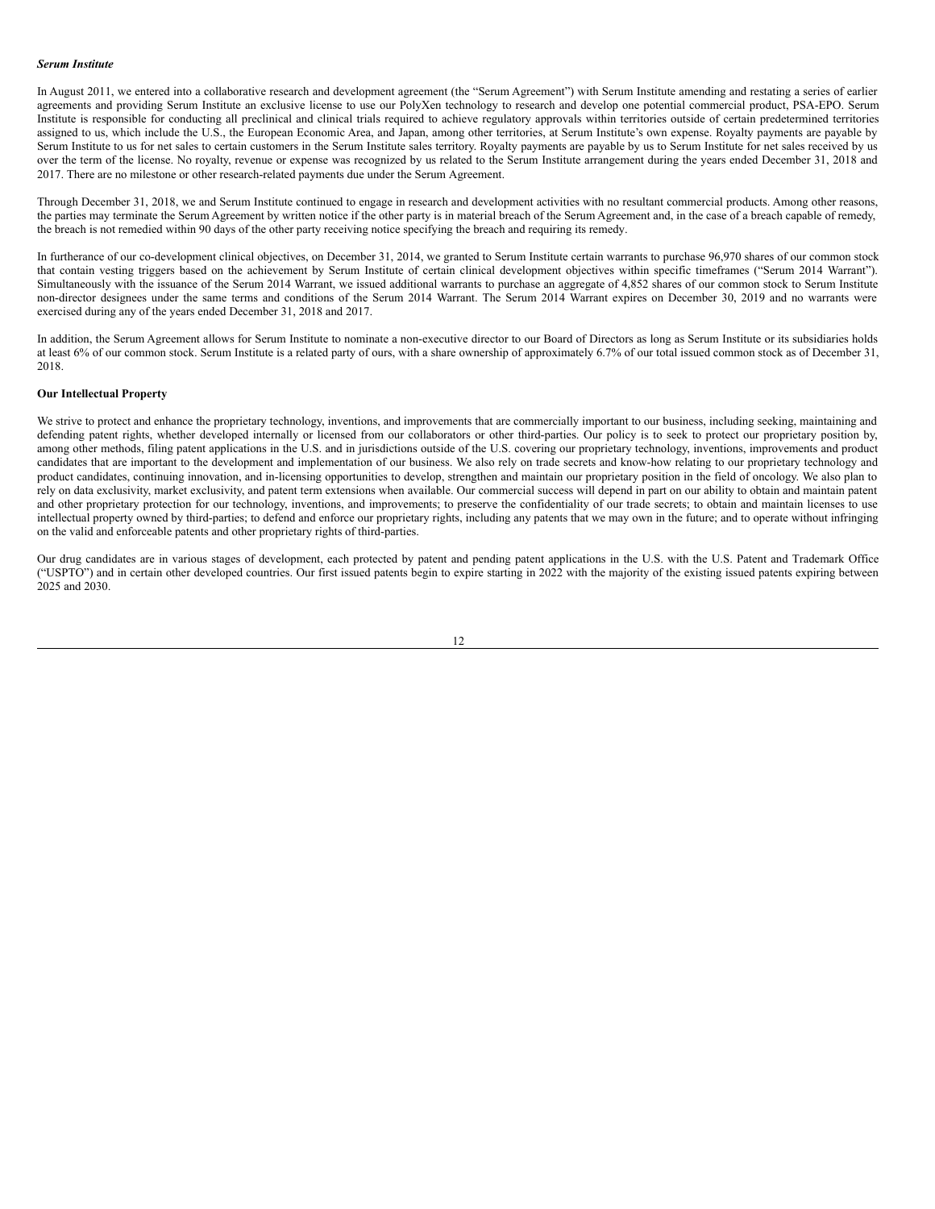***Serum Institute***

In August 2011, we entered into a collaborative research and development agreement (the "Serum Agreement") with Serum Institute amending and restating a series of earlier agreements and providing Serum Institute an exclusive license to use our PolyXen technology to research and develop one potential commercial product, PSA-EPO. Serum Institute is responsible for conducting all preclinical and clinical trials required to achieve regulatory approvals within territories outside of certain predetermined territories assigned to us, which include the U.S., the European Economic Area, and Japan, among other territories, at Serum Institute's own expense. Royalty payments are payable by Serum Institute to us for net sales to certain customers in the Serum Institute sales territory. Royalty payments are payable by us to Serum Institute for net sales received by us over the term of the license. No royalty, revenue or expense was recognized by us related to the Serum Institute arrangement during the years ended December 31, 2018 and 2017. There are no milestone or other research-related payments due under the Serum Agreement.

Through December 31, 2018, we and Serum Institute continued to engage in research and development activities with no resultant commercial products. Among other reasons, the parties may terminate the Serum Agreement by written notice if the other party is in material breach of the Serum Agreement and, in the case of a breach capable of remedy, the breach is not remedied within 90 days of the other party receiving notice specifying the breach and requiring its remedy.

In furtherance of our co-development clinical objectives, on December 31, 2014, we granted to Serum Institute certain warrants to purchase 96,970 shares of our common stock that contain vesting triggers based on the achievement by Serum Institute of certain clinical development objectives within specific timeframes ("Serum 2014 Warrant"). Simultaneously with the issuance of the Serum 2014 Warrant, we issued additional warrants to purchase an aggregate of 4,852 shares of our common stock to Serum Institute non-director designees under the same terms and conditions of the Serum 2014 Warrant. The Serum 2014 Warrant expires on December 30, 2019 and no warrants were exercised during any of the years ended December 31, 2018 and 2017.

In addition, the Serum Agreement allows for Serum Institute to nominate a non-executive director to our Board of Directors as long as Serum Institute or its subsidiaries holds at least 6% of our common stock. Serum Institute is a related party of ours, with a share ownership of approximately 6.7% of our total issued common stock as of December 31, 2018.

**Our Intellectual Property**

We strive to protect and enhance the proprietary technology, inventions, and improvements that are commercially important to our business, including seeking, maintaining and defending patent rights, whether developed internally or licensed from our collaborators or other third-parties. Our policy is to seek to protect our proprietary position by, among other methods, filing patent applications in the U.S. and in jurisdictions outside of the U.S. covering our proprietary technology, inventions, improvements and product candidates that are important to the development and implementation of our business. We also rely on trade secrets and know-how relating to our proprietary technology and product candidates, continuing innovation, and in-licensing opportunities to develop, strengthen and maintain our proprietary position in the field of oncology. We also plan to rely on data exclusivity, market exclusivity, and patent term extensions when available. Our commercial success will depend in part on our ability to obtain and maintain patent and other proprietary protection for our technology, inventions, and improvements; to preserve the confidentiality of our trade secrets; to obtain and maintain licenses to use intellectual property owned by third-parties; to defend and enforce our proprietary rights, including any patents that we may own in the future; and to operate without infringing on the valid and enforceable patents and other proprietary rights of third-parties.

Our drug candidates are in various stages of development, each protected by patent and pending patent applications in the U.S. with the U.S. Patent and Trademark Office ("USPTO") and in certain other developed countries. Our first issued patents begin to expire starting in 2022 with the majority of the existing issued patents expiring between 2025 and 2030.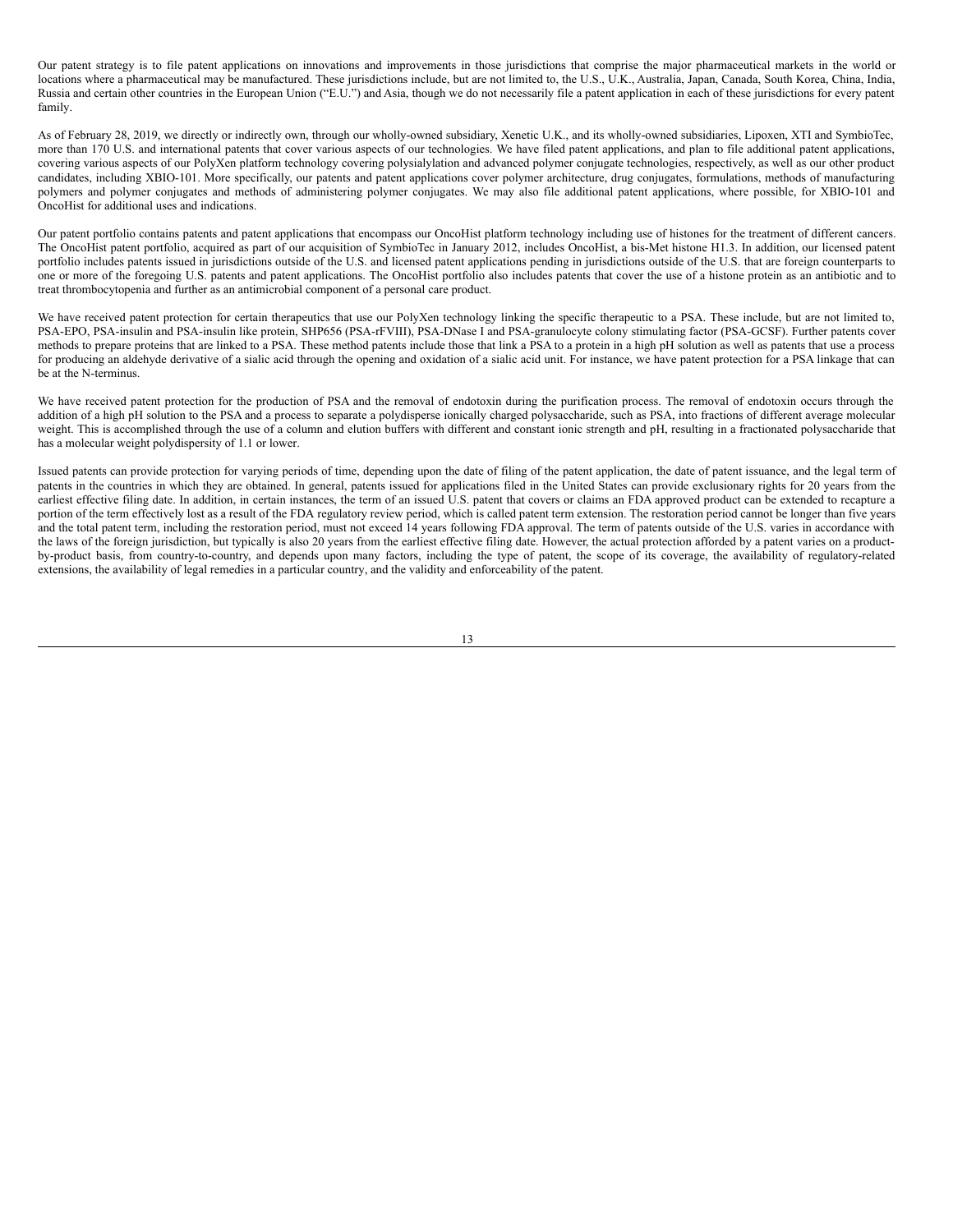Our patent strategy is to file patent applications on innovations and improvements in those jurisdictions that comprise the major pharmaceutical markets in the world or locations where a pharmaceutical may be manufactured. These jurisdictions include, but are not limited to, the U.S., U.K., Australia, Japan, Canada, South Korea, China, India, Russia and certain other countries in the European Union ("E.U.") and Asia, though we do not necessarily file a patent application in each of these jurisdictions for every patent family.

As of February 28, 2019, we directly or indirectly own, through our wholly-owned subsidiary, Xenetic U.K., and its wholly-owned subsidiaries, Lipoxen, XTI and SymbioTec, more than 170 U.S. and international patents that cover various aspects of our technologies. We have filed patent applications, and plan to file additional patent applications, covering various aspects of our PolyXen platform technology covering polysialylation and advanced polymer conjugate technologies, respectively, as well as our other product candidates, including XBIO-101. More specifically, our patents and patent applications cover polymer architecture, drug conjugates, formulations, methods of manufacturing polymers and polymer conjugates and methods of administering polymer conjugates. We may also file additional patent applications, where possible, for XBIO-101 and OncoHist for additional uses and indications.

Our patent portfolio contains patents and patent applications that encompass our OncoHist platform technology including use of histones for the treatment of different cancers. The OncoHist patent portfolio, acquired as part of our acquisition of SymbioTec in January 2012, includes OncoHist, a bis-Met histone H1.3. In addition, our licensed patent portfolio includes patents issued in jurisdictions outside of the U.S. and licensed patent applications pending in jurisdictions outside of the U.S. that are foreign counterparts to one or more of the foregoing U.S. patents and patent applications. The OncoHist portfolio also includes patents that cover the use of a histone protein as an antibiotic and to treat thrombocytopenia and further as an antimicrobial component of a personal care product.

We have received patent protection for certain therapeutics that use our PolyXen technology linking the specific therapeutic to a PSA. These include, but are not limited to, PSA-EPO, PSA-insulin and PSA-insulin like protein, SHP656 (PSA-rFVIII), PSA-DNase I and PSA-granulocyte colony stimulating factor (PSA-GCSF). Further patents cover methods to prepare proteins that are linked to a PSA. These method patents include those that link a PSA to a protein in a high pH solution as well as patents that use a process for producing an aldehyde derivative of a sialic acid through the opening and oxidation of a sialic acid unit. For instance, we have patent protection for a PSA linkage that can be at the N-terminus.

We have received patent protection for the production of PSA and the removal of endotoxin during the purification process. The removal of endotoxin occurs through the addition of a high pH solution to the PSA and a process to separate a polydisperse ionically charged polysaccharide, such as PSA, into fractions of different average molecular weight. This is accomplished through the use of a column and elution buffers with different and constant ionic strength and pH, resulting in a fractionated polysaccharide that has a molecular weight polydispersity of 1.1 or lower.

Issued patents can provide protection for varying periods of time, depending upon the date of filing of the patent application, the date of patent issuance, and the legal term of patents in the countries in which they are obtained. In general, patents issued for applications filed in the United States can provide exclusionary rights for 20 years from the earliest effective filing date. In addition, in certain instances, the term of an issued U.S. patent that covers or claims an FDA approved product can be extended to recapture a portion of the term effectively lost as a result of the FDA regulatory review period, which is called patent term extension. The restoration period cannot be longer than five years and the total patent term, including the restoration period, must not exceed 14 years following FDA approval. The term of patents outside of the U.S. varies in accordance with the laws of the foreign jurisdiction, but typically is also 20 years from the earliest effective filing date. However, the actual protection afforded by a patent varies on a product-by-product basis, from country-to-country, and depends upon many factors, including the type of patent, the scope of its coverage, the availability of regulatory-related extensions, the availability of legal remedies in a particular country, and the validity and enforceability of the patent.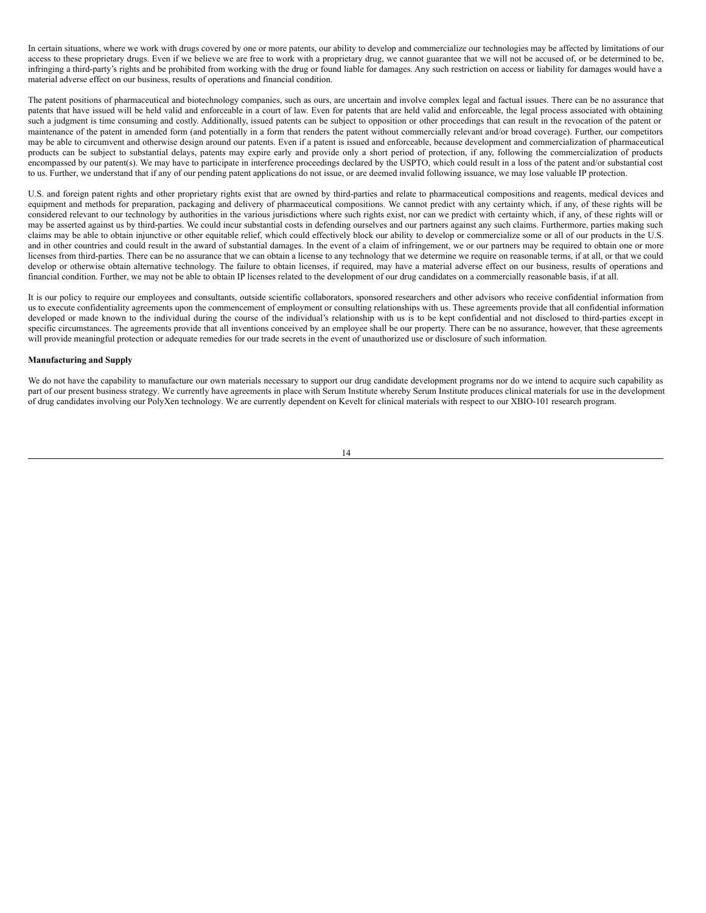In certain situations, where we work with drugs covered by one or more patents, our ability to develop and commercialize our technologies may be affected by limitations of our access to these proprietary drugs. Even if we believe we are free to work with a proprietary drug, we cannot guarantee that we will not be accused of, or be determined to be, infringing a third-party's rights and be prohibited from working with the drug or found liable for damages. Any such restriction on access or liability for damages would have a material adverse effect on our business, results of operations and financial condition.

The patent positions of pharmaceutical and biotechnology companies, such as ours, are uncertain and involve complex legal and factual issues. There can be no assurance that patents that have issued will be held valid and enforceable in a court of law. Even for patents that are held valid and enforceable, the legal process associated with obtaining such a judgment is time consuming and costly. Additionally, issued patents can be subject to opposition or other proceedings that can result in the revocation of the patent or maintenance of the patent in amended form (and potentially in a form that renders the patent without commercially relevant and/or broad coverage). Further, our competitors may be able to circumvent and otherwise design around our patents. Even if a patent is issued and enforceable, because development and commercialization of pharmaceutical products can be subject to substantial delays, patents may expire early and provide only a short period of protection, if any, following the commercialization of products encompassed by our patent(s). We may have to participate in interference proceedings declared by the USPTO, which could result in a loss of the patent and/or substantial cost to us. Further, we understand that if any of our pending patent applications do not issue, or are deemed invalid following issuance, we may lose valuable IP protection.

U.S. and foreign patent rights and other proprietary rights exist that are owned by third-parties and relate to pharmaceutical compositions and reagents, medical devices and equipment and methods for preparation, packaging and delivery of pharmaceutical compositions. We cannot predict with any certainty which, if any, of these rights will be considered relevant to our technology by authorities in the various jurisdictions where such rights exist, nor can we predict with certainty which, if any, of these rights will or may be asserted against us by third-parties. We could incur substantial costs in defending ourselves and our partners against any such claims. Furthermore, parties making such claims may be able to obtain injunctive or other equitable relief, which could effectively block our ability to develop or commercialize some or all of our products in the U.S. and in other countries and could result in the award of substantial damages. In the event of a claim of infringement, we or our partners may be required to obtain one or more licenses from third-parties. There can be no assurance that we can obtain a license to any technology that we determine we require on reasonable terms, if at all, or that we could develop or otherwise obtain alternative technology. The failure to obtain licenses, if required, may have a material adverse effect on our business, results of operations and financial condition. Further, we may not be able to obtain IP licenses related to the development of our drug candidates on a commercially reasonable basis, if at all.

It is our policy to require our employees and consultants, outside scientific collaborators, sponsored researchers and other advisors who receive confidential information from us to execute confidentiality agreements upon the commencement of employment or consulting relationships with us. These agreements provide that all confidential information developed or made known to the individual during the course of the individual's relationship with us is to be kept confidential and not disclosed to third-parties except in specific circumstances. The agreements provide that all inventions conceived by an employee shall be our property. There can be no assurance, however, that these agreements will provide meaningful protection or adequate remedies for our trade secrets in the event of unauthorized use or disclosure of such information.

**Manufacturing and Supply**

We do not have the capability to manufacture our own materials necessary to support our drug candidate development programs nor do we intend to acquire such capability as part of our present business strategy. We currently have agreements in place with Serum Institute whereby Serum Institute produces clinical materials for use in the development of drug candidates involving our PolyXen technology. We are currently dependent on Kevelt for clinical materials with respect to our XBIO-101 research program.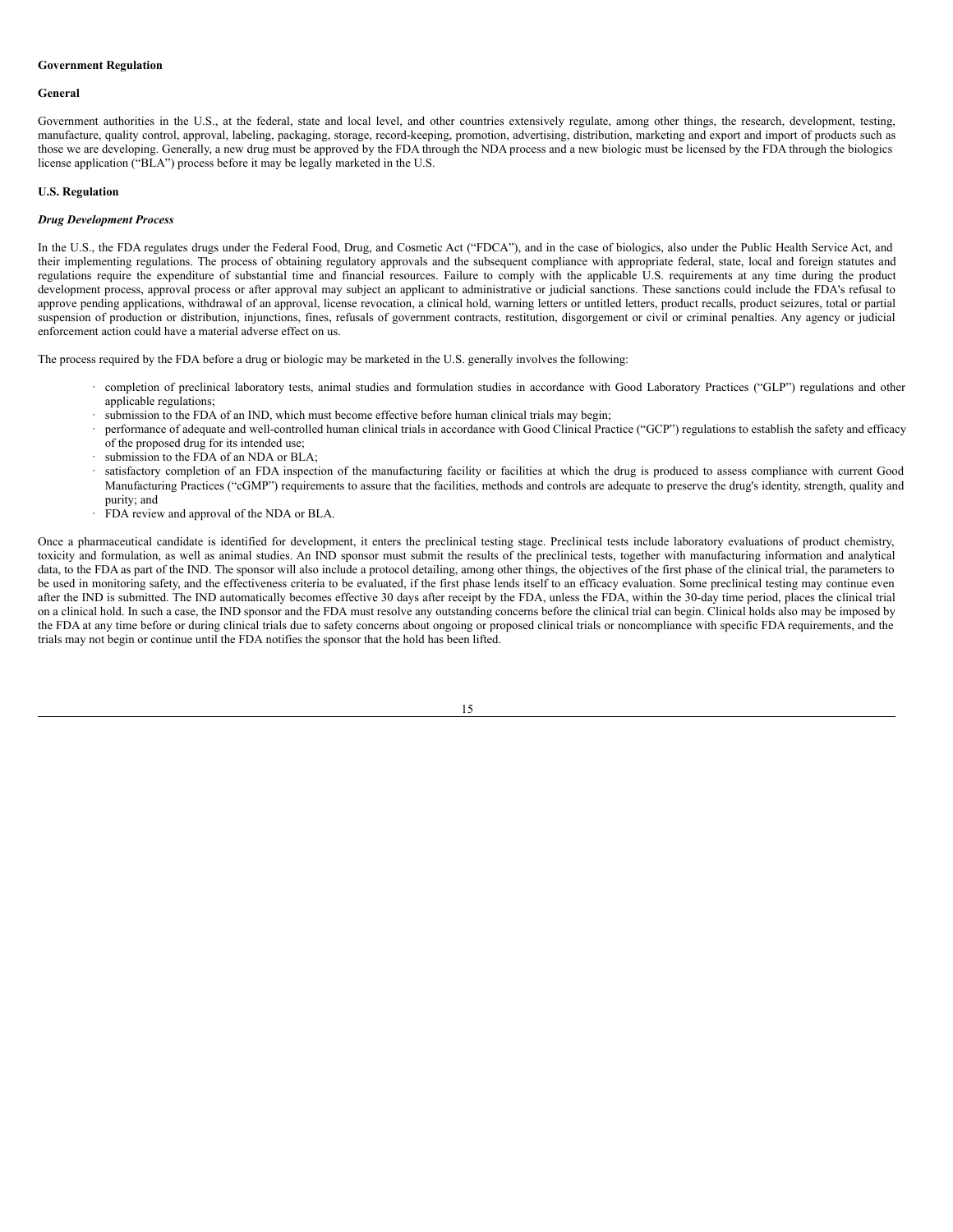## Government Regulation

### General

Government authorities in the U.S., at the federal, state and local level, and other countries extensively regulate, among other things, the research, development, testing, manufacture, quality control, approval, labeling, packaging, storage, record-keeping, promotion, advertising, distribution, marketing and export and import of products such as those we are developing. Generally, a new drug must be approved by the FDA through the NDA process and a new biologic must be licensed by the FDA through the biologics license application ("BLA") process before it may be legally marketed in the U.S.

### U.S. Regulation

#### *Drug Development Process*

In the U.S., the FDA regulates drugs under the Federal Food, Drug, and Cosmetic Act ("FDCA"), and in the case of biologics, also under the Public Health Service Act, and their implementing regulations. The process of obtaining regulatory approvals and the subsequent compliance with appropriate federal, state, local and foreign statutes and regulations require the expenditure of substantial time and financial resources. Failure to comply with the applicable U.S. requirements at any time during the product development process, approval process or after approval may subject an applicant to administrative or judicial sanctions. These sanctions could include the FDA's refusal to approve pending applications, withdrawal of an approval, license revocation, a clinical hold, warning letters or untitled letters, product recalls, product seizures, total or partial suspension of production or distribution, injunctions, fines, refusals of government contracts, restitution, disgorgement or civil or criminal penalties. Any agency or judicial enforcement action could have a material adverse effect on us.

The process required by the FDA before a drug or biologic may be marketed in the U.S. generally involves the following:

- completion of preclinical laboratory tests, animal studies and formulation studies in accordance with Good Laboratory Practices ("GLP") regulations and other applicable regulations;
- submission to the FDA of an IND, which must become effective before human clinical trials may begin;
- performance of adequate and well-controlled human clinical trials in accordance with Good Clinical Practice ("GCP") regulations to establish the safety and efficacy of the proposed drug for its intended use;
- submission to the FDA of an NDA or BLA;
- satisfactory completion of an FDA inspection of the manufacturing facility or facilities at which the drug is produced to assess compliance with current Good Manufacturing Practices ("cGMP") requirements to assure that the facilities, methods and controls are adequate to preserve the drug's identity, strength, quality and purity; and
- FDA review and approval of the NDA or BLA.

Once a pharmaceutical candidate is identified for development, it enters the preclinical testing stage. Preclinical tests include laboratory evaluations of product chemistry, toxicity and formulation, as well as animal studies. An IND sponsor must submit the results of the preclinical tests, together with manufacturing information and analytical data, to the FDA as part of the IND. The sponsor will also include a protocol detailing, among other things, the objectives of the first phase of the clinical trial, the parameters to be used in monitoring safety, and the effectiveness criteria to be evaluated, if the first phase lends itself to an efficacy evaluation. Some preclinical testing may continue even after the IND is submitted. The IND automatically becomes effective 30 days after receipt by the FDA, unless the FDA, within the 30-day time period, places the clinical trial on a clinical hold. In such a case, the IND sponsor and the FDA must resolve any outstanding concerns before the clinical trial can begin. Clinical holds also may be imposed by the FDA at any time before or during clinical trials due to safety concerns about ongoing or proposed clinical trials or noncompliance with specific FDA requirements, and the trials may not begin or continue until the FDA notifies the sponsor that the hold has been lifted.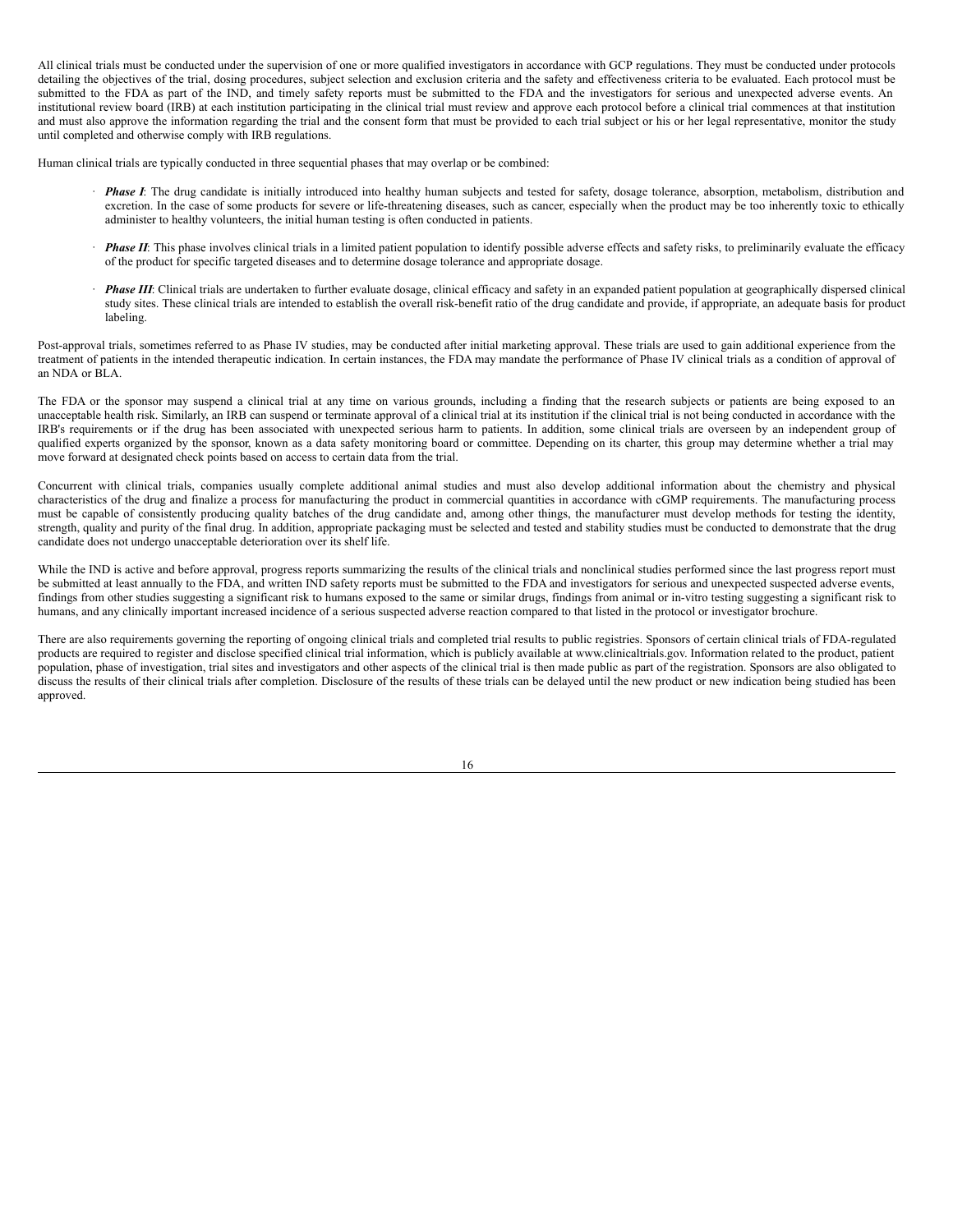All clinical trials must be conducted under the supervision of one or more qualified investigators in accordance with GCP regulations. They must be conducted under protocols detailing the objectives of the trial, dosing procedures, subject selection and exclusion criteria and the safety and effectiveness criteria to be evaluated. Each protocol must be submitted to the FDA as part of the IND, and timely safety reports must be submitted to the FDA and the investigators for serious and unexpected adverse events. An institutional review board (IRB) at each institution participating in the clinical trial must review and approve each protocol before a clinical trial commences at that institution and must also approve the information regarding the trial and the consent form that must be provided to each trial subject or his or her legal representative, monitor the study until completed and otherwise comply with IRB regulations.

Human clinical trials are typically conducted in three sequential phases that may overlap or be combined:

- ***Phase I***: The drug candidate is initially introduced into healthy human subjects and tested for safety, dosage tolerance, absorption, metabolism, distribution and excretion. In the case of some products for severe or life-threatening diseases, such as cancer, especially when the product may be too inherently toxic to ethically administer to healthy volunteers, the initial human testing is often conducted in patients.

- ***Phase II***: This phase involves clinical trials in a limited patient population to identify possible adverse effects and safety risks, to preliminarily evaluate the efficacy of the product for specific targeted diseases and to determine dosage tolerance and appropriate dosage.

- ***Phase III***: Clinical trials are undertaken to further evaluate dosage, clinical efficacy and safety in an expanded patient population at geographically dispersed clinical study sites. These clinical trials are intended to establish the overall risk-benefit ratio of the drug candidate and provide, if appropriate, an adequate basis for product labeling.

Post-approval trials, sometimes referred to as Phase IV studies, may be conducted after initial marketing approval. These trials are used to gain additional experience from the treatment of patients in the intended therapeutic indication. In certain instances, the FDA may mandate the performance of Phase IV clinical trials as a condition of approval of an NDA or BLA.

The FDA or the sponsor may suspend a clinical trial at any time on various grounds, including a finding that the research subjects or patients are being exposed to an unacceptable health risk. Similarly, an IRB can suspend or terminate approval of a clinical trial at its institution if the clinical trial is not being conducted in accordance with the IRB's requirements or if the drug has been associated with unexpected serious harm to patients. In addition, some clinical trials are overseen by an independent group of qualified experts organized by the sponsor, known as a data safety monitoring board or committee. Depending on its charter, this group may determine whether a trial may move forward at designated check points based on access to certain data from the trial.

Concurrent with clinical trials, companies usually complete additional animal studies and must also develop additional information about the chemistry and physical characteristics of the drug and finalize a process for manufacturing the product in commercial quantities in accordance with cGMP requirements. The manufacturing process must be capable of consistently producing quality batches of the drug candidate and, among other things, the manufacturer must develop methods for testing the identity, strength, quality and purity of the final drug. In addition, appropriate packaging must be selected and tested and stability studies must be conducted to demonstrate that the drug candidate does not undergo unacceptable deterioration over its shelf life.

While the IND is active and before approval, progress reports summarizing the results of the clinical trials and nonclinical studies performed since the last progress report must be submitted at least annually to the FDA, and written IND safety reports must be submitted to the FDA and investigators for serious and unexpected suspected adverse events, findings from other studies suggesting a significant risk to humans exposed to the same or similar drugs, findings from animal or in-vitro testing suggesting a significant risk to humans, and any clinically important increased incidence of a serious suspected adverse reaction compared to that listed in the protocol or investigator brochure.

There are also requirements governing the reporting of ongoing clinical trials and completed trial results to public registries. Sponsors of certain clinical trials of FDA-regulated products are required to register and disclose specified clinical trial information, which is publicly available at www.clinicaltrials.gov. Information related to the product, patient population, phase of investigation, trial sites and investigators and other aspects of the clinical trial is then made public as part of the registration. Sponsors are also obligated to discuss the results of their clinical trials after completion. Disclosure of the results of these trials can be delayed until the new product or new indication being studied has been approved.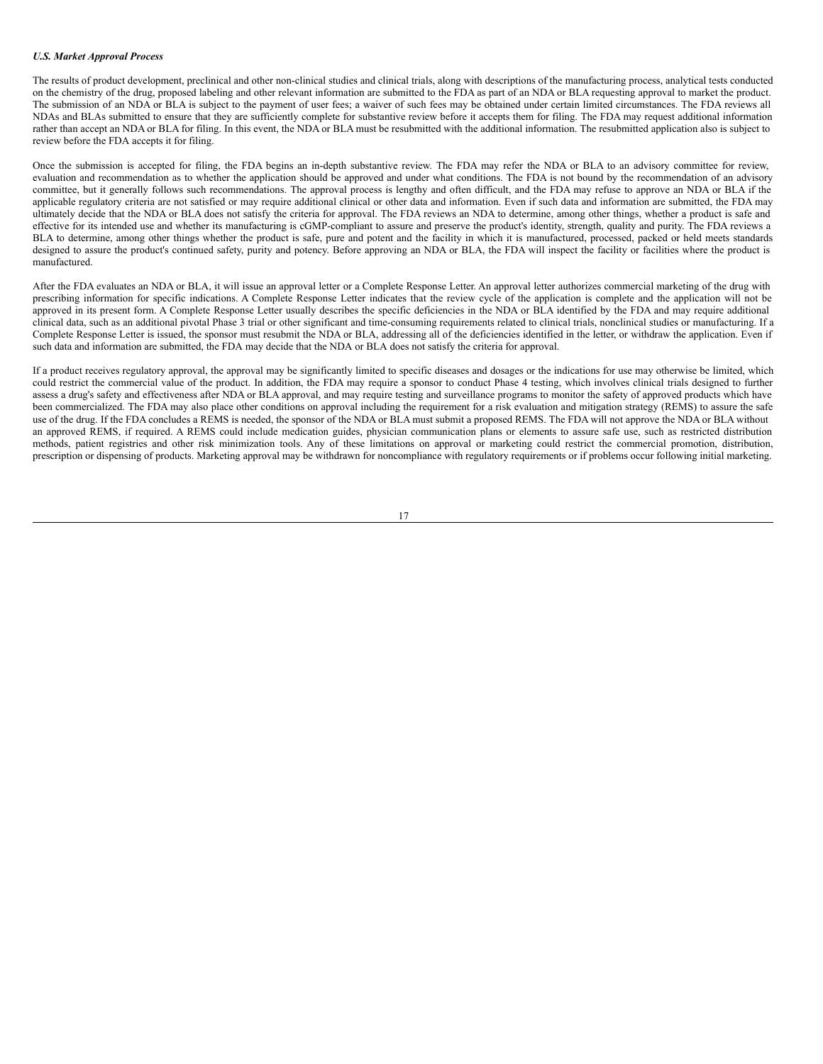***U.S. Market Approval Process***

The results of product development, preclinical and other non-clinical studies and clinical trials, along with descriptions of the manufacturing process, analytical tests conducted on the chemistry of the drug, proposed labeling and other relevant information are submitted to the FDA as part of an NDA or BLA requesting approval to market the product. The submission of an NDA or BLA is subject to the payment of user fees; a waiver of such fees may be obtained under certain limited circumstances. The FDA reviews all NDAs and BLAs submitted to ensure that they are sufficiently complete for substantive review before it accepts them for filing. The FDA may request additional information rather than accept an NDA or BLA for filing. In this event, the NDA or BLA must be resubmitted with the additional information. The resubmitted application also is subject to review before the FDA accepts it for filing.

Once the submission is accepted for filing, the FDA begins an in-depth substantive review. The FDA may refer the NDA or BLA to an advisory committee for review, evaluation and recommendation as to whether the application should be approved and under what conditions. The FDA is not bound by the recommendation of an advisory committee, but it generally follows such recommendations. The approval process is lengthy and often difficult, and the FDA may refuse to approve an NDA or BLA if the applicable regulatory criteria are not satisfied or may require additional clinical or other data and information. Even if such data and information are submitted, the FDA may ultimately decide that the NDA or BLA does not satisfy the criteria for approval. The FDA reviews an NDA to determine, among other things, whether a product is safe and effective for its intended use and whether its manufacturing is cGMP-compliant to assure and preserve the product's identity, strength, quality and purity. The FDA reviews a BLA to determine, among other things whether the product is safe, pure and potent and the facility in which it is manufactured, processed, packed or held meets standards designed to assure the product's continued safety, purity and potency. Before approving an NDA or BLA, the FDA will inspect the facility or facilities where the product is manufactured.

After the FDA evaluates an NDA or BLA, it will issue an approval letter or a Complete Response Letter. An approval letter authorizes commercial marketing of the drug with prescribing information for specific indications. A Complete Response Letter indicates that the review cycle of the application is complete and the application will not be approved in its present form. A Complete Response Letter usually describes the specific deficiencies in the NDA or BLA identified by the FDA and may require additional clinical data, such as an additional pivotal Phase 3 trial or other significant and time-consuming requirements related to clinical trials, nonclinical studies or manufacturing. If a Complete Response Letter is issued, the sponsor must resubmit the NDA or BLA, addressing all of the deficiencies identified in the letter, or withdraw the application. Even if such data and information are submitted, the FDA may decide that the NDA or BLA does not satisfy the criteria for approval.

If a product receives regulatory approval, the approval may be significantly limited to specific diseases and dosages or the indications for use may otherwise be limited, which could restrict the commercial value of the product. In addition, the FDA may require a sponsor to conduct Phase 4 testing, which involves clinical trials designed to further assess a drug's safety and effectiveness after NDA or BLA approval, and may require testing and surveillance programs to monitor the safety of approved products which have been commercialized. The FDA may also place other conditions on approval including the requirement for a risk evaluation and mitigation strategy (REMS) to assure the safe use of the drug. If the FDA concludes a REMS is needed, the sponsor of the NDA or BLA must submit a proposed REMS. The FDA will not approve the NDA or BLA without an approved REMS, if required. A REMS could include medication guides, physician communication plans or elements to assure safe use, such as restricted distribution methods, patient registries and other risk minimization tools. Any of these limitations on approval or marketing could restrict the commercial promotion, distribution, prescription or dispensing of products. Marketing approval may be withdrawn for noncompliance with regulatory requirements or if problems occur following initial marketing.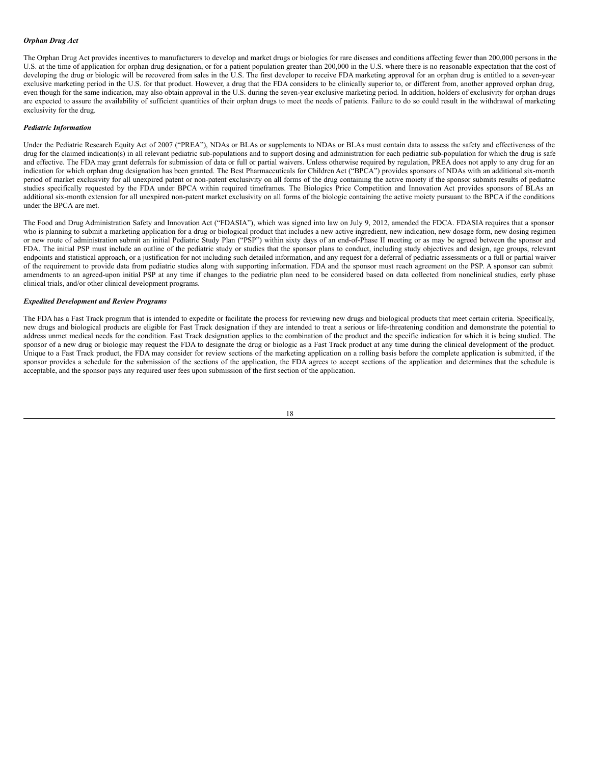***Orphan Drug Act***

The Orphan Drug Act provides incentives to manufacturers to develop and market drugs or biologics for rare diseases and conditions affecting fewer than 200,000 persons in the U.S. at the time of application for orphan drug designation, or for a patient population greater than 200,000 in the U.S. where there is no reasonable expectation that the cost of developing the drug or biologic will be recovered from sales in the U.S. The first developer to receive FDA marketing approval for an orphan drug is entitled to a seven-year exclusive marketing period in the U.S. for that product. However, a drug that the FDA considers to be clinically superior to, or different from, another approved orphan drug, even though for the same indication, may also obtain approval in the U.S. during the seven-year exclusive marketing period. In addition, holders of exclusivity for orphan drugs are expected to assure the availability of sufficient quantities of their orphan drugs to meet the needs of patients. Failure to do so could result in the withdrawal of marketing exclusivity for the drug.

***Pediatric Information***

Under the Pediatric Research Equity Act of 2007 ("PREA"), NDAs or BLAs or supplements to NDAs or BLAs must contain data to assess the safety and effectiveness of the drug for the claimed indication(s) in all relevant pediatric sub-populations and to support dosing and administration for each pediatric sub-population for which the drug is safe and effective. The FDA may grant deferrals for submission of data or full or partial waivers. Unless otherwise required by regulation, PREA does not apply to any drug for an indication for which orphan drug designation has been granted. The Best Pharmaceuticals for Children Act ("BPCA") provides sponsors of NDAs with an additional six-month period of market exclusivity for all unexpired patent or non-patent exclusivity on all forms of the drug containing the active moiety if the sponsor submits results of pediatric studies specifically requested by the FDA under BPCA within required timeframes. The Biologics Price Competition and Innovation Act provides sponsors of BLAs an additional six-month extension for all unexpired non-patent market exclusivity on all forms of the biologic containing the active moiety pursuant to the BPCA if the conditions under the BPCA are met.

The Food and Drug Administration Safety and Innovation Act ("FDASIA"), which was signed into law on July 9, 2012, amended the FDCA. FDASIA requires that a sponsor who is planning to submit a marketing application for a drug or biological product that includes a new active ingredient, new indication, new dosage form, new dosing regimen or new route of administration submit an initial Pediatric Study Plan ("PSP") within sixty days of an end-of-Phase II meeting or as may be agreed between the sponsor and FDA. The initial PSP must include an outline of the pediatric study or studies that the sponsor plans to conduct, including study objectives and design, age groups, relevant endpoints and statistical approach, or a justification for not including such detailed information, and any request for a deferral of pediatric assessments or a full or partial waiver of the requirement to provide data from pediatric studies along with supporting information. FDA and the sponsor must reach agreement on the PSP. A sponsor can submit amendments to an agreed-upon initial PSP at any time if changes to the pediatric plan need to be considered based on data collected from nonclinical studies, early phase clinical trials, and/or other clinical development programs.

***Expedited Development and Review Programs***

The FDA has a Fast Track program that is intended to expedite or facilitate the process for reviewing new drugs and biological products that meet certain criteria. Specifically, new drugs and biological products are eligible for Fast Track designation if they are intended to treat a serious or life-threatening condition and demonstrate the potential to address unmet medical needs for the condition. Fast Track designation applies to the combination of the product and the specific indication for which it is being studied. The sponsor of a new drug or biologic may request the FDA to designate the drug or biologic as a Fast Track product at any time during the clinical development of the product. Unique to a Fast Track product, the FDA may consider for review sections of the marketing application on a rolling basis before the complete application is submitted, if the sponsor provides a schedule for the submission of the sections of the application, the FDA agrees to accept sections of the application and determines that the schedule is acceptable, and the sponsor pays any required user fees upon submission of the first section of the application.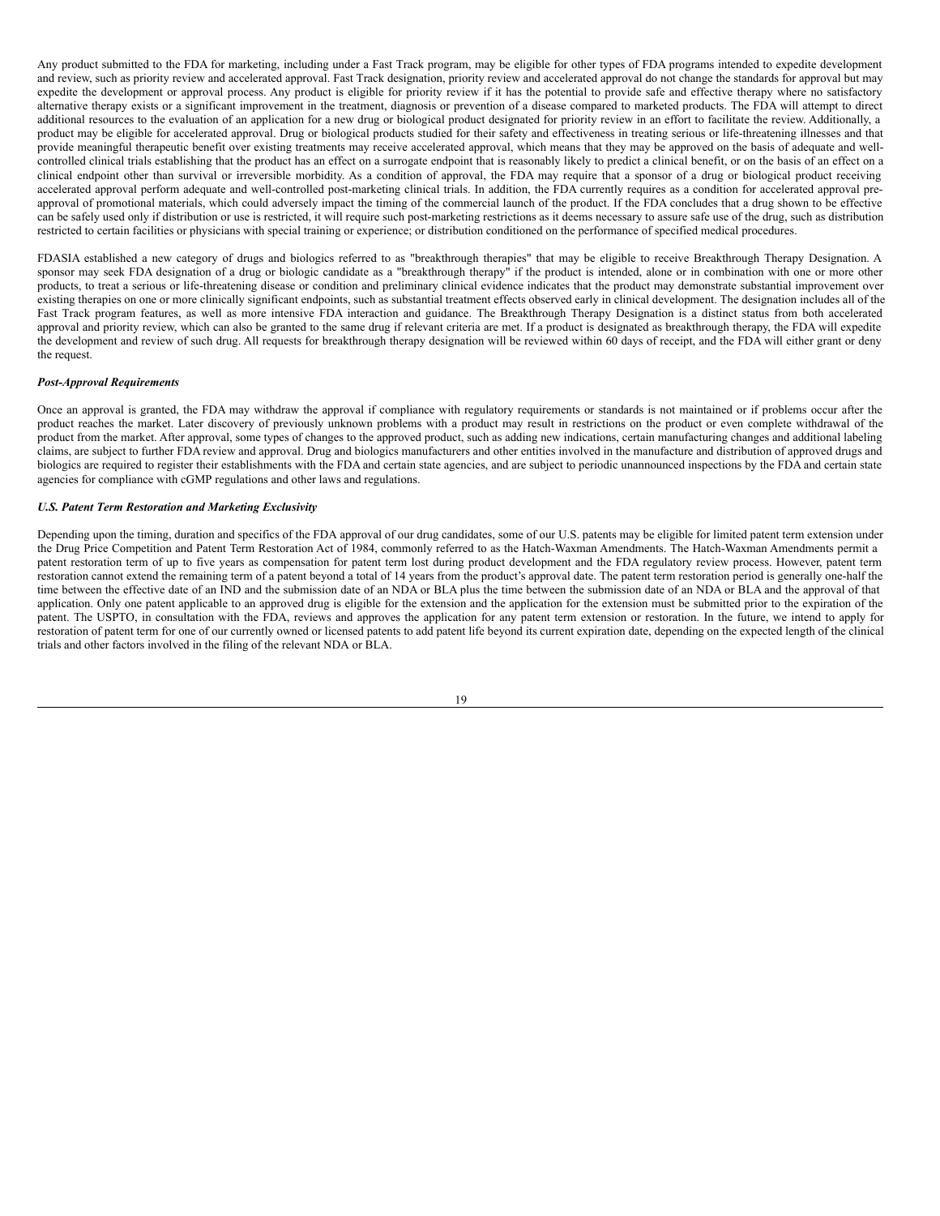Any product submitted to the FDA for marketing, including under a Fast Track program, may be eligible for other types of FDA programs intended to expedite development and review, such as priority review and accelerated approval. Fast Track designation, priority review and accelerated approval do not change the standards for approval but may expedite the development or approval process. Any product is eligible for priority review if it has the potential to provide safe and effective therapy where no satisfactory alternative therapy exists or a significant improvement in the treatment, diagnosis or prevention of a disease compared to marketed products. The FDA will attempt to direct additional resources to the evaluation of an application for a new drug or biological product designated for priority review in an effort to facilitate the review. Additionally, a product may be eligible for accelerated approval. Drug or biological products studied for their safety and effectiveness in treating serious or life-threatening illnesses and that provide meaningful therapeutic benefit over existing treatments may receive accelerated approval, which means that they may be approved on the basis of adequate and well-controlled clinical trials establishing that the product has an effect on a surrogate endpoint that is reasonably likely to predict a clinical benefit, or on the basis of an effect on a clinical endpoint other than survival or irreversible morbidity. As a condition of approval, the FDA may require that a sponsor of a drug or biological product receiving accelerated approval perform adequate and well-controlled post-marketing clinical trials. In addition, the FDA currently requires as a condition for accelerated approval pre-approval of promotional materials, which could adversely impact the timing of the commercial launch of the product. If the FDA concludes that a drug shown to be effective can be safely used only if distribution or use is restricted, it will require such post-marketing restrictions as it deems necessary to assure safe use of the drug, such as distribution restricted to certain facilities or physicians with special training or experience; or distribution conditioned on the performance of specified medical procedures.

FDASIA established a new category of drugs and biologics referred to as "breakthrough therapies" that may be eligible to receive Breakthrough Therapy Designation. A sponsor may seek FDA designation of a drug or biologic candidate as a "breakthrough therapy" if the product is intended, alone or in combination with one or more other products, to treat a serious or life-threatening disease or condition and preliminary clinical evidence indicates that the product may demonstrate substantial improvement over existing therapies on one or more clinically significant endpoints, such as substantial treatment effects observed early in clinical development. The designation includes all of the Fast Track program features, as well as more intensive FDA interaction and guidance. The Breakthrough Therapy Designation is a distinct status from both accelerated approval and priority review, which can also be granted to the same drug if relevant criteria are met. If a product is designated as breakthrough therapy, the FDA will expedite the development and review of such drug. All requests for breakthrough therapy designation will be reviewed within 60 days of receipt, and the FDA will either grant or deny the request.

***Post-Approval Requirements***

Once an approval is granted, the FDA may withdraw the approval if compliance with regulatory requirements or standards is not maintained or if problems occur after the product reaches the market. Later discovery of previously unknown problems with a product may result in restrictions on the product or even complete withdrawal of the product from the market. After approval, some types of changes to the approved product, such as adding new indications, certain manufacturing changes and additional labeling claims, are subject to further FDA review and approval. Drug and biologics manufacturers and other entities involved in the manufacture and distribution of approved drugs and biologics are required to register their establishments with the FDA and certain state agencies, and are subject to periodic unannounced inspections by the FDA and certain state agencies for compliance with cGMP regulations and other laws and regulations.

***U.S. Patent Term Restoration and Marketing Exclusivity***

Depending upon the timing, duration and specifics of the FDA approval of our drug candidates, some of our U.S. patents may be eligible for limited patent term extension under the Drug Price Competition and Patent Term Restoration Act of 1984, commonly referred to as the Hatch-Waxman Amendments. The Hatch-Waxman Amendments permit a patent restoration term of up to five years as compensation for patent term lost during product development and the FDA regulatory review process. However, patent term restoration cannot extend the remaining term of a patent beyond a total of 14 years from the product's approval date. The patent term restoration period is generally one-half the time between the effective date of an IND and the submission date of an NDA or BLA plus the time between the submission date of an NDA or BLA and the approval of that application. Only one patent applicable to an approved drug is eligible for the extension and the application for the extension must be submitted prior to the expiration of the patent. The USPTO, in consultation with the FDA, reviews and approves the application for any patent term extension or restoration. In the future, we intend to apply for restoration of patent term for one of our currently owned or licensed patents to add patent life beyond its current expiration date, depending on the expected length of the clinical trials and other factors involved in the filing of the relevant NDA or BLA.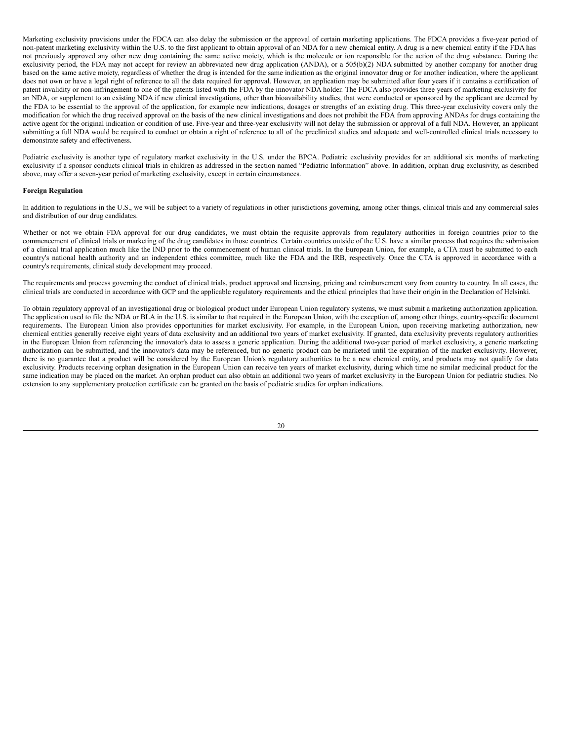Marketing exclusivity provisions under the FDCA can also delay the submission or the approval of certain marketing applications. The FDCA provides a five-year period of non-patent marketing exclusivity within the U.S. to the first applicant to obtain approval of an NDA for a new chemical entity. A drug is a new chemical entity if the FDA has not previously approved any other new drug containing the same active moiety, which is the molecule or ion responsible for the action of the drug substance. During the exclusivity period, the FDA may not accept for review an abbreviated new drug application (ANDA), or a 505(b)(2) NDA submitted by another company for another drug based on the same active moiety, regardless of whether the drug is intended for the same indication as the original innovator drug or for another indication, where the applicant does not own or have a legal right of reference to all the data required for approval. However, an application may be submitted after four years if it contains a certification of patent invalidity or non-infringement to one of the patents listed with the FDA by the innovator NDA holder. The FDCA also provides three years of marketing exclusivity for an NDA, or supplement to an existing NDA if new clinical investigations, other than bioavailability studies, that were conducted or sponsored by the applicant are deemed by the FDA to be essential to the approval of the application, for example new indications, dosages or strengths of an existing drug. This three-year exclusivity covers only the modification for which the drug received approval on the basis of the new clinical investigations and does not prohibit the FDA from approving ANDAs for drugs containing the active agent for the original indication or condition of use. Five-year and three-year exclusivity will not delay the submission or approval of a full NDA. However, an applicant submitting a full NDA would be required to conduct or obtain a right of reference to all of the preclinical studies and adequate and well-controlled clinical trials necessary to demonstrate safety and effectiveness.

Pediatric exclusivity is another type of regulatory market exclusivity in the U.S. under the BPCA. Pediatric exclusivity provides for an additional six months of marketing exclusivity if a sponsor conducts clinical trials in children as addressed in the section named "Pediatric Information" above. In addition, orphan drug exclusivity, as described above, may offer a seven-year period of marketing exclusivity, except in certain circumstances.

**Foreign Regulation**

In addition to regulations in the U.S., we will be subject to a variety of regulations in other jurisdictions governing, among other things, clinical trials and any commercial sales and distribution of our drug candidates.

Whether or not we obtain FDA approval for our drug candidates, we must obtain the requisite approvals from regulatory authorities in foreign countries prior to the commencement of clinical trials or marketing of the drug candidates in those countries. Certain countries outside of the U.S. have a similar process that requires the submission of a clinical trial application much like the IND prior to the commencement of human clinical trials. In the European Union, for example, a CTA must be submitted to each country's national health authority and an independent ethics committee, much like the FDA and the IRB, respectively. Once the CTA is approved in accordance with a country's requirements, clinical study development may proceed.

The requirements and process governing the conduct of clinical trials, product approval and licensing, pricing and reimbursement vary from country to country. In all cases, the clinical trials are conducted in accordance with GCP and the applicable regulatory requirements and the ethical principles that have their origin in the Declaration of Helsinki.

To obtain regulatory approval of an investigational drug or biological product under European Union regulatory systems, we must submit a marketing authorization application. The application used to file the NDA or BLA in the U.S. is similar to that required in the European Union, with the exception of, among other things, country-specific document requirements. The European Union also provides opportunities for market exclusivity. For example, in the European Union, upon receiving marketing authorization, new chemical entities generally receive eight years of data exclusivity and an additional two years of market exclusivity. If granted, data exclusivity prevents regulatory authorities in the European Union from referencing the innovator's data to assess a generic application. During the additional two-year period of market exclusivity, a generic marketing authorization can be submitted, and the innovator's data may be referenced, but no generic product can be marketed until the expiration of the market exclusivity. However, there is no guarantee that a product will be considered by the European Union's regulatory authorities to be a new chemical entity, and products may not qualify for data exclusivity. Products receiving orphan designation in the European Union can receive ten years of market exclusivity, during which time no similar medicinal product for the same indication may be placed on the market. An orphan product can also obtain an additional two years of market exclusivity in the European Union for pediatric studies. No extension to any supplementary protection certificate can be granted on the basis of pediatric studies for orphan indications.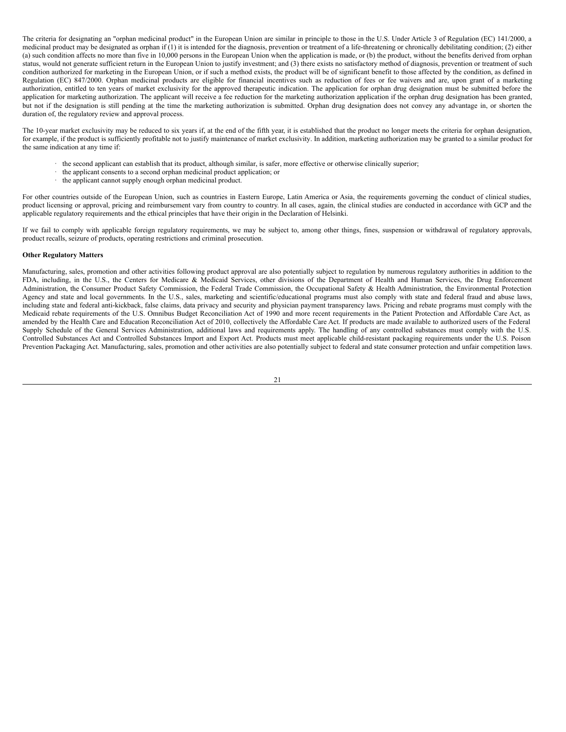The criteria for designating an "orphan medicinal product" in the European Union are similar in principle to those in the U.S. Under Article 3 of Regulation (EC) 141/2000, a medicinal product may be designated as orphan if (1) it is intended for the diagnosis, prevention or treatment of a life-threatening or chronically debilitating condition; (2) either (a) such condition affects no more than five in 10,000 persons in the European Union when the application is made, or (b) the product, without the benefits derived from orphan status, would not generate sufficient return in the European Union to justify investment; and (3) there exists no satisfactory method of diagnosis, prevention or treatment of such condition authorized for marketing in the European Union, or if such a method exists, the product will be of significant benefit to those affected by the condition, as defined in Regulation (EC) 847/2000. Orphan medicinal products are eligible for financial incentives such as reduction of fees or fee waivers and are, upon grant of a marketing authorization, entitled to ten years of market exclusivity for the approved therapeutic indication. The application for orphan drug designation must be submitted before the application for marketing authorization. The applicant will receive a fee reduction for the marketing authorization application if the orphan drug designation has been granted, but not if the designation is still pending at the time the marketing authorization is submitted. Orphan drug designation does not convey any advantage in, or shorten the duration of, the regulatory review and approval process.

The 10-year market exclusivity may be reduced to six years if, at the end of the fifth year, it is established that the product no longer meets the criteria for orphan designation, for example, if the product is sufficiently profitable not to justify maintenance of market exclusivity. In addition, marketing authorization may be granted to a similar product for the same indication at any time if:

- the second applicant can establish that its product, although similar, is safer, more effective or otherwise clinically superior;
- the applicant consents to a second orphan medicinal product application; or
- the applicant cannot supply enough orphan medicinal product.

For other countries outside of the European Union, such as countries in Eastern Europe, Latin America or Asia, the requirements governing the conduct of clinical studies, product licensing or approval, pricing and reimbursement vary from country to country. In all cases, again, the clinical studies are conducted in accordance with GCP and the applicable regulatory requirements and the ethical principles that have their origin in the Declaration of Helsinki.

If we fail to comply with applicable foreign regulatory requirements, we may be subject to, among other things, fines, suspension or withdrawal of regulatory approvals, product recalls, seizure of products, operating restrictions and criminal prosecution.

**Other Regulatory Matters**

Manufacturing, sales, promotion and other activities following product approval are also potentially subject to regulation by numerous regulatory authorities in addition to the FDA, including, in the U.S., the Centers for Medicare & Medicaid Services, other divisions of the Department of Health and Human Services, the Drug Enforcement Administration, the Consumer Product Safety Commission, the Federal Trade Commission, the Occupational Safety & Health Administration, the Environmental Protection Agency and state and local governments. In the U.S., sales, marketing and scientific/educational programs must also comply with state and federal fraud and abuse laws, including state and federal anti-kickback, false claims, data privacy and security and physician payment transparency laws. Pricing and rebate programs must comply with the Medicaid rebate requirements of the U.S. Omnibus Budget Reconciliation Act of 1990 and more recent requirements in the Patient Protection and Affordable Care Act, as amended by the Health Care and Education Reconciliation Act of 2010, collectively the Affordable Care Act. If products are made available to authorized users of the Federal Supply Schedule of the General Services Administration, additional laws and requirements apply. The handling of any controlled substances must comply with the U.S. Controlled Substances Act and Controlled Substances Import and Export Act. Products must meet applicable child-resistant packaging requirements under the U.S. Poison Prevention Packaging Act. Manufacturing, sales, promotion and other activities are also potentially subject to federal and state consumer protection and unfair competition laws.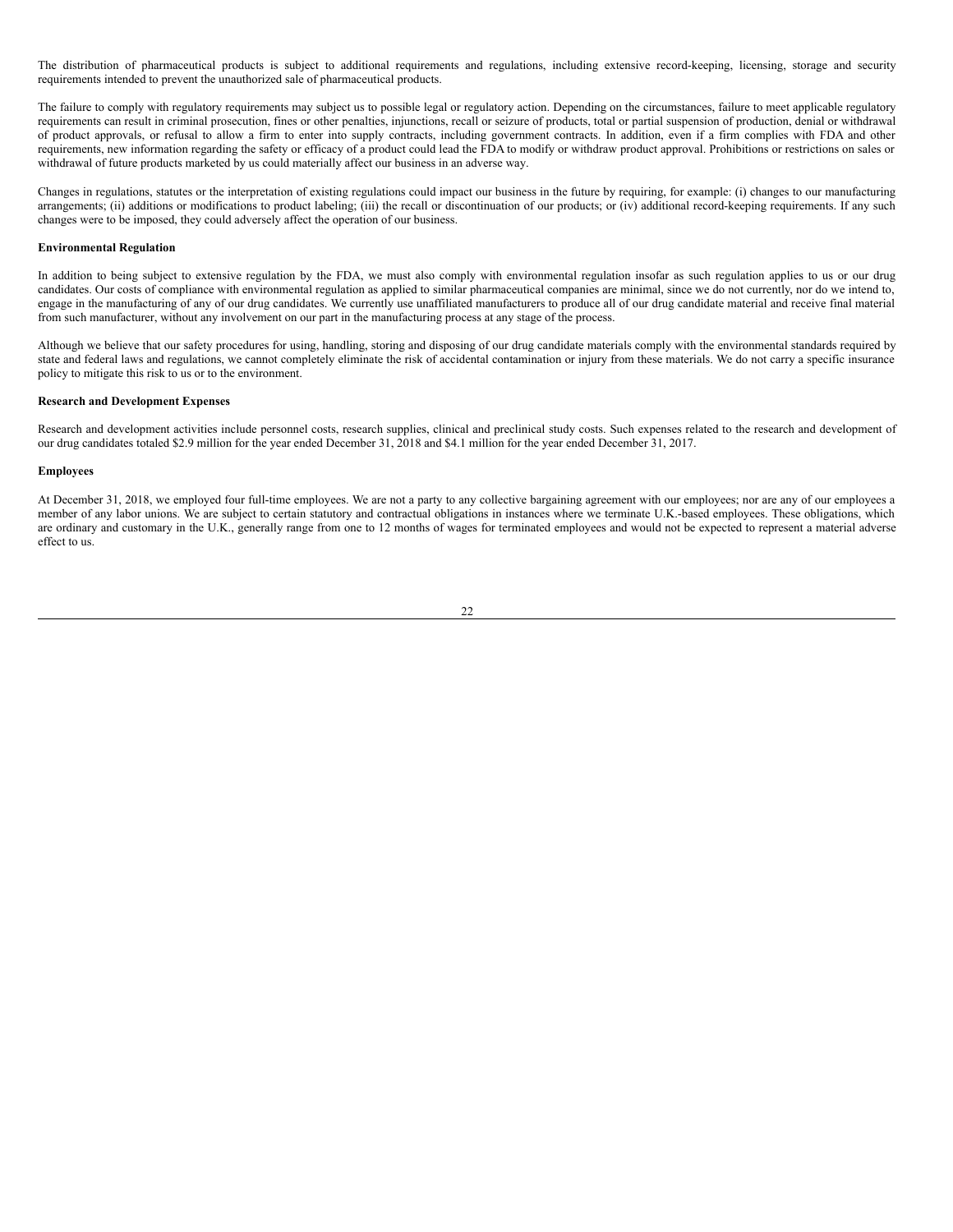The distribution of pharmaceutical products is subject to additional requirements and regulations, including extensive record-keeping, licensing, storage and security requirements intended to prevent the unauthorized sale of pharmaceutical products.

The failure to comply with regulatory requirements may subject us to possible legal or regulatory action. Depending on the circumstances, failure to meet applicable regulatory requirements can result in criminal prosecution, fines or other penalties, injunctions, recall or seizure of products, total or partial suspension of production, denial or withdrawal of product approvals, or refusal to allow a firm to enter into supply contracts, including government contracts. In addition, even if a firm complies with FDA and other requirements, new information regarding the safety or efficacy of a product could lead the FDA to modify or withdraw product approval. Prohibitions or restrictions on sales or withdrawal of future products marketed by us could materially affect our business in an adverse way.

Changes in regulations, statutes or the interpretation of existing regulations could impact our business in the future by requiring, for example: (i) changes to our manufacturing arrangements; (ii) additions or modifications to product labeling; (iii) the recall or discontinuation of our products; or (iv) additional record-keeping requirements. If any such changes were to be imposed, they could adversely affect the operation of our business.

**Environmental Regulation**

In addition to being subject to extensive regulation by the FDA, we must also comply with environmental regulation insofar as such regulation applies to us or our drug candidates. Our costs of compliance with environmental regulation as applied to similar pharmaceutical companies are minimal, since we do not currently, nor do we intend to, engage in the manufacturing of any of our drug candidates. We currently use unaffiliated manufacturers to produce all of our drug candidate material and receive final material from such manufacturer, without any involvement on our part in the manufacturing process at any stage of the process.

Although we believe that our safety procedures for using, handling, storing and disposing of our drug candidate materials comply with the environmental standards required by state and federal laws and regulations, we cannot completely eliminate the risk of accidental contamination or injury from these materials. We do not carry a specific insurance policy to mitigate this risk to us or to the environment.

**Research and Development Expenses**

Research and development activities include personnel costs, research supplies, clinical and preclinical study costs. Such expenses related to the research and development of our drug candidates totaled $2.9 million for the year ended December 31, 2018 and $4.1 million for the year ended December 31, 2017.

**Employees**

At December 31, 2018, we employed four full-time employees. We are not a party to any collective bargaining agreement with our employees; nor are any of our employees a member of any labor unions. We are subject to certain statutory and contractual obligations in instances where we terminate U.K.-based employees. These obligations, which are ordinary and customary in the U.K., generally range from one to 12 months of wages for terminated employees and would not be expected to represent a material adverse effect to us.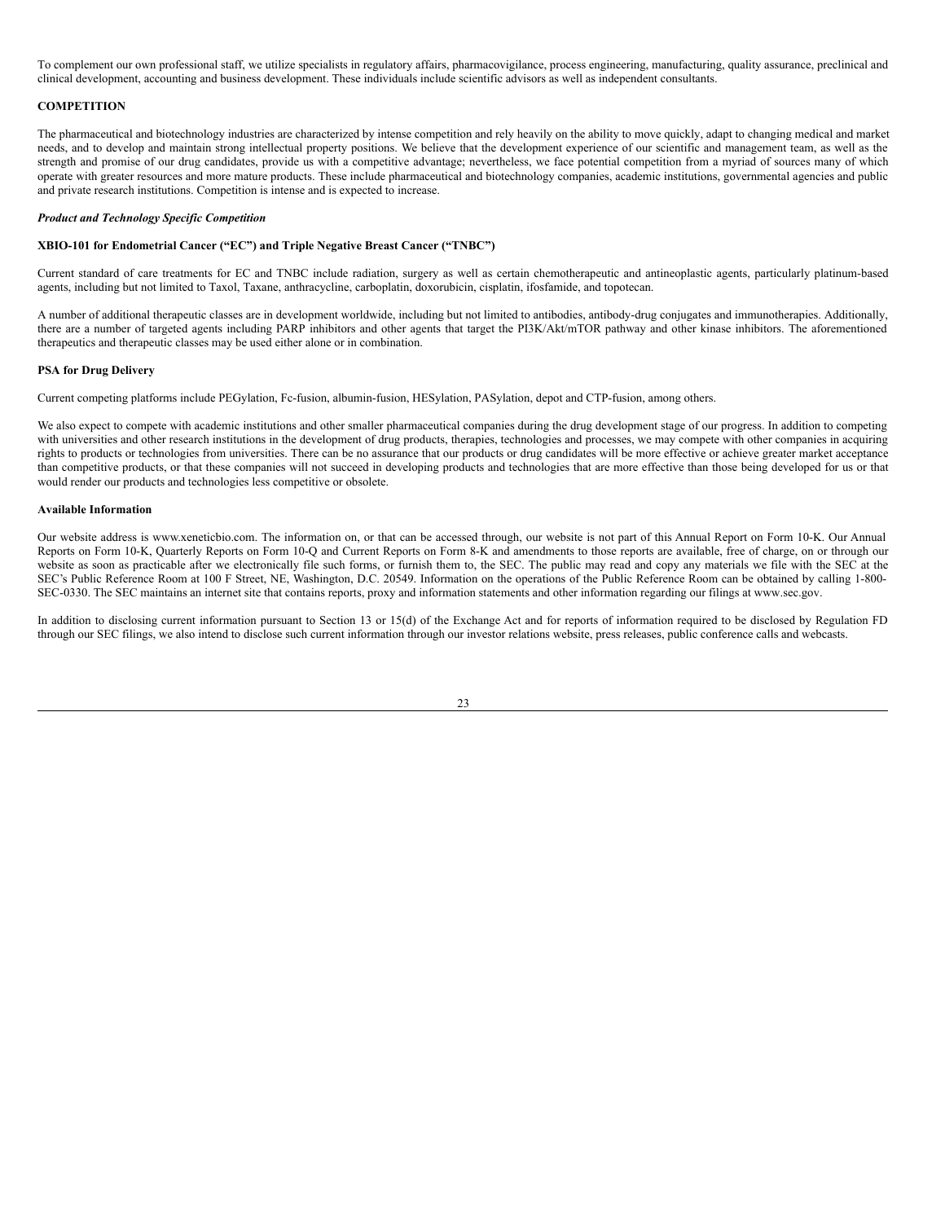To complement our own professional staff, we utilize specialists in regulatory affairs, pharmacovigilance, process engineering, manufacturing, quality assurance, preclinical and clinical development, accounting and business development. These individuals include scientific advisors as well as independent consultants.

## COMPETITION

The pharmaceutical and biotechnology industries are characterized by intense competition and rely heavily on the ability to move quickly, adapt to changing medical and market needs, and to develop and maintain strong intellectual property positions. We believe that the development experience of our scientific and management team, as well as the strength and promise of our drug candidates, provide us with a competitive advantage; nevertheless, we face potential competition from a myriad of sources many of which operate with greater resources and more mature products. These include pharmaceutical and biotechnology companies, academic institutions, governmental agencies and public and private research institutions. Competition is intense and is expected to increase.

***Product and Technology Specific Competition***

**XBIO-101 for Endometrial Cancer ("EC") and Triple Negative Breast Cancer ("TNBC")**

Current standard of care treatments for EC and TNBC include radiation, surgery as well as certain chemotherapeutic and antineoplastic agents, particularly platinum-based agents, including but not limited to Taxol, Taxane, anthracycline, carboplatin, doxorubicin, cisplatin, ifosfamide, and topotecan.

A number of additional therapeutic classes are in development worldwide, including but not limited to antibodies, antibody-drug conjugates and immunotherapies. Additionally, there are a number of targeted agents including PARP inhibitors and other agents that target the PI3K/Akt/mTOR pathway and other kinase inhibitors. The aforementioned therapeutics and therapeutic classes may be used either alone or in combination.

**PSA for Drug Delivery**

Current competing platforms include PEGylation, Fc-fusion, albumin-fusion, HESylation, PASylation, depot and CTP-fusion, among others.

We also expect to compete with academic institutions and other smaller pharmaceutical companies during the drug development stage of our progress. In addition to competing with universities and other research institutions in the development of drug products, therapies, technologies and processes, we may compete with other companies in acquiring rights to products or technologies from universities. There can be no assurance that our products or drug candidates will be more effective or achieve greater market acceptance than competitive products, or that these companies will not succeed in developing products and technologies that are more effective than those being developed for us or that would render our products and technologies less competitive or obsolete.

**Available Information**

Our website address is www.xeneticbio.com. The information on, or that can be accessed through, our website is not part of this Annual Report on Form 10-K. Our Annual Reports on Form 10-K, Quarterly Reports on Form 10-Q and Current Reports on Form 8-K and amendments to those reports are available, free of charge, on or through our website as soon as practicable after we electronically file such forms, or furnish them to, the SEC. The public may read and copy any materials we file with the SEC at the SEC's Public Reference Room at 100 F Street, NE, Washington, D.C. 20549. Information on the operations of the Public Reference Room can be obtained by calling 1-800-SEC-0330. The SEC maintains an internet site that contains reports, proxy and information statements and other information regarding our filings at www.sec.gov.

In addition to disclosing current information pursuant to Section 13 or 15(d) of the Exchange Act and for reports of information required to be disclosed by Regulation FD through our SEC filings, we also intend to disclose such current information through our investor relations website, press releases, public conference calls and webcasts.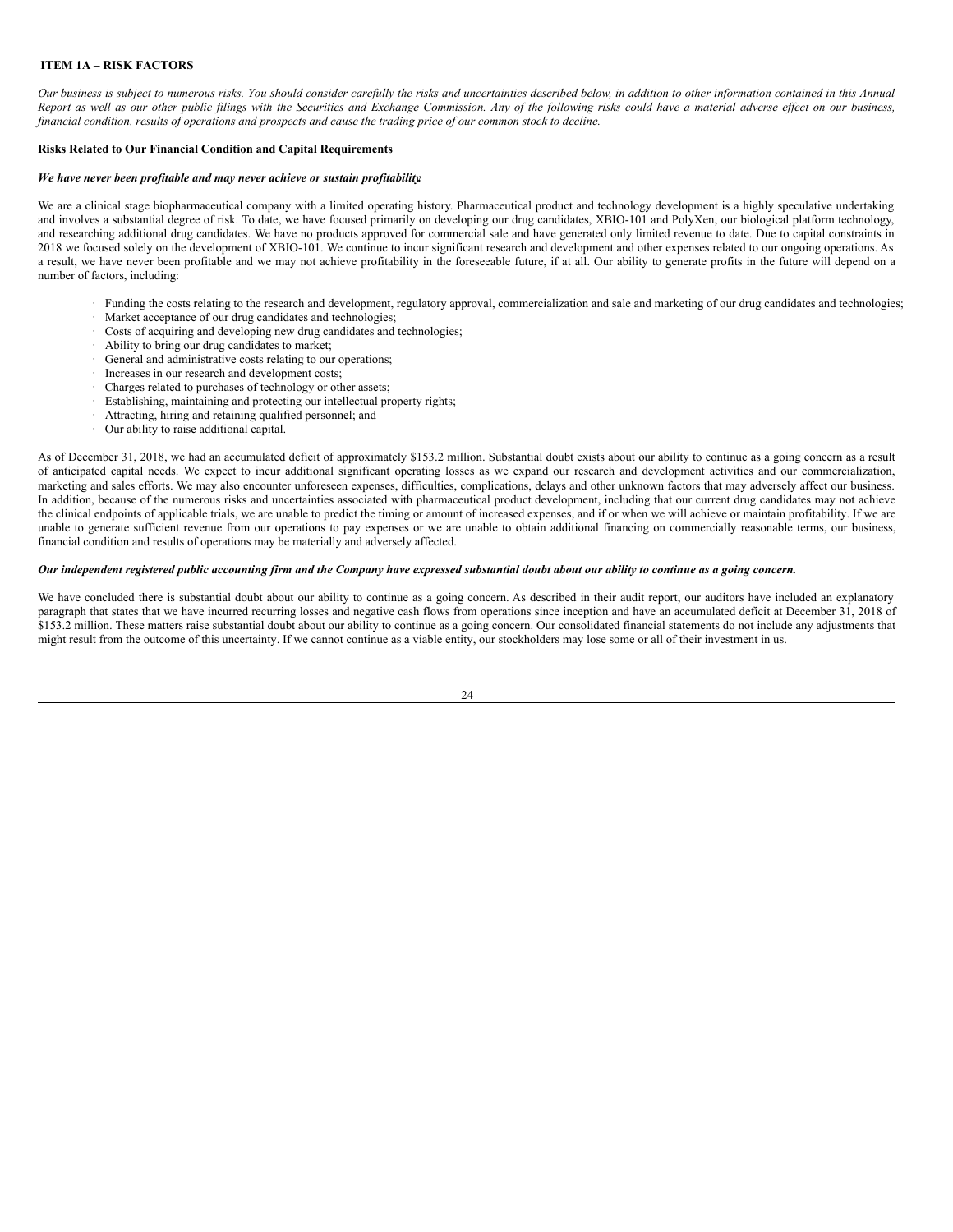## ITEM 1A – RISK FACTORS

*Our business is subject to numerous risks. You should consider carefully the risks and uncertainties described below, in addition to other information contained in this Annual Report as well as our other public filings with the Securities and Exchange Commission. Any of the following risks could have a material adverse effect on our business, financial condition, results of operations and prospects and cause the trading price of our common stock to decline.*

### Risks Related to Our Financial Condition and Capital Requirements

***We have never been profitable and may never achieve or sustain profitability.***

We are a clinical stage biopharmaceutical company with a limited operating history. Pharmaceutical product and technology development is a highly speculative undertaking and involves a substantial degree of risk. To date, we have focused primarily on developing our drug candidates, XBIO-101 and PolyXen, our biological platform technology, and researching additional drug candidates. We have no products approved for commercial sale and have generated only limited revenue to date. Due to capital constraints in 2018 we focused solely on the development of XBIO-101. We continue to incur significant research and development and other expenses related to our ongoing operations. As a result, we have never been profitable and we may not achieve profitability in the foreseeable future, if at all. Our ability to generate profits in the future will depend on a number of factors, including:

- Funding the costs relating to the research and development, regulatory approval, commercialization and sale and marketing of our drug candidates and technologies;
- Market acceptance of our drug candidates and technologies;
- Costs of acquiring and developing new drug candidates and technologies;
- Ability to bring our drug candidates to market;
- General and administrative costs relating to our operations;
- Increases in our research and development costs;
- Charges related to purchases of technology or other assets;
- Establishing, maintaining and protecting our intellectual property rights;
- Attracting, hiring and retaining qualified personnel; and
- Our ability to raise additional capital.

As of December 31, 2018, we had an accumulated deficit of approximately $153.2 million. Substantial doubt exists about our ability to continue as a going concern as a result of anticipated capital needs. We expect to incur additional significant operating losses as we expand our research and development activities and our commercialization, marketing and sales efforts. We may also encounter unforeseen expenses, difficulties, complications, delays and other unknown factors that may adversely affect our business. In addition, because of the numerous risks and uncertainties associated with pharmaceutical product development, including that our current drug candidates may not achieve the clinical endpoints of applicable trials, we are unable to predict the timing or amount of increased expenses, and if or when we will achieve or maintain profitability. If we are unable to generate sufficient revenue from our operations to pay expenses or we are unable to obtain additional financing on commercially reasonable terms, our business, financial condition and results of operations may be materially and adversely affected.

***Our independent registered public accounting firm and the Company have expressed substantial doubt about our ability to continue as a going concern.***

We have concluded there is substantial doubt about our ability to continue as a going concern. As described in their audit report, our auditors have included an explanatory paragraph that states that we have incurred recurring losses and negative cash flows from operations since inception and have an accumulated deficit at December 31, 2018 of $153.2 million. These matters raise substantial doubt about our ability to continue as a going concern. Our consolidated financial statements do not include any adjustments that might result from the outcome of this uncertainty. If we cannot continue as a viable entity, our stockholders may lose some or all of their investment in us.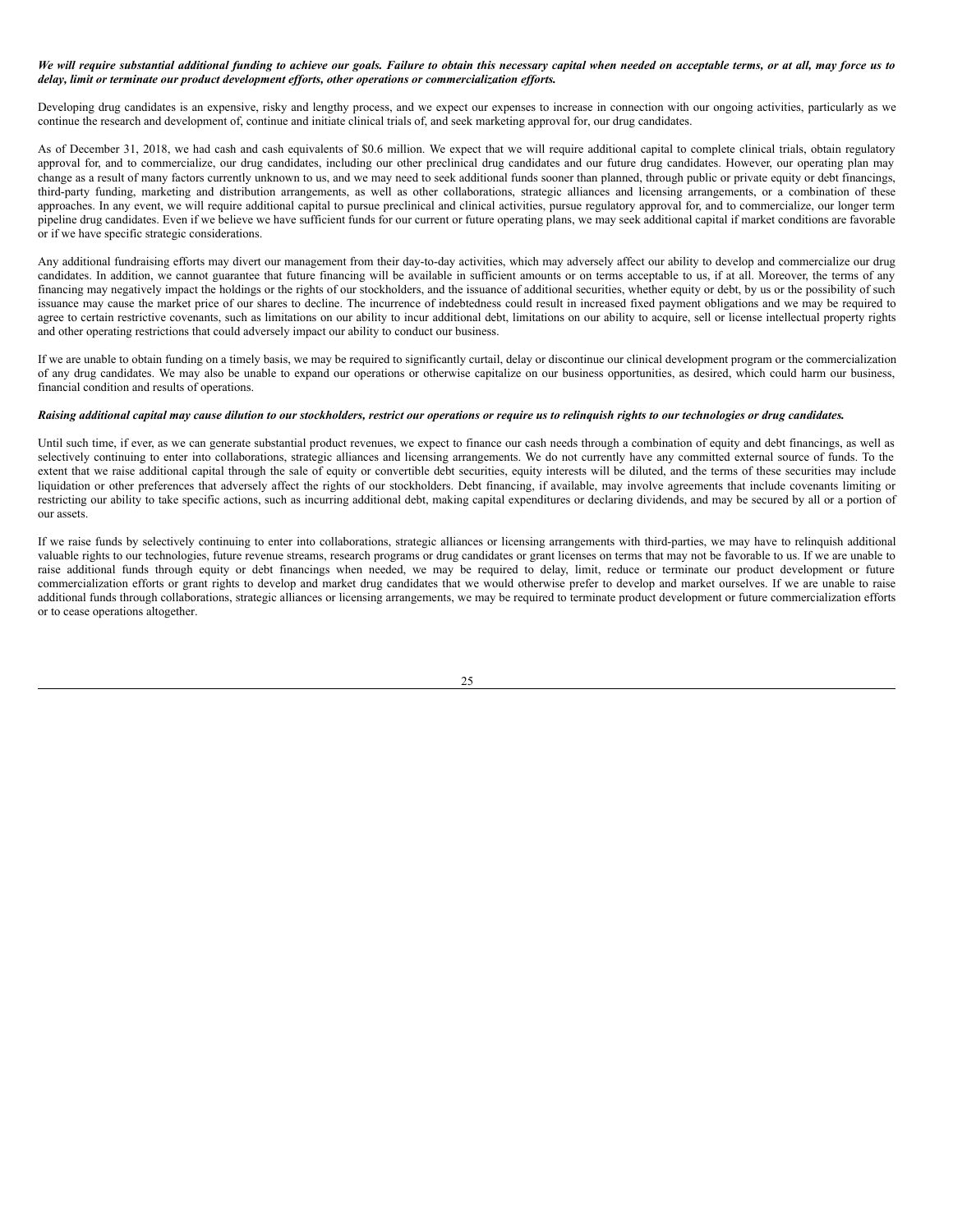***We will require substantial additional funding to achieve our goals. Failure to obtain this necessary capital when needed on acceptable terms, or at all, may force us to delay, limit or terminate our product development efforts, other operations or commercialization efforts.***

Developing drug candidates is an expensive, risky and lengthy process, and we expect our expenses to increase in connection with our ongoing activities, particularly as we continue the research and development of, continue and initiate clinical trials of, and seek marketing approval for, our drug candidates.

As of December 31, 2018, we had cash and cash equivalents of $0.6 million. We expect that we will require additional capital to complete clinical trials, obtain regulatory approval for, and to commercialize, our drug candidates, including our other preclinical drug candidates and our future drug candidates. However, our operating plan may change as a result of many factors currently unknown to us, and we may need to seek additional funds sooner than planned, through public or private equity or debt financings, third-party funding, marketing and distribution arrangements, as well as other collaborations, strategic alliances and licensing arrangements, or a combination of these approaches. In any event, we will require additional capital to pursue preclinical and clinical activities, pursue regulatory approval for, and to commercialize, our longer term pipeline drug candidates. Even if we believe we have sufficient funds for our current or future operating plans, we may seek additional capital if market conditions are favorable or if we have specific strategic considerations.

Any additional fundraising efforts may divert our management from their day-to-day activities, which may adversely affect our ability to develop and commercialize our drug candidates. In addition, we cannot guarantee that future financing will be available in sufficient amounts or on terms acceptable to us, if at all. Moreover, the terms of any financing may negatively impact the holdings or the rights of our stockholders, and the issuance of additional securities, whether equity or debt, by us or the possibility of such issuance may cause the market price of our shares to decline. The incurrence of indebtedness could result in increased fixed payment obligations and we may be required to agree to certain restrictive covenants, such as limitations on our ability to incur additional debt, limitations on our ability to acquire, sell or license intellectual property rights and other operating restrictions that could adversely impact our ability to conduct our business.

If we are unable to obtain funding on a timely basis, we may be required to significantly curtail, delay or discontinue our clinical development program or the commercialization of any drug candidates. We may also be unable to expand our operations or otherwise capitalize on our business opportunities, as desired, which could harm our business, financial condition and results of operations.

***Raising additional capital may cause dilution to our stockholders, restrict our operations or require us to relinquish rights to our technologies or drug candidates.***

Until such time, if ever, as we can generate substantial product revenues, we expect to finance our cash needs through a combination of equity and debt financings, as well as selectively continuing to enter into collaborations, strategic alliances and licensing arrangements. We do not currently have any committed external source of funds. To the extent that we raise additional capital through the sale of equity or convertible debt securities, equity interests will be diluted, and the terms of these securities may include liquidation or other preferences that adversely affect the rights of our stockholders. Debt financing, if available, may involve agreements that include covenants limiting or restricting our ability to take specific actions, such as incurring additional debt, making capital expenditures or declaring dividends, and may be secured by all or a portion of our assets.

If we raise funds by selectively continuing to enter into collaborations, strategic alliances or licensing arrangements with third-parties, we may have to relinquish additional valuable rights to our technologies, future revenue streams, research programs or drug candidates or grant licenses on terms that may not be favorable to us. If we are unable to raise additional funds through equity or debt financings when needed, we may be required to delay, limit, reduce or terminate our product development or future commercialization efforts or grant rights to develop and market drug candidates that we would otherwise prefer to develop and market ourselves. If we are unable to raise additional funds through collaborations, strategic alliances or licensing arrangements, we may be required to terminate product development or future commercialization efforts or to cease operations altogether.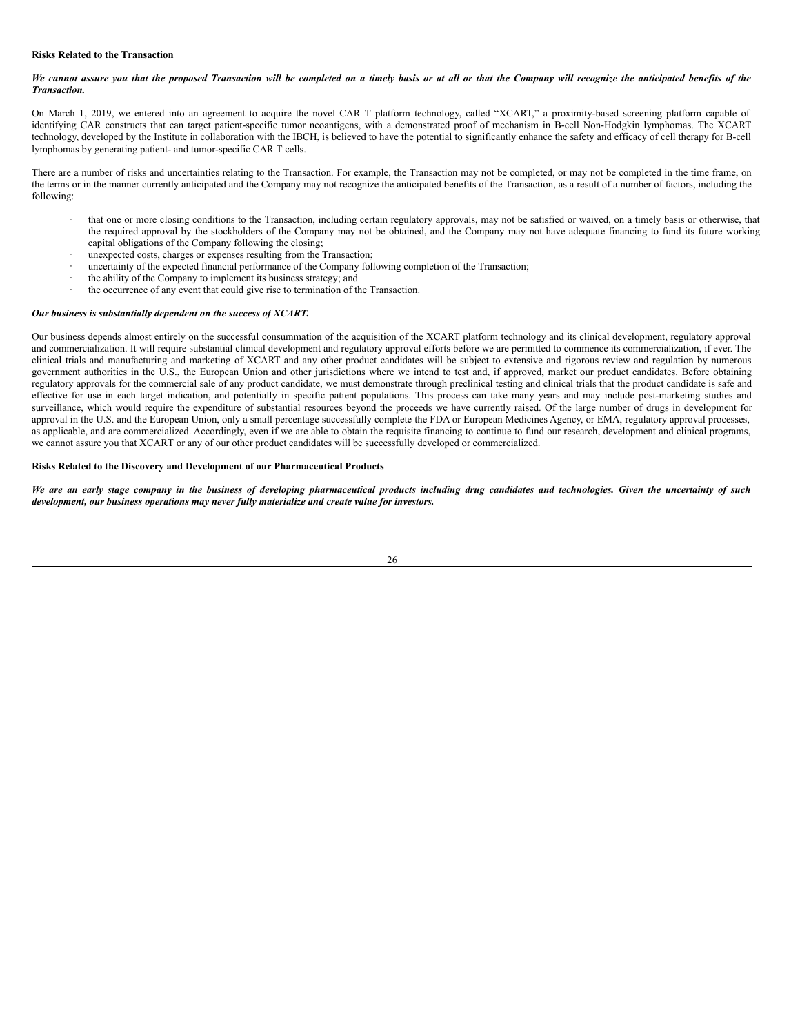**Risks Related to the Transaction**

***We cannot assure you that the proposed Transaction will be completed on a timely basis or at all or that the Company will recognize the anticipated benefits of the Transaction.***

On March 1, 2019, we entered into an agreement to acquire the novel CAR T platform technology, called "XCART," a proximity-based screening platform capable of identifying CAR constructs that can target patient-specific tumor neoantigens, with a demonstrated proof of mechanism in B-cell Non-Hodgkin lymphomas. The XCART technology, developed by the Institute in collaboration with the IBCH, is believed to have the potential to significantly enhance the safety and efficacy of cell therapy for B-cell lymphomas by generating patient- and tumor-specific CAR T cells.

There are a number of risks and uncertainties relating to the Transaction. For example, the Transaction may not be completed, or may not be completed in the time frame, on the terms or in the manner currently anticipated and the Company may not recognize the anticipated benefits of the Transaction, as a result of a number of factors, including the following:

- that one or more closing conditions to the Transaction, including certain regulatory approvals, may not be satisfied or waived, on a timely basis or otherwise, that the required approval by the stockholders of the Company may not be obtained, and the Company may not have adequate financing to fund its future working capital obligations of the Company following the closing;
- unexpected costs, charges or expenses resulting from the Transaction;
- uncertainty of the expected financial performance of the Company following completion of the Transaction;
- the ability of the Company to implement its business strategy; and
- the occurrence of any event that could give rise to termination of the Transaction.

***Our business is substantially dependent on the success of XCART.***

Our business depends almost entirely on the successful consummation of the acquisition of the XCART platform technology and its clinical development, regulatory approval and commercialization. It will require substantial clinical development and regulatory approval efforts before we are permitted to commence its commercialization, if ever. The clinical trials and manufacturing and marketing of XCART and any other product candidates will be subject to extensive and rigorous review and regulation by numerous government authorities in the U.S., the European Union and other jurisdictions where we intend to test and, if approved, market our product candidates. Before obtaining regulatory approvals for the commercial sale of any product candidate, we must demonstrate through preclinical testing and clinical trials that the product candidate is safe and effective for use in each target indication, and potentially in specific patient populations. This process can take many years and may include post-marketing studies and surveillance, which would require the expenditure of substantial resources beyond the proceeds we have currently raised. Of the large number of drugs in development for approval in the U.S. and the European Union, only a small percentage successfully complete the FDA or European Medicines Agency, or EMA, regulatory approval processes, as applicable, and are commercialized. Accordingly, even if we are able to obtain the requisite financing to continue to fund our research, development and clinical programs, we cannot assure you that XCART or any of our other product candidates will be successfully developed or commercialized.

**Risks Related to the Discovery and Development of our Pharmaceutical Products**

***We are an early stage company in the business of developing pharmaceutical products including drug candidates and technologies. Given the uncertainty of such development, our business operations may never fully materialize and create value for investors.***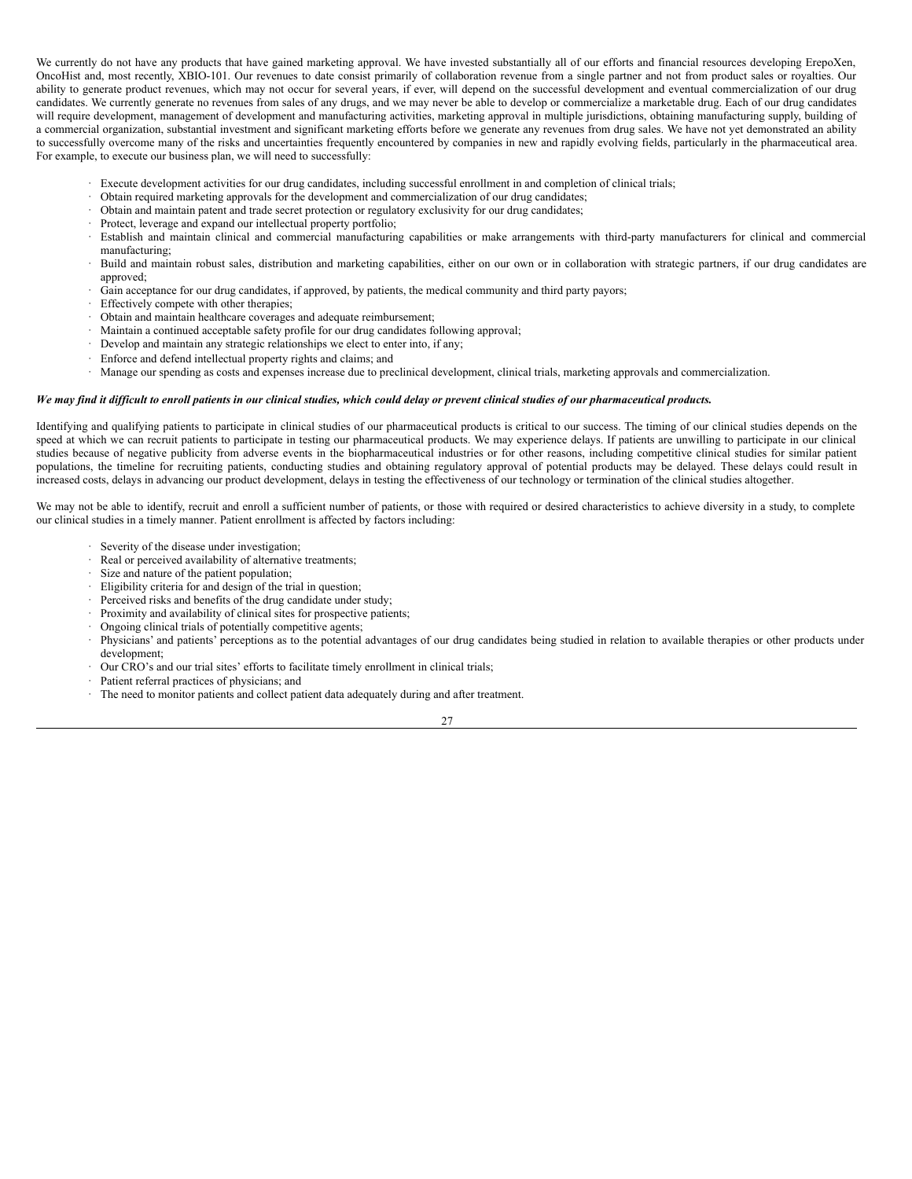We currently do not have any products that have gained marketing approval. We have invested substantially all of our efforts and financial resources developing ErepoXen, OncoHist and, most recently, XBIO-101. Our revenues to date consist primarily of collaboration revenue from a single partner and not from product sales or royalties. Our ability to generate product revenues, which may not occur for several years, if ever, will depend on the successful development and eventual commercialization of our drug candidates. We currently generate no revenues from sales of any drugs, and we may never be able to develop or commercialize a marketable drug. Each of our drug candidates will require development, management of development and manufacturing activities, marketing approval in multiple jurisdictions, obtaining manufacturing supply, building of a commercial organization, substantial investment and significant marketing efforts before we generate any revenues from drug sales. We have not yet demonstrated an ability to successfully overcome many of the risks and uncertainties frequently encountered by companies in new and rapidly evolving fields, particularly in the pharmaceutical area. For example, to execute our business plan, we will need to successfully:

- Execute development activities for our drug candidates, including successful enrollment in and completion of clinical trials;
- Obtain required marketing approvals for the development and commercialization of our drug candidates;
- Obtain and maintain patent and trade secret protection or regulatory exclusivity for our drug candidates;
- Protect, leverage and expand our intellectual property portfolio;
- Establish and maintain clinical and commercial manufacturing capabilities or make arrangements with third-party manufacturers for clinical and commercial manufacturing;
- Build and maintain robust sales, distribution and marketing capabilities, either on our own or in collaboration with strategic partners, if our drug candidates are approved;
- Gain acceptance for our drug candidates, if approved, by patients, the medical community and third party payors;
- Effectively compete with other therapies;
- Obtain and maintain healthcare coverages and adequate reimbursement;
- Maintain a continued acceptable safety profile for our drug candidates following approval;
- Develop and maintain any strategic relationships we elect to enter into, if any;
- Enforce and defend intellectual property rights and claims; and
- Manage our spending as costs and expenses increase due to preclinical development, clinical trials, marketing approvals and commercialization.

***We may find it difficult to enroll patients in our clinical studies, which could delay or prevent clinical studies of our pharmaceutical products.***

Identifying and qualifying patients to participate in clinical studies of our pharmaceutical products is critical to our success. The timing of our clinical studies depends on the speed at which we can recruit patients to participate in testing our pharmaceutical products. We may experience delays. If patients are unwilling to participate in our clinical studies because of negative publicity from adverse events in the biopharmaceutical industries or for other reasons, including competitive clinical studies for similar patient populations, the timeline for recruiting patients, conducting studies and obtaining regulatory approval of potential products may be delayed. These delays could result in increased costs, delays in advancing our product development, delays in testing the effectiveness of our technology or termination of the clinical studies altogether.

We may not be able to identify, recruit and enroll a sufficient number of patients, or those with required or desired characteristics to achieve diversity in a study, to complete our clinical studies in a timely manner. Patient enrollment is affected by factors including:

- Severity of the disease under investigation;
- Real or perceived availability of alternative treatments;
- Size and nature of the patient population;
- Eligibility criteria for and design of the trial in question;
- Perceived risks and benefits of the drug candidate under study;
- Proximity and availability of clinical sites for prospective patients;
- Ongoing clinical trials of potentially competitive agents;
- Physicians' and patients' perceptions as to the potential advantages of our drug candidates being studied in relation to available therapies or other products under development;
- Our CRO's and our trial sites' efforts to facilitate timely enrollment in clinical trials;
- Patient referral practices of physicians; and
- The need to monitor patients and collect patient data adequately during and after treatment.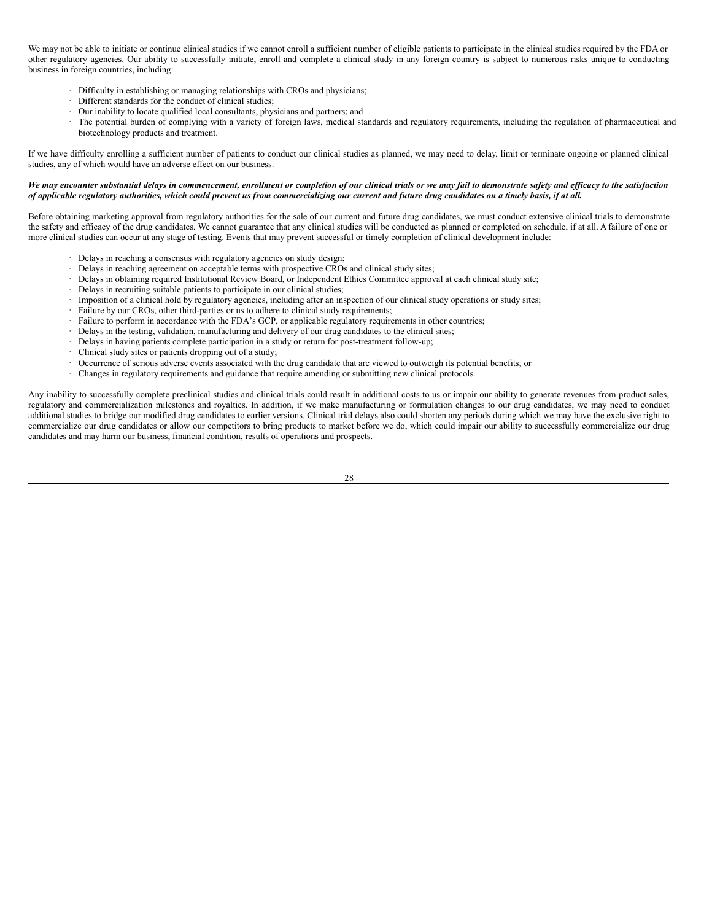We may not be able to initiate or continue clinical studies if we cannot enroll a sufficient number of eligible patients to participate in the clinical studies required by the FDA or other regulatory agencies. Our ability to successfully initiate, enroll and complete a clinical study in any foreign country is subject to numerous risks unique to conducting business in foreign countries, including:

- Difficulty in establishing or managing relationships with CROs and physicians;
- Different standards for the conduct of clinical studies;
- Our inability to locate qualified local consultants, physicians and partners; and
- The potential burden of complying with a variety of foreign laws, medical standards and regulatory requirements, including the regulation of pharmaceutical and biotechnology products and treatment.

If we have difficulty enrolling a sufficient number of patients to conduct our clinical studies as planned, we may need to delay, limit or terminate ongoing or planned clinical studies, any of which would have an adverse effect on our business.

***We may encounter substantial delays in commencement, enrollment or completion of our clinical trials or we may fail to demonstrate safety and efficacy to the satisfaction of applicable regulatory authorities, which could prevent us from commercializing our current and future drug candidates on a timely basis, if at all.***

Before obtaining marketing approval from regulatory authorities for the sale of our current and future drug candidates, we must conduct extensive clinical trials to demonstrate the safety and efficacy of the drug candidates. We cannot guarantee that any clinical studies will be conducted as planned or completed on schedule, if at all. A failure of one or more clinical studies can occur at any stage of testing. Events that may prevent successful or timely completion of clinical development include:

- Delays in reaching a consensus with regulatory agencies on study design;
- Delays in reaching agreement on acceptable terms with prospective CROs and clinical study sites;
- Delays in obtaining required Institutional Review Board, or Independent Ethics Committee approval at each clinical study site;
- Delays in recruiting suitable patients to participate in our clinical studies;
- Imposition of a clinical hold by regulatory agencies, including after an inspection of our clinical study operations or study sites;
- Failure by our CROs, other third-parties or us to adhere to clinical study requirements;
- Failure to perform in accordance with the FDA's GCP, or applicable regulatory requirements in other countries;
- Delays in the testing, validation, manufacturing and delivery of our drug candidates to the clinical sites;
- Delays in having patients complete participation in a study or return for post-treatment follow-up;
- Clinical study sites or patients dropping out of a study;
- Occurrence of serious adverse events associated with the drug candidate that are viewed to outweigh its potential benefits; or
- Changes in regulatory requirements and guidance that require amending or submitting new clinical protocols.

Any inability to successfully complete preclinical studies and clinical trials could result in additional costs to us or impair our ability to generate revenues from product sales, regulatory and commercialization milestones and royalties. In addition, if we make manufacturing or formulation changes to our drug candidates, we may need to conduct additional studies to bridge our modified drug candidates to earlier versions. Clinical trial delays also could shorten any periods during which we may have the exclusive right to commercialize our drug candidates or allow our competitors to bring products to market before we do, which could impair our ability to successfully commercialize our drug candidates and may harm our business, financial condition, results of operations and prospects.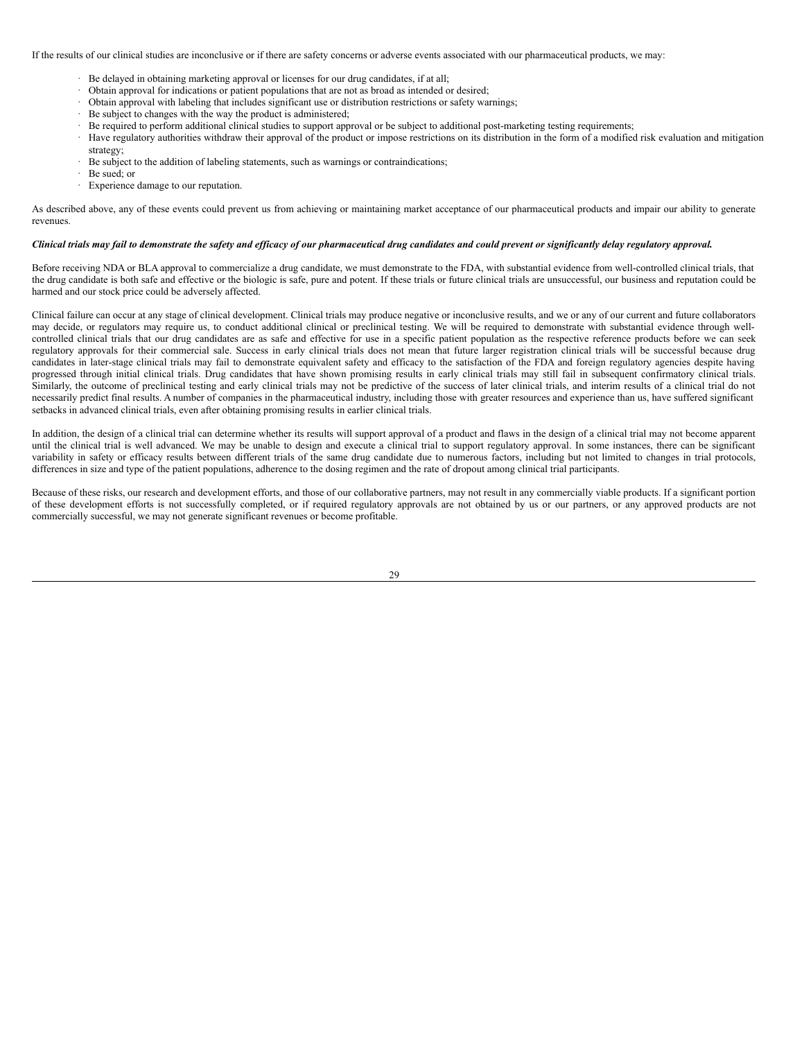If the results of our clinical studies are inconclusive or if there are safety concerns or adverse events associated with our pharmaceutical products, we may:

- Be delayed in obtaining marketing approval or licenses for our drug candidates, if at all;
- Obtain approval for indications or patient populations that are not as broad as intended or desired;
- Obtain approval with labeling that includes significant use or distribution restrictions or safety warnings;
- Be subject to changes with the way the product is administered;
- Be required to perform additional clinical studies to support approval or be subject to additional post-marketing testing requirements;
- Have regulatory authorities withdraw their approval of the product or impose restrictions on its distribution in the form of a modified risk evaluation and mitigation strategy;
- Be subject to the addition of labeling statements, such as warnings or contraindications;
- Be sued; or
- Experience damage to our reputation.

As described above, any of these events could prevent us from achieving or maintaining market acceptance of our pharmaceutical products and impair our ability to generate revenues.

***Clinical trials may fail to demonstrate the safety and efficacy of our pharmaceutical drug candidates and could prevent or significantly delay regulatory approval.***

Before receiving NDA or BLA approval to commercialize a drug candidate, we must demonstrate to the FDA, with substantial evidence from well-controlled clinical trials, that the drug candidate is both safe and effective or the biologic is safe, pure and potent. If these trials or future clinical trials are unsuccessful, our business and reputation could be harmed and our stock price could be adversely affected.

Clinical failure can occur at any stage of clinical development. Clinical trials may produce negative or inconclusive results, and we or any of our current and future collaborators may decide, or regulators may require us, to conduct additional clinical or preclinical testing. We will be required to demonstrate with substantial evidence through well-controlled clinical trials that our drug candidates are as safe and effective for use in a specific patient population as the respective reference products before we can seek regulatory approvals for their commercial sale. Success in early clinical trials does not mean that future larger registration clinical trials will be successful because drug candidates in later-stage clinical trials may fail to demonstrate equivalent safety and efficacy to the satisfaction of the FDA and foreign regulatory agencies despite having progressed through initial clinical trials. Drug candidates that have shown promising results in early clinical trials may still fail in subsequent confirmatory clinical trials. Similarly, the outcome of preclinical testing and early clinical trials may not be predictive of the success of later clinical trials, and interim results of a clinical trial do not necessarily predict final results. A number of companies in the pharmaceutical industry, including those with greater resources and experience than us, have suffered significant setbacks in advanced clinical trials, even after obtaining promising results in earlier clinical trials.

In addition, the design of a clinical trial can determine whether its results will support approval of a product and flaws in the design of a clinical trial may not become apparent until the clinical trial is well advanced. We may be unable to design and execute a clinical trial to support regulatory approval. In some instances, there can be significant variability in safety or efficacy results between different trials of the same drug candidate due to numerous factors, including but not limited to changes in trial protocols, differences in size and type of the patient populations, adherence to the dosing regimen and the rate of dropout among clinical trial participants.

Because of these risks, our research and development efforts, and those of our collaborative partners, may not result in any commercially viable products. If a significant portion of these development efforts is not successfully completed, or if required regulatory approvals are not obtained by us or our partners, or any approved products are not commercially successful, we may not generate significant revenues or become profitable.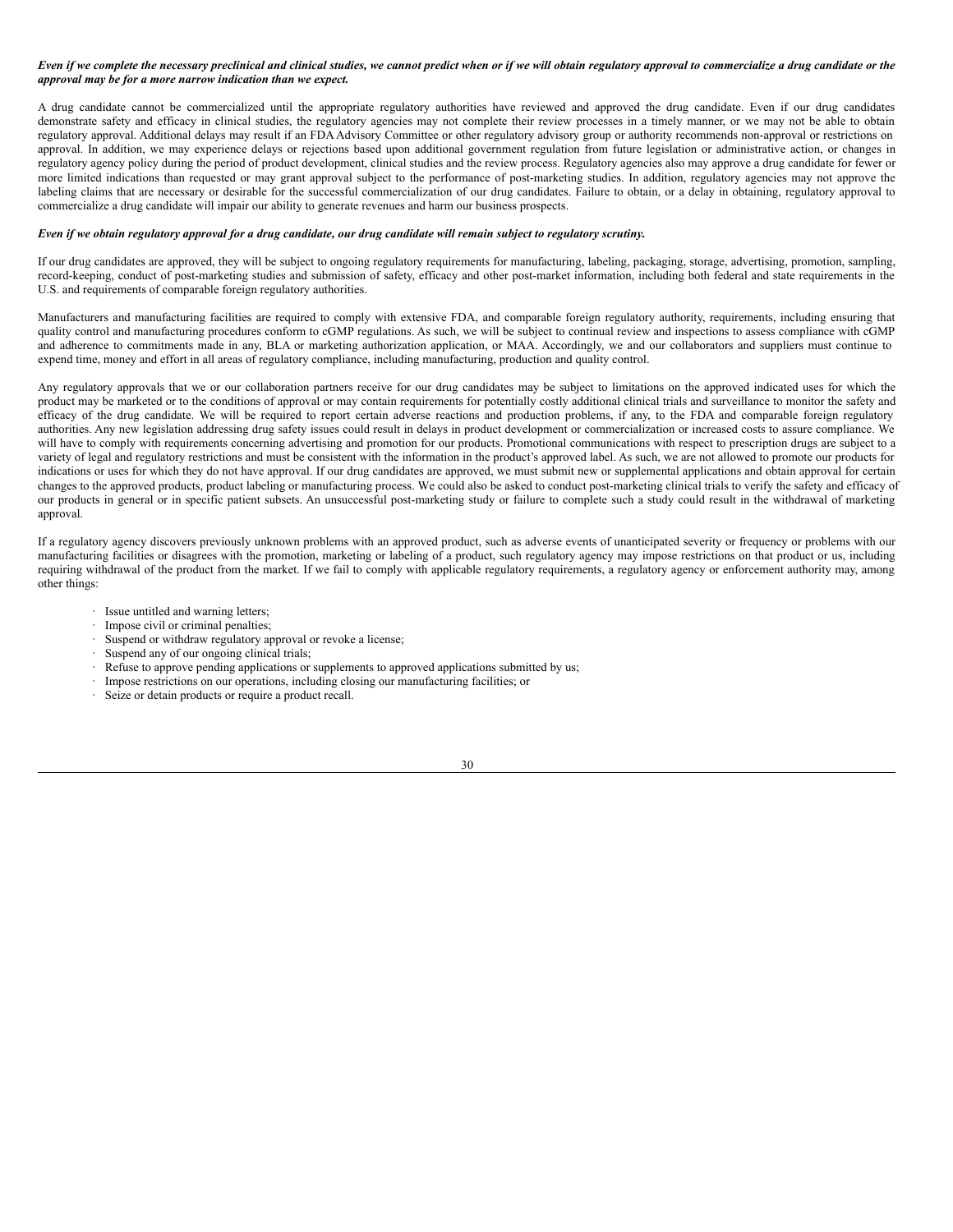***Even if we complete the necessary preclinical and clinical studies, we cannot predict when or if we will obtain regulatory approval to commercialize a drug candidate or the approval may be for a more narrow indication than we expect.***

A drug candidate cannot be commercialized until the appropriate regulatory authorities have reviewed and approved the drug candidate. Even if our drug candidates demonstrate safety and efficacy in clinical studies, the regulatory agencies may not complete their review processes in a timely manner, or we may not be able to obtain regulatory approval. Additional delays may result if an FDA Advisory Committee or other regulatory advisory group or authority recommends non-approval or restrictions on approval. In addition, we may experience delays or rejections based upon additional government regulation from future legislation or administrative action, or changes in regulatory agency policy during the period of product development, clinical studies and the review process. Regulatory agencies also may approve a drug candidate for fewer or more limited indications than requested or may grant approval subject to the performance of post-marketing studies. In addition, regulatory agencies may not approve the labeling claims that are necessary or desirable for the successful commercialization of our drug candidates. Failure to obtain, or a delay in obtaining, regulatory approval to commercialize a drug candidate will impair our ability to generate revenues and harm our business prospects.

***Even if we obtain regulatory approval for a drug candidate, our drug candidate will remain subject to regulatory scrutiny.***

If our drug candidates are approved, they will be subject to ongoing regulatory requirements for manufacturing, labeling, packaging, storage, advertising, promotion, sampling, record-keeping, conduct of post-marketing studies and submission of safety, efficacy and other post-market information, including both federal and state requirements in the U.S. and requirements of comparable foreign regulatory authorities.

Manufacturers and manufacturing facilities are required to comply with extensive FDA, and comparable foreign regulatory authority, requirements, including ensuring that quality control and manufacturing procedures conform to cGMP regulations. As such, we will be subject to continual review and inspections to assess compliance with cGMP and adherence to commitments made in any, BLA or marketing authorization application, or MAA. Accordingly, we and our collaborators and suppliers must continue to expend time, money and effort in all areas of regulatory compliance, including manufacturing, production and quality control.

Any regulatory approvals that we or our collaboration partners receive for our drug candidates may be subject to limitations on the approved indicated uses for which the product may be marketed or to the conditions of approval or may contain requirements for potentially costly additional clinical trials and surveillance to monitor the safety and efficacy of the drug candidate. We will be required to report certain adverse reactions and production problems, if any, to the FDA and comparable foreign regulatory authorities. Any new legislation addressing drug safety issues could result in delays in product development or commercialization or increased costs to assure compliance. We will have to comply with requirements concerning advertising and promotion for our products. Promotional communications with respect to prescription drugs are subject to a variety of legal and regulatory restrictions and must be consistent with the information in the product's approved label. As such, we are not allowed to promote our products for indications or uses for which they do not have approval. If our drug candidates are approved, we must submit new or supplemental applications and obtain approval for certain changes to the approved products, product labeling or manufacturing process. We could also be asked to conduct post-marketing clinical trials to verify the safety and efficacy of our products in general or in specific patient subsets. An unsuccessful post-marketing study or failure to complete such a study could result in the withdrawal of marketing approval.

If a regulatory agency discovers previously unknown problems with an approved product, such as adverse events of unanticipated severity or frequency or problems with our manufacturing facilities or disagrees with the promotion, marketing or labeling of a product, such regulatory agency may impose restrictions on that product or us, including requiring withdrawal of the product from the market. If we fail to comply with applicable regulatory requirements, a regulatory agency or enforcement authority may, among other things:

- Issue untitled and warning letters;
- Impose civil or criminal penalties;
- Suspend or withdraw regulatory approval or revoke a license;
- Suspend any of our ongoing clinical trials;
- Refuse to approve pending applications or supplements to approved applications submitted by us;
- Impose restrictions on our operations, including closing our manufacturing facilities; or
- Seize or detain products or require a product recall.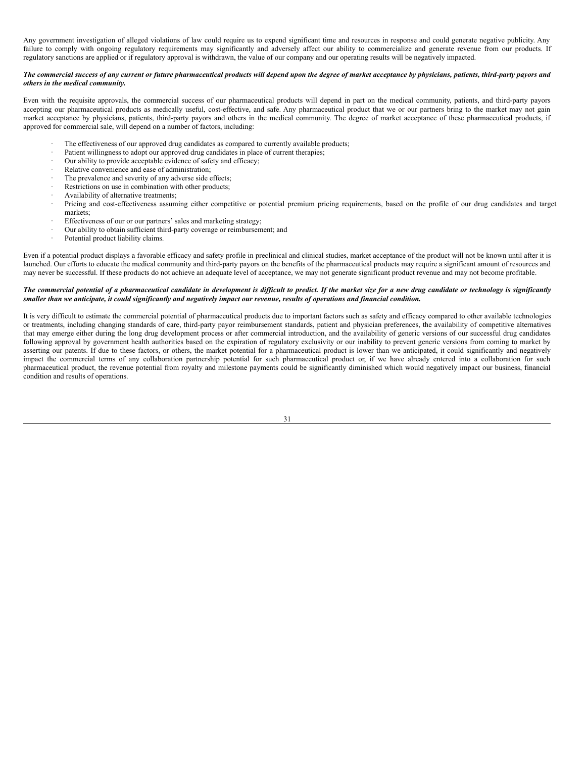Any government investigation of alleged violations of law could require us to expend significant time and resources in response and could generate negative publicity. Any failure to comply with ongoing regulatory requirements may significantly and adversely affect our ability to commercialize and generate revenue from our products. If regulatory sanctions are applied or if regulatory approval is withdrawn, the value of our company and our operating results will be negatively impacted.

***The commercial success of any current or future pharmaceutical products will depend upon the degree of market acceptance by physicians, patients, third-party payors and others in the medical community.***

Even with the requisite approvals, the commercial success of our pharmaceutical products will depend in part on the medical community, patients, and third-party payors accepting our pharmaceutical products as medically useful, cost-effective, and safe. Any pharmaceutical product that we or our partners bring to the market may not gain market acceptance by physicians, patients, third-party payors and others in the medical community. The degree of market acceptance of these pharmaceutical products, if approved for commercial sale, will depend on a number of factors, including:

- The effectiveness of our approved drug candidates as compared to currently available products;
- Patient willingness to adopt our approved drug candidates in place of current therapies;
- Our ability to provide acceptable evidence of safety and efficacy;
- Relative convenience and ease of administration;
- The prevalence and severity of any adverse side effects;
- Restrictions on use in combination with other products;
- Availability of alternative treatments;
- Pricing and cost-effectiveness assuming either competitive or potential premium pricing requirements, based on the profile of our drug candidates and target markets;
- Effectiveness of our or our partners' sales and marketing strategy;
- Our ability to obtain sufficient third-party coverage or reimbursement; and
- Potential product liability claims.

Even if a potential product displays a favorable efficacy and safety profile in preclinical and clinical studies, market acceptance of the product will not be known until after it is launched. Our efforts to educate the medical community and third-party payors on the benefits of the pharmaceutical products may require a significant amount of resources and may never be successful. If these products do not achieve an adequate level of acceptance, we may not generate significant product revenue and may not become profitable.

***The commercial potential of a pharmaceutical candidate in development is difficult to predict. If the market size for a new drug candidate or technology is significantly smaller than we anticipate, it could significantly and negatively impact our revenue, results of operations and financial condition.***

It is very difficult to estimate the commercial potential of pharmaceutical products due to important factors such as safety and efficacy compared to other available technologies or treatments, including changing standards of care, third-party payor reimbursement standards, patient and physician preferences, the availability of competitive alternatives that may emerge either during the long drug development process or after commercial introduction, and the availability of generic versions of our successful drug candidates following approval by government health authorities based on the expiration of regulatory exclusivity or our inability to prevent generic versions from coming to market by asserting our patents. If due to these factors, or others, the market potential for a pharmaceutical product is lower than we anticipated, it could significantly and negatively impact the commercial terms of any collaboration partnership potential for such pharmaceutical product or, if we have already entered into a collaboration for such pharmaceutical product, the revenue potential from royalty and milestone payments could be significantly diminished which would negatively impact our business, financial condition and results of operations.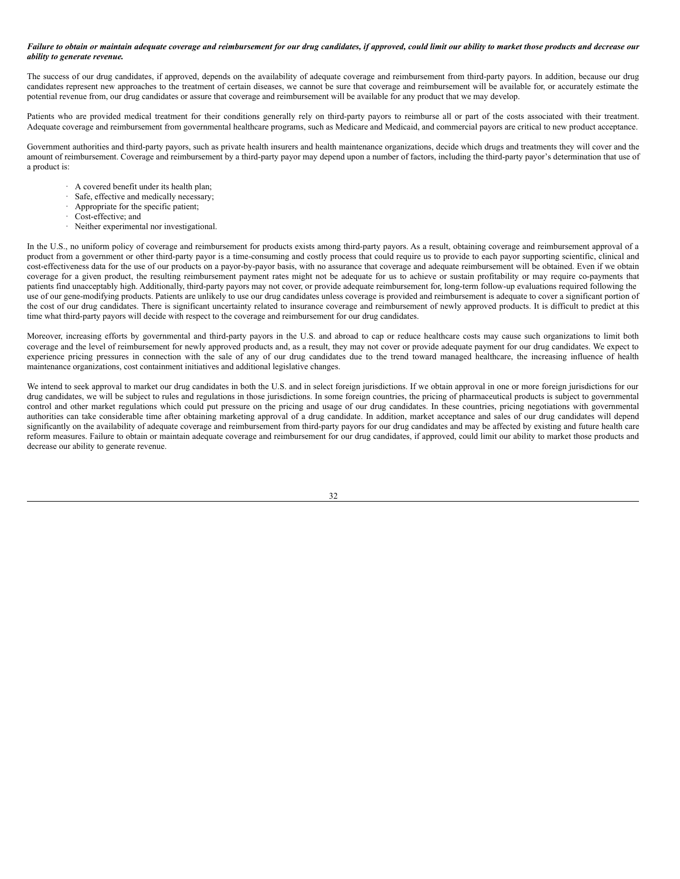***Failure to obtain or maintain adequate coverage and reimbursement for our drug candidates, if approved, could limit our ability to market those products and decrease our ability to generate revenue.***

The success of our drug candidates, if approved, depends on the availability of adequate coverage and reimbursement from third-party payors. In addition, because our drug candidates represent new approaches to the treatment of certain diseases, we cannot be sure that coverage and reimbursement will be available for, or accurately estimate the potential revenue from, our drug candidates or assure that coverage and reimbursement will be available for any product that we may develop.

Patients who are provided medical treatment for their conditions generally rely on third-party payors to reimburse all or part of the costs associated with their treatment. Adequate coverage and reimbursement from governmental healthcare programs, such as Medicare and Medicaid, and commercial payors are critical to new product acceptance.

Government authorities and third-party payors, such as private health insurers and health maintenance organizations, decide which drugs and treatments they will cover and the amount of reimbursement. Coverage and reimbursement by a third-party payor may depend upon a number of factors, including the third-party payor's determination that use of a product is:

- A covered benefit under its health plan;
- Safe, effective and medically necessary;
- Appropriate for the specific patient;
- Cost-effective; and
- Neither experimental nor investigational.

In the U.S., no uniform policy of coverage and reimbursement for products exists among third-party payors. As a result, obtaining coverage and reimbursement approval of a product from a government or other third-party payor is a time-consuming and costly process that could require us to provide to each payor supporting scientific, clinical and cost-effectiveness data for the use of our products on a payor-by-payor basis, with no assurance that coverage and adequate reimbursement will be obtained. Even if we obtain coverage for a given product, the resulting reimbursement payment rates might not be adequate for us to achieve or sustain profitability or may require co-payments that patients find unacceptably high. Additionally, third-party payors may not cover, or provide adequate reimbursement for, long-term follow-up evaluations required following the use of our gene-modifying products. Patients are unlikely to use our drug candidates unless coverage is provided and reimbursement is adequate to cover a significant portion of the cost of our drug candidates. There is significant uncertainty related to insurance coverage and reimbursement of newly approved products. It is difficult to predict at this time what third-party payors will decide with respect to the coverage and reimbursement for our drug candidates.

Moreover, increasing efforts by governmental and third-party payors in the U.S. and abroad to cap or reduce healthcare costs may cause such organizations to limit both coverage and the level of reimbursement for newly approved products and, as a result, they may not cover or provide adequate payment for our drug candidates. We expect to experience pricing pressures in connection with the sale of any of our drug candidates due to the trend toward managed healthcare, the increasing influence of health maintenance organizations, cost containment initiatives and additional legislative changes.

We intend to seek approval to market our drug candidates in both the U.S. and in select foreign jurisdictions. If we obtain approval in one or more foreign jurisdictions for our drug candidates, we will be subject to rules and regulations in those jurisdictions. In some foreign countries, the pricing of pharmaceutical products is subject to governmental control and other market regulations which could put pressure on the pricing and usage of our drug candidates. In these countries, pricing negotiations with governmental authorities can take considerable time after obtaining marketing approval of a drug candidate. In addition, market acceptance and sales of our drug candidates will depend significantly on the availability of adequate coverage and reimbursement from third-party payors for our drug candidates and may be affected by existing and future health care reform measures. Failure to obtain or maintain adequate coverage and reimbursement for our drug candidates, if approved, could limit our ability to market those products and decrease our ability to generate revenue.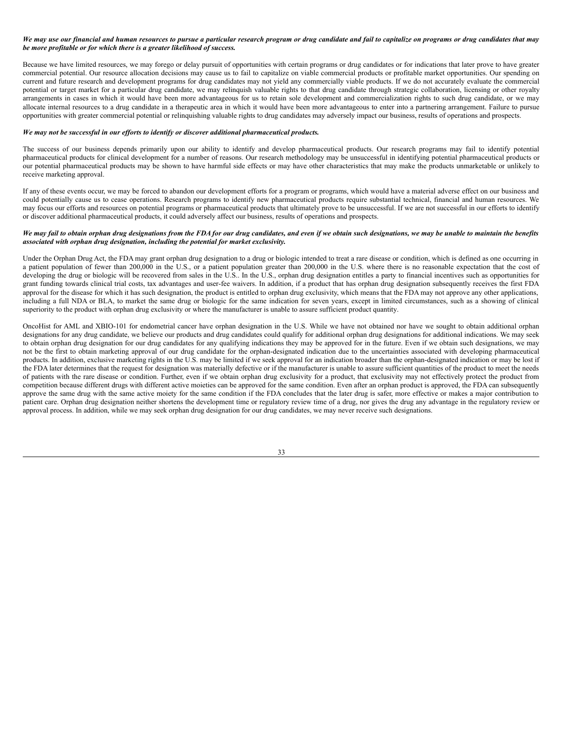***We may use our financial and human resources to pursue a particular research program or drug candidate and fail to capitalize on programs or drug candidates that may be more profitable or for which there is a greater likelihood of success.***

Because we have limited resources, we may forego or delay pursuit of opportunities with certain programs or drug candidates or for indications that later prove to have greater commercial potential. Our resource allocation decisions may cause us to fail to capitalize on viable commercial products or profitable market opportunities. Our spending on current and future research and development programs for drug candidates may not yield any commercially viable products. If we do not accurately evaluate the commercial potential or target market for a particular drug candidate, we may relinquish valuable rights to that drug candidate through strategic collaboration, licensing or other royalty arrangements in cases in which it would have been more advantageous for us to retain sole development and commercialization rights to such drug candidate, or we may allocate internal resources to a drug candidate in a therapeutic area in which it would have been more advantageous to enter into a partnering arrangement. Failure to pursue opportunities with greater commercial potential or relinquishing valuable rights to drug candidates may adversely impact our business, results of operations and prospects.

***We may not be successful in our efforts to identify or discover additional pharmaceutical products.***

The success of our business depends primarily upon our ability to identify and develop pharmaceutical products. Our research programs may fail to identify potential pharmaceutical products for clinical development for a number of reasons. Our research methodology may be unsuccessful in identifying potential pharmaceutical products or our potential pharmaceutical products may be shown to have harmful side effects or may have other characteristics that may make the products unmarketable or unlikely to receive marketing approval.

If any of these events occur, we may be forced to abandon our development efforts for a program or programs, which would have a material adverse effect on our business and could potentially cause us to cease operations. Research programs to identify new pharmaceutical products require substantial technical, financial and human resources. We may focus our efforts and resources on potential programs or pharmaceutical products that ultimately prove to be unsuccessful. If we are not successful in our efforts to identify or discover additional pharmaceutical products, it could adversely affect our business, results of operations and prospects.

***We may fail to obtain orphan drug designations from the FDA for our drug candidates, and even if we obtain such designations, we may be unable to maintain the benefits associated with orphan drug designation, including the potential for market exclusivity.***

Under the Orphan Drug Act, the FDA may grant orphan drug designation to a drug or biologic intended to treat a rare disease or condition, which is defined as one occurring in a patient population of fewer than 200,000 in the U.S., or a patient population greater than 200,000 in the U.S. where there is no reasonable expectation that the cost of developing the drug or biologic will be recovered from sales in the U.S.. In the U.S., orphan drug designation entitles a party to financial incentives such as opportunities for grant funding towards clinical trial costs, tax advantages and user-fee waivers. In addition, if a product that has orphan drug designation subsequently receives the first FDA approval for the disease for which it has such designation, the product is entitled to orphan drug exclusivity, which means that the FDA may not approve any other applications, including a full NDA or BLA, to market the same drug or biologic for the same indication for seven years, except in limited circumstances, such as a showing of clinical superiority to the product with orphan drug exclusivity or where the manufacturer is unable to assure sufficient product quantity.

OncoHist for AML and XBIO-101 for endometrial cancer have orphan designation in the U.S. While we have not obtained nor have we sought to obtain additional orphan designations for any drug candidate, we believe our products and drug candidates could qualify for additional orphan drug designations for additional indications. We may seek to obtain orphan drug designation for our drug candidates for any qualifying indications they may be approved for in the future. Even if we obtain such designations, we may not be the first to obtain marketing approval of our drug candidate for the orphan-designated indication due to the uncertainties associated with developing pharmaceutical products. In addition, exclusive marketing rights in the U.S. may be limited if we seek approval for an indication broader than the orphan-designated indication or may be lost if the FDA later determines that the request for designation was materially defective or if the manufacturer is unable to assure sufficient quantities of the product to meet the needs of patients with the rare disease or condition. Further, even if we obtain orphan drug exclusivity for a product, that exclusivity may not effectively protect the product from competition because different drugs with different active moieties can be approved for the same condition. Even after an orphan product is approved, the FDA can subsequently approve the same drug with the same active moiety for the same condition if the FDA concludes that the later drug is safer, more effective or makes a major contribution to patient care. Orphan drug designation neither shortens the development time or regulatory review time of a drug, nor gives the drug any advantage in the regulatory review or approval process. In addition, while we may seek orphan drug designation for our drug candidates, we may never receive such designations.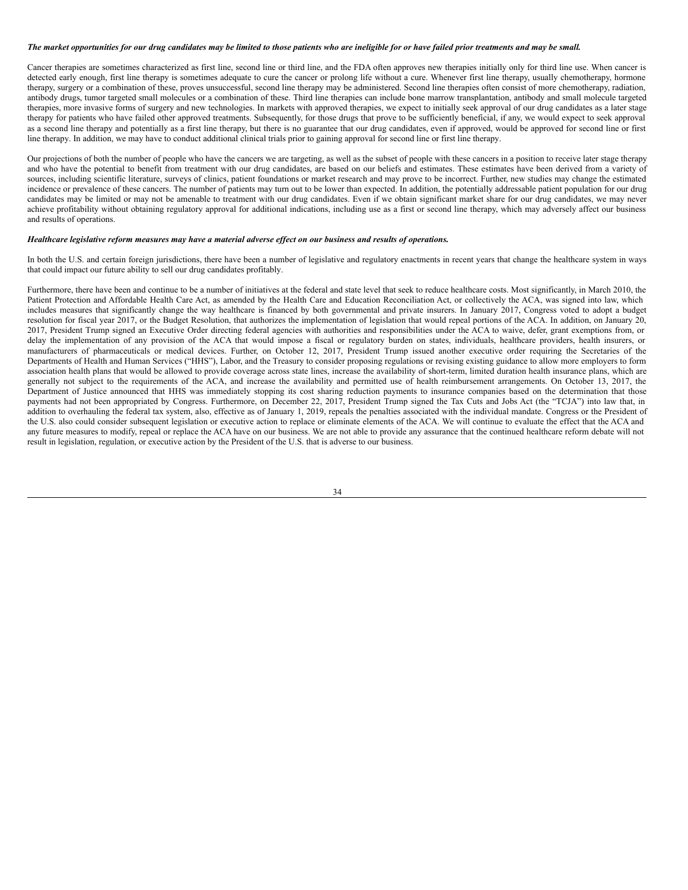***The market opportunities for our drug candidates may be limited to those patients who are ineligible for or have failed prior treatments and may be small.***

Cancer therapies are sometimes characterized as first line, second line or third line, and the FDA often approves new therapies initially only for third line use. When cancer is detected early enough, first line therapy is sometimes adequate to cure the cancer or prolong life without a cure. Whenever first line therapy, usually chemotherapy, hormone therapy, surgery or a combination of these, proves unsuccessful, second line therapy may be administered. Second line therapies often consist of more chemotherapy, radiation, antibody drugs, tumor targeted small molecules or a combination of these. Third line therapies can include bone marrow transplantation, antibody and small molecule targeted therapies, more invasive forms of surgery and new technologies. In markets with approved therapies, we expect to initially seek approval of our drug candidates as a later stage therapy for patients who have failed other approved treatments. Subsequently, for those drugs that prove to be sufficiently beneficial, if any, we would expect to seek approval as a second line therapy and potentially as a first line therapy, but there is no guarantee that our drug candidates, even if approved, would be approved for second line or first line therapy. In addition, we may have to conduct additional clinical trials prior to gaining approval for second line or first line therapy.

Our projections of both the number of people who have the cancers we are targeting, as well as the subset of people with these cancers in a position to receive later stage therapy and who have the potential to benefit from treatment with our drug candidates, are based on our beliefs and estimates. These estimates have been derived from a variety of sources, including scientific literature, surveys of clinics, patient foundations or market research and may prove to be incorrect. Further, new studies may change the estimated incidence or prevalence of these cancers. The number of patients may turn out to be lower than expected. In addition, the potentially addressable patient population for our drug candidates may be limited or may not be amenable to treatment with our drug candidates. Even if we obtain significant market share for our drug candidates, we may never achieve profitability without obtaining regulatory approval for additional indications, including use as a first or second line therapy, which may adversely affect our business and results of operations.

***Healthcare legislative reform measures may have a material adverse effect on our business and results of operations.***

In both the U.S. and certain foreign jurisdictions, there have been a number of legislative and regulatory enactments in recent years that change the healthcare system in ways that could impact our future ability to sell our drug candidates profitably.

Furthermore, there have been and continue to be a number of initiatives at the federal and state level that seek to reduce healthcare costs. Most significantly, in March 2010, the Patient Protection and Affordable Health Care Act, as amended by the Health Care and Education Reconciliation Act, or collectively the ACA, was signed into law, which includes measures that significantly change the way healthcare is financed by both governmental and private insurers. In January 2017, Congress voted to adopt a budget resolution for fiscal year 2017, or the Budget Resolution, that authorizes the implementation of legislation that would repeal portions of the ACA. In addition, on January 20, 2017, President Trump signed an Executive Order directing federal agencies with authorities and responsibilities under the ACA to waive, defer, grant exemptions from, or delay the implementation of any provision of the ACA that would impose a fiscal or regulatory burden on states, individuals, healthcare providers, health insurers, or manufacturers of pharmaceuticals or medical devices. Further, on October 12, 2017, President Trump issued another executive order requiring the Secretaries of the Departments of Health and Human Services ("HHS"), Labor, and the Treasury to consider proposing regulations or revising existing guidance to allow more employers to form association health plans that would be allowed to provide coverage across state lines, increase the availability of short-term, limited duration health insurance plans, which are generally not subject to the requirements of the ACA, and increase the availability and permitted use of health reimbursement arrangements. On October 13, 2017, the Department of Justice announced that HHS was immediately stopping its cost sharing reduction payments to insurance companies based on the determination that those payments had not been appropriated by Congress. Furthermore, on December 22, 2017, President Trump signed the Tax Cuts and Jobs Act (the "TCJA") into law that, in addition to overhauling the federal tax system, also, effective as of January 1, 2019, repeals the penalties associated with the individual mandate. Congress or the President of the U.S. also could consider subsequent legislation or executive action to replace or eliminate elements of the ACA. We will continue to evaluate the effect that the ACA and any future measures to modify, repeal or replace the ACA have on our business. We are not able to provide any assurance that the continued healthcare reform debate will not result in legislation, regulation, or executive action by the President of the U.S. that is adverse to our business.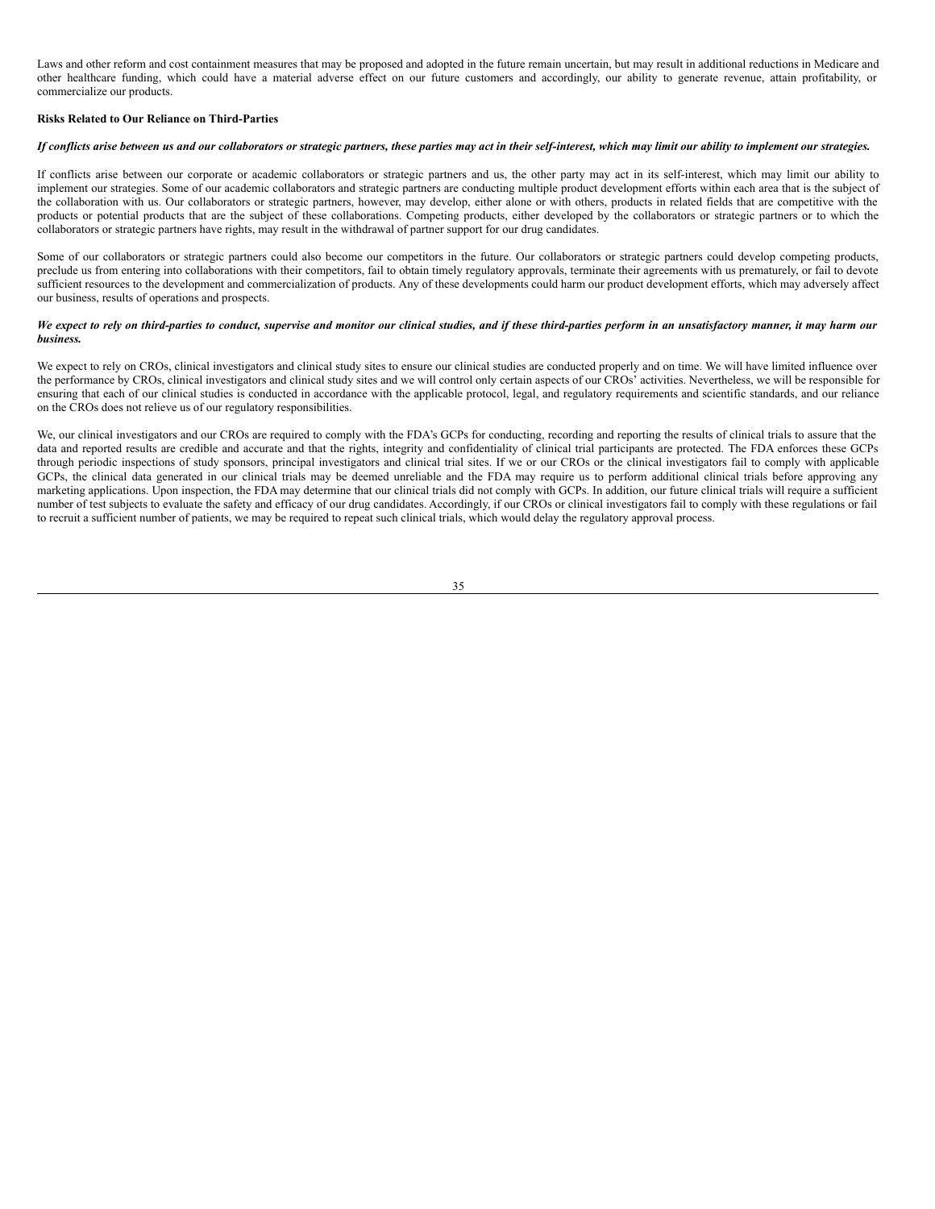Laws and other reform and cost containment measures that may be proposed and adopted in the future remain uncertain, but may result in additional reductions in Medicare and other healthcare funding, which could have a material adverse effect on our future customers and accordingly, our ability to generate revenue, attain profitability, or commercialize our products.

**Risks Related to Our Reliance on Third-Parties**

***If conflicts arise between us and our collaborators or strategic partners, these parties may act in their self-interest, which may limit our ability to implement our strategies.***

If conflicts arise between our corporate or academic collaborators or strategic partners and us, the other party may act in its self-interest, which may limit our ability to implement our strategies. Some of our academic collaborators and strategic partners are conducting multiple product development efforts within each area that is the subject of the collaboration with us. Our collaborators or strategic partners, however, may develop, either alone or with others, products in related fields that are competitive with the products or potential products that are the subject of these collaborations. Competing products, either developed by the collaborators or strategic partners or to which the collaborators or strategic partners have rights, may result in the withdrawal of partner support for our drug candidates.

Some of our collaborators or strategic partners could also become our competitors in the future. Our collaborators or strategic partners could develop competing products, preclude us from entering into collaborations with their competitors, fail to obtain timely regulatory approvals, terminate their agreements with us prematurely, or fail to devote sufficient resources to the development and commercialization of products. Any of these developments could harm our product development efforts, which may adversely affect our business, results of operations and prospects.

***We expect to rely on third-parties to conduct, supervise and monitor our clinical studies, and if these third-parties perform in an unsatisfactory manner, it may harm our business.***

We expect to rely on CROs, clinical investigators and clinical study sites to ensure our clinical studies are conducted properly and on time. We will have limited influence over the performance by CROs, clinical investigators and clinical study sites and we will control only certain aspects of our CROs' activities. Nevertheless, we will be responsible for ensuring that each of our clinical studies is conducted in accordance with the applicable protocol, legal, and regulatory requirements and scientific standards, and our reliance on the CROs does not relieve us of our regulatory responsibilities.

We, our clinical investigators and our CROs are required to comply with the FDA's GCPs for conducting, recording and reporting the results of clinical trials to assure that the data and reported results are credible and accurate and that the rights, integrity and confidentiality of clinical trial participants are protected. The FDA enforces these GCPs through periodic inspections of study sponsors, principal investigators and clinical trial sites. If we or our CROs or the clinical investigators fail to comply with applicable GCPs, the clinical data generated in our clinical trials may be deemed unreliable and the FDA may require us to perform additional clinical trials before approving any marketing applications. Upon inspection, the FDA may determine that our clinical trials did not comply with GCPs. In addition, our future clinical trials will require a sufficient number of test subjects to evaluate the safety and efficacy of our drug candidates. Accordingly, if our CROs or clinical investigators fail to comply with these regulations or fail to recruit a sufficient number of patients, we may be required to repeat such clinical trials, which would delay the regulatory approval process.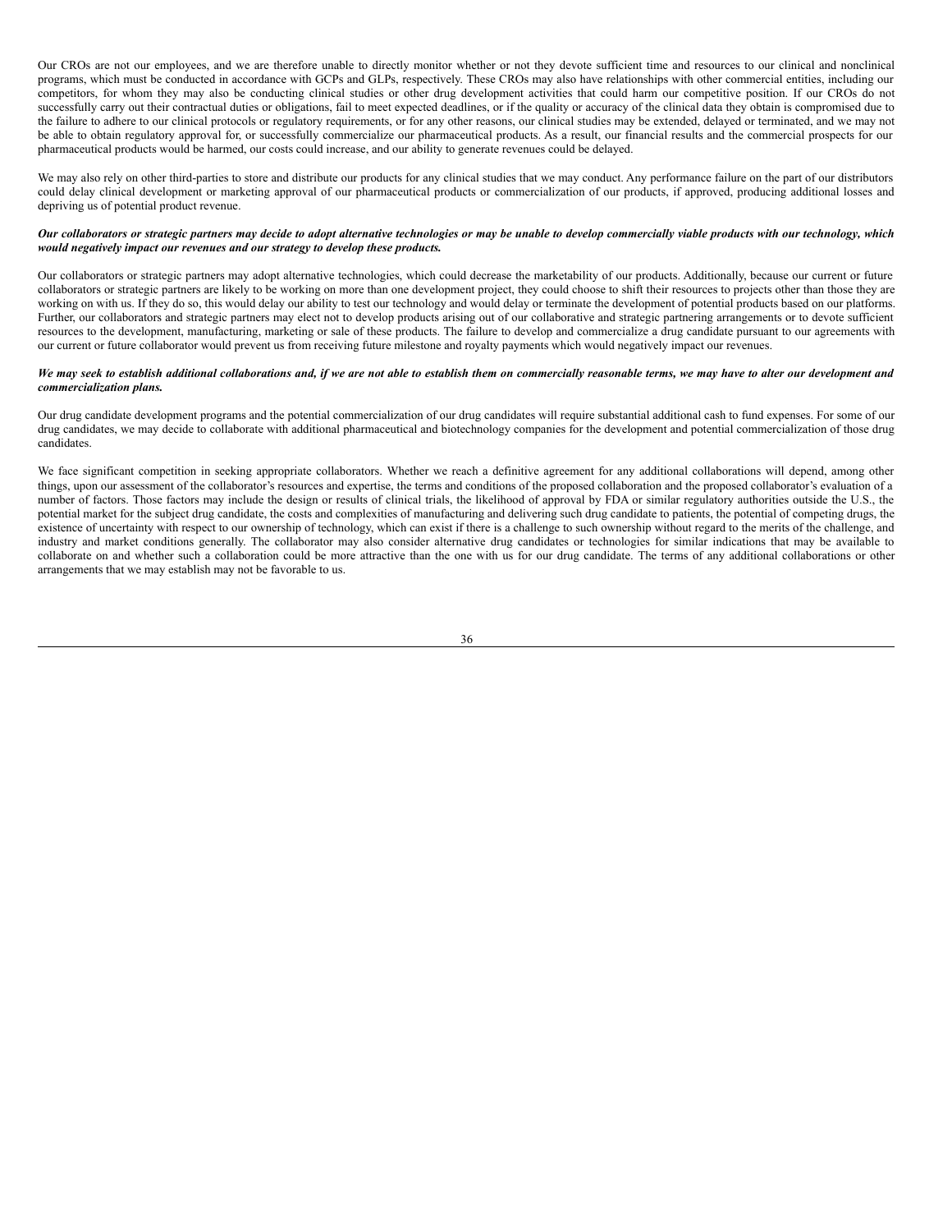Our CROs are not our employees, and we are therefore unable to directly monitor whether or not they devote sufficient time and resources to our clinical and nonclinical programs, which must be conducted in accordance with GCPs and GLPs, respectively. These CROs may also have relationships with other commercial entities, including our competitors, for whom they may also be conducting clinical studies or other drug development activities that could harm our competitive position. If our CROs do not successfully carry out their contractual duties or obligations, fail to meet expected deadlines, or if the quality or accuracy of the clinical data they obtain is compromised due to the failure to adhere to our clinical protocols or regulatory requirements, or for any other reasons, our clinical studies may be extended, delayed or terminated, and we may not be able to obtain regulatory approval for, or successfully commercialize our pharmaceutical products. As a result, our financial results and the commercial prospects for our pharmaceutical products would be harmed, our costs could increase, and our ability to generate revenues could be delayed.

We may also rely on other third-parties to store and distribute our products for any clinical studies that we may conduct. Any performance failure on the part of our distributors could delay clinical development or marketing approval of our pharmaceutical products or commercialization of our products, if approved, producing additional losses and depriving us of potential product revenue.

***Our collaborators or strategic partners may decide to adopt alternative technologies or may be unable to develop commercially viable products with our technology, which would negatively impact our revenues and our strategy to develop these products.***

Our collaborators or strategic partners may adopt alternative technologies, which could decrease the marketability of our products. Additionally, because our current or future collaborators or strategic partners are likely to be working on more than one development project, they could choose to shift their resources to projects other than those they are working on with us. If they do so, this would delay our ability to test our technology and would delay or terminate the development of potential products based on our platforms. Further, our collaborators and strategic partners may elect not to develop products arising out of our collaborative and strategic partnering arrangements or to devote sufficient resources to the development, manufacturing, marketing or sale of these products. The failure to develop and commercialize a drug candidate pursuant to our agreements with our current or future collaborator would prevent us from receiving future milestone and royalty payments which would negatively impact our revenues.

***We may seek to establish additional collaborations and, if we are not able to establish them on commercially reasonable terms, we may have to alter our development and commercialization plans.***

Our drug candidate development programs and the potential commercialization of our drug candidates will require substantial additional cash to fund expenses. For some of our drug candidates, we may decide to collaborate with additional pharmaceutical and biotechnology companies for the development and potential commercialization of those drug candidates.

We face significant competition in seeking appropriate collaborators. Whether we reach a definitive agreement for any additional collaborations will depend, among other things, upon our assessment of the collaborator's resources and expertise, the terms and conditions of the proposed collaboration and the proposed collaborator's evaluation of a number of factors. Those factors may include the design or results of clinical trials, the likelihood of approval by FDA or similar regulatory authorities outside the U.S., the potential market for the subject drug candidate, the costs and complexities of manufacturing and delivering such drug candidate to patients, the potential of competing drugs, the existence of uncertainty with respect to our ownership of technology, which can exist if there is a challenge to such ownership without regard to the merits of the challenge, and industry and market conditions generally. The collaborator may also consider alternative drug candidates or technologies for similar indications that may be available to collaborate on and whether such a collaboration could be more attractive than the one with us for our drug candidate. The terms of any additional collaborations or other arrangements that we may establish may not be favorable to us.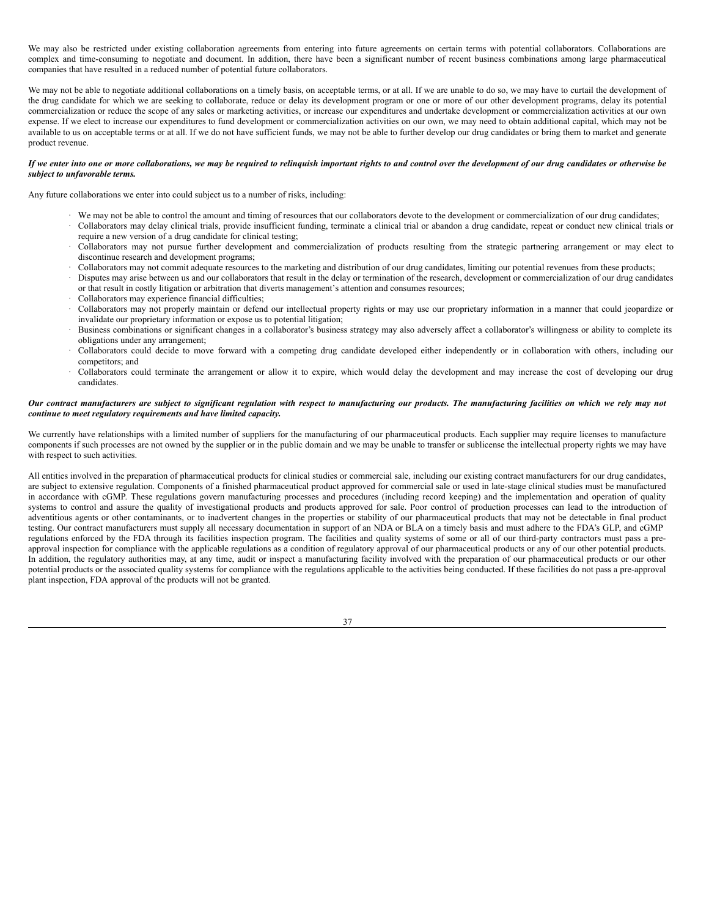We may also be restricted under existing collaboration agreements from entering into future agreements on certain terms with potential collaborators. Collaborations are complex and time-consuming to negotiate and document. In addition, there have been a significant number of recent business combinations among large pharmaceutical companies that have resulted in a reduced number of potential future collaborators.

We may not be able to negotiate additional collaborations on a timely basis, on acceptable terms, or at all. If we are unable to do so, we may have to curtail the development of the drug candidate for which we are seeking to collaborate, reduce or delay its development program or one or more of our other development programs, delay its potential commercialization or reduce the scope of any sales or marketing activities, or increase our expenditures and undertake development or commercialization activities at our own expense. If we elect to increase our expenditures to fund development or commercialization activities on our own, we may need to obtain additional capital, which may not be available to us on acceptable terms or at all. If we do not have sufficient funds, we may not be able to further develop our drug candidates or bring them to market and generate product revenue.

***If we enter into one or more collaborations, we may be required to relinquish important rights to and control over the development of our drug candidates or otherwise be subject to unfavorable terms.***

Any future collaborations we enter into could subject us to a number of risks, including:

- We may not be able to control the amount and timing of resources that our collaborators devote to the development or commercialization of our drug candidates;
- Collaborators may delay clinical trials, provide insufficient funding, terminate a clinical trial or abandon a drug candidate, repeat or conduct new clinical trials or require a new version of a drug candidate for clinical testing;
- Collaborators may not pursue further development and commercialization of products resulting from the strategic partnering arrangement or may elect to discontinue research and development programs;
- Collaborators may not commit adequate resources to the marketing and distribution of our drug candidates, limiting our potential revenues from these products;
- Disputes may arise between us and our collaborators that result in the delay or termination of the research, development or commercialization of our drug candidates or that result in costly litigation or arbitration that diverts management's attention and consumes resources;
- Collaborators may experience financial difficulties;
- Collaborators may not properly maintain or defend our intellectual property rights or may use our proprietary information in a manner that could jeopardize or invalidate our proprietary information or expose us to potential litigation;
- Business combinations or significant changes in a collaborator's business strategy may also adversely affect a collaborator's willingness or ability to complete its obligations under any arrangement;
- Collaborators could decide to move forward with a competing drug candidate developed either independently or in collaboration with others, including our competitors; and
- Collaborators could terminate the arrangement or allow it to expire, which would delay the development and may increase the cost of developing our drug candidates.

***Our contract manufacturers are subject to significant regulation with respect to manufacturing our products. The manufacturing facilities on which we rely may not continue to meet regulatory requirements and have limited capacity.***

We currently have relationships with a limited number of suppliers for the manufacturing of our pharmaceutical products. Each supplier may require licenses to manufacture components if such processes are not owned by the supplier or in the public domain and we may be unable to transfer or sublicense the intellectual property rights we may have with respect to such activities.

All entities involved in the preparation of pharmaceutical products for clinical studies or commercial sale, including our existing contract manufacturers for our drug candidates, are subject to extensive regulation. Components of a finished pharmaceutical product approved for commercial sale or used in late-stage clinical studies must be manufactured in accordance with cGMP. These regulations govern manufacturing processes and procedures (including record keeping) and the implementation and operation of quality systems to control and assure the quality of investigational products and products approved for sale. Poor control of production processes can lead to the introduction of adventitious agents or other contaminants, or to inadvertent changes in the properties or stability of our pharmaceutical products that may not be detectable in final product testing. Our contract manufacturers must supply all necessary documentation in support of an NDA or BLA on a timely basis and must adhere to the FDA's GLP, and cGMP regulations enforced by the FDA through its facilities inspection program. The facilities and quality systems of some or all of our third-party contractors must pass a pre-approval inspection for compliance with the applicable regulations as a condition of regulatory approval of our pharmaceutical products or any of our other potential products. In addition, the regulatory authorities may, at any time, audit or inspect a manufacturing facility involved with the preparation of our pharmaceutical products or our other potential products or the associated quality systems for compliance with the regulations applicable to the activities being conducted. If these facilities do not pass a pre-approval plant inspection, FDA approval of the products will not be granted.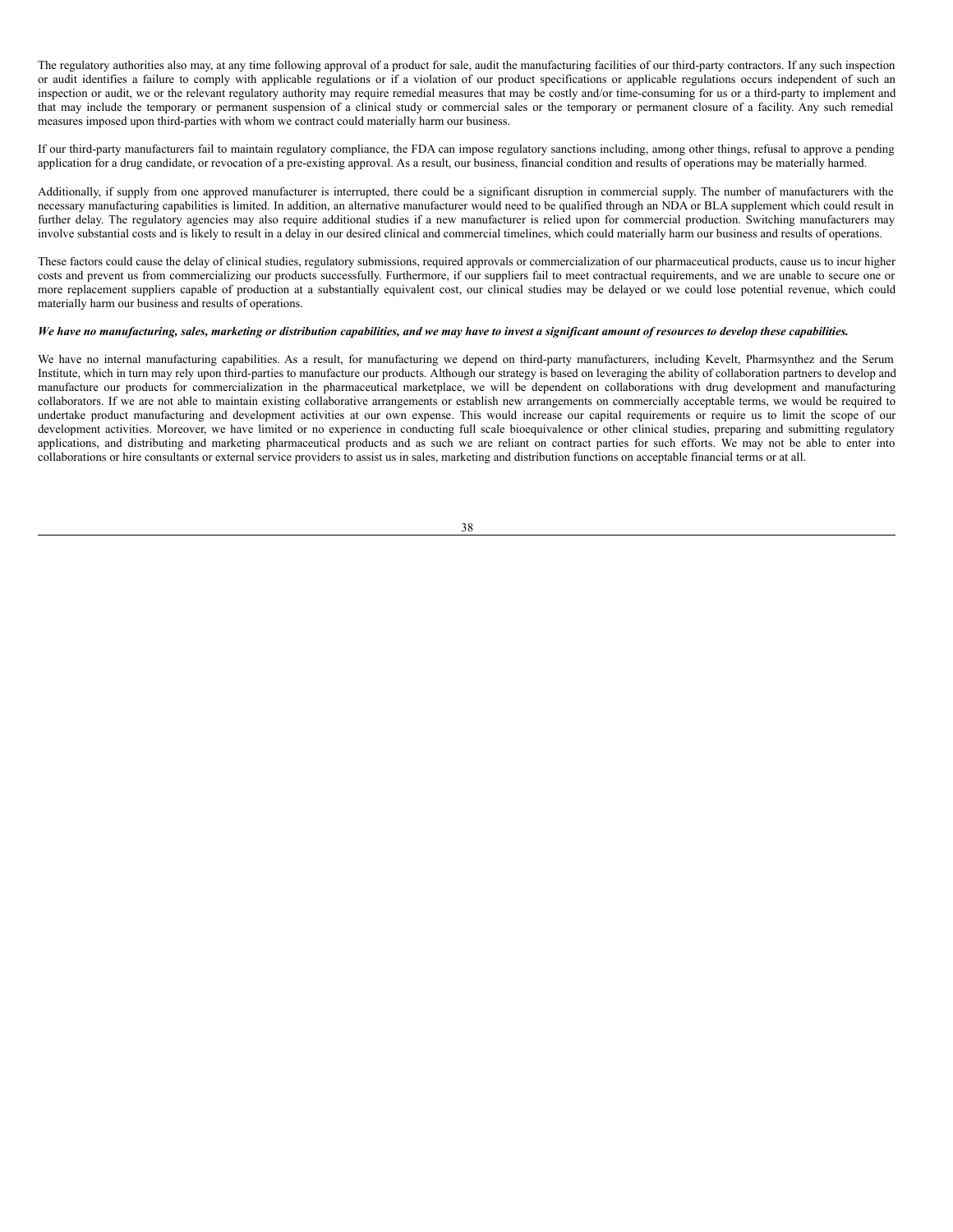The regulatory authorities also may, at any time following approval of a product for sale, audit the manufacturing facilities of our third-party contractors. If any such inspection or audit identifies a failure to comply with applicable regulations or if a violation of our product specifications or applicable regulations occurs independent of such an inspection or audit, we or the relevant regulatory authority may require remedial measures that may be costly and/or time-consuming for us or a third-party to implement and that may include the temporary or permanent suspension of a clinical study or commercial sales or the temporary or permanent closure of a facility. Any such remedial measures imposed upon third-parties with whom we contract could materially harm our business.

If our third-party manufacturers fail to maintain regulatory compliance, the FDA can impose regulatory sanctions including, among other things, refusal to approve a pending application for a drug candidate, or revocation of a pre-existing approval. As a result, our business, financial condition and results of operations may be materially harmed.

Additionally, if supply from one approved manufacturer is interrupted, there could be a significant disruption in commercial supply. The number of manufacturers with the necessary manufacturing capabilities is limited. In addition, an alternative manufacturer would need to be qualified through an NDA or BLA supplement which could result in further delay. The regulatory agencies may also require additional studies if a new manufacturer is relied upon for commercial production. Switching manufacturers may involve substantial costs and is likely to result in a delay in our desired clinical and commercial timelines, which could materially harm our business and results of operations.

These factors could cause the delay of clinical studies, regulatory submissions, required approvals or commercialization of our pharmaceutical products, cause us to incur higher costs and prevent us from commercializing our products successfully. Furthermore, if our suppliers fail to meet contractual requirements, and we are unable to secure one or more replacement suppliers capable of production at a substantially equivalent cost, our clinical studies may be delayed or we could lose potential revenue, which could materially harm our business and results of operations.

***We have no manufacturing, sales, marketing or distribution capabilities, and we may have to invest a significant amount of resources to develop these capabilities.***

We have no internal manufacturing capabilities. As a result, for manufacturing we depend on third-party manufacturers, including Kevelt, Pharmsynthez and the Serum Institute, which in turn may rely upon third-parties to manufacture our products. Although our strategy is based on leveraging the ability of collaboration partners to develop and manufacture our products for commercialization in the pharmaceutical marketplace, we will be dependent on collaborations with drug development and manufacturing collaborators. If we are not able to maintain existing collaborative arrangements or establish new arrangements on commercially acceptable terms, we would be required to undertake product manufacturing and development activities at our own expense. This would increase our capital requirements or require us to limit the scope of our development activities. Moreover, we have limited or no experience in conducting full scale bioequivalence or other clinical studies, preparing and submitting regulatory applications, and distributing and marketing pharmaceutical products and as such we are reliant on contract parties for such efforts. We may not be able to enter into collaborations or hire consultants or external service providers to assist us in sales, marketing and distribution functions on acceptable financial terms or at all.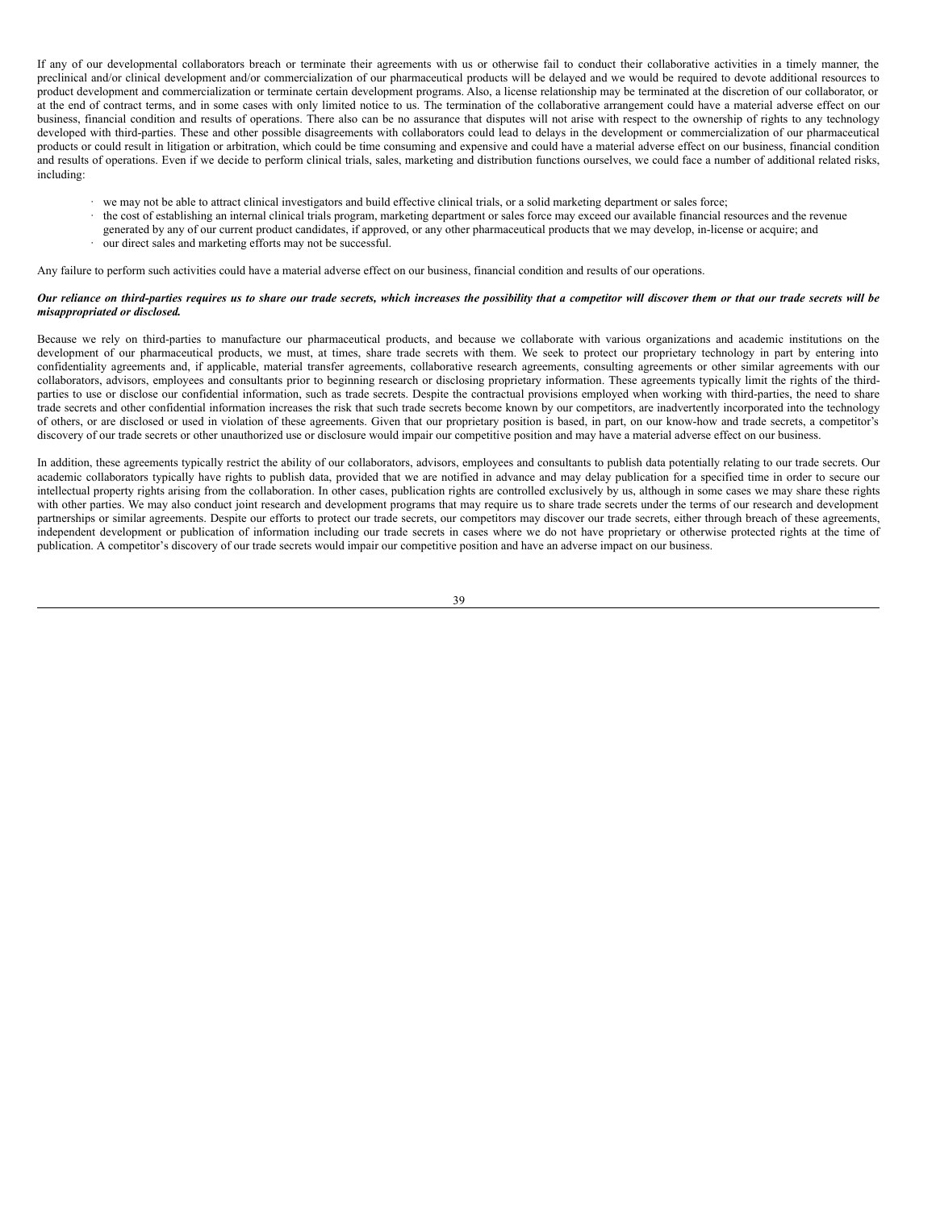If any of our developmental collaborators breach or terminate their agreements with us or otherwise fail to conduct their collaborative activities in a timely manner, the preclinical and/or clinical development and/or commercialization of our pharmaceutical products will be delayed and we would be required to devote additional resources to product development and commercialization or terminate certain development programs. Also, a license relationship may be terminated at the discretion of our collaborator, or at the end of contract terms, and in some cases with only limited notice to us. The termination of the collaborative arrangement could have a material adverse effect on our business, financial condition and results of operations. There also can be no assurance that disputes will not arise with respect to the ownership of rights to any technology developed with third-parties. These and other possible disagreements with collaborators could lead to delays in the development or commercialization of our pharmaceutical products or could result in litigation or arbitration, which could be time consuming and expensive and could have a material adverse effect on our business, financial condition and results of operations. Even if we decide to perform clinical trials, sales, marketing and distribution functions ourselves, we could face a number of additional related risks, including:

- we may not be able to attract clinical investigators and build effective clinical trials, or a solid marketing department or sales force;
- the cost of establishing an internal clinical trials program, marketing department or sales force may exceed our available financial resources and the revenue generated by any of our current product candidates, if approved, or any other pharmaceutical products that we may develop, in-license or acquire; and
- our direct sales and marketing efforts may not be successful.

Any failure to perform such activities could have a material adverse effect on our business, financial condition and results of our operations.

***Our reliance on third-parties requires us to share our trade secrets, which increases the possibility that a competitor will discover them or that our trade secrets will be misappropriated or disclosed.***

Because we rely on third-parties to manufacture our pharmaceutical products, and because we collaborate with various organizations and academic institutions on the development of our pharmaceutical products, we must, at times, share trade secrets with them. We seek to protect our proprietary technology in part by entering into confidentiality agreements and, if applicable, material transfer agreements, collaborative research agreements, consulting agreements or other similar agreements with our collaborators, advisors, employees and consultants prior to beginning research or disclosing proprietary information. These agreements typically limit the rights of the third-parties to use or disclose our confidential information, such as trade secrets. Despite the contractual provisions employed when working with third-parties, the need to share trade secrets and other confidential information increases the risk that such trade secrets become known by our competitors, are inadvertently incorporated into the technology of others, or are disclosed or used in violation of these agreements. Given that our proprietary position is based, in part, on our know-how and trade secrets, a competitor's discovery of our trade secrets or other unauthorized use or disclosure would impair our competitive position and may have a material adverse effect on our business.

In addition, these agreements typically restrict the ability of our collaborators, advisors, employees and consultants to publish data potentially relating to our trade secrets. Our academic collaborators typically have rights to publish data, provided that we are notified in advance and may delay publication for a specified time in order to secure our intellectual property rights arising from the collaboration. In other cases, publication rights are controlled exclusively by us, although in some cases we may share these rights with other parties. We may also conduct joint research and development programs that may require us to share trade secrets under the terms of our research and development partnerships or similar agreements. Despite our efforts to protect our trade secrets, our competitors may discover our trade secrets, either through breach of these agreements, independent development or publication of information including our trade secrets in cases where we do not have proprietary or otherwise protected rights at the time of publication. A competitor's discovery of our trade secrets would impair our competitive position and have an adverse impact on our business.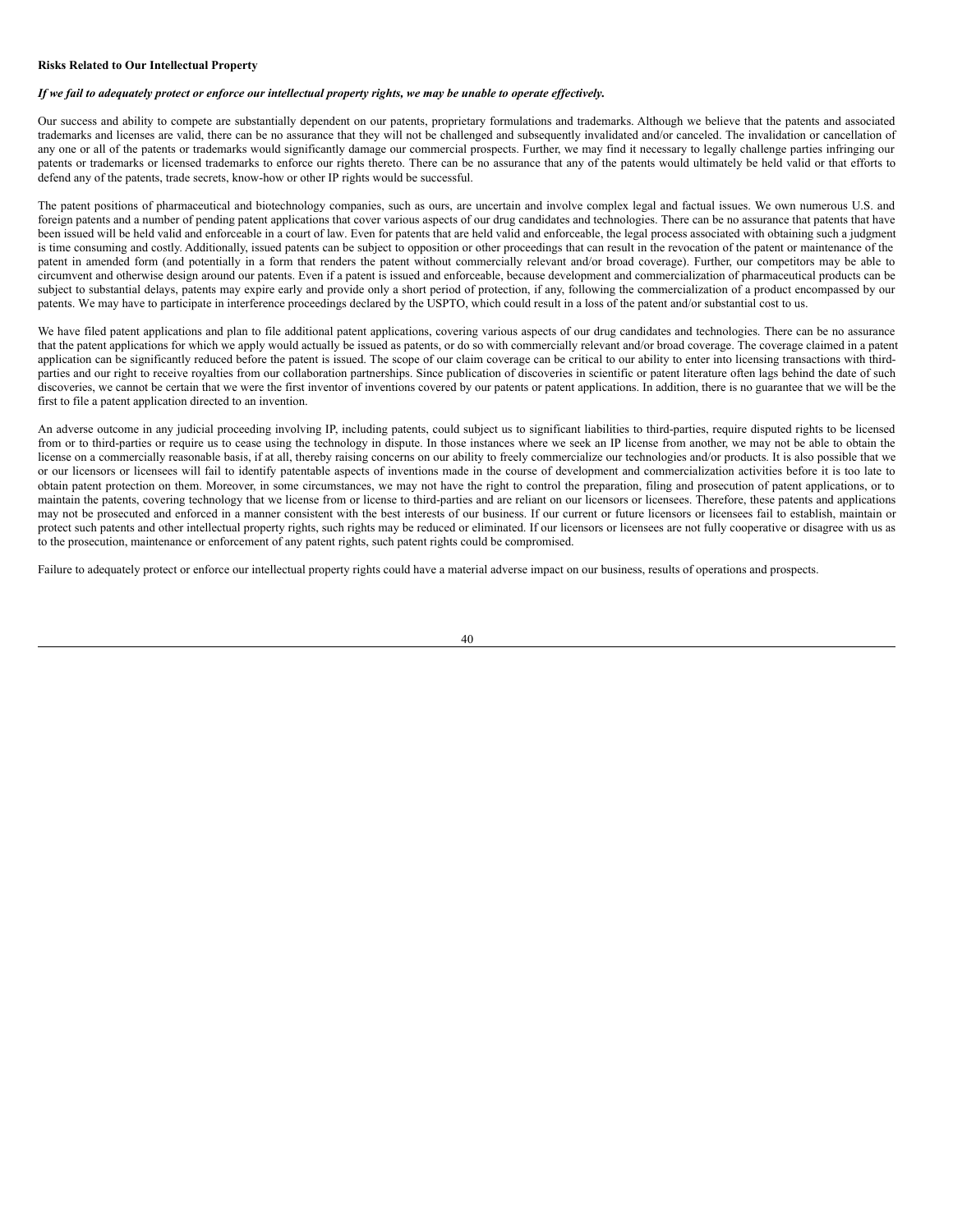**Risks Related to Our Intellectual Property**

***If we fail to adequately protect or enforce our intellectual property rights, we may be unable to operate effectively.***

Our success and ability to compete are substantially dependent on our patents, proprietary formulations and trademarks. Although we believe that the patents and associated trademarks and licenses are valid, there can be no assurance that they will not be challenged and subsequently invalidated and/or canceled. The invalidation or cancellation of any one or all of the patents or trademarks would significantly damage our commercial prospects. Further, we may find it necessary to legally challenge parties infringing our patents or trademarks or licensed trademarks to enforce our rights thereto. There can be no assurance that any of the patents would ultimately be held valid or that efforts to defend any of the patents, trade secrets, know-how or other IP rights would be successful.

The patent positions of pharmaceutical and biotechnology companies, such as ours, are uncertain and involve complex legal and factual issues. We own numerous U.S. and foreign patents and a number of pending patent applications that cover various aspects of our drug candidates and technologies. There can be no assurance that patents that have been issued will be held valid and enforceable in a court of law. Even for patents that are held valid and enforceable, the legal process associated with obtaining such a judgment is time consuming and costly. Additionally, issued patents can be subject to opposition or other proceedings that can result in the revocation of the patent or maintenance of the patent in amended form (and potentially in a form that renders the patent without commercially relevant and/or broad coverage). Further, our competitors may be able to circumvent and otherwise design around our patents. Even if a patent is issued and enforceable, because development and commercialization of pharmaceutical products can be subject to substantial delays, patents may expire early and provide only a short period of protection, if any, following the commercialization of a product encompassed by our patents. We may have to participate in interference proceedings declared by the USPTO, which could result in a loss of the patent and/or substantial cost to us.

We have filed patent applications and plan to file additional patent applications, covering various aspects of our drug candidates and technologies. There can be no assurance that the patent applications for which we apply would actually be issued as patents, or do so with commercially relevant and/or broad coverage. The coverage claimed in a patent application can be significantly reduced before the patent is issued. The scope of our claim coverage can be critical to our ability to enter into licensing transactions with third-parties and our right to receive royalties from our collaboration partnerships. Since publication of discoveries in scientific or patent literature often lags behind the date of such discoveries, we cannot be certain that we were the first inventor of inventions covered by our patents or patent applications. In addition, there is no guarantee that we will be the first to file a patent application directed to an invention.

An adverse outcome in any judicial proceeding involving IP, including patents, could subject us to significant liabilities to third-parties, require disputed rights to be licensed from or to third-parties or require us to cease using the technology in dispute. In those instances where we seek an IP license from another, we may not be able to obtain the license on a commercially reasonable basis, if at all, thereby raising concerns on our ability to freely commercialize our technologies and/or products. It is also possible that we or our licensors or licensees will fail to identify patentable aspects of inventions made in the course of development and commercialization activities before it is too late to obtain patent protection on them. Moreover, in some circumstances, we may not have the right to control the preparation, filing and prosecution of patent applications, or to maintain the patents, covering technology that we license from or license to third-parties and are reliant on our licensors or licensees. Therefore, these patents and applications may not be prosecuted and enforced in a manner consistent with the best interests of our business. If our current or future licensors or licensees fail to establish, maintain or protect such patents and other intellectual property rights, such rights may be reduced or eliminated. If our licensors or licensees are not fully cooperative or disagree with us as to the prosecution, maintenance or enforcement of any patent rights, such patent rights could be compromised.

Failure to adequately protect or enforce our intellectual property rights could have a material adverse impact on our business, results of operations and prospects.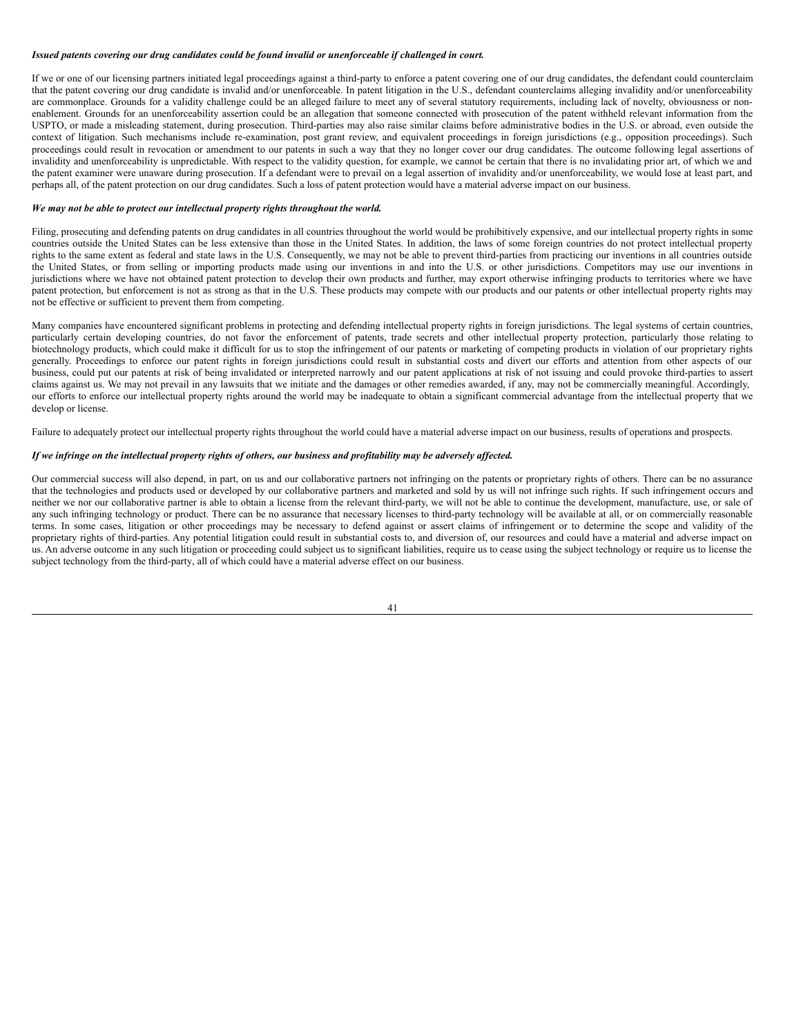***Issued patents covering our drug candidates could be found invalid or unenforceable if challenged in court.***

If we or one of our licensing partners initiated legal proceedings against a third-party to enforce a patent covering one of our drug candidates, the defendant could counterclaim that the patent covering our drug candidate is invalid and/or unenforceable. In patent litigation in the U.S., defendant counterclaims alleging invalidity and/or unenforceability are commonplace. Grounds for a validity challenge could be an alleged failure to meet any of several statutory requirements, including lack of novelty, obviousness or non-enablement. Grounds for an unenforceability assertion could be an allegation that someone connected with prosecution of the patent withheld relevant information from the USPTO, or made a misleading statement, during prosecution. Third-parties may also raise similar claims before administrative bodies in the U.S. or abroad, even outside the context of litigation. Such mechanisms include re-examination, post grant review, and equivalent proceedings in foreign jurisdictions (e.g., opposition proceedings). Such proceedings could result in revocation or amendment to our patents in such a way that they no longer cover our drug candidates. The outcome following legal assertions of invalidity and unenforceability is unpredictable. With respect to the validity question, for example, we cannot be certain that there is no invalidating prior art, of which we and the patent examiner were unaware during prosecution. If a defendant were to prevail on a legal assertion of invalidity and/or unenforceability, we would lose at least part, and perhaps all, of the patent protection on our drug candidates. Such a loss of patent protection would have a material adverse impact on our business.

***We may not be able to protect our intellectual property rights throughout the world.***

Filing, prosecuting and defending patents on drug candidates in all countries throughout the world would be prohibitively expensive, and our intellectual property rights in some countries outside the United States can be less extensive than those in the United States. In addition, the laws of some foreign countries do not protect intellectual property rights to the same extent as federal and state laws in the U.S. Consequently, we may not be able to prevent third-parties from practicing our inventions in all countries outside the United States, or from selling or importing products made using our inventions in and into the U.S. or other jurisdictions. Competitors may use our inventions in jurisdictions where we have not obtained patent protection to develop their own products and further, may export otherwise infringing products to territories where we have patent protection, but enforcement is not as strong as that in the U.S. These products may compete with our products and our patents or other intellectual property rights may not be effective or sufficient to prevent them from competing.

Many companies have encountered significant problems in protecting and defending intellectual property rights in foreign jurisdictions. The legal systems of certain countries, particularly certain developing countries, do not favor the enforcement of patents, trade secrets and other intellectual property protection, particularly those relating to biotechnology products, which could make it difficult for us to stop the infringement of our patents or marketing of competing products in violation of our proprietary rights generally. Proceedings to enforce our patent rights in foreign jurisdictions could result in substantial costs and divert our efforts and attention from other aspects of our business, could put our patents at risk of being invalidated or interpreted narrowly and our patent applications at risk of not issuing and could provoke third-parties to assert claims against us. We may not prevail in any lawsuits that we initiate and the damages or other remedies awarded, if any, may not be commercially meaningful. Accordingly, our efforts to enforce our intellectual property rights around the world may be inadequate to obtain a significant commercial advantage from the intellectual property that we develop or license.

Failure to adequately protect our intellectual property rights throughout the world could have a material adverse impact on our business, results of operations and prospects.

***If we infringe on the intellectual property rights of others, our business and profitability may be adversely affected.***

Our commercial success will also depend, in part, on us and our collaborative partners not infringing on the patents or proprietary rights of others. There can be no assurance that the technologies and products used or developed by our collaborative partners and marketed and sold by us will not infringe such rights. If such infringement occurs and neither we nor our collaborative partner is able to obtain a license from the relevant third-party, we will not be able to continue the development, manufacture, use, or sale of any such infringing technology or product. There can be no assurance that necessary licenses to third-party technology will be available at all, or on commercially reasonable terms. In some cases, litigation or other proceedings may be necessary to defend against or assert claims of infringement or to determine the scope and validity of the proprietary rights of third-parties. Any potential litigation could result in substantial costs to, and diversion of, our resources and could have a material and adverse impact on us. An adverse outcome in any such litigation or proceeding could subject us to significant liabilities, require us to cease using the subject technology or require us to license the subject technology from the third-party, all of which could have a material adverse effect on our business.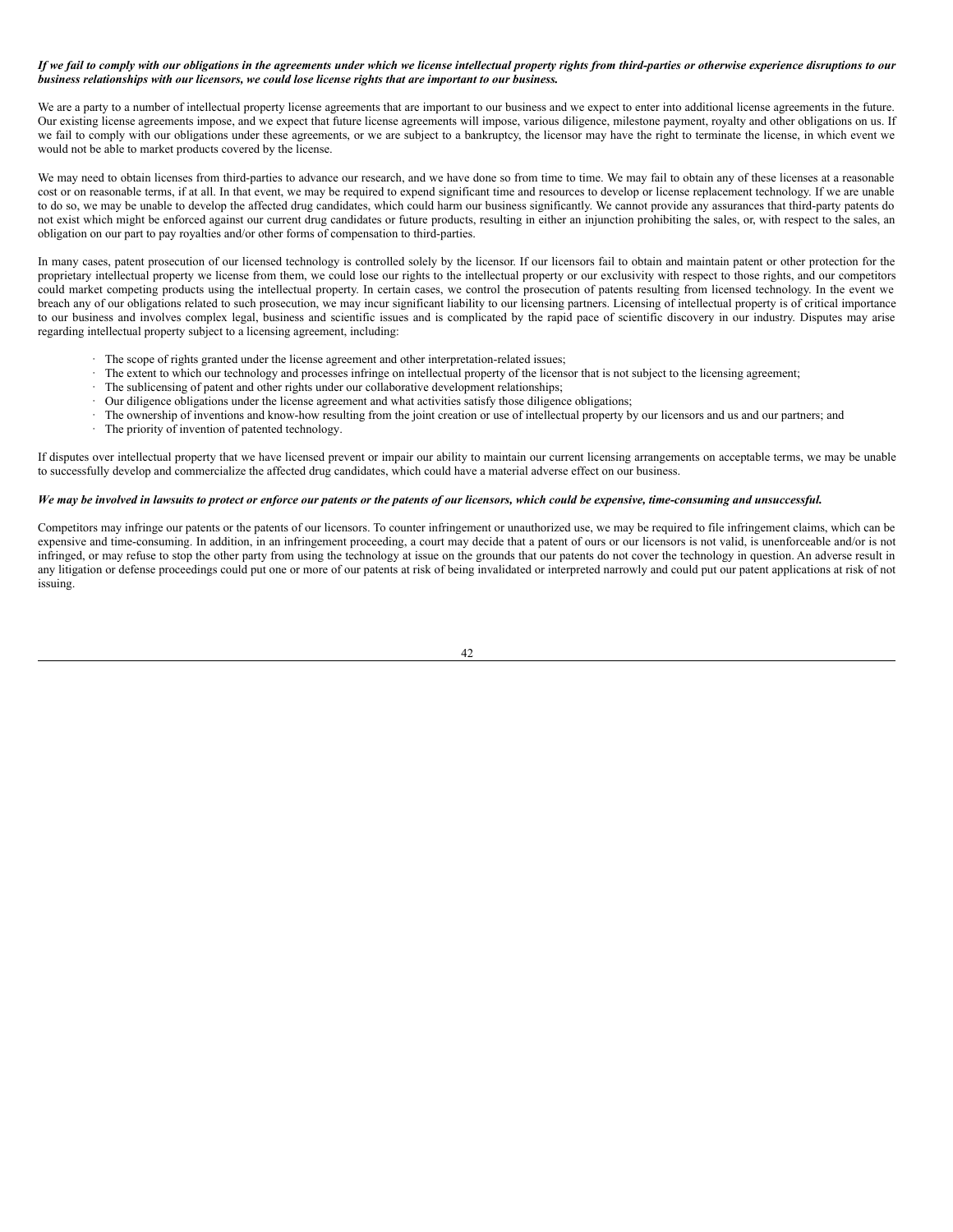***If we fail to comply with our obligations in the agreements under which we license intellectual property rights from third-parties or otherwise experience disruptions to our business relationships with our licensors, we could lose license rights that are important to our business.***

We are a party to a number of intellectual property license agreements that are important to our business and we expect to enter into additional license agreements in the future. Our existing license agreements impose, and we expect that future license agreements will impose, various diligence, milestone payment, royalty and other obligations on us. If we fail to comply with our obligations under these agreements, or we are subject to a bankruptcy, the licensor may have the right to terminate the license, in which event we would not be able to market products covered by the license.

We may need to obtain licenses from third-parties to advance our research, and we have done so from time to time. We may fail to obtain any of these licenses at a reasonable cost or on reasonable terms, if at all. In that event, we may be required to expend significant time and resources to develop or license replacement technology. If we are unable to do so, we may be unable to develop the affected drug candidates, which could harm our business significantly. We cannot provide any assurances that third-party patents do not exist which might be enforced against our current drug candidates or future products, resulting in either an injunction prohibiting the sales, or, with respect to the sales, an obligation on our part to pay royalties and/or other forms of compensation to third-parties.

In many cases, patent prosecution of our licensed technology is controlled solely by the licensor. If our licensors fail to obtain and maintain patent or other protection for the proprietary intellectual property we license from them, we could lose our rights to the intellectual property or our exclusivity with respect to those rights, and our competitors could market competing products using the intellectual property. In certain cases, we control the prosecution of patents resulting from licensed technology. In the event we breach any of our obligations related to such prosecution, we may incur significant liability to our licensing partners. Licensing of intellectual property is of critical importance to our business and involves complex legal, business and scientific issues and is complicated by the rapid pace of scientific discovery in our industry. Disputes may arise regarding intellectual property subject to a licensing agreement, including:

- The scope of rights granted under the license agreement and other interpretation-related issues;
- The extent to which our technology and processes infringe on intellectual property of the licensor that is not subject to the licensing agreement;
- The sublicensing of patent and other rights under our collaborative development relationships;
- Our diligence obligations under the license agreement and what activities satisfy those diligence obligations;
- The ownership of inventions and know-how resulting from the joint creation or use of intellectual property by our licensors and us and our partners; and
- The priority of invention of patented technology.

If disputes over intellectual property that we have licensed prevent or impair our ability to maintain our current licensing arrangements on acceptable terms, we may be unable to successfully develop and commercialize the affected drug candidates, which could have a material adverse effect on our business.

***We may be involved in lawsuits to protect or enforce our patents or the patents of our licensors, which could be expensive, time-consuming and unsuccessful.***

Competitors may infringe our patents or the patents of our licensors. To counter infringement or unauthorized use, we may be required to file infringement claims, which can be expensive and time-consuming. In addition, in an infringement proceeding, a court may decide that a patent of ours or our licensors is not valid, is unenforceable and/or is not infringed, or may refuse to stop the other party from using the technology at issue on the grounds that our patents do not cover the technology in question. An adverse result in any litigation or defense proceedings could put one or more of our patents at risk of being invalidated or interpreted narrowly and could put our patent applications at risk of not issuing.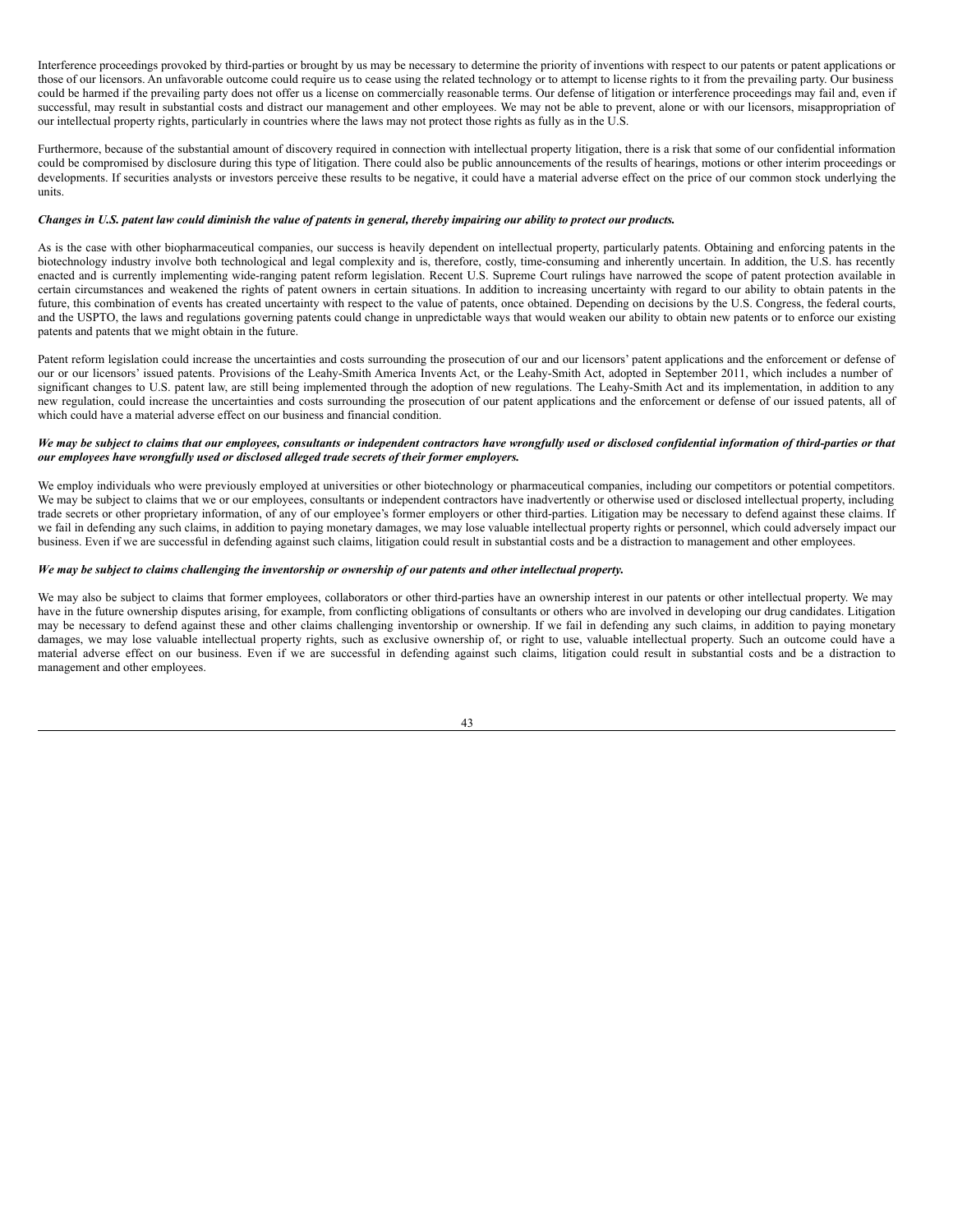Interference proceedings provoked by third-parties or brought by us may be necessary to determine the priority of inventions with respect to our patents or patent applications or those of our licensors. An unfavorable outcome could require us to cease using the related technology or to attempt to license rights to it from the prevailing party. Our business could be harmed if the prevailing party does not offer us a license on commercially reasonable terms. Our defense of litigation or interference proceedings may fail and, even if successful, may result in substantial costs and distract our management and other employees. We may not be able to prevent, alone or with our licensors, misappropriation of our intellectual property rights, particularly in countries where the laws may not protect those rights as fully as in the U.S.

Furthermore, because of the substantial amount of discovery required in connection with intellectual property litigation, there is a risk that some of our confidential information could be compromised by disclosure during this type of litigation. There could also be public announcements of the results of hearings, motions or other interim proceedings or developments. If securities analysts or investors perceive these results to be negative, it could have a material adverse effect on the price of our common stock underlying the units.

***Changes in U.S. patent law could diminish the value of patents in general, thereby impairing our ability to protect our products.***

As is the case with other biopharmaceutical companies, our success is heavily dependent on intellectual property, particularly patents. Obtaining and enforcing patents in the biotechnology industry involve both technological and legal complexity and is, therefore, costly, time-consuming and inherently uncertain. In addition, the U.S. has recently enacted and is currently implementing wide-ranging patent reform legislation. Recent U.S. Supreme Court rulings have narrowed the scope of patent protection available in certain circumstances and weakened the rights of patent owners in certain situations. In addition to increasing uncertainty with regard to our ability to obtain patents in the future, this combination of events has created uncertainty with respect to the value of patents, once obtained. Depending on decisions by the U.S. Congress, the federal courts, and the USPTO, the laws and regulations governing patents could change in unpredictable ways that would weaken our ability to obtain new patents or to enforce our existing patents and patents that we might obtain in the future.

Patent reform legislation could increase the uncertainties and costs surrounding the prosecution of our and our licensors' patent applications and the enforcement or defense of our or our licensors' issued patents. Provisions of the Leahy-Smith America Invents Act, or the Leahy-Smith Act, adopted in September 2011, which includes a number of significant changes to U.S. patent law, are still being implemented through the adoption of new regulations. The Leahy-Smith Act and its implementation, in addition to any new regulation, could increase the uncertainties and costs surrounding the prosecution of our patent applications and the enforcement or defense of our issued patents, all of which could have a material adverse effect on our business and financial condition.

***We may be subject to claims that our employees, consultants or independent contractors have wrongfully used or disclosed confidential information of third-parties or that our employees have wrongfully used or disclosed alleged trade secrets of their former employers.***

We employ individuals who were previously employed at universities or other biotechnology or pharmaceutical companies, including our competitors or potential competitors. We may be subject to claims that we or our employees, consultants or independent contractors have inadvertently or otherwise used or disclosed intellectual property, including trade secrets or other proprietary information, of any of our employee's former employers or other third-parties. Litigation may be necessary to defend against these claims. If we fail in defending any such claims, in addition to paying monetary damages, we may lose valuable intellectual property rights or personnel, which could adversely impact our business. Even if we are successful in defending against such claims, litigation could result in substantial costs and be a distraction to management and other employees.

***We may be subject to claims challenging the inventorship or ownership of our patents and other intellectual property.***

We may also be subject to claims that former employees, collaborators or other third-parties have an ownership interest in our patents or other intellectual property. We may have in the future ownership disputes arising, for example, from conflicting obligations of consultants or others who are involved in developing our drug candidates. Litigation may be necessary to defend against these and other claims challenging inventorship or ownership. If we fail in defending any such claims, in addition to paying monetary damages, we may lose valuable intellectual property rights, such as exclusive ownership of, or right to use, valuable intellectual property. Such an outcome could have a material adverse effect on our business. Even if we are successful in defending against such claims, litigation could result in substantial costs and be a distraction to management and other employees.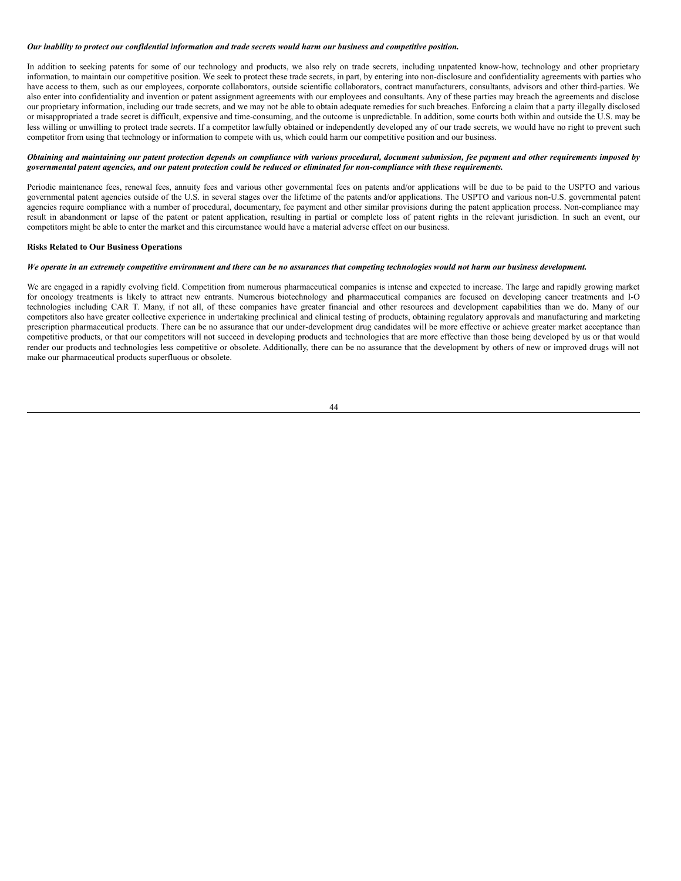***Our inability to protect our confidential information and trade secrets would harm our business and competitive position.***

In addition to seeking patents for some of our technology and products, we also rely on trade secrets, including unpatented know-how, technology and other proprietary information, to maintain our competitive position. We seek to protect these trade secrets, in part, by entering into non-disclosure and confidentiality agreements with parties who have access to them, such as our employees, corporate collaborators, outside scientific collaborators, contract manufacturers, consultants, advisors and other third-parties. We also enter into confidentiality and invention or patent assignment agreements with our employees and consultants. Any of these parties may breach the agreements and disclose our proprietary information, including our trade secrets, and we may not be able to obtain adequate remedies for such breaches. Enforcing a claim that a party illegally disclosed or misappropriated a trade secret is difficult, expensive and time-consuming, and the outcome is unpredictable. In addition, some courts both within and outside the U.S. may be less willing or unwilling to protect trade secrets. If a competitor lawfully obtained or independently developed any of our trade secrets, we would have no right to prevent such competitor from using that technology or information to compete with us, which could harm our competitive position and our business.

***Obtaining and maintaining our patent protection depends on compliance with various procedural, document submission, fee payment and other requirements imposed by governmental patent agencies, and our patent protection could be reduced or eliminated for non-compliance with these requirements.***

Periodic maintenance fees, renewal fees, annuity fees and various other governmental fees on patents and/or applications will be due to be paid to the USPTO and various governmental patent agencies outside of the U.S. in several stages over the lifetime of the patents and/or applications. The USPTO and various non-U.S. governmental patent agencies require compliance with a number of procedural, documentary, fee payment and other similar provisions during the patent application process. Non-compliance may result in abandonment or lapse of the patent or patent application, resulting in partial or complete loss of patent rights in the relevant jurisdiction. In such an event, our competitors might be able to enter the market and this circumstance would have a material adverse effect on our business.

**Risks Related to Our Business Operations**

***We operate in an extremely competitive environment and there can be no assurances that competing technologies would not harm our business development.***

We are engaged in a rapidly evolving field. Competition from numerous pharmaceutical companies is intense and expected to increase. The large and rapidly growing market for oncology treatments is likely to attract new entrants. Numerous biotechnology and pharmaceutical companies are focused on developing cancer treatments and I-O technologies including CAR T. Many, if not all, of these companies have greater financial and other resources and development capabilities than we do. Many of our competitors also have greater collective experience in undertaking preclinical and clinical testing of products, obtaining regulatory approvals and manufacturing and marketing prescription pharmaceutical products. There can be no assurance that our under-development drug candidates will be more effective or achieve greater market acceptance than competitive products, or that our competitors will not succeed in developing products and technologies that are more effective than those being developed by us or that would render our products and technologies less competitive or obsolete. Additionally, there can be no assurance that the development by others of new or improved drugs will not make our pharmaceutical products superfluous or obsolete.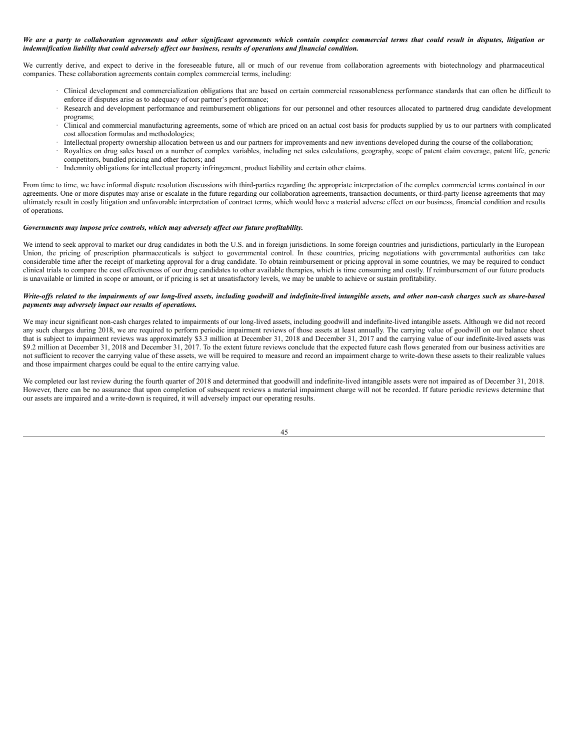***We are a party to collaboration agreements and other significant agreements which contain complex commercial terms that could result in disputes, litigation or indemnification liability that could adversely affect our business, results of operations and financial condition.***

We currently derive, and expect to derive in the foreseeable future, all or much of our revenue from collaboration agreements with biotechnology and pharmaceutical companies. These collaboration agreements contain complex commercial terms, including:

- Clinical development and commercialization obligations that are based on certain commercial reasonableness performance standards that can often be difficult to enforce if disputes arise as to adequacy of our partner's performance;
- Research and development performance and reimbursement obligations for our personnel and other resources allocated to partnered drug candidate development programs;
- Clinical and commercial manufacturing agreements, some of which are priced on an actual cost basis for products supplied by us to our partners with complicated cost allocation formulas and methodologies;
- Intellectual property ownership allocation between us and our partners for improvements and new inventions developed during the course of the collaboration;
- Royalties on drug sales based on a number of complex variables, including net sales calculations, geography, scope of patent claim coverage, patent life, generic competitors, bundled pricing and other factors; and
- Indemnity obligations for intellectual property infringement, product liability and certain other claims.

From time to time, we have informal dispute resolution discussions with third-parties regarding the appropriate interpretation of the complex commercial terms contained in our agreements. One or more disputes may arise or escalate in the future regarding our collaboration agreements, transaction documents, or third-party license agreements that may ultimately result in costly litigation and unfavorable interpretation of contract terms, which would have a material adverse effect on our business, financial condition and results of operations.

***Governments may impose price controls, which may adversely affect our future profitability.***

We intend to seek approval to market our drug candidates in both the U.S. and in foreign jurisdictions. In some foreign countries and jurisdictions, particularly in the European Union, the pricing of prescription pharmaceuticals is subject to governmental control. In these countries, pricing negotiations with governmental authorities can take considerable time after the receipt of marketing approval for a drug candidate. To obtain reimbursement or pricing approval in some countries, we may be required to conduct clinical trials to compare the cost effectiveness of our drug candidates to other available therapies, which is time consuming and costly. If reimbursement of our future products is unavailable or limited in scope or amount, or if pricing is set at unsatisfactory levels, we may be unable to achieve or sustain profitability.

***Write-offs related to the impairments of our long-lived assets, including goodwill and indefinite-lived intangible assets, and other non-cash charges such as share-based payments may adversely impact our results of operations.***

We may incur significant non-cash charges related to impairments of our long-lived assets, including goodwill and indefinite-lived intangible assets. Although we did not record any such charges during 2018, we are required to perform periodic impairment reviews of those assets at least annually. The carrying value of goodwill on our balance sheet that is subject to impairment reviews was approximately $3.3 million at December 31, 2018 and December 31, 2017 and the carrying value of our indefinite-lived assets was $9.2 million at December 31, 2018 and December 31, 2017. To the extent future reviews conclude that the expected future cash flows generated from our business activities are not sufficient to recover the carrying value of these assets, we will be required to measure and record an impairment charge to write-down these assets to their realizable values and those impairment charges could be equal to the entire carrying value.

We completed our last review during the fourth quarter of 2018 and determined that goodwill and indefinite-lived intangible assets were not impaired as of December 31, 2018. However, there can be no assurance that upon completion of subsequent reviews a material impairment charge will not be recorded. If future periodic reviews determine that our assets are impaired and a write-down is required, it will adversely impact our operating results.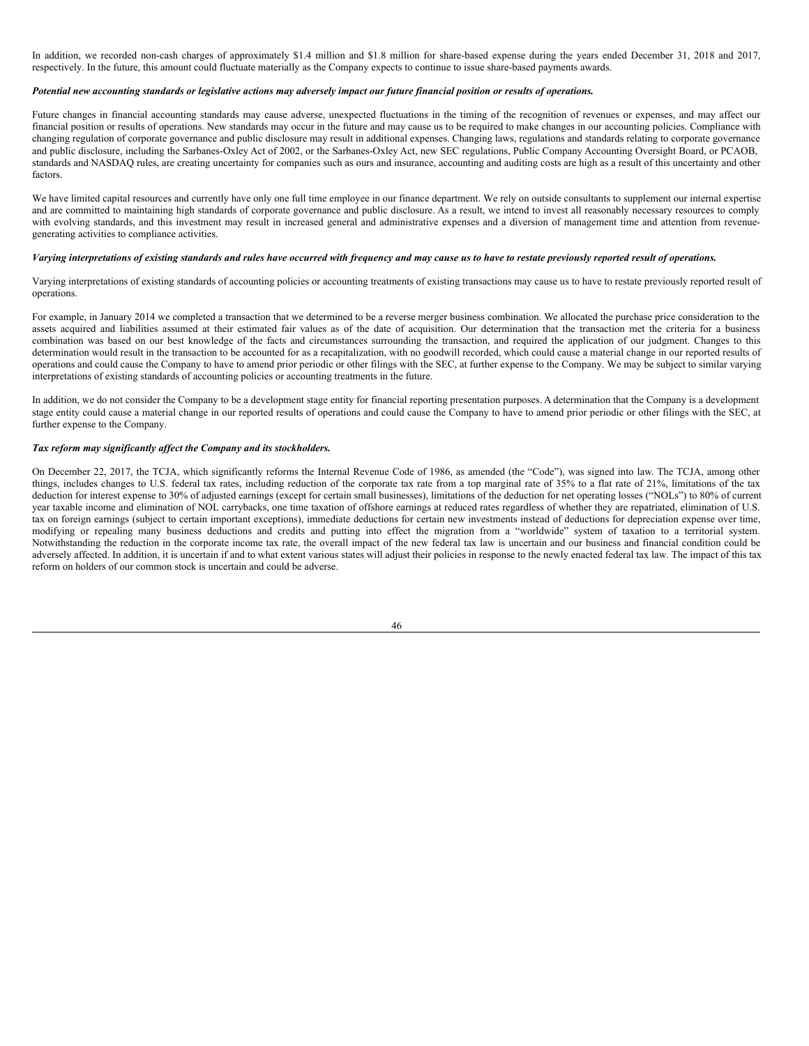In addition, we recorded non-cash charges of approximately $1.4 million and $1.8 million for share-based expense during the years ended December 31, 2018 and 2017, respectively. In the future, this amount could fluctuate materially as the Company expects to continue to issue share-based payments awards.

***Potential new accounting standards or legislative actions may adversely impact our future financial position or results of operations.***

Future changes in financial accounting standards may cause adverse, unexpected fluctuations in the timing of the recognition of revenues or expenses, and may affect our financial position or results of operations. New standards may occur in the future and may cause us to be required to make changes in our accounting policies. Compliance with changing regulation of corporate governance and public disclosure may result in additional expenses. Changing laws, regulations and standards relating to corporate governance and public disclosure, including the Sarbanes-Oxley Act of 2002, or the Sarbanes-Oxley Act, new SEC regulations, Public Company Accounting Oversight Board, or PCAOB, standards and NASDAQ rules, are creating uncertainty for companies such as ours and insurance, accounting and auditing costs are high as a result of this uncertainty and other factors.

We have limited capital resources and currently have only one full time employee in our finance department. We rely on outside consultants to supplement our internal expertise and are committed to maintaining high standards of corporate governance and public disclosure. As a result, we intend to invest all reasonably necessary resources to comply with evolving standards, and this investment may result in increased general and administrative expenses and a diversion of management time and attention from revenue-generating activities to compliance activities.

***Varying interpretations of existing standards and rules have occurred with frequency and may cause us to have to restate previously reported result of operations.***

Varying interpretations of existing standards of accounting policies or accounting treatments of existing transactions may cause us to have to restate previously reported result of operations.

For example, in January 2014 we completed a transaction that we determined to be a reverse merger business combination. We allocated the purchase price consideration to the assets acquired and liabilities assumed at their estimated fair values as of the date of acquisition. Our determination that the transaction met the criteria for a business combination was based on our best knowledge of the facts and circumstances surrounding the transaction, and required the application of our judgment. Changes to this determination would result in the transaction to be accounted for as a recapitalization, with no goodwill recorded, which could cause a material change in our reported results of operations and could cause the Company to have to amend prior periodic or other filings with the SEC, at further expense to the Company. We may be subject to similar varying interpretations of existing standards of accounting policies or accounting treatments in the future.

In addition, we do not consider the Company to be a development stage entity for financial reporting presentation purposes. A determination that the Company is a development stage entity could cause a material change in our reported results of operations and could cause the Company to have to amend prior periodic or other filings with the SEC, at further expense to the Company.

***Tax reform may significantly affect the Company and its stockholders.***

On December 22, 2017, the TCJA, which significantly reforms the Internal Revenue Code of 1986, as amended (the "Code"), was signed into law. The TCJA, among other things, includes changes to U.S. federal tax rates, including reduction of the corporate tax rate from a top marginal rate of 35% to a flat rate of 21%, limitations of the tax deduction for interest expense to 30% of adjusted earnings (except for certain small businesses), limitations of the deduction for net operating losses ("NOLs") to 80% of current year taxable income and elimination of NOL carrybacks, one time taxation of offshore earnings at reduced rates regardless of whether they are repatriated, elimination of U.S. tax on foreign earnings (subject to certain important exceptions), immediate deductions for certain new investments instead of deductions for depreciation expense over time, modifying or repealing many business deductions and credits and putting into effect the migration from a "worldwide" system of taxation to a territorial system. Notwithstanding the reduction in the corporate income tax rate, the overall impact of the new federal tax law is uncertain and our business and financial condition could be adversely affected. In addition, it is uncertain if and to what extent various states will adjust their policies in response to the newly enacted federal tax law. The impact of this tax reform on holders of our common stock is uncertain and could be adverse.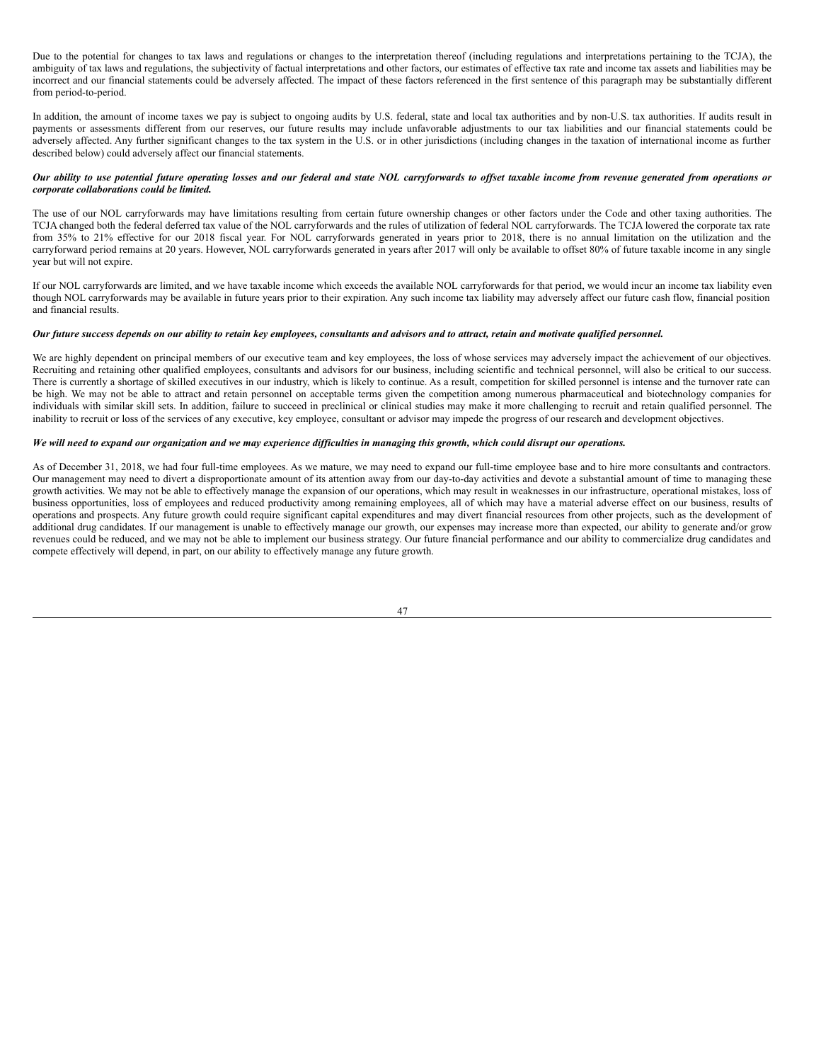Due to the potential for changes to tax laws and regulations or changes to the interpretation thereof (including regulations and interpretations pertaining to the TCJA), the ambiguity of tax laws and regulations, the subjectivity of factual interpretations and other factors, our estimates of effective tax rate and income tax assets and liabilities may be incorrect and our financial statements could be adversely affected. The impact of these factors referenced in the first sentence of this paragraph may be substantially different from period-to-period.

In addition, the amount of income taxes we pay is subject to ongoing audits by U.S. federal, state and local tax authorities and by non-U.S. tax authorities. If audits result in payments or assessments different from our reserves, our future results may include unfavorable adjustments to our tax liabilities and our financial statements could be adversely affected. Any further significant changes to the tax system in the U.S. or in other jurisdictions (including changes in the taxation of international income as further described below) could adversely affect our financial statements.

***Our ability to use potential future operating losses and our federal and state NOL carryforwards to offset taxable income from revenue generated from operations or corporate collaborations could be limited.***

The use of our NOL carryforwards may have limitations resulting from certain future ownership changes or other factors under the Code and other taxing authorities. The TCJA changed both the federal deferred tax value of the NOL carryforwards and the rules of utilization of federal NOL carryforwards. The TCJA lowered the corporate tax rate from 35% to 21% effective for our 2018 fiscal year. For NOL carryforwards generated in years prior to 2018, there is no annual limitation on the utilization and the carryforward period remains at 20 years. However, NOL carryforwards generated in years after 2017 will only be available to offset 80% of future taxable income in any single year but will not expire.

If our NOL carryforwards are limited, and we have taxable income which exceeds the available NOL carryforwards for that period, we would incur an income tax liability even though NOL carryforwards may be available in future years prior to their expiration. Any such income tax liability may adversely affect our future cash flow, financial position and financial results.

***Our future success depends on our ability to retain key employees, consultants and advisors and to attract, retain and motivate qualified personnel.***

We are highly dependent on principal members of our executive team and key employees, the loss of whose services may adversely impact the achievement of our objectives. Recruiting and retaining other qualified employees, consultants and advisors for our business, including scientific and technical personnel, will also be critical to our success. There is currently a shortage of skilled executives in our industry, which is likely to continue. As a result, competition for skilled personnel is intense and the turnover rate can be high. We may not be able to attract and retain personnel on acceptable terms given the competition among numerous pharmaceutical and biotechnology companies for individuals with similar skill sets. In addition, failure to succeed in preclinical or clinical studies may make it more challenging to recruit and retain qualified personnel. The inability to recruit or loss of the services of any executive, key employee, consultant or advisor may impede the progress of our research and development objectives.

***We will need to expand our organization and we may experience difficulties in managing this growth, which could disrupt our operations.***

As of December 31, 2018, we had four full-time employees. As we mature, we may need to expand our full-time employee base and to hire more consultants and contractors. Our management may need to divert a disproportionate amount of its attention away from our day-to-day activities and devote a substantial amount of time to managing these growth activities. We may not be able to effectively manage the expansion of our operations, which may result in weaknesses in our infrastructure, operational mistakes, loss of business opportunities, loss of employees and reduced productivity among remaining employees, all of which may have a material adverse effect on our business, results of operations and prospects. Any future growth could require significant capital expenditures and may divert financial resources from other projects, such as the development of additional drug candidates. If our management is unable to effectively manage our growth, our expenses may increase more than expected, our ability to generate and/or grow revenues could be reduced, and we may not be able to implement our business strategy. Our future financial performance and our ability to commercialize drug candidates and compete effectively will depend, in part, on our ability to effectively manage any future growth.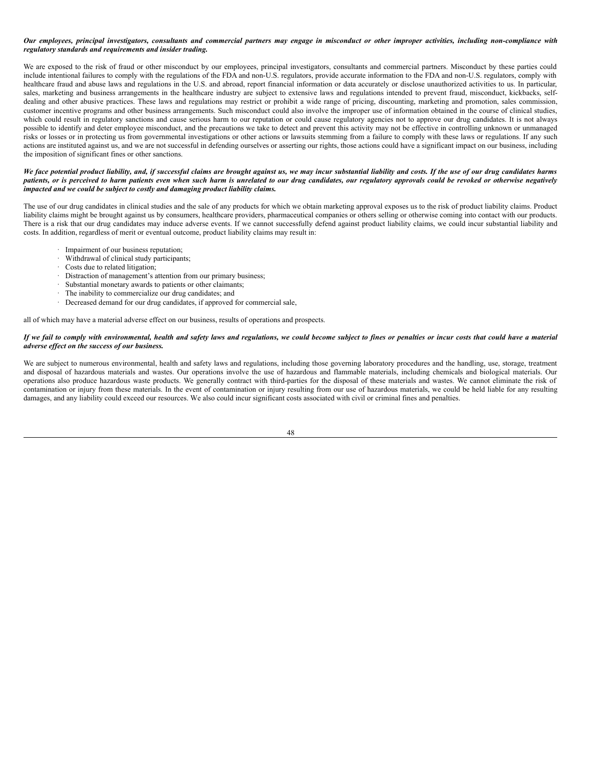***Our employees, principal investigators, consultants and commercial partners may engage in misconduct or other improper activities, including non-compliance with regulatory standards and requirements and insider trading.***

We are exposed to the risk of fraud or other misconduct by our employees, principal investigators, consultants and commercial partners. Misconduct by these parties could include intentional failures to comply with the regulations of the FDA and non-U.S. regulators, provide accurate information to the FDA and non-U.S. regulators, comply with healthcare fraud and abuse laws and regulations in the U.S. and abroad, report financial information or data accurately or disclose unauthorized activities to us. In particular, sales, marketing and business arrangements in the healthcare industry are subject to extensive laws and regulations intended to prevent fraud, misconduct, kickbacks, self-dealing and other abusive practices. These laws and regulations may restrict or prohibit a wide range of pricing, discounting, marketing and promotion, sales commission, customer incentive programs and other business arrangements. Such misconduct could also involve the improper use of information obtained in the course of clinical studies, which could result in regulatory sanctions and cause serious harm to our reputation or could cause regulatory agencies not to approve our drug candidates. It is not always possible to identify and deter employee misconduct, and the precautions we take to detect and prevent this activity may not be effective in controlling unknown or unmanaged risks or losses or in protecting us from governmental investigations or other actions or lawsuits stemming from a failure to comply with these laws or regulations. If any such actions are instituted against us, and we are not successful in defending ourselves or asserting our rights, those actions could have a significant impact on our business, including the imposition of significant fines or other sanctions.

***We face potential product liability, and, if successful claims are brought against us, we may incur substantial liability and costs. If the use of our drug candidates harms patients, or is perceived to harm patients even when such harm is unrelated to our drug candidates, our regulatory approvals could be revoked or otherwise negatively impacted and we could be subject to costly and damaging product liability claims.***

The use of our drug candidates in clinical studies and the sale of any products for which we obtain marketing approval exposes us to the risk of product liability claims. Product liability claims might be brought against us by consumers, healthcare providers, pharmaceutical companies or others selling or otherwise coming into contact with our products. There is a risk that our drug candidates may induce adverse events. If we cannot successfully defend against product liability claims, we could incur substantial liability and costs. In addition, regardless of merit or eventual outcome, product liability claims may result in:

- Impairment of our business reputation;
- Withdrawal of clinical study participants;
- Costs due to related litigation;
- Distraction of management's attention from our primary business;
- Substantial monetary awards to patients or other claimants;
- The inability to commercialize our drug candidates; and
- Decreased demand for our drug candidates, if approved for commercial sale,

all of which may have a material adverse effect on our business, results of operations and prospects.

***If we fail to comply with environmental, health and safety laws and regulations, we could become subject to fines or penalties or incur costs that could have a material adverse effect on the success of our business.***

We are subject to numerous environmental, health and safety laws and regulations, including those governing laboratory procedures and the handling, use, storage, treatment and disposal of hazardous materials and wastes. Our operations involve the use of hazardous and flammable materials, including chemicals and biological materials. Our operations also produce hazardous waste products. We generally contract with third-parties for the disposal of these materials and wastes. We cannot eliminate the risk of contamination or injury from these materials. In the event of contamination or injury resulting from our use of hazardous materials, we could be held liable for any resulting damages, and any liability could exceed our resources. We also could incur significant costs associated with civil or criminal fines and penalties.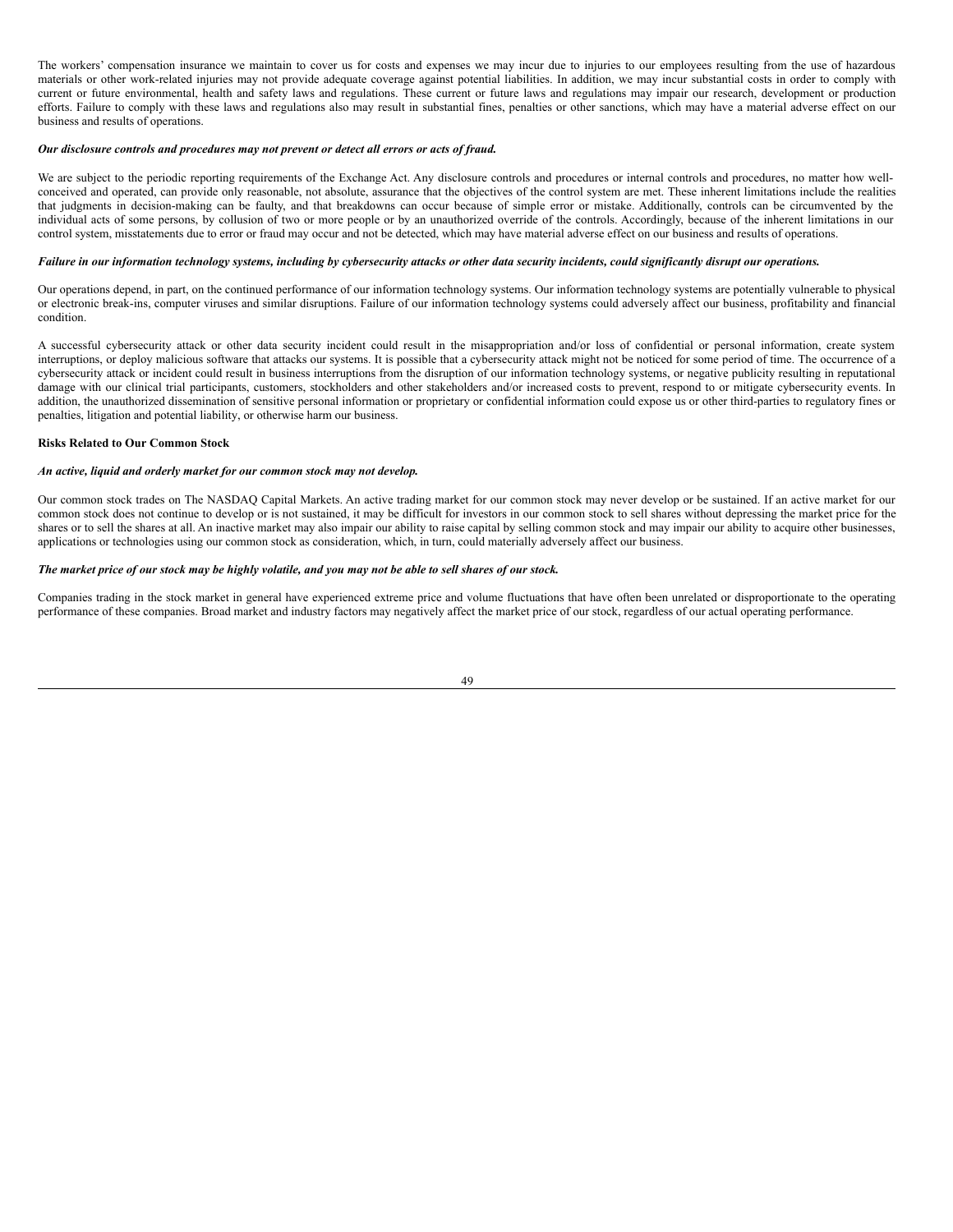The workers' compensation insurance we maintain to cover us for costs and expenses we may incur due to injuries to our employees resulting from the use of hazardous materials or other work-related injuries may not provide adequate coverage against potential liabilities. In addition, we may incur substantial costs in order to comply with current or future environmental, health and safety laws and regulations. These current or future laws and regulations may impair our research, development or production efforts. Failure to comply with these laws and regulations also may result in substantial fines, penalties or other sanctions, which may have a material adverse effect on our business and results of operations.

***Our disclosure controls and procedures may not prevent or detect all errors or acts of fraud.***

We are subject to the periodic reporting requirements of the Exchange Act. Any disclosure controls and procedures or internal controls and procedures, no matter how well-conceived and operated, can provide only reasonable, not absolute, assurance that the objectives of the control system are met. These inherent limitations include the realities that judgments in decision-making can be faulty, and that breakdowns can occur because of simple error or mistake. Additionally, controls can be circumvented by the individual acts of some persons, by collusion of two or more people or by an unauthorized override of the controls. Accordingly, because of the inherent limitations in our control system, misstatements due to error or fraud may occur and not be detected, which may have material adverse effect on our business and results of operations.

***Failure in our information technology systems, including by cybersecurity attacks or other data security incidents, could significantly disrupt our operations.***

Our operations depend, in part, on the continued performance of our information technology systems. Our information technology systems are potentially vulnerable to physical or electronic break-ins, computer viruses and similar disruptions. Failure of our information technology systems could adversely affect our business, profitability and financial condition.

A successful cybersecurity attack or other data security incident could result in the misappropriation and/or loss of confidential or personal information, create system interruptions, or deploy malicious software that attacks our systems. It is possible that a cybersecurity attack might not be noticed for some period of time. The occurrence of a cybersecurity attack or incident could result in business interruptions from the disruption of our information technology systems, or negative publicity resulting in reputational damage with our clinical trial participants, customers, stockholders and other stakeholders and/or increased costs to prevent, respond to or mitigate cybersecurity events. In addition, the unauthorized dissemination of sensitive personal information or proprietary or confidential information could expose us or other third-parties to regulatory fines or penalties, litigation and potential liability, or otherwise harm our business.

**Risks Related to Our Common Stock**

***An active, liquid and orderly market for our common stock may not develop.***

Our common stock trades on The NASDAQ Capital Markets. An active trading market for our common stock may never develop or be sustained. If an active market for our common stock does not continue to develop or is not sustained, it may be difficult for investors in our common stock to sell shares without depressing the market price for the shares or to sell the shares at all. An inactive market may also impair our ability to raise capital by selling common stock and may impair our ability to acquire other businesses, applications or technologies using our common stock as consideration, which, in turn, could materially adversely affect our business.

***The market price of our stock may be highly volatile, and you may not be able to sell shares of our stock.***

Companies trading in the stock market in general have experienced extreme price and volume fluctuations that have often been unrelated or disproportionate to the operating performance of these companies. Broad market and industry factors may negatively affect the market price of our stock, regardless of our actual operating performance.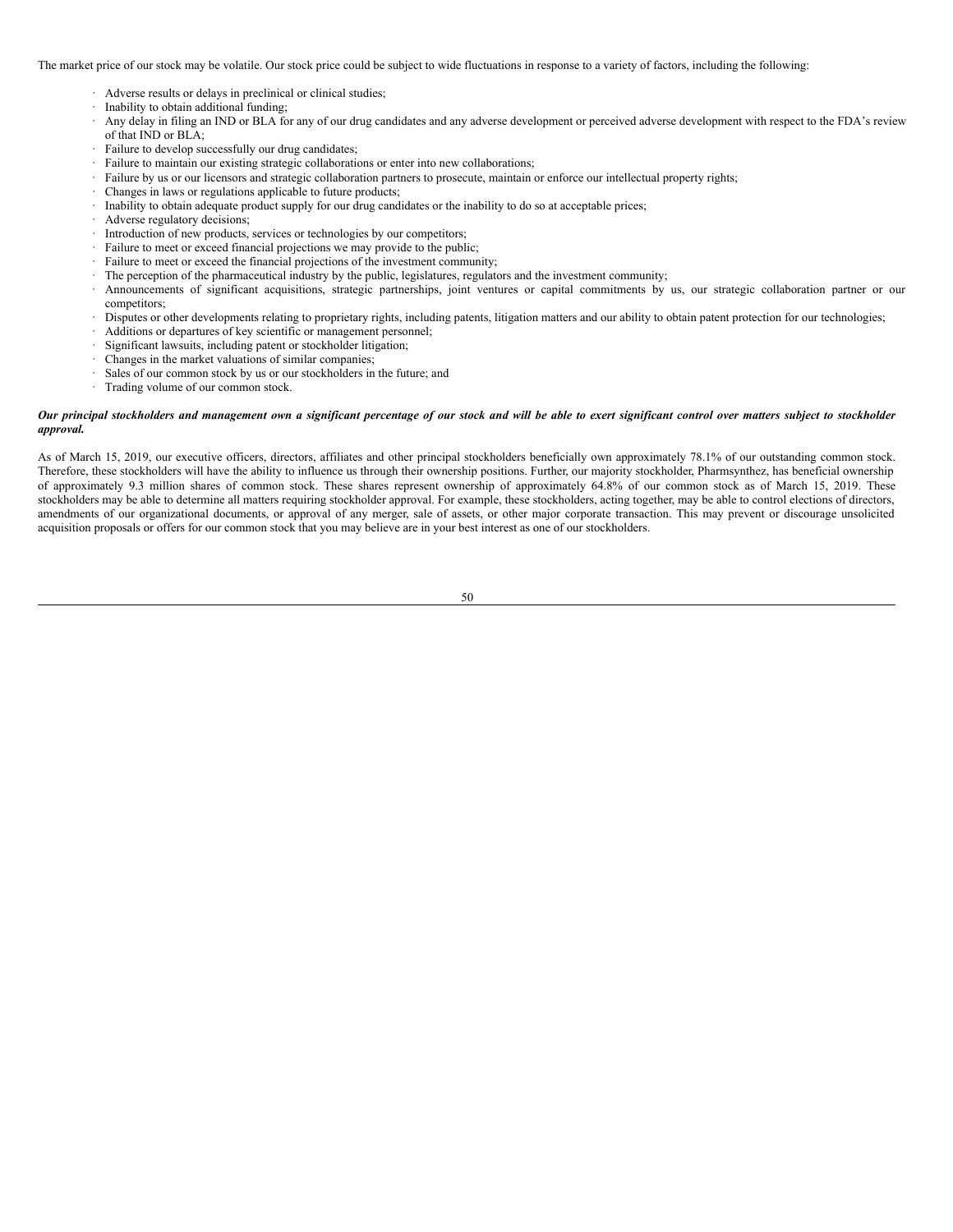The market price of our stock may be volatile. Our stock price could be subject to wide fluctuations in response to a variety of factors, including the following:

- Adverse results or delays in preclinical or clinical studies;
- Inability to obtain additional funding;
- Any delay in filing an IND or BLA for any of our drug candidates and any adverse development or perceived adverse development with respect to the FDA's review of that IND or BLA;
- Failure to develop successfully our drug candidates;
- Failure to maintain our existing strategic collaborations or enter into new collaborations;
- Failure by us or our licensors and strategic collaboration partners to prosecute, maintain or enforce our intellectual property rights;
- Changes in laws or regulations applicable to future products;
- Inability to obtain adequate product supply for our drug candidates or the inability to do so at acceptable prices;
- Adverse regulatory decisions;
- Introduction of new products, services or technologies by our competitors;
- Failure to meet or exceed financial projections we may provide to the public;
- Failure to meet or exceed the financial projections of the investment community;
- The perception of the pharmaceutical industry by the public, legislatures, regulators and the investment community;
- Announcements of significant acquisitions, strategic partnerships, joint ventures or capital commitments by us, our strategic collaboration partner or our competitors;
- Disputes or other developments relating to proprietary rights, including patents, litigation matters and our ability to obtain patent protection for our technologies;
- Additions or departures of key scientific or management personnel;
- Significant lawsuits, including patent or stockholder litigation;
- Changes in the market valuations of similar companies;
- Sales of our common stock by us or our stockholders in the future; and
- Trading volume of our common stock.

***Our principal stockholders and management own a significant percentage of our stock and will be able to exert significant control over matters subject to stockholder approval.***

As of March 15, 2019, our executive officers, directors, affiliates and other principal stockholders beneficially own approximately 78.1% of our outstanding common stock. Therefore, these stockholders will have the ability to influence us through their ownership positions. Further, our majority stockholder, Pharmsynthez, has beneficial ownership of approximately 9.3 million shares of common stock. These shares represent ownership of approximately 64.8% of our common stock as of March 15, 2019. These stockholders may be able to determine all matters requiring stockholder approval. For example, these stockholders, acting together, may be able to control elections of directors, amendments of our organizational documents, or approval of any merger, sale of assets, or other major corporate transaction. This may prevent or discourage unsolicited acquisition proposals or offers for our common stock that you may believe are in your best interest as one of our stockholders.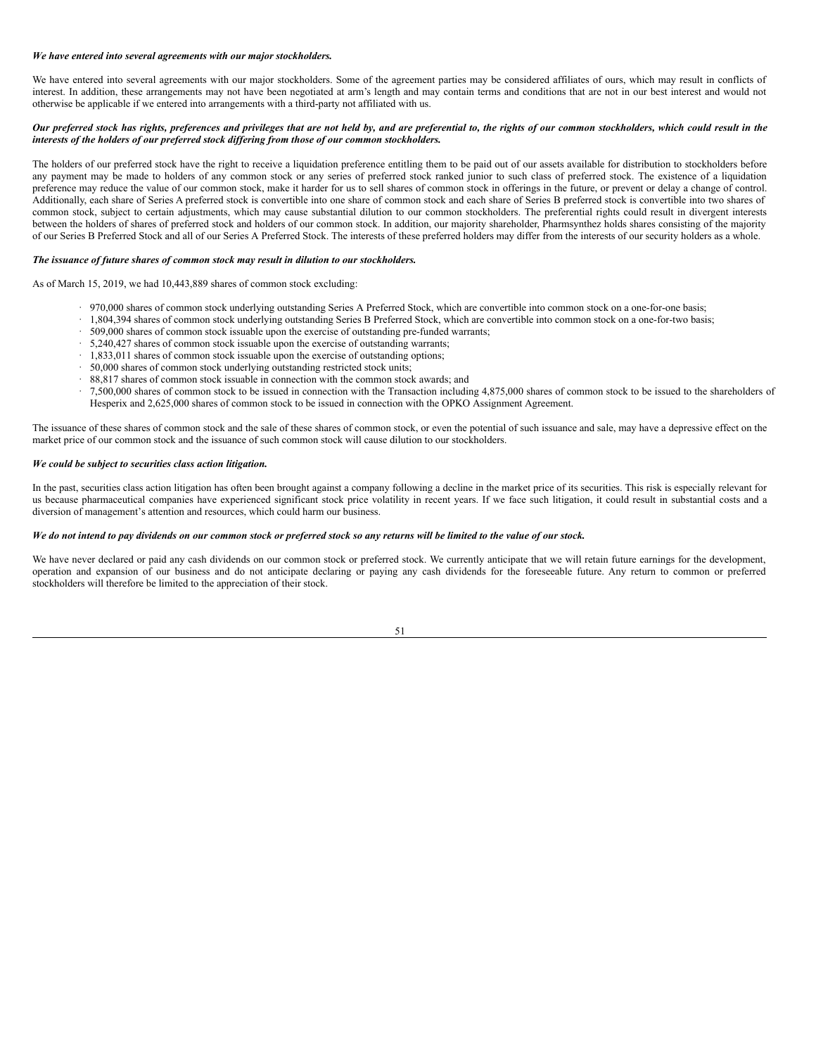***We have entered into several agreements with our major stockholders.***

We have entered into several agreements with our major stockholders. Some of the agreement parties may be considered affiliates of ours, which may result in conflicts of interest. In addition, these arrangements may not have been negotiated at arm's length and may contain terms and conditions that are not in our best interest and would not otherwise be applicable if we entered into arrangements with a third-party not affiliated with us.

***Our preferred stock has rights, preferences and privileges that are not held by, and are preferential to, the rights of our common stockholders, which could result in the interests of the holders of our preferred stock differing from those of our common stockholders.***

The holders of our preferred stock have the right to receive a liquidation preference entitling them to be paid out of our assets available for distribution to stockholders before any payment may be made to holders of any common stock or any series of preferred stock ranked junior to such class of preferred stock. The existence of a liquidation preference may reduce the value of our common stock, make it harder for us to sell shares of common stock in offerings in the future, or prevent or delay a change of control. Additionally, each share of Series A preferred stock is convertible into one share of common stock and each share of Series B preferred stock is convertible into two shares of common stock, subject to certain adjustments, which may cause substantial dilution to our common stockholders. The preferential rights could result in divergent interests between the holders of shares of preferred stock and holders of our common stock. In addition, our majority shareholder, Pharmsynthez holds shares consisting of the majority of our Series B Preferred Stock and all of our Series A Preferred Stock. The interests of these preferred holders may differ from the interests of our security holders as a whole.

***The issuance of future shares of common stock may result in dilution to our stockholders.***

As of March 15, 2019, we had 10,443,889 shares of common stock excluding:

- 970,000 shares of common stock underlying outstanding Series A Preferred Stock, which are convertible into common stock on a one-for-one basis;
- 1,804,394 shares of common stock underlying outstanding Series B Preferred Stock, which are convertible into common stock on a one-for-two basis;
- 509,000 shares of common stock issuable upon the exercise of outstanding pre-funded warrants;
- 5,240,427 shares of common stock issuable upon the exercise of outstanding warrants;
- 1,833,011 shares of common stock issuable upon the exercise of outstanding options;
- 50,000 shares of common stock underlying outstanding restricted stock units;
- 88,817 shares of common stock issuable in connection with the common stock awards; and
- 7,500,000 shares of common stock to be issued in connection with the Transaction including 4,875,000 shares of common stock to be issued to the shareholders of Hesperix and 2,625,000 shares of common stock to be issued in connection with the OPKO Assignment Agreement.

The issuance of these shares of common stock and the sale of these shares of common stock, or even the potential of such issuance and sale, may have a depressive effect on the market price of our common stock and the issuance of such common stock will cause dilution to our stockholders.

***We could be subject to securities class action litigation.***

In the past, securities class action litigation has often been brought against a company following a decline in the market price of its securities. This risk is especially relevant for us because pharmaceutical companies have experienced significant stock price volatility in recent years. If we face such litigation, it could result in substantial costs and a diversion of management's attention and resources, which could harm our business.

***We do not intend to pay dividends on our common stock or preferred stock so any returns will be limited to the value of our stock.***

We have never declared or paid any cash dividends on our common stock or preferred stock. We currently anticipate that we will retain future earnings for the development, operation and expansion of our business and do not anticipate declaring or paying any cash dividends for the foreseeable future. Any return to common or preferred stockholders will therefore be limited to the appreciation of their stock.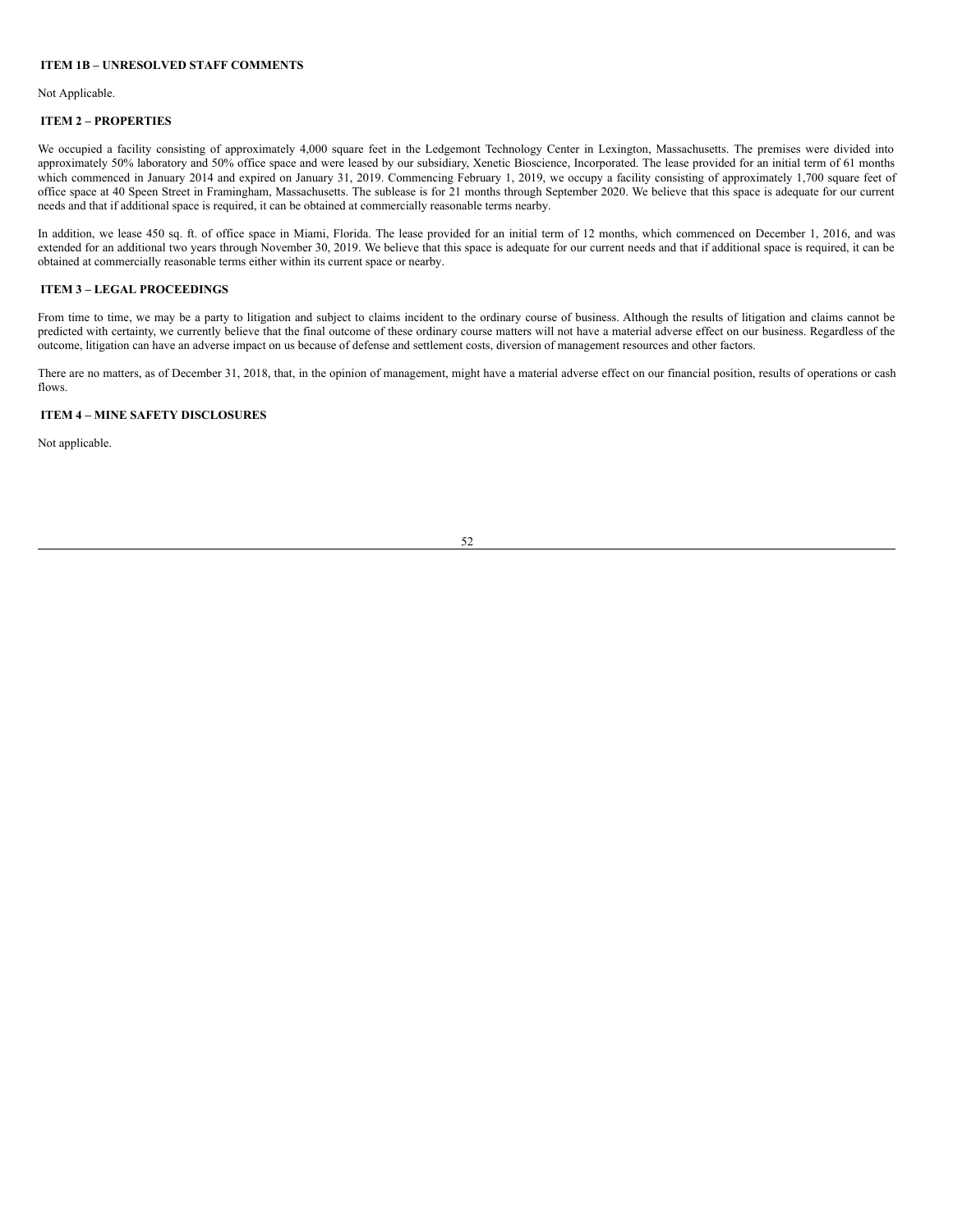## ITEM 1B – UNRESOLVED STAFF COMMENTS

Not Applicable.

## ITEM 2 – PROPERTIES

We occupied a facility consisting of approximately 4,000 square feet in the Ledgemont Technology Center in Lexington, Massachusetts. The premises were divided into approximately 50% laboratory and 50% office space and were leased by our subsidiary, Xenetic Bioscience, Incorporated. The lease provided for an initial term of 61 months which commenced in January 2014 and expired on January 31, 2019. Commencing February 1, 2019, we occupy a facility consisting of approximately 1,700 square feet of office space at 40 Speen Street in Framingham, Massachusetts. The sublease is for 21 months through September 2020. We believe that this space is adequate for our current needs and that if additional space is required, it can be obtained at commercially reasonable terms nearby.

In addition, we lease 450 sq. ft. of office space in Miami, Florida. The lease provided for an initial term of 12 months, which commenced on December 1, 2016, and was extended for an additional two years through November 30, 2019. We believe that this space is adequate for our current needs and that if additional space is required, it can be obtained at commercially reasonable terms either within its current space or nearby.

## ITEM 3 – LEGAL PROCEEDINGS

From time to time, we may be a party to litigation and subject to claims incident to the ordinary course of business. Although the results of litigation and claims cannot be predicted with certainty, we currently believe that the final outcome of these ordinary course matters will not have a material adverse effect on our business. Regardless of the outcome, litigation can have an adverse impact on us because of defense and settlement costs, diversion of management resources and other factors.

There are no matters, as of December 31, 2018, that, in the opinion of management, might have a material adverse effect on our financial position, results of operations or cash flows.

## ITEM 4 – MINE SAFETY DISCLOSURES

Not applicable.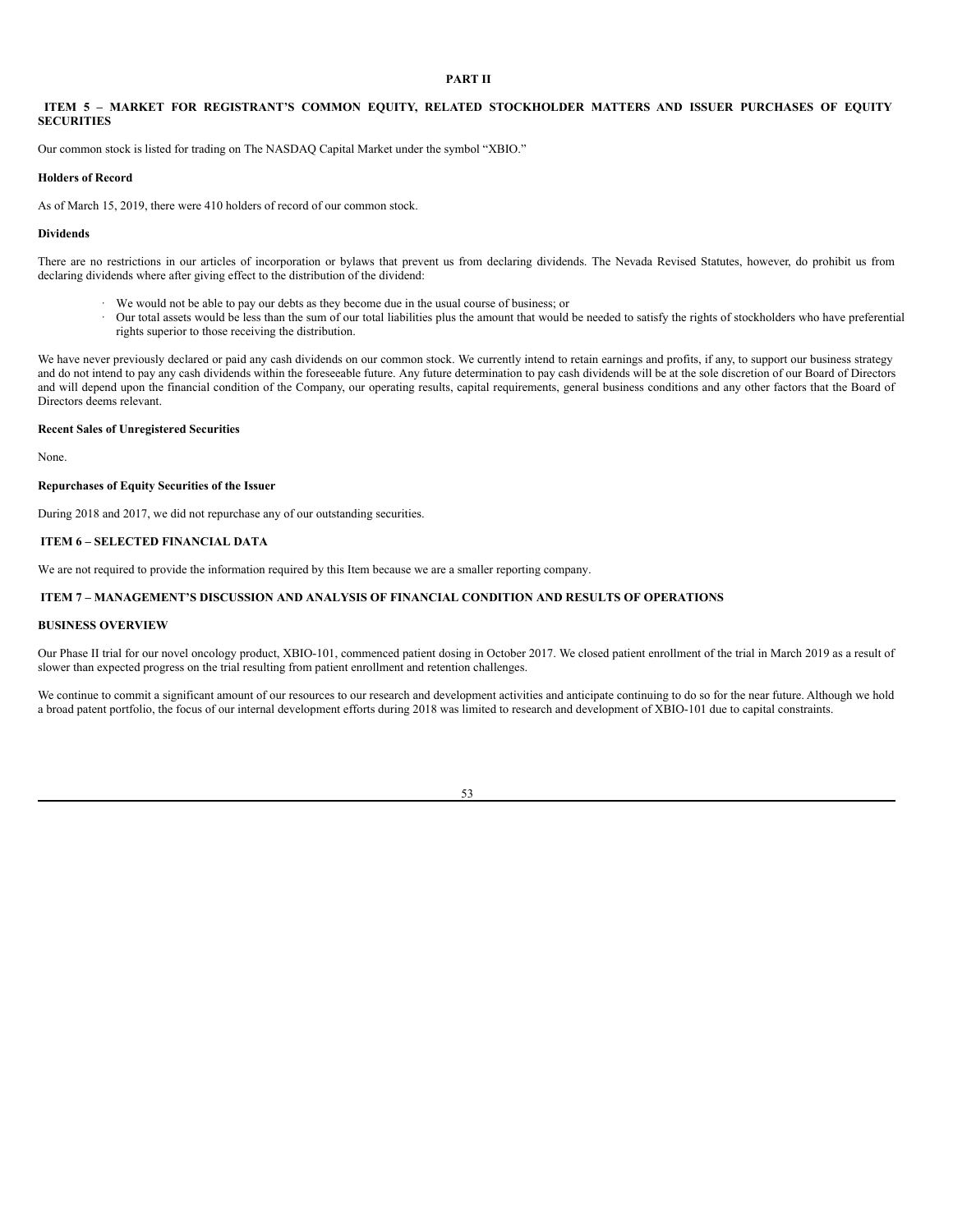## PART II

### ITEM 5 – MARKET FOR REGISTRANT'S COMMON EQUITY, RELATED STOCKHOLDER MATTERS AND ISSUER PURCHASES OF EQUITY SECURITIES

Our common stock is listed for trading on The NASDAQ Capital Market under the symbol "XBIO."

**Holders of Record**

As of March 15, 2019, there were 410 holders of record of our common stock.

**Dividends**

There are no restrictions in our articles of incorporation or bylaws that prevent us from declaring dividends. The Nevada Revised Statutes, however, do prohibit us from declaring dividends where after giving effect to the distribution of the dividend:

- We would not be able to pay our debts as they become due in the usual course of business; or
- Our total assets would be less than the sum of our total liabilities plus the amount that would be needed to satisfy the rights of stockholders who have preferential rights superior to those receiving the distribution.

We have never previously declared or paid any cash dividends on our common stock. We currently intend to retain earnings and profits, if any, to support our business strategy and do not intend to pay any cash dividends within the foreseeable future. Any future determination to pay cash dividends will be at the sole discretion of our Board of Directors and will depend upon the financial condition of the Company, our operating results, capital requirements, general business conditions and any other factors that the Board of Directors deems relevant.

**Recent Sales of Unregistered Securities**

None.

**Repurchases of Equity Securities of the Issuer**

During 2018 and 2017, we did not repurchase any of our outstanding securities.

### ITEM 6 – SELECTED FINANCIAL DATA

We are not required to provide the information required by this Item because we are a smaller reporting company.

### ITEM 7 – MANAGEMENT'S DISCUSSION AND ANALYSIS OF FINANCIAL CONDITION AND RESULTS OF OPERATIONS

**BUSINESS OVERVIEW**

Our Phase II trial for our novel oncology product, XBIO-101, commenced patient dosing in October 2017. We closed patient enrollment of the trial in March 2019 as a result of slower than expected progress on the trial resulting from patient enrollment and retention challenges.

We continue to commit a significant amount of our resources to our research and development activities and anticipate continuing to do so for the near future. Although we hold a broad patent portfolio, the focus of our internal development efforts during 2018 was limited to research and development of XBIO-101 due to capital constraints.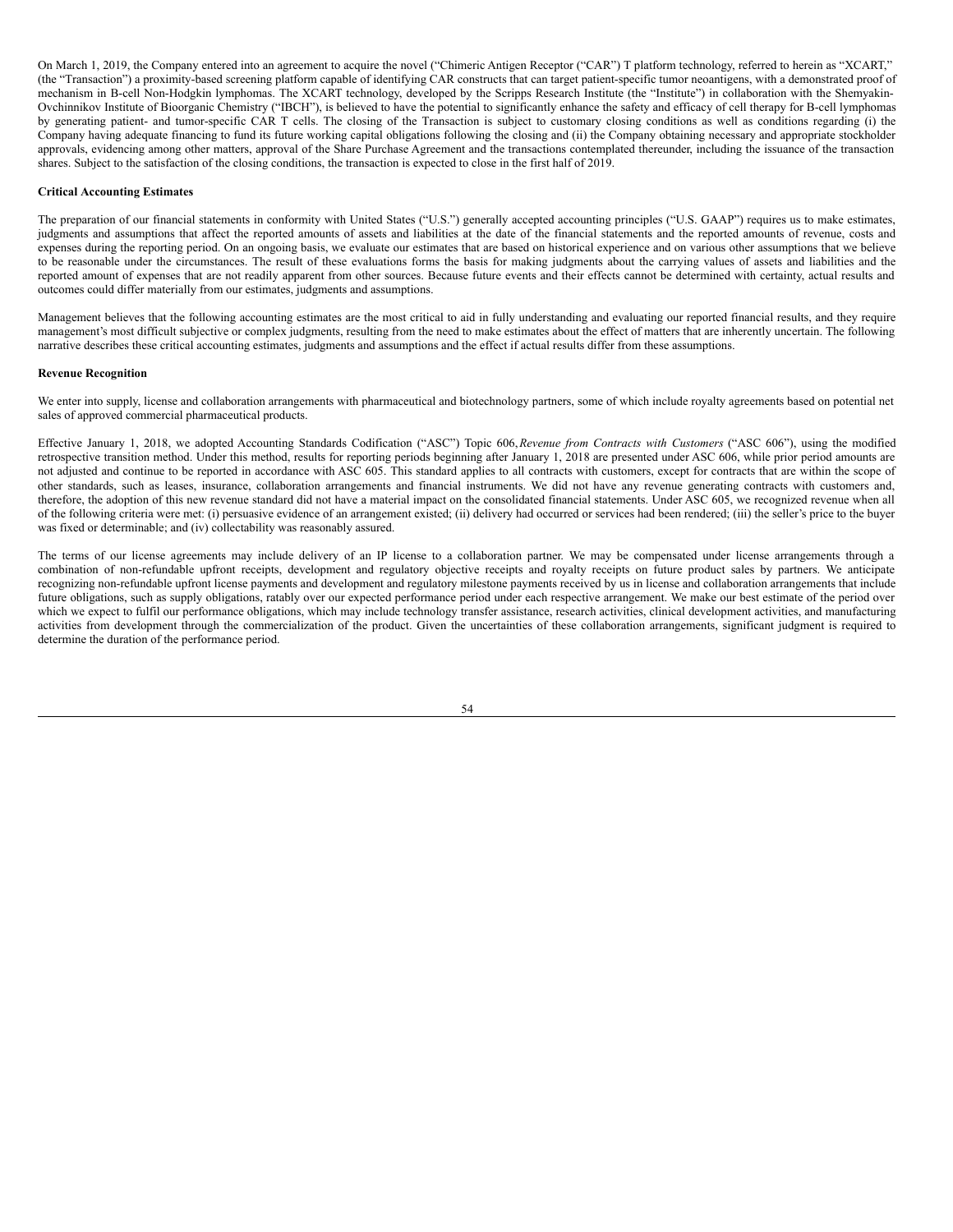On March 1, 2019, the Company entered into an agreement to acquire the novel ("Chimeric Antigen Receptor ("CAR") T platform technology, referred to herein as "XCART," (the "Transaction") a proximity-based screening platform capable of identifying CAR constructs that can target patient-specific tumor neoantigens, with a demonstrated proof of mechanism in B-cell Non-Hodgkin lymphomas. The XCART technology, developed by the Scripps Research Institute (the "Institute") in collaboration with the Shemyakin-Ovchinnikov Institute of Bioorganic Chemistry ("IBCH"), is believed to have the potential to significantly enhance the safety and efficacy of cell therapy for B-cell lymphomas by generating patient- and tumor-specific CAR T cells. The closing of the Transaction is subject to customary closing conditions as well as conditions regarding (i) the Company having adequate financing to fund its future working capital obligations following the closing and (ii) the Company obtaining necessary and appropriate stockholder approvals, evidencing among other matters, approval of the Share Purchase Agreement and the transactions contemplated thereunder, including the issuance of the transaction shares. Subject to the satisfaction of the closing conditions, the transaction is expected to close in the first half of 2019.

**Critical Accounting Estimates**

The preparation of our financial statements in conformity with United States ("U.S.") generally accepted accounting principles ("U.S. GAAP") requires us to make estimates, judgments and assumptions that affect the reported amounts of assets and liabilities at the date of the financial statements and the reported amounts of revenue, costs and expenses during the reporting period. On an ongoing basis, we evaluate our estimates that are based on historical experience and on various other assumptions that we believe to be reasonable under the circumstances. The result of these evaluations forms the basis for making judgments about the carrying values of assets and liabilities and the reported amount of expenses that are not readily apparent from other sources. Because future events and their effects cannot be determined with certainty, actual results and outcomes could differ materially from our estimates, judgments and assumptions.

Management believes that the following accounting estimates are the most critical to aid in fully understanding and evaluating our reported financial results, and they require management's most difficult subjective or complex judgments, resulting from the need to make estimates about the effect of matters that are inherently uncertain. The following narrative describes these critical accounting estimates, judgments and assumptions and the effect if actual results differ from these assumptions.

**Revenue Recognition**

We enter into supply, license and collaboration arrangements with pharmaceutical and biotechnology partners, some of which include royalty agreements based on potential net sales of approved commercial pharmaceutical products.

Effective January 1, 2018, we adopted Accounting Standards Codification ("ASC") Topic 606, *Revenue from Contracts with Customers* ("ASC 606"), using the modified retrospective transition method. Under this method, results for reporting periods beginning after January 1, 2018 are presented under ASC 606, while prior period amounts are not adjusted and continue to be reported in accordance with ASC 605. This standard applies to all contracts with customers, except for contracts that are within the scope of other standards, such as leases, insurance, collaboration arrangements and financial instruments. We did not have any revenue generating contracts with customers and, therefore, the adoption of this new revenue standard did not have a material impact on the consolidated financial statements. Under ASC 605, we recognized revenue when all of the following criteria were met: (i) persuasive evidence of an arrangement existed; (ii) delivery had occurred or services had been rendered; (iii) the seller's price to the buyer was fixed or determinable; and (iv) collectability was reasonably assured.

The terms of our license agreements may include delivery of an IP license to a collaboration partner. We may be compensated under license arrangements through a combination of non-refundable upfront receipts, development and regulatory objective receipts and royalty receipts on future product sales by partners. We anticipate recognizing non-refundable upfront license payments and development and regulatory milestone payments received by us in license and collaboration arrangements that include future obligations, such as supply obligations, ratably over our expected performance period under each respective arrangement. We make our best estimate of the period over which we expect to fulfil our performance obligations, which may include technology transfer assistance, research activities, clinical development activities, and manufacturing activities from development through the commercialization of the product. Given the uncertainties of these collaboration arrangements, significant judgment is required to determine the duration of the performance period.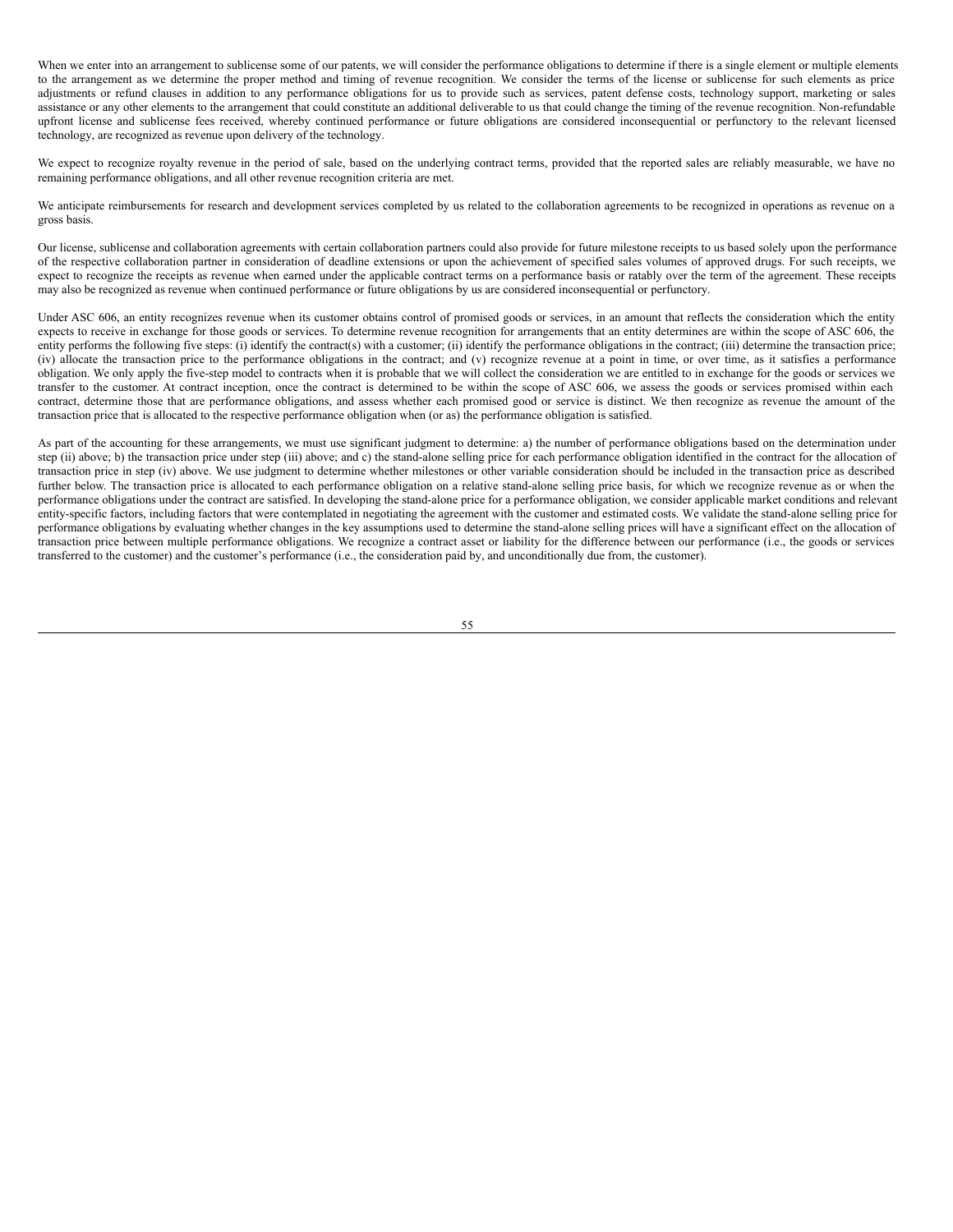When we enter into an arrangement to sublicense some of our patents, we will consider the performance obligations to determine if there is a single element or multiple elements to the arrangement as we determine the proper method and timing of revenue recognition. We consider the terms of the license or sublicense for such elements as price adjustments or refund clauses in addition to any performance obligations for us to provide such as services, patent defense costs, technology support, marketing or sales assistance or any other elements to the arrangement that could constitute an additional deliverable to us that could change the timing of the revenue recognition. Non-refundable upfront license and sublicense fees received, whereby continued performance or future obligations are considered inconsequential or perfunctory to the relevant licensed technology, are recognized as revenue upon delivery of the technology.

We expect to recognize royalty revenue in the period of sale, based on the underlying contract terms, provided that the reported sales are reliably measurable, we have no remaining performance obligations, and all other revenue recognition criteria are met.

We anticipate reimbursements for research and development services completed by us related to the collaboration agreements to be recognized in operations as revenue on a gross basis.

Our license, sublicense and collaboration agreements with certain collaboration partners could also provide for future milestone receipts to us based solely upon the performance of the respective collaboration partner in consideration of deadline extensions or upon the achievement of specified sales volumes of approved drugs. For such receipts, we expect to recognize the receipts as revenue when earned under the applicable contract terms on a performance basis or ratably over the term of the agreement. These receipts may also be recognized as revenue when continued performance or future obligations by us are considered inconsequential or perfunctory.

Under ASC 606, an entity recognizes revenue when its customer obtains control of promised goods or services, in an amount that reflects the consideration which the entity expects to receive in exchange for those goods or services. To determine revenue recognition for arrangements that an entity determines are within the scope of ASC 606, the entity performs the following five steps: (i) identify the contract(s) with a customer; (ii) identify the performance obligations in the contract; (iii) determine the transaction price; (iv) allocate the transaction price to the performance obligations in the contract; and (v) recognize revenue at a point in time, or over time, as it satisfies a performance obligation. We only apply the five-step model to contracts when it is probable that we will collect the consideration we are entitled to in exchange for the goods or services we transfer to the customer. At contract inception, once the contract is determined to be within the scope of ASC 606, we assess the goods or services promised within each contract, determine those that are performance obligations, and assess whether each promised good or service is distinct. We then recognize as revenue the amount of the transaction price that is allocated to the respective performance obligation when (or as) the performance obligation is satisfied.

As part of the accounting for these arrangements, we must use significant judgment to determine: a) the number of performance obligations based on the determination under step (ii) above; b) the transaction price under step (iii) above; and c) the stand-alone selling price for each performance obligation identified in the contract for the allocation of transaction price in step (iv) above. We use judgment to determine whether milestones or other variable consideration should be included in the transaction price as described further below. The transaction price is allocated to each performance obligation on a relative stand-alone selling price basis, for which we recognize revenue as or when the performance obligations under the contract are satisfied. In developing the stand-alone price for a performance obligation, we consider applicable market conditions and relevant entity-specific factors, including factors that were contemplated in negotiating the agreement with the customer and estimated costs. We validate the stand-alone selling price for performance obligations by evaluating whether changes in the key assumptions used to determine the stand-alone selling prices will have a significant effect on the allocation of transaction price between multiple performance obligations. We recognize a contract asset or liability for the difference between our performance (i.e., the goods or services transferred to the customer) and the customer's performance (i.e., the consideration paid by, and unconditionally due from, the customer).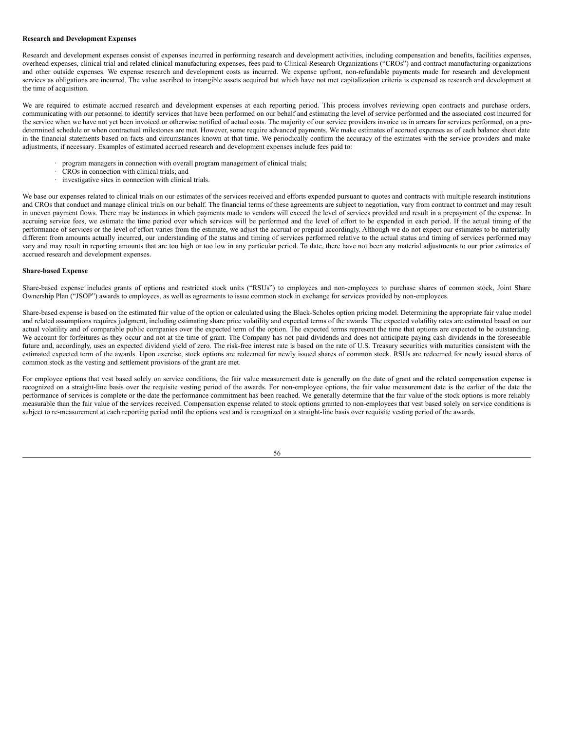**Research and Development Expenses**

Research and development expenses consist of expenses incurred in performing research and development activities, including compensation and benefits, facilities expenses, overhead expenses, clinical trial and related clinical manufacturing expenses, fees paid to Clinical Research Organizations ("CROs") and contract manufacturing organizations and other outside expenses. We expense research and development costs as incurred. We expense upfront, non-refundable payments made for research and development services as obligations are incurred. The value ascribed to intangible assets acquired but which have not met capitalization criteria is expensed as research and development at the time of acquisition.

We are required to estimate accrued research and development expenses at each reporting period. This process involves reviewing open contracts and purchase orders, communicating with our personnel to identify services that have been performed on our behalf and estimating the level of service performed and the associated cost incurred for the service when we have not yet been invoiced or otherwise notified of actual costs. The majority of our service providers invoice us in arrears for services performed, on a pre-determined schedule or when contractual milestones are met. However, some require advanced payments. We make estimates of accrued expenses as of each balance sheet date in the financial statements based on facts and circumstances known at that time. We periodically confirm the accuracy of the estimates with the service providers and make adjustments, if necessary. Examples of estimated accrued research and development expenses include fees paid to:

- program managers in connection with overall program management of clinical trials;
- CROs in connection with clinical trials; and
- investigative sites in connection with clinical trials.

We base our expenses related to clinical trials on our estimates of the services received and efforts expended pursuant to quotes and contracts with multiple research institutions and CROs that conduct and manage clinical trials on our behalf. The financial terms of these agreements are subject to negotiation, vary from contract to contract and may result in uneven payment flows. There may be instances in which payments made to vendors will exceed the level of services provided and result in a prepayment of the expense. In accruing service fees, we estimate the time period over which services will be performed and the level of effort to be expended in each period. If the actual timing of the performance of services or the level of effort varies from the estimate, we adjust the accrual or prepaid accordingly. Although we do not expect our estimates to be materially different from amounts actually incurred, our understanding of the status and timing of services performed relative to the actual status and timing of services performed may vary and may result in reporting amounts that are too high or too low in any particular period. To date, there have not been any material adjustments to our prior estimates of accrued research and development expenses.

**Share-based Expense**

Share-based expense includes grants of options and restricted stock units ("RSUs") to employees and non-employees to purchase shares of common stock, Joint Share Ownership Plan ("JSOP") awards to employees, as well as agreements to issue common stock in exchange for services provided by non-employees.

Share-based expense is based on the estimated fair value of the option or calculated using the Black-Scholes option pricing model. Determining the appropriate fair value model and related assumptions requires judgment, including estimating share price volatility and expected terms of the awards. The expected volatility rates are estimated based on our actual volatility and of comparable public companies over the expected term of the option. The expected terms represent the time that options are expected to be outstanding. We account for forfeitures as they occur and not at the time of grant. The Company has not paid dividends and does not anticipate paying cash dividends in the foreseeable future and, accordingly, uses an expected dividend yield of zero. The risk-free interest rate is based on the rate of U.S. Treasury securities with maturities consistent with the estimated expected term of the awards. Upon exercise, stock options are redeemed for newly issued shares of common stock. RSUs are redeemed for newly issued shares of common stock as the vesting and settlement provisions of the grant are met.

For employee options that vest based solely on service conditions, the fair value measurement date is generally on the date of grant and the related compensation expense is recognized on a straight-line basis over the requisite vesting period of the awards. For non-employee options, the fair value measurement date is the earlier of the date the performance of services is complete or the date the performance commitment has been reached. We generally determine that the fair value of the stock options is more reliably measurable than the fair value of the services received. Compensation expense related to stock options granted to non-employees that vest based solely on service conditions is subject to re-measurement at each reporting period until the options vest and is recognized on a straight-line basis over requisite vesting period of the awards.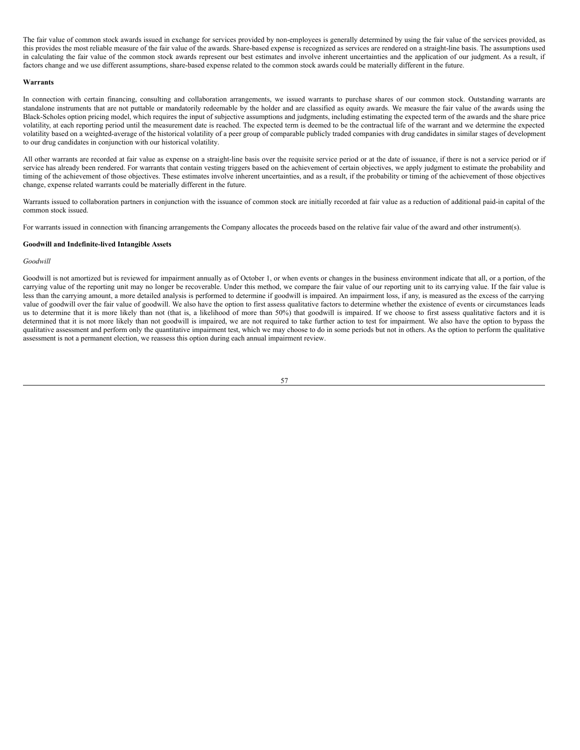The fair value of common stock awards issued in exchange for services provided by non-employees is generally determined by using the fair value of the services provided, as this provides the most reliable measure of the fair value of the awards. Share-based expense is recognized as services are rendered on a straight-line basis. The assumptions used in calculating the fair value of the common stock awards represent our best estimates and involve inherent uncertainties and the application of our judgment. As a result, if factors change and we use different assumptions, share-based expense related to the common stock awards could be materially different in the future.

**Warrants**

In connection with certain financing, consulting and collaboration arrangements, we issued warrants to purchase shares of our common stock. Outstanding warrants are standalone instruments that are not puttable or mandatorily redeemable by the holder and are classified as equity awards. We measure the fair value of the awards using the Black-Scholes option pricing model, which requires the input of subjective assumptions and judgments, including estimating the expected term of the awards and the share price volatility, at each reporting period until the measurement date is reached. The expected term is deemed to be the contractual life of the warrant and we determine the expected volatility based on a weighted-average of the historical volatility of a peer group of comparable publicly traded companies with drug candidates in similar stages of development to our drug candidates in conjunction with our historical volatility.

All other warrants are recorded at fair value as expense on a straight-line basis over the requisite service period or at the date of issuance, if there is not a service period or if service has already been rendered. For warrants that contain vesting triggers based on the achievement of certain objectives, we apply judgment to estimate the probability and timing of the achievement of those objectives. These estimates involve inherent uncertainties, and as a result, if the probability or timing of the achievement of those objectives change, expense related warrants could be materially different in the future.

Warrants issued to collaboration partners in conjunction with the issuance of common stock are initially recorded at fair value as a reduction of additional paid-in capital of the common stock issued.

For warrants issued in connection with financing arrangements the Company allocates the proceeds based on the relative fair value of the award and other instrument(s).

**Goodwill and Indefinite-lived Intangible Assets**

*Goodwill*

Goodwill is not amortized but is reviewed for impairment annually as of October 1, or when events or changes in the business environment indicate that all, or a portion, of the carrying value of the reporting unit may no longer be recoverable. Under this method, we compare the fair value of our reporting unit to its carrying value. If the fair value is less than the carrying amount, a more detailed analysis is performed to determine if goodwill is impaired. An impairment loss, if any, is measured as the excess of the carrying value of goodwill over the fair value of goodwill. We also have the option to first assess qualitative factors to determine whether the existence of events or circumstances leads us to determine that it is more likely than not (that is, a likelihood of more than 50%) that goodwill is impaired. If we choose to first assess qualitative factors and it is determined that it is not more likely than not goodwill is impaired, we are not required to take further action to test for impairment. We also have the option to bypass the qualitative assessment and perform only the quantitative impairment test, which we may choose to do in some periods but not in others. As the option to perform the qualitative assessment is not a permanent election, we reassess this option during each annual impairment review.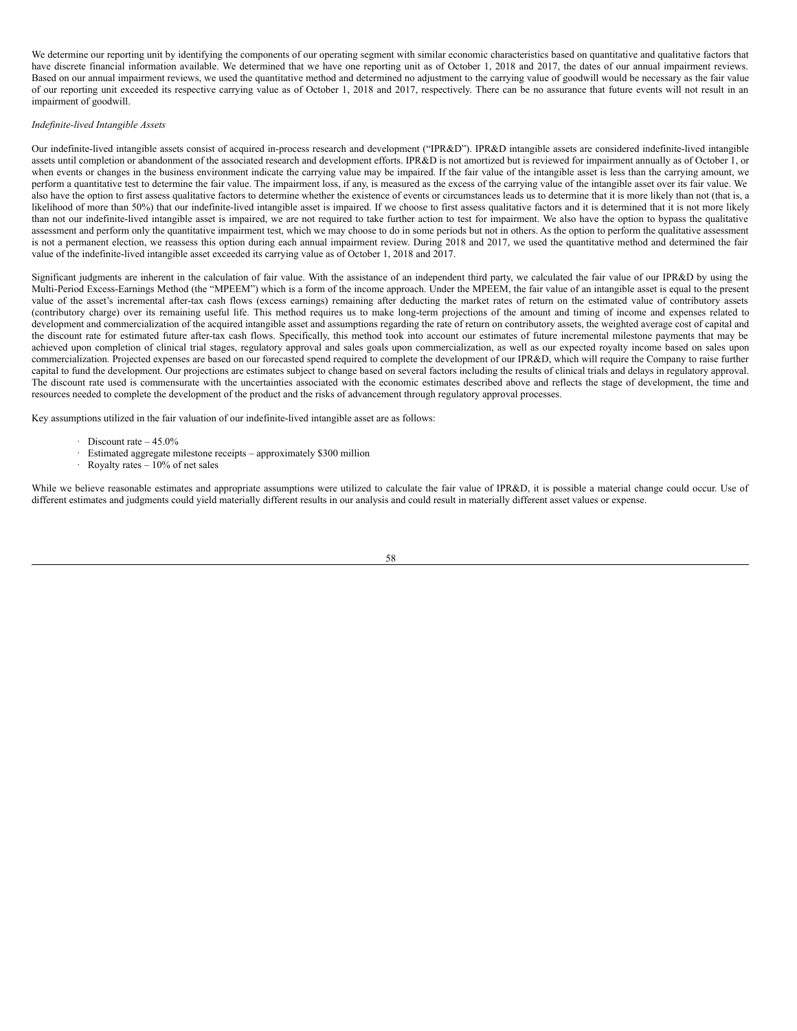We determine our reporting unit by identifying the components of our operating segment with similar economic characteristics based on quantitative and qualitative factors that have discrete financial information available. We determined that we have one reporting unit as of October 1, 2018 and 2017, the dates of our annual impairment reviews. Based on our annual impairment reviews, we used the quantitative method and determined no adjustment to the carrying value of goodwill would be necessary as the fair value of our reporting unit exceeded its respective carrying value as of October 1, 2018 and 2017, respectively. There can be no assurance that future events will not result in an impairment of goodwill.

*Indefinite-lived Intangible Assets*

Our indefinite-lived intangible assets consist of acquired in-process research and development ("IPR&D"). IPR&D intangible assets are considered indefinite-lived intangible assets until completion or abandonment of the associated research and development efforts. IPR&D is not amortized but is reviewed for impairment annually as of October 1, or when events or changes in the business environment indicate the carrying value may be impaired. If the fair value of the intangible asset is less than the carrying amount, we perform a quantitative test to determine the fair value. The impairment loss, if any, is measured as the excess of the carrying value of the intangible asset over its fair value. We also have the option to first assess qualitative factors to determine whether the existence of events or circumstances leads us to determine that it is more likely than not (that is, a likelihood of more than 50%) that our indefinite-lived intangible asset is impaired. If we choose to first assess qualitative factors and it is determined that it is not more likely than not our indefinite-lived intangible asset is impaired, we are not required to take further action to test for impairment. We also have the option to bypass the qualitative assessment and perform only the quantitative impairment test, which we may choose to do in some periods but not in others. As the option to perform the qualitative assessment is not a permanent election, we reassess this option during each annual impairment review. During 2018 and 2017, we used the quantitative method and determined the fair value of the indefinite-lived intangible asset exceeded its carrying value as of October 1, 2018 and 2017.

Significant judgments are inherent in the calculation of fair value. With the assistance of an independent third party, we calculated the fair value of our IPR&D by using the Multi-Period Excess-Earnings Method (the "MPEEM") which is a form of the income approach. Under the MPEEM, the fair value of an intangible asset is equal to the present value of the asset's incremental after-tax cash flows (excess earnings) remaining after deducting the market rates of return on the estimated value of contributory assets (contributory charge) over its remaining useful life. This method requires us to make long-term projections of the amount and timing of income and expenses related to development and commercialization of the acquired intangible asset and assumptions regarding the rate of return on contributory assets, the weighted average cost of capital and the discount rate for estimated future after-tax cash flows. Specifically, this method took into account our estimates of future incremental milestone payments that may be achieved upon completion of clinical trial stages, regulatory approval and sales goals upon commercialization, as well as our expected royalty income based on sales upon commercialization. Projected expenses are based on our forecasted spend required to complete the development of our IPR&D, which will require the Company to raise further capital to fund the development. Our projections are estimates subject to change based on several factors including the results of clinical trials and delays in regulatory approval. The discount rate used is commensurate with the uncertainties associated with the economic estimates described above and reflects the stage of development, the time and resources needed to complete the development of the product and the risks of advancement through regulatory approval processes.

Key assumptions utilized in the fair valuation of our indefinite-lived intangible asset are as follows:

- Discount rate – 45.0%
- Estimated aggregate milestone receipts – approximately $300 million
- Royalty rates – 10% of net sales

While we believe reasonable estimates and appropriate assumptions were utilized to calculate the fair value of IPR&D, it is possible a material change could occur. Use of different estimates and judgments could yield materially different results in our analysis and could result in materially different asset values or expense.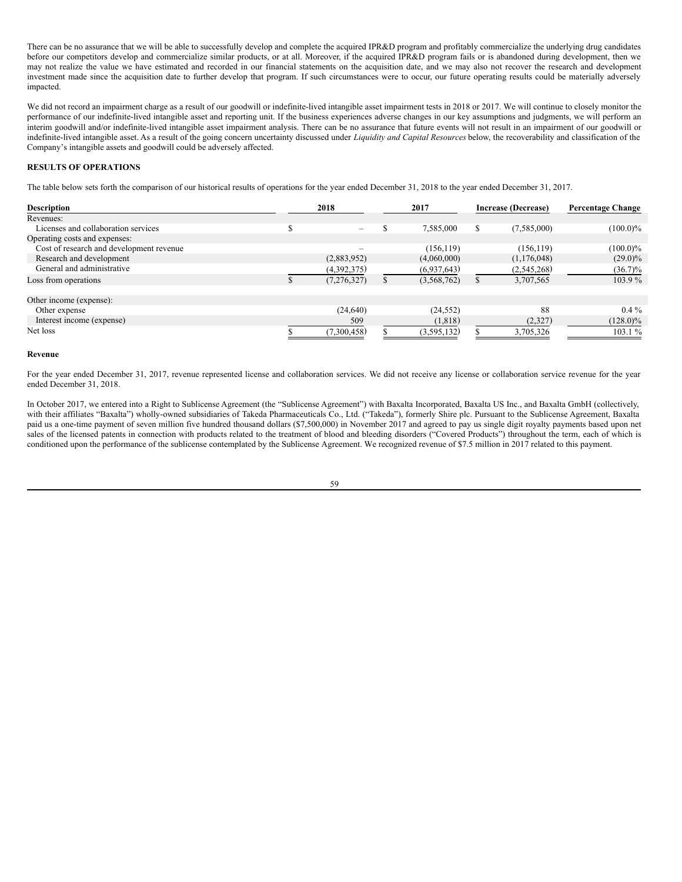There can be no assurance that we will be able to successfully develop and complete the acquired IPR&D program and profitably commercialize the underlying drug candidates before our competitors develop and commercialize similar products, or at all. Moreover, if the acquired IPR&D program fails or is abandoned during development, then we may not realize the value we have estimated and recorded in our financial statements on the acquisition date, and we may also not recover the research and development investment made since the acquisition date to further develop that program. If such circumstances were to occur, our future operating results could be materially adversely impacted.

We did not record an impairment charge as a result of our goodwill or indefinite-lived intangible asset impairment tests in 2018 or 2017. We will continue to closely monitor the performance of our indefinite-lived intangible asset and reporting unit. If the business experiences adverse changes in our key assumptions and judgments, we will perform an interim goodwill and/or indefinite-lived intangible asset impairment analysis. There can be no assurance that future events will not result in an impairment of our goodwill or indefinite-lived intangible asset. As a result of the going concern uncertainty discussed under *Liquidity and Capital Resources* below, the recoverability and classification of the Company's intangible assets and goodwill could be adversely affected.

**RESULTS OF OPERATIONS**

The table below sets forth the comparison of our historical results of operations for the year ended December 31, 2018 to the year ended December 31, 2017.

| Description | 2018 | 2017 | Increase (Decrease) | Percentage Change |
|---|---|---|---|---|
| Revenues: | | | | |
| Licenses and collaboration services | $ – | $ 7,585,000 | $ (7,585,000) | (100.0)% |
| Operating costs and expenses: | | | | |
| Cost of research and development revenue | – | (156,119) | (156,119) | (100.0)% |
| Research and development | (2,883,952) | (4,060,000) | (1,176,048) | (29.0)% |
| General and administrative | (4,392,375) | (6,937,643) | (2,545,268) | (36.7)% |
| Loss from operations | $ (7,276,327) | $ (3,568,762) | $ 3,707,565 | 103.9 % |
| | | | | |
| Other income (expense): | | | | |
| Other expense | (24,640) | (24,552) | 88 | 0.4 % |
| Interest income (expense) | 509 | (1,818) | (2,327) | (128.0)% |
| Net loss | $ (7,300,458) | $ (3,595,132) | $ 3,705,326 | 103.1 % |

**Revenue**

For the year ended December 31, 2017, revenue represented license and collaboration services. We did not receive any license or collaboration service revenue for the year ended December 31, 2018.

In October 2017, we entered into a Right to Sublicense Agreement (the "Sublicense Agreement") with Baxalta Incorporated, Baxalta US Inc., and Baxalta GmbH (collectively, with their affiliates "Baxalta") wholly-owned subsidiaries of Takeda Pharmaceuticals Co., Ltd. ("Takeda"), formerly Shire plc. Pursuant to the Sublicense Agreement, Baxalta paid us a one-time payment of seven million five hundred thousand dollars ($7,500,000) in November 2017 and agreed to pay us single digit royalty payments based upon net sales of the licensed patents in connection with products related to the treatment of blood and bleeding disorders ("Covered Products") throughout the term, each of which is conditioned upon the performance of the sublicense contemplated by the Sublicense Agreement. We recognized revenue of $7.5 million in 2017 related to this payment.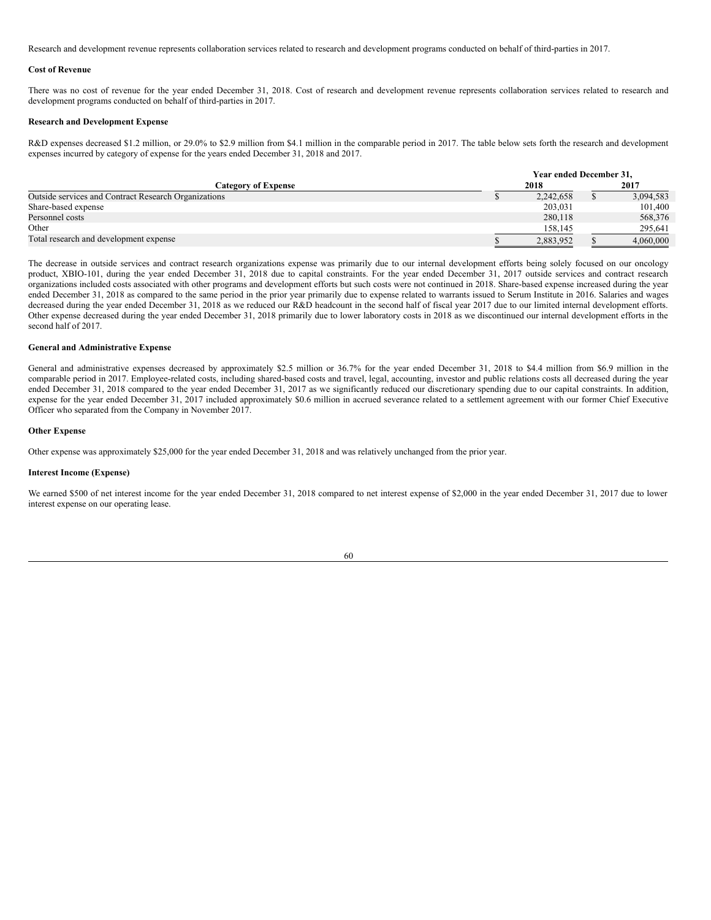Research and development revenue represents collaboration services related to research and development programs conducted on behalf of third-parties in 2017.

**Cost of Revenue**

There was no cost of revenue for the year ended December 31, 2018. Cost of research and development revenue represents collaboration services related to research and development programs conducted on behalf of third-parties in 2017.

**Research and Development Expense**

R&D expenses decreased $1.2 million, or 29.0% to $2.9 million from $4.1 million in the comparable period in 2017. The table below sets forth the research and development expenses incurred by category of expense for the years ended December 31, 2018 and 2017.

| Category of Expense | Year ended December 31, 2018 | Year ended December 31, 2017 |
|---|---|---|
| Outside services and Contract Research Organizations | $ 2,242,658 | $ 3,094,583 |
| Share-based expense | 203,031 | 101,400 |
| Personnel costs | 280,118 | 568,376 |
| Other | 158,145 | 295,641 |
| Total research and development expense | $ 2,883,952 | $ 4,060,000 |

The decrease in outside services and contract research organizations expense was primarily due to our internal development efforts being solely focused on our oncology product, XBIO-101, during the year ended December 31, 2018 due to capital constraints. For the year ended December 31, 2017 outside services and contract research organizations included costs associated with other programs and development efforts but such costs were not continued in 2018. Share-based expense increased during the year ended December 31, 2018 as compared to the same period in the prior year primarily due to expense related to warrants issued to Serum Institute in 2016. Salaries and wages decreased during the year ended December 31, 2018 as we reduced our R&D headcount in the second half of fiscal year 2017 due to our limited internal development efforts. Other expense decreased during the year ended December 31, 2018 primarily due to lower laboratory costs in 2018 as we discontinued our internal development efforts in the second half of 2017.

**General and Administrative Expense**

General and administrative expenses decreased by approximately $2.5 million or 36.7% for the year ended December 31, 2018 to $4.4 million from $6.9 million in the comparable period in 2017. Employee-related costs, including shared-based costs and travel, legal, accounting, investor and public relations costs all decreased during the year ended December 31, 2018 compared to the year ended December 31, 2017 as we significantly reduced our discretionary spending due to our capital constraints. In addition, expense for the year ended December 31, 2017 included approximately $0.6 million in accrued severance related to a settlement agreement with our former Chief Executive Officer who separated from the Company in November 2017.

**Other Expense**

Other expense was approximately $25,000 for the year ended December 31, 2018 and was relatively unchanged from the prior year.

**Interest Income (Expense)**

We earned $500 of net interest income for the year ended December 31, 2018 compared to net interest expense of $2,000 in the year ended December 31, 2017 due to lower interest expense on our operating lease.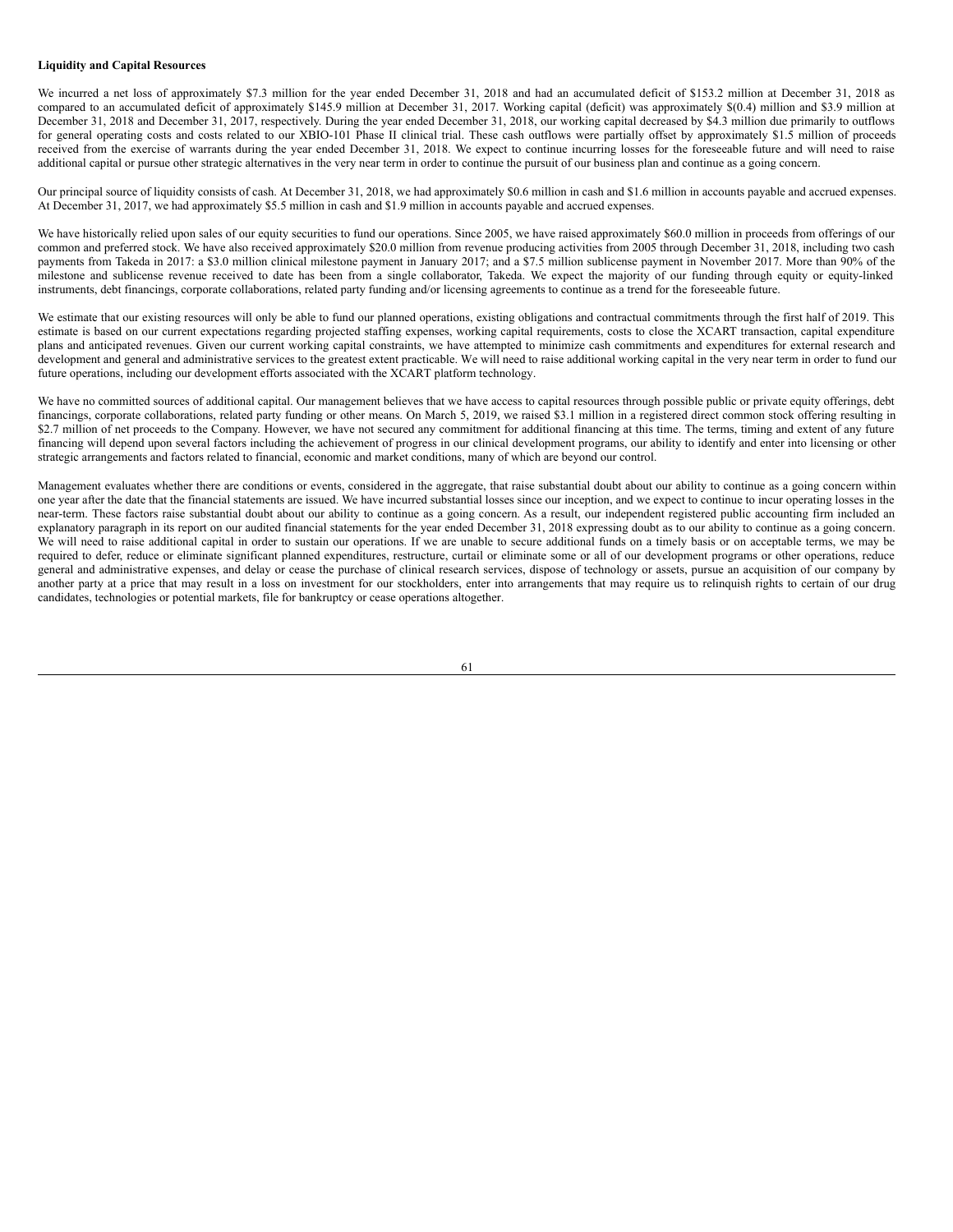**Liquidity and Capital Resources**

We incurred a net loss of approximately $7.3 million for the year ended December 31, 2018 and had an accumulated deficit of $153.2 million at December 31, 2018 as compared to an accumulated deficit of approximately $145.9 million at December 31, 2017. Working capital (deficit) was approximately $(0.4) million and $3.9 million at December 31, 2018 and December 31, 2017, respectively. During the year ended December 31, 2018, our working capital decreased by $4.3 million due primarily to outflows for general operating costs and costs related to our XBIO-101 Phase II clinical trial. These cash outflows were partially offset by approximately $1.5 million of proceeds received from the exercise of warrants during the year ended December 31, 2018. We expect to continue incurring losses for the foreseeable future and will need to raise additional capital or pursue other strategic alternatives in the very near term in order to continue the pursuit of our business plan and continue as a going concern.

Our principal source of liquidity consists of cash. At December 31, 2018, we had approximately $0.6 million in cash and $1.6 million in accounts payable and accrued expenses. At December 31, 2017, we had approximately $5.5 million in cash and $1.9 million in accounts payable and accrued expenses.

We have historically relied upon sales of our equity securities to fund our operations. Since 2005, we have raised approximately $60.0 million in proceeds from offerings of our common and preferred stock. We have also received approximately $20.0 million from revenue producing activities from 2005 through December 31, 2018, including two cash payments from Takeda in 2017: a $3.0 million clinical milestone payment in January 2017; and a $7.5 million sublicense payment in November 2017. More than 90% of the milestone and sublicense revenue received to date has been from a single collaborator, Takeda. We expect the majority of our funding through equity or equity-linked instruments, debt financings, corporate collaborations, related party funding and/or licensing agreements to continue as a trend for the foreseeable future.

We estimate that our existing resources will only be able to fund our planned operations, existing obligations and contractual commitments through the first half of 2019. This estimate is based on our current expectations regarding projected staffing expenses, working capital requirements, costs to close the XCART transaction, capital expenditure plans and anticipated revenues. Given our current working capital constraints, we have attempted to minimize cash commitments and expenditures for external research and development and general and administrative services to the greatest extent practicable. We will need to raise additional working capital in the very near term in order to fund our future operations, including our development efforts associated with the XCART platform technology.

We have no committed sources of additional capital. Our management believes that we have access to capital resources through possible public or private equity offerings, debt financings, corporate collaborations, related party funding or other means. On March 5, 2019, we raised $3.1 million in a registered direct common stock offering resulting in $2.7 million of net proceeds to the Company. However, we have not secured any commitment for additional financing at this time. The terms, timing and extent of any future financing will depend upon several factors including the achievement of progress in our clinical development programs, our ability to identify and enter into licensing or other strategic arrangements and factors related to financial, economic and market conditions, many of which are beyond our control.

Management evaluates whether there are conditions or events, considered in the aggregate, that raise substantial doubt about our ability to continue as a going concern within one year after the date that the financial statements are issued. We have incurred substantial losses since our inception, and we expect to continue to incur operating losses in the near-term. These factors raise substantial doubt about our ability to continue as a going concern. As a result, our independent registered public accounting firm included an explanatory paragraph in its report on our audited financial statements for the year ended December 31, 2018 expressing doubt as to our ability to continue as a going concern. We will need to raise additional capital in order to sustain our operations. If we are unable to secure additional funds on a timely basis or on acceptable terms, we may be required to defer, reduce or eliminate significant planned expenditures, restructure, curtail or eliminate some or all of our development programs or other operations, reduce general and administrative expenses, and delay or cease the purchase of clinical research services, dispose of technology or assets, pursue an acquisition of our company by another party at a price that may result in a loss on investment for our stockholders, enter into arrangements that may require us to relinquish rights to certain of our drug candidates, technologies or potential markets, file for bankruptcy or cease operations altogether.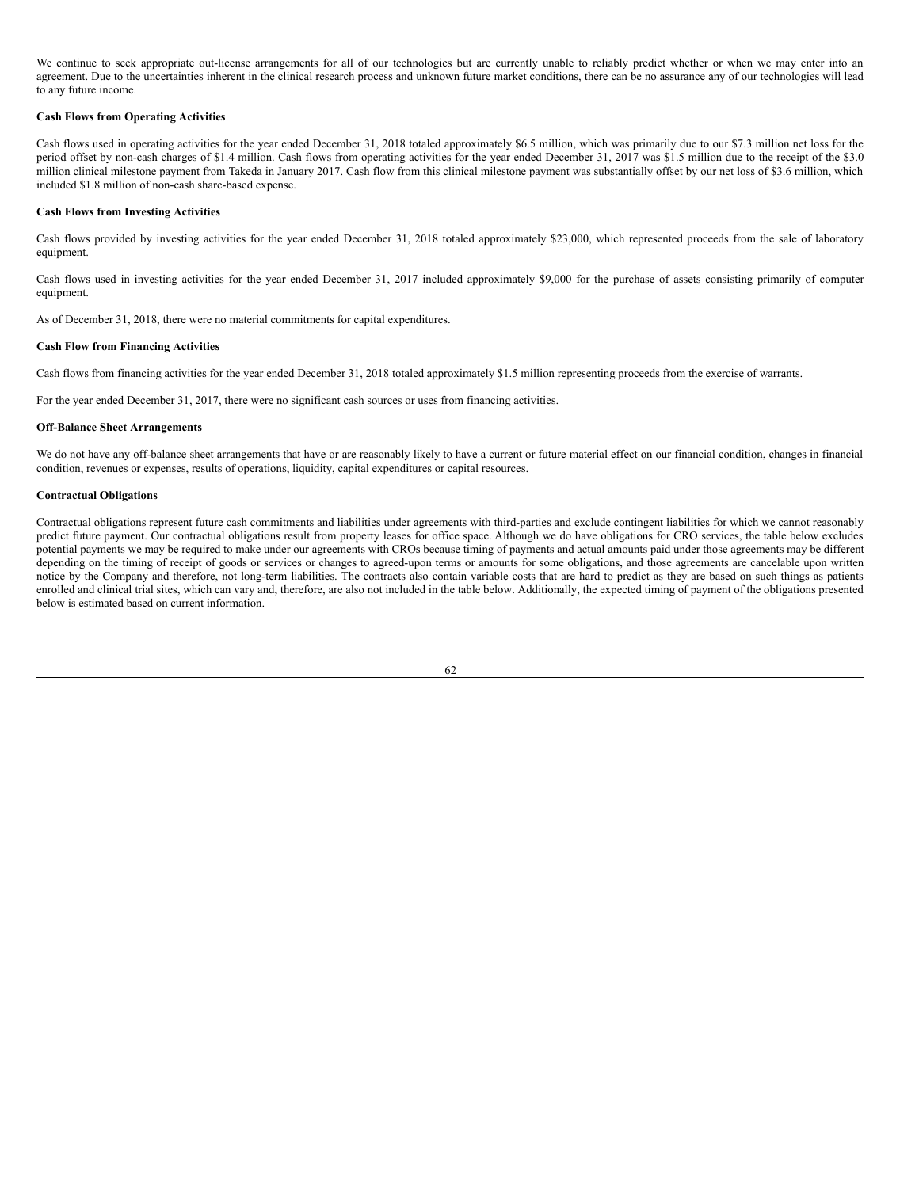We continue to seek appropriate out-license arrangements for all of our technologies but are currently unable to reliably predict whether or when we may enter into an agreement. Due to the uncertainties inherent in the clinical research process and unknown future market conditions, there can be no assurance any of our technologies will lead to any future income.

**Cash Flows from Operating Activities**

Cash flows used in operating activities for the year ended December 31, 2018 totaled approximately $6.5 million, which was primarily due to our $7.3 million net loss for the period offset by non-cash charges of $1.4 million. Cash flows from operating activities for the year ended December 31, 2017 was $1.5 million due to the receipt of the $3.0 million clinical milestone payment from Takeda in January 2017. Cash flow from this clinical milestone payment was substantially offset by our net loss of $3.6 million, which included $1.8 million of non-cash share-based expense.

**Cash Flows from Investing Activities**

Cash flows provided by investing activities for the year ended December 31, 2018 totaled approximately $23,000, which represented proceeds from the sale of laboratory equipment.

Cash flows used in investing activities for the year ended December 31, 2017 included approximately $9,000 for the purchase of assets consisting primarily of computer equipment.

As of December 31, 2018, there were no material commitments for capital expenditures.

**Cash Flow from Financing Activities**

Cash flows from financing activities for the year ended December 31, 2018 totaled approximately $1.5 million representing proceeds from the exercise of warrants.

For the year ended December 31, 2017, there were no significant cash sources or uses from financing activities.

**Off-Balance Sheet Arrangements**

We do not have any off-balance sheet arrangements that have or are reasonably likely to have a current or future material effect on our financial condition, changes in financial condition, revenues or expenses, results of operations, liquidity, capital expenditures or capital resources.

**Contractual Obligations**

Contractual obligations represent future cash commitments and liabilities under agreements with third-parties and exclude contingent liabilities for which we cannot reasonably predict future payment. Our contractual obligations result from property leases for office space. Although we do have obligations for CRO services, the table below excludes potential payments we may be required to make under our agreements with CROs because timing of payments and actual amounts paid under those agreements may be different depending on the timing of receipt of goods or services or changes to agreed-upon terms or amounts for some obligations, and those agreements are cancelable upon written notice by the Company and therefore, not long-term liabilities. The contracts also contain variable costs that are hard to predict as they are based on such things as patients enrolled and clinical trial sites, which can vary and, therefore, are also not included in the table below. Additionally, the expected timing of payment of the obligations presented below is estimated based on current information.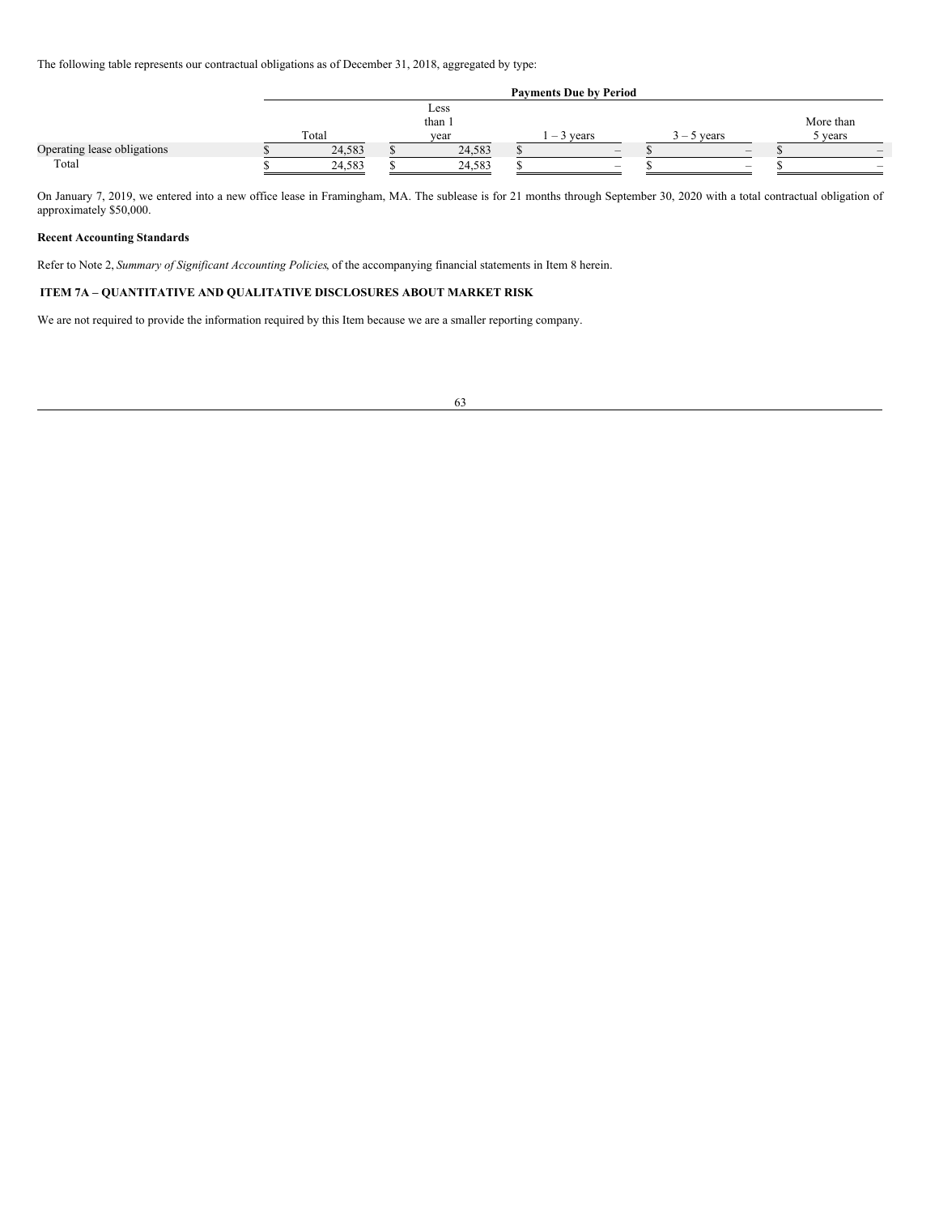The following table represents our contractual obligations as of December 31, 2018, aggregated by type:

| | Payments Due by Period | | | | |
|---|---|---|---|---|---|
| | Total | Less than 1 year | 1 – 3 years | 3 – 5 years | More than 5 years |
| Operating lease obligations | $ 24,583 | $ 24,583 | $ – | $ – | $ – |
| Total | $ 24,583 | $ 24,583 | $ – | $ – | $ – |

On January 7, 2019, we entered into a new office lease in Framingham, MA. The sublease is for 21 months through September 30, 2020 with a total contractual obligation of approximately $50,000.

**Recent Accounting Standards**

Refer to Note 2, *Summary of Significant Accounting Policies*, of the accompanying financial statements in Item 8 herein.

**ITEM 7A – QUANTITATIVE AND QUALITATIVE DISCLOSURES ABOUT MARKET RISK**

We are not required to provide the information required by this Item because we are a smaller reporting company.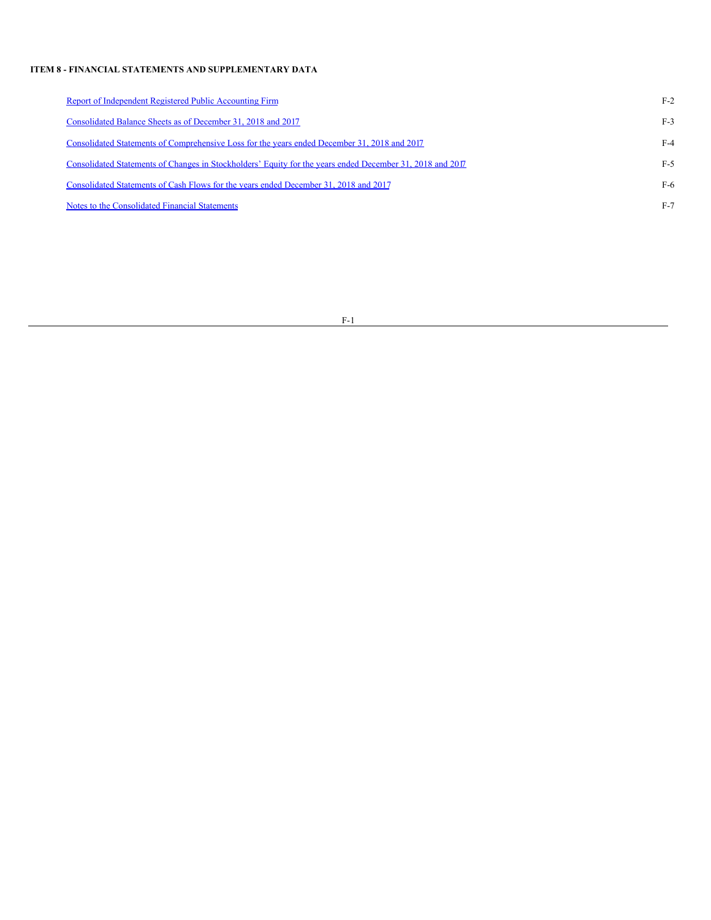## ITEM 8 - FINANCIAL STATEMENTS AND SUPPLEMENTARY DATA

| | |
|---|---|
| Report of Independent Registered Public Accounting Firm | F-2 |
| Consolidated Balance Sheets as of December 31, 2018 and 2017 | F-3 |
| Consolidated Statements of Comprehensive Loss for the years ended December 31, 2018 and 2017 | F-4 |
| Consolidated Statements of Changes in Stockholders' Equity for the years ended December 31, 2018 and 2017 | F-5 |
| Consolidated Statements of Cash Flows for the years ended December 31, 2018 and 2017 | F-6 |
| Notes to the Consolidated Financial Statements | F-7 |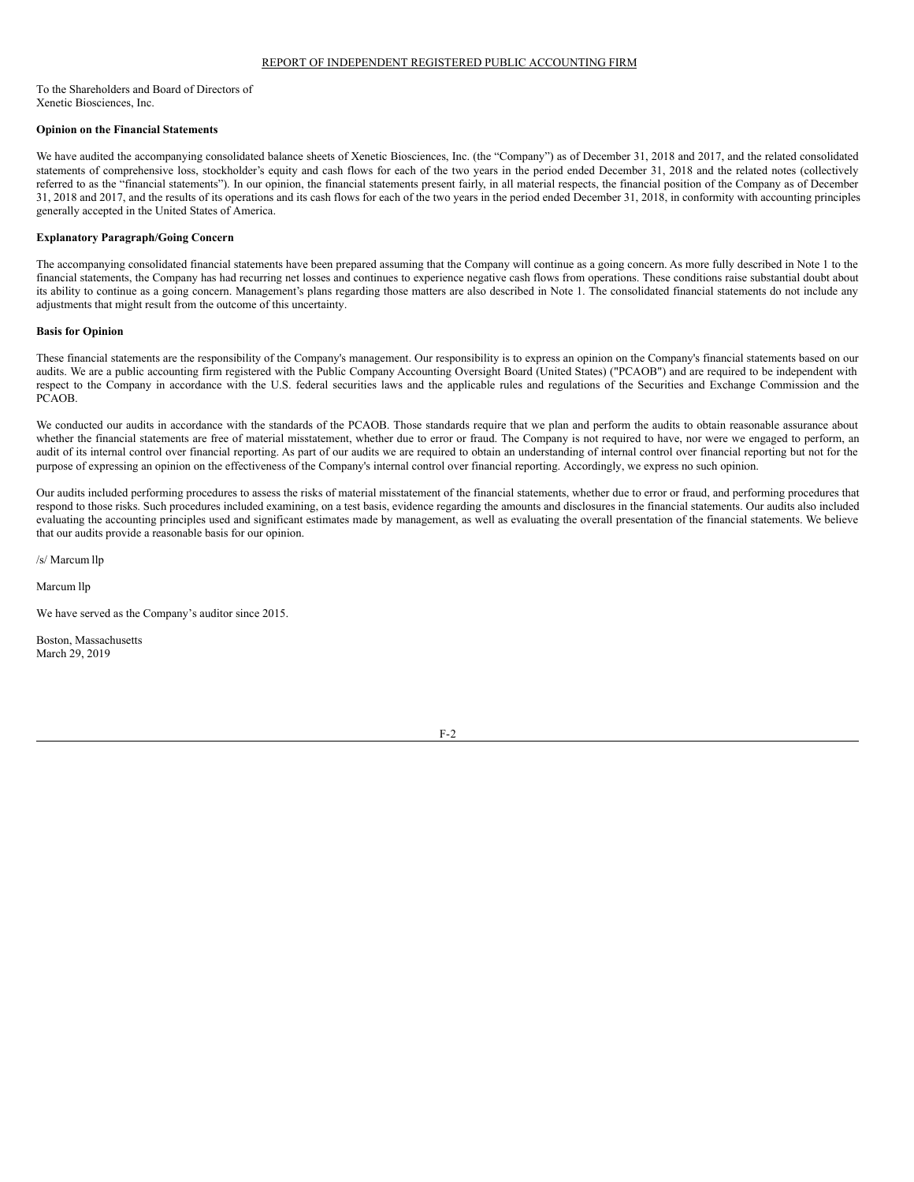## REPORT OF INDEPENDENT REGISTERED PUBLIC ACCOUNTING FIRM

To the Shareholders and Board of Directors of
Xenetic Biosciences, Inc.

**Opinion on the Financial Statements**

We have audited the accompanying consolidated balance sheets of Xenetic Biosciences, Inc. (the "Company") as of December 31, 2018 and 2017, and the related consolidated statements of comprehensive loss, stockholder's equity and cash flows for each of the two years in the period ended December 31, 2018 and the related notes (collectively referred to as the "financial statements"). In our opinion, the financial statements present fairly, in all material respects, the financial position of the Company as of December 31, 2018 and 2017, and the results of its operations and its cash flows for each of the two years in the period ended December 31, 2018, in conformity with accounting principles generally accepted in the United States of America.

**Explanatory Paragraph/Going Concern**

The accompanying consolidated financial statements have been prepared assuming that the Company will continue as a going concern. As more fully described in Note 1 to the financial statements, the Company has had recurring net losses and continues to experience negative cash flows from operations. These conditions raise substantial doubt about its ability to continue as a going concern. Management's plans regarding those matters are also described in Note 1. The consolidated financial statements do not include any adjustments that might result from the outcome of this uncertainty.

**Basis for Opinion**

These financial statements are the responsibility of the Company's management. Our responsibility is to express an opinion on the Company's financial statements based on our audits. We are a public accounting firm registered with the Public Company Accounting Oversight Board (United States) ("PCAOB") and are required to be independent with respect to the Company in accordance with the U.S. federal securities laws and the applicable rules and regulations of the Securities and Exchange Commission and the PCAOB.

We conducted our audits in accordance with the standards of the PCAOB. Those standards require that we plan and perform the audits to obtain reasonable assurance about whether the financial statements are free of material misstatement, whether due to error or fraud. The Company is not required to have, nor were we engaged to perform, an audit of its internal control over financial reporting. As part of our audits we are required to obtain an understanding of internal control over financial reporting but not for the purpose of expressing an opinion on the effectiveness of the Company's internal control over financial reporting. Accordingly, we express no such opinion.

Our audits included performing procedures to assess the risks of material misstatement of the financial statements, whether due to error or fraud, and performing procedures that respond to those risks. Such procedures included examining, on a test basis, evidence regarding the amounts and disclosures in the financial statements. Our audits also included evaluating the accounting principles used and significant estimates made by management, as well as evaluating the overall presentation of the financial statements. We believe that our audits provide a reasonable basis for our opinion.

/s/ Marcum llp

Marcum llp

We have served as the Company's auditor since 2015.

Boston, Massachusetts
March 29, 2019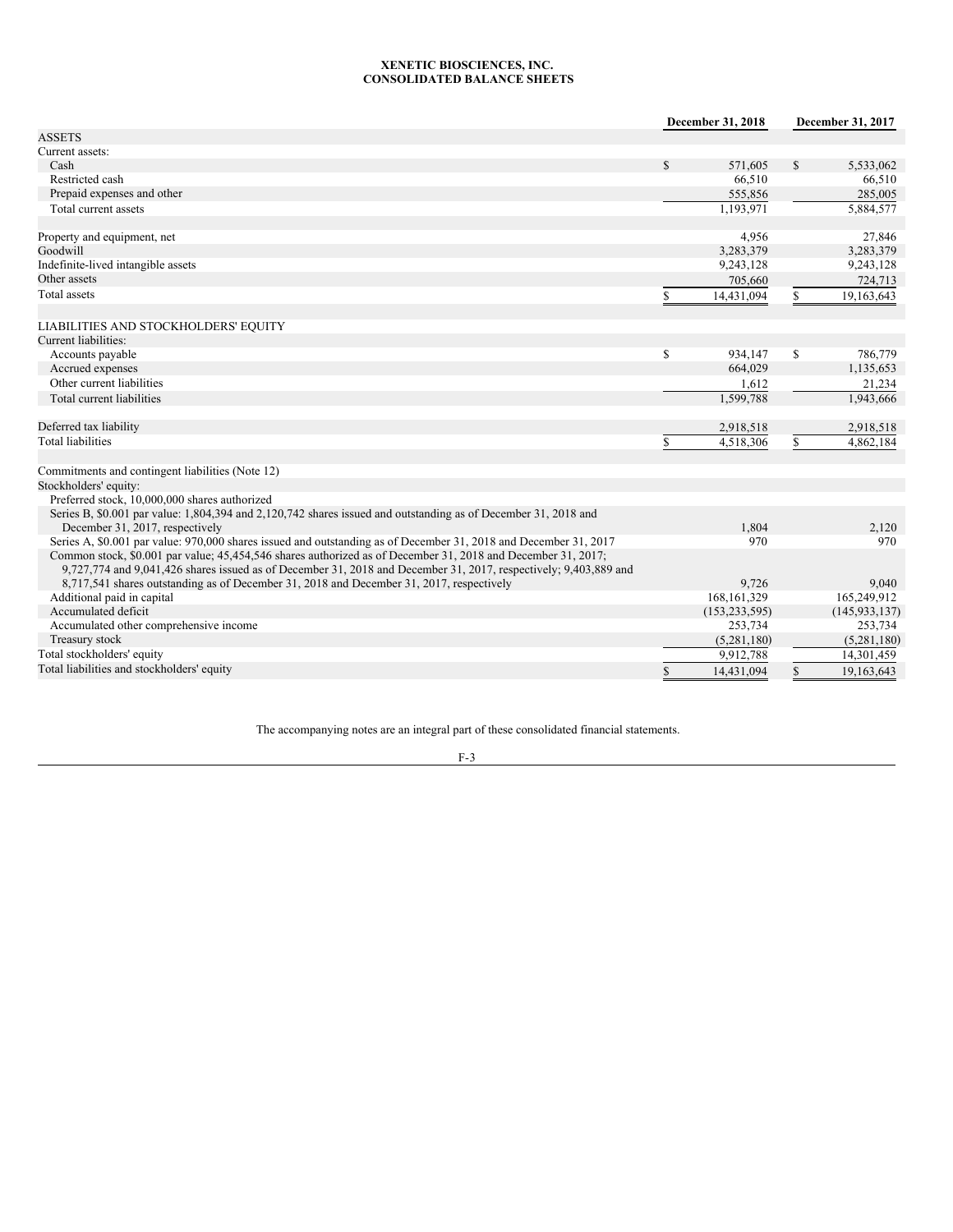# XENETIC BIOSCIENCES, INC.
## CONSOLIDATED BALANCE SHEETS

| | December 31, 2018 | December 31, 2017 |
|---|---|---|
| ASSETS | | |
| Current assets: | | |
| Cash | $ 571,605 | $ 5,533,062 |
| Restricted cash | 66,510 | 66,510 |
| Prepaid expenses and other | 555,856 | 285,005 |
| Total current assets | 1,193,971 | 5,884,577 |
| | | |
| Property and equipment, net | 4,956 | 27,846 |
| Goodwill | 3,283,379 | 3,283,379 |
| Indefinite-lived intangible assets | 9,243,128 | 9,243,128 |
| Other assets | 705,660 | 724,713 |
| Total assets | $ 14,431,094 | $ 19,163,643 |
| | | |
| LIABILITIES AND STOCKHOLDERS' EQUITY | | |
| Current liabilities: | | |
| Accounts payable | $ 934,147 | $ 786,779 |
| Accrued expenses | 664,029 | 1,135,653 |
| Other current liabilities | 1,612 | 21,234 |
| Total current liabilities | 1,599,788 | 1,943,666 |
| | | |
| Deferred tax liability | 2,918,518 | 2,918,518 |
| Total liabilities | $ 4,518,306 | $ 4,862,184 |
| | | |
| Commitments and contingent liabilities (Note 12) | | |
| Stockholders' equity: | | |
| Preferred stock, 10,000,000 shares authorized | | |
| Series B, $0.001 par value: 1,804,394 and 2,120,742 shares issued and outstanding as of December 31, 2018 and December 31, 2017, respectively | 1,804 | 2,120 |
| Series A, $0.001 par value: 970,000 shares issued and outstanding as of December 31, 2018 and December 31, 2017 | 970 | 970 |
| Common stock, $0.001 par value; 45,454,546 shares authorized as of December 31, 2018 and December 31, 2017; 9,727,774 and 9,041,426 shares issued as of December 31, 2018 and December 31, 2017, respectively; 9,403,889 and 8,717,541 shares outstanding as of December 31, 2018 and December 31, 2017, respectively | 9,726 | 9,040 |
| Additional paid in capital | 168,161,329 | 165,249,912 |
| Accumulated deficit | (153,233,595) | (145,933,137) |
| Accumulated other comprehensive income | 253,734 | 253,734 |
| Treasury stock | (5,281,180) | (5,281,180) |
| Total stockholders' equity | 9,912,788 | 14,301,459 |
| Total liabilities and stockholders' equity | $ 14,431,094 | $ 19,163,643 |

The accompanying notes are an integral part of these consolidated financial statements.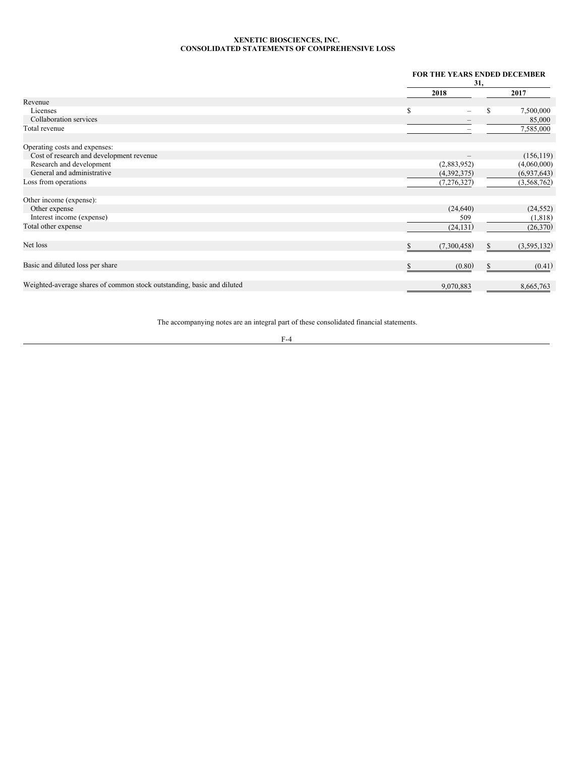**XENETIC BIOSCIENCES, INC.**
**CONSOLIDATED STATEMENTS OF COMPREHENSIVE LOSS**

| | FOR THE YEARS ENDED DECEMBER 31, | |
|---|---|---|
| | **2018** | **2017** |
| Revenue | | |
| Licenses | $ – | $ 7,500,000 |
| Collaboration services | – | 85,000 |
| Total revenue | – | 7,585,000 |
| | | |
| Operating costs and expenses: | | |
| Cost of research and development revenue | – | (156,119) |
| Research and development | (2,883,952) | (4,060,000) |
| General and administrative | (4,392,375) | (6,937,643) |
| Loss from operations | (7,276,327) | (3,568,762) |
| | | |
| Other income (expense): | | |
| Other expense | (24,640) | (24,552) |
| Interest income (expense) | 509 | (1,818) |
| Total other expense | (24,131) | (26,370) |
| | | |
| Net loss | $ (7,300,458) | $ (3,595,132) |
| | | |
| Basic and diluted loss per share | $ (0.80) | $ (0.41) |
| | | |
| Weighted-average shares of common stock outstanding, basic and diluted | 9,070,883 | 8,665,763 |

The accompanying notes are an integral part of these consolidated financial statements.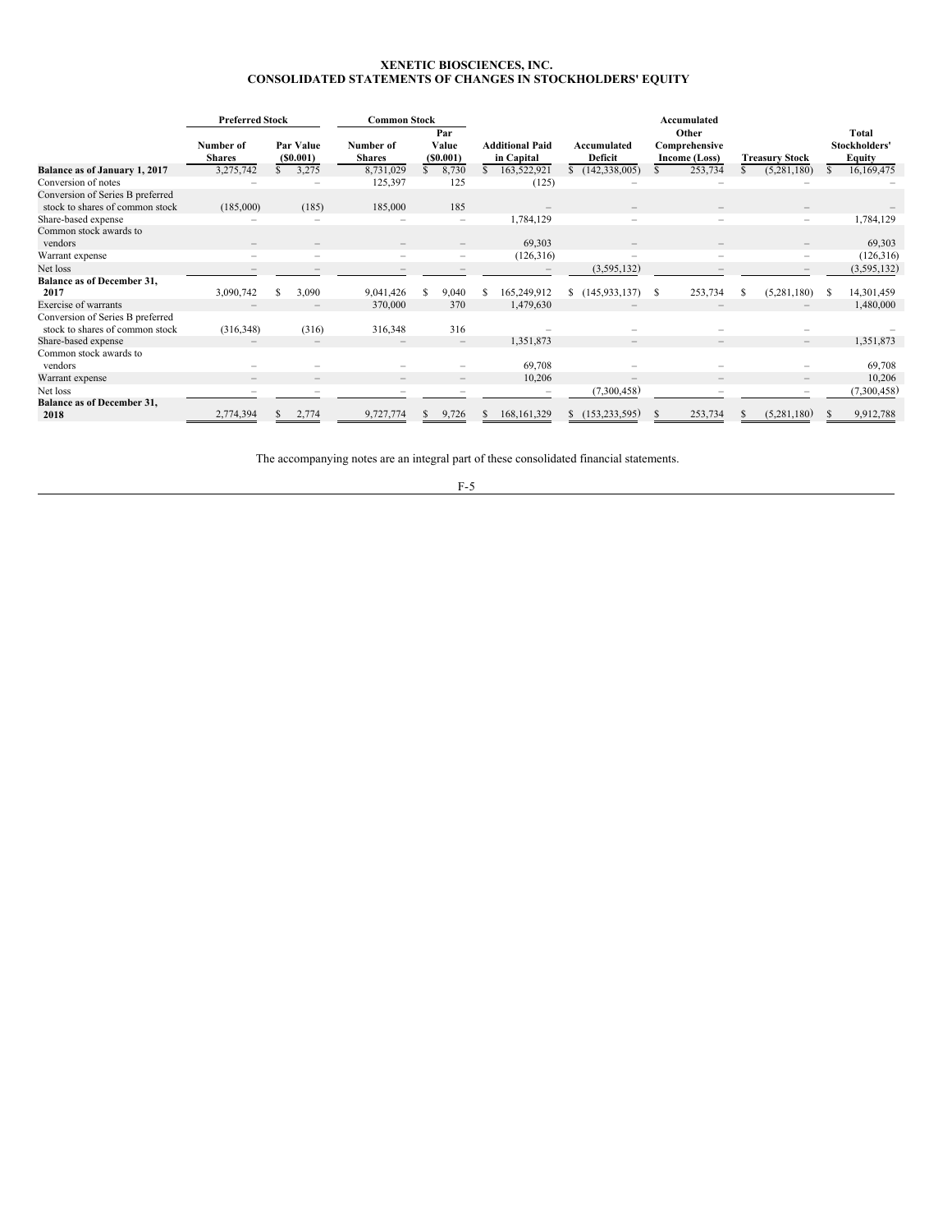# XENETIC BIOSCIENCES, INC.
## CONSOLIDATED STATEMENTS OF CHANGES IN STOCKHOLDERS' EQUITY

| | Preferred Stock | | Common Stock | | | | | | |
|---|---|---|---|---|---|---|---|---|---|
| | Number of Shares | Par Value ($0.001) | Number of Shares | Par Value ($0.001) | Additional Paid in Capital | Accumulated Deficit | Accumulated Other Comprehensive Income (Loss) | Treasury Stock | Total Stockholders' Equity |
| **Balance as of January 1, 2017** | 3,275,742 | $ 3,275 | 8,731,029 | $ 8,730 | $ 163,522,921 | $ (142,338,005) | $ 253,734 | $ (5,281,180) | $ 16,169,475 |
| Conversion of notes | – | – | 125,397 | 125 | (125) | – | – | – | – |
| Conversion of Series B preferred stock to shares of common stock | (185,000) | (185) | 185,000 | 185 | – | – | – | – | – |
| Share-based expense | – | – | – | – | 1,784,129 | – | – | – | 1,784,129 |
| Common stock awards to vendors | – | – | – | – | 69,303 | – | – | – | 69,303 |
| Warrant expense | – | – | – | – | (126,316) | – | – | – | (126,316) |
| Net loss | – | – | – | – | – | (3,595,132) | – | – | (3,595,132) |
| **Balance as of December 31, 2017** | 3,090,742 | $ 3,090 | 9,041,426 | $ 9,040 | $ 165,249,912 | $ (145,933,137) | $ 253,734 | $ (5,281,180) | $ 14,301,459 |
| Exercise of warrants | – | – | 370,000 | 370 | 1,479,630 | – | – | – | 1,480,000 |
| Conversion of Series B preferred stock to shares of common stock | (316,348) | (316) | 316,348 | 316 | – | – | – | – | – |
| Share-based expense | – | – | – | – | 1,351,873 | – | – | – | 1,351,873 |
| Common stock awards to vendors | – | – | – | – | 69,708 | – | – | – | 69,708 |
| Warrant expense | – | – | – | – | 10,206 | – | – | – | 10,206 |
| Net loss | – | – | – | – | – | (7,300,458) | – | – | (7,300,458) |
| **Balance as of December 31, 2018** | 2,774,394 | $ 2,774 | 9,727,774 | $ 9,726 | $ 168,161,329 | $ (153,233,595) | $ 253,734 | $ (5,281,180) | $ 9,912,788 |

The accompanying notes are an integral part of these consolidated financial statements.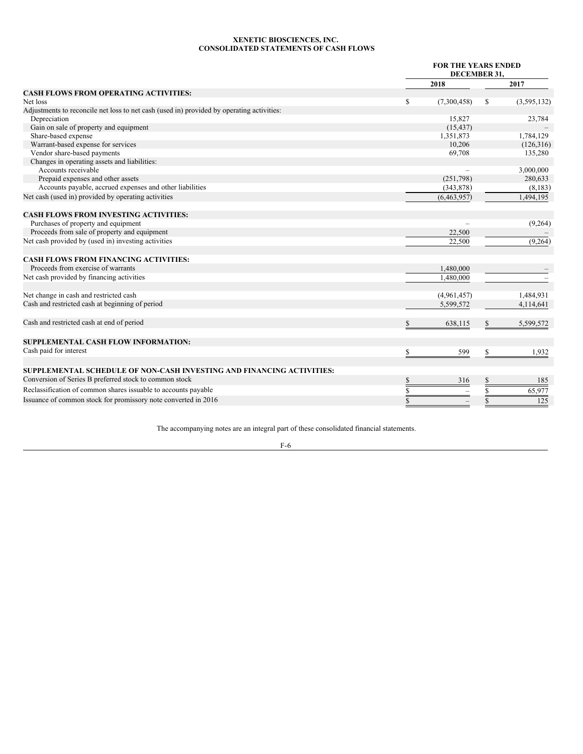# XENETIC BIOSCIENCES, INC.
## CONSOLIDATED STATEMENTS OF CASH FLOWS

| | FOR THE YEARS ENDED DECEMBER 31, | |
|---|---|---|
| | 2018 | 2017 |
| **CASH FLOWS FROM OPERATING ACTIVITIES:** | | |
| Net loss | $ (7,300,458) | $ (3,595,132) |
| Adjustments to reconcile net loss to net cash (used in) provided by operating activities: | | |
| Depreciation | 15,827 | 23,784 |
| Gain on sale of property and equipment | (15,437) | – |
| Share-based expense | 1,351,873 | 1,784,129 |
| Warrant-based expense for services | 10,206 | (126,316) |
| Vendor share-based payments | 69,708 | 135,280 |
| Changes in operating assets and liabilities: | | |
| Accounts receivable | – | 3,000,000 |
| Prepaid expenses and other assets | (251,798) | 280,633 |
| Accounts payable, accrued expenses and other liabilities | (343,878) | (8,183) |
| Net cash (used in) provided by operating activities | (6,463,957) | 1,494,195 |
| | | |
| **CASH FLOWS FROM INVESTING ACTIVITIES:** | | |
| Purchases of property and equipment | – | (9,264) |
| Proceeds from sale of property and equipment | 22,500 | – |
| Net cash provided by (used in) investing activities | 22,500 | (9,264) |
| | | |
| **CASH FLOWS FROM FINANCING ACTIVITIES:** | | |
| Proceeds from exercise of warrants | 1,480,000 | – |
| Net cash provided by financing activities | 1,480,000 | – |
| | | |
| Net change in cash and restricted cash | (4,961,457) | 1,484,931 |
| Cash and restricted cash at beginning of period | 5,599,572 | 4,114,641 |
| | | |
| Cash and restricted cash at end of period | $ 638,115 | $ 5,599,572 |
| | | |
| **SUPPLEMENTAL CASH FLOW INFORMATION:** | | |
| Cash paid for interest | $ 599 | $ 1,932 |
| | | |
| **SUPPLEMENTAL SCHEDULE OF NON-CASH INVESTING AND FINANCING ACTIVITIES:** | | |
| Conversion of Series B preferred stock to common stock | $ 316 | $ 185 |
| Reclassification of common shares issuable to accounts payable | $ – | $ 65,977 |
| Issuance of common stock for promissory note converted in 2016 | $ – | $ 125 |

The accompanying notes are an integral part of these consolidated financial statements.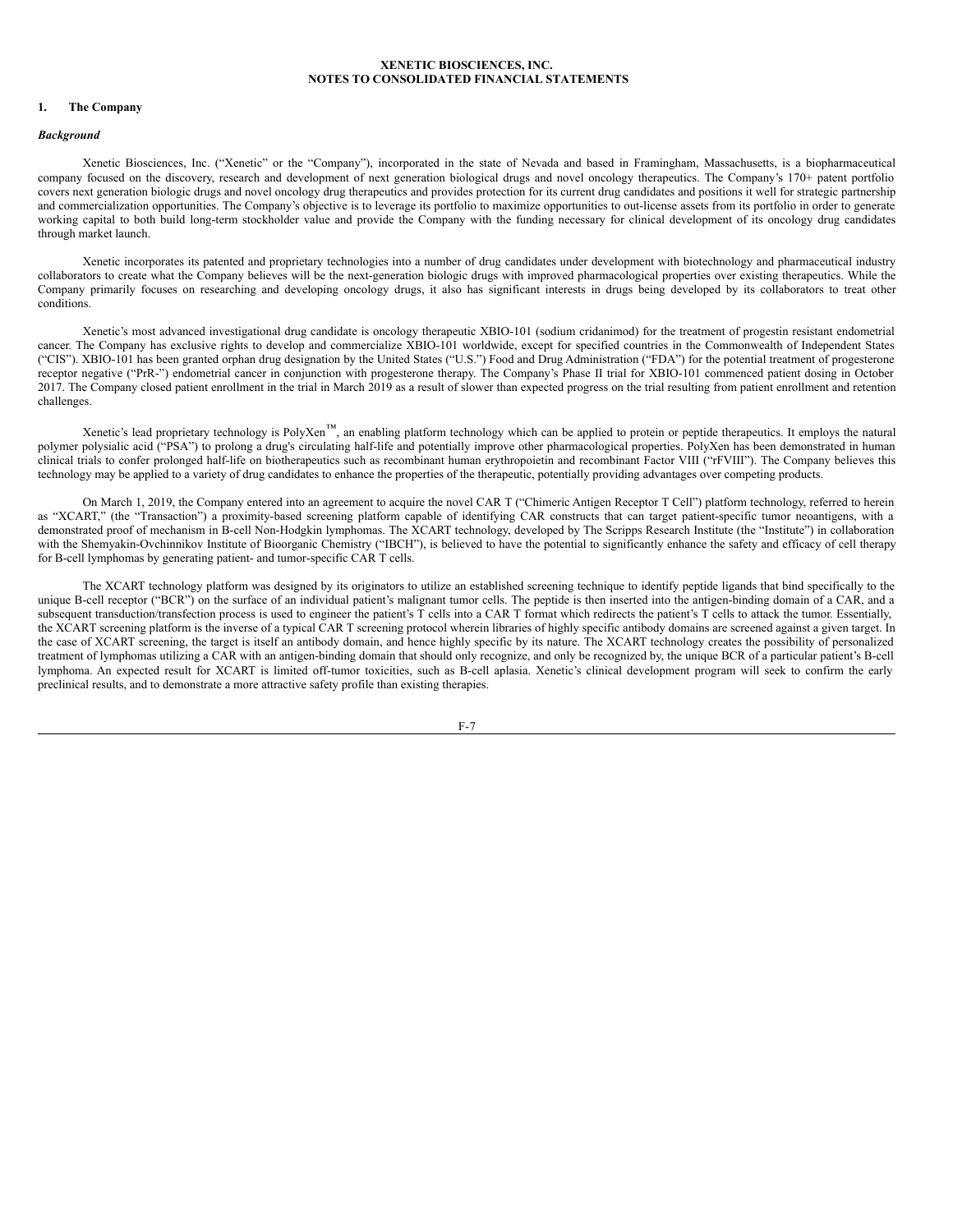# XENETIC BIOSCIENCES, INC.
# NOTES TO CONSOLIDATED FINANCIAL STATEMENTS

## 1. The Company

### *Background*

Xenetic Biosciences, Inc. ("Xenetic" or the "Company"), incorporated in the state of Nevada and based in Framingham, Massachusetts, is a biopharmaceutical company focused on the discovery, research and development of next generation biological drugs and novel oncology therapeutics. The Company's 170+ patent portfolio covers next generation biologic drugs and novel oncology drug therapeutics and provides protection for its current drug candidates and positions it well for strategic partnership and commercialization opportunities. The Company's objective is to leverage its portfolio to maximize opportunities to out-license assets from its portfolio in order to generate working capital to both build long-term stockholder value and provide the Company with the funding necessary for clinical development of its oncology drug candidates through market launch.

Xenetic incorporates its patented and proprietary technologies into a number of drug candidates under development with biotechnology and pharmaceutical industry collaborators to create what the Company believes will be the next-generation biologic drugs with improved pharmacological properties over existing therapeutics. While the Company primarily focuses on researching and developing oncology drugs, it also has significant interests in drugs being developed by its collaborators to treat other conditions.

Xenetic's most advanced investigational drug candidate is oncology therapeutic XBIO-101 (sodium cridanimod) for the treatment of progestin resistant endometrial cancer. The Company has exclusive rights to develop and commercialize XBIO-101 worldwide, except for specified countries in the Commonwealth of Independent States ("CIS"). XBIO-101 has been granted orphan drug designation by the United States ("U.S.") Food and Drug Administration ("FDA") for the potential treatment of progesterone receptor negative ("PrR-") endometrial cancer in conjunction with progesterone therapy. The Company's Phase II trial for XBIO-101 commenced patient dosing in October 2017. The Company closed patient enrollment in the trial in March 2019 as a result of slower than expected progress on the trial resulting from patient enrollment and retention challenges.

Xenetic's lead proprietary technology is PolyXen™, an enabling platform technology which can be applied to protein or peptide therapeutics. It employs the natural polymer polysialic acid ("PSA") to prolong a drug's circulating half-life and potentially improve other pharmacological properties. PolyXen has been demonstrated in human clinical trials to confer prolonged half-life on biotherapeutics such as recombinant human erythropoietin and recombinant Factor VIII ("rFVIII"). The Company believes this technology may be applied to a variety of drug candidates to enhance the properties of the therapeutic, potentially providing advantages over competing products.

On March 1, 2019, the Company entered into an agreement to acquire the novel CAR T ("Chimeric Antigen Receptor T Cell") platform technology, referred to herein as "XCART," (the "Transaction") a proximity-based screening platform capable of identifying CAR constructs that can target patient-specific tumor neoantigens, with a demonstrated proof of mechanism in B-cell Non-Hodgkin lymphomas. The XCART technology, developed by The Scripps Research Institute (the "Institute") in collaboration with the Shemyakin-Ovchinnikov Institute of Bioorganic Chemistry ("IBCH"), is believed to have the potential to significantly enhance the safety and efficacy of cell therapy for B-cell lymphomas by generating patient- and tumor-specific CAR T cells.

The XCART technology platform was designed by its originators to utilize an established screening technique to identify peptide ligands that bind specifically to the unique B-cell receptor ("BCR") on the surface of an individual patient's malignant tumor cells. The peptide is then inserted into the antigen-binding domain of a CAR, and a subsequent transduction/transfection process is used to engineer the patient's T cells into a CAR T format which redirects the patient's T cells to attack the tumor. Essentially, the XCART screening platform is the inverse of a typical CAR T screening protocol wherein libraries of highly specific antibody domains are screened against a given target. In the case of XCART screening, the target is itself an antibody domain, and hence highly specific by its nature. The XCART technology creates the possibility of personalized treatment of lymphomas utilizing a CAR with an antigen-binding domain that should only recognize, and only be recognized by, the unique BCR of a particular patient's B-cell lymphoma. An expected result for XCART is limited off-tumor toxicities, such as B-cell aplasia. Xenetic's clinical development program will seek to confirm the early preclinical results, and to demonstrate a more attractive safety profile than existing therapies.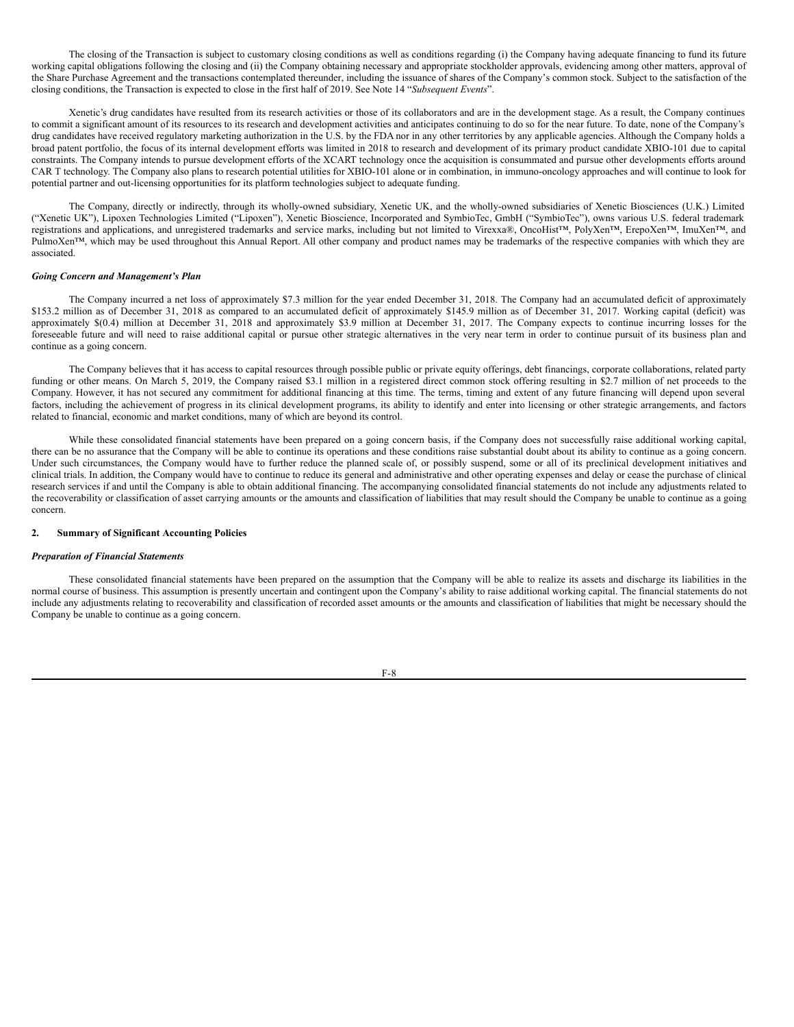The closing of the Transaction is subject to customary closing conditions as well as conditions regarding (i) the Company having adequate financing to fund its future working capital obligations following the closing and (ii) the Company obtaining necessary and appropriate stockholder approvals, evidencing among other matters, approval of the Share Purchase Agreement and the transactions contemplated thereunder, including the issuance of shares of the Company's common stock. Subject to the satisfaction of the closing conditions, the Transaction is expected to close in the first half of 2019. See Note 14 "*Subsequent Events*".

Xenetic's drug candidates have resulted from its research activities or those of its collaborators and are in the development stage. As a result, the Company continues to commit a significant amount of its resources to its research and development activities and anticipates continuing to do so for the near future. To date, none of the Company's drug candidates have received regulatory marketing authorization in the U.S. by the FDA nor in any other territories by any applicable agencies. Although the Company holds a broad patent portfolio, the focus of its internal development efforts was limited in 2018 to research and development of its primary product candidate XBIO-101 due to capital constraints. The Company intends to pursue development efforts of the XCART technology once the acquisition is consummated and pursue other developments efforts around CAR T technology. The Company also plans to research potential utilities for XBIO-101 alone or in combination, in immuno-oncology approaches and will continue to look for potential partner and out-licensing opportunities for its platform technologies subject to adequate funding.

The Company, directly or indirectly, through its wholly-owned subsidiary, Xenetic UK, and the wholly-owned subsidiaries of Xenetic Biosciences (U.K.) Limited ("Xenetic UK"), Lipoxen Technologies Limited ("Lipoxen"), Xenetic Bioscience, Incorporated and SymbioTec, GmbH ("SymbioTec"), owns various U.S. federal trademark registrations and applications, and unregistered trademarks and service marks, including but not limited to Virexxa®, OncoHist™, PolyXen™, ErepoXen™, ImuXen™, and PulmoXen™, which may be used throughout this Annual Report. All other company and product names may be trademarks of the respective companies with which they are associated.

***Going Concern and Management's Plan***

The Company incurred a net loss of approximately $7.3 million for the year ended December 31, 2018. The Company had an accumulated deficit of approximately $153.2 million as of December 31, 2018 as compared to an accumulated deficit of approximately $145.9 million as of December 31, 2017. Working capital (deficit) was approximately $(0.4) million at December 31, 2018 and approximately $3.9 million at December 31, 2017. The Company expects to continue incurring losses for the foreseeable future and will need to raise additional capital or pursue other strategic alternatives in the very near term in order to continue pursuit of its business plan and continue as a going concern.

The Company believes that it has access to capital resources through possible public or private equity offerings, debt financings, corporate collaborations, related party funding or other means. On March 5, 2019, the Company raised $3.1 million in a registered direct common stock offering resulting in $2.7 million of net proceeds to the Company. However, it has not secured any commitment for additional financing at this time. The terms, timing and extent of any future financing will depend upon several factors, including the achievement of progress in its clinical development programs, its ability to identify and enter into licensing or other strategic arrangements, and factors related to financial, economic and market conditions, many of which are beyond its control.

While these consolidated financial statements have been prepared on a going concern basis, if the Company does not successfully raise additional working capital, there can be no assurance that the Company will be able to continue its operations and these conditions raise substantial doubt about its ability to continue as a going concern. Under such circumstances, the Company would have to further reduce the planned scale of, or possibly suspend, some or all of its preclinical development initiatives and clinical trials. In addition, the Company would have to continue to reduce its general and administrative and other operating expenses and delay or cease the purchase of clinical research services if and until the Company is able to obtain additional financing. The accompanying consolidated financial statements do not include any adjustments related to the recoverability or classification of asset carrying amounts or the amounts and classification of liabilities that may result should the Company be unable to continue as a going concern.

## 2. Summary of Significant Accounting Policies

***Preparation of Financial Statements***

These consolidated financial statements have been prepared on the assumption that the Company will be able to realize its assets and discharge its liabilities in the normal course of business. This assumption is presently uncertain and contingent upon the Company's ability to raise additional working capital. The financial statements do not include any adjustments relating to recoverability and classification of recorded asset amounts or the amounts and classification of liabilities that might be necessary should the Company be unable to continue as a going concern.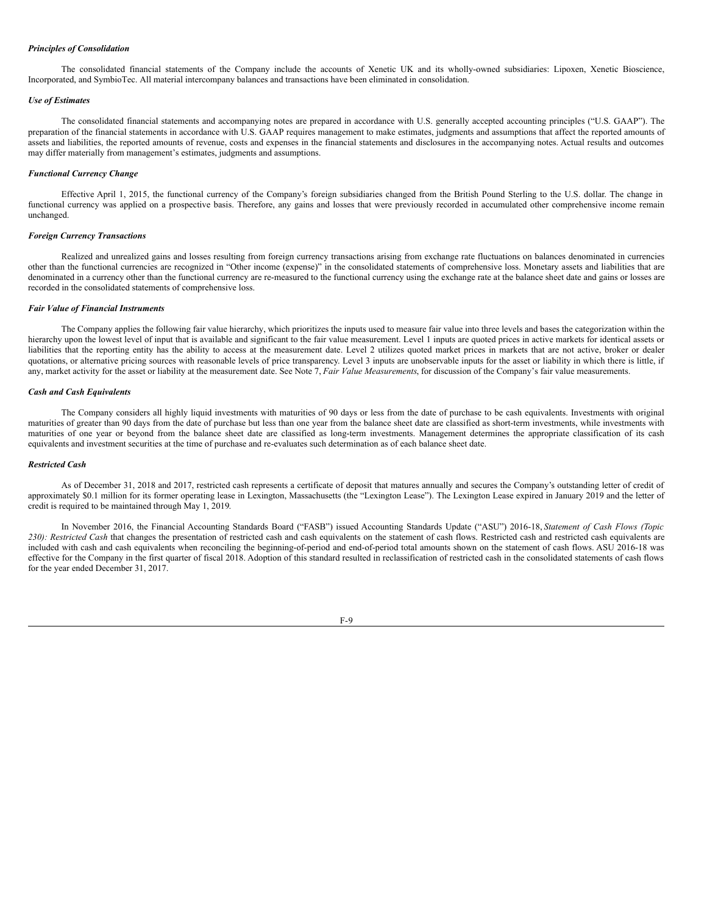***Principles of Consolidation***

The consolidated financial statements of the Company include the accounts of Xenetic UK and its wholly-owned subsidiaries: Lipoxen, Xenetic Bioscience, Incorporated, and SymbioTec. All material intercompany balances and transactions have been eliminated in consolidation.

***Use of Estimates***

The consolidated financial statements and accompanying notes are prepared in accordance with U.S. generally accepted accounting principles ("U.S. GAAP"). The preparation of the financial statements in accordance with U.S. GAAP requires management to make estimates, judgments and assumptions that affect the reported amounts of assets and liabilities, the reported amounts of revenue, costs and expenses in the financial statements and disclosures in the accompanying notes. Actual results and outcomes may differ materially from management's estimates, judgments and assumptions.

***Functional Currency Change***

Effective April 1, 2015, the functional currency of the Company's foreign subsidiaries changed from the British Pound Sterling to the U.S. dollar. The change in functional currency was applied on a prospective basis. Therefore, any gains and losses that were previously recorded in accumulated other comprehensive income remain unchanged.

***Foreign Currency Transactions***

Realized and unrealized gains and losses resulting from foreign currency transactions arising from exchange rate fluctuations on balances denominated in currencies other than the functional currencies are recognized in "Other income (expense)" in the consolidated statements of comprehensive loss. Monetary assets and liabilities that are denominated in a currency other than the functional currency are re-measured to the functional currency using the exchange rate at the balance sheet date and gains or losses are recorded in the consolidated statements of comprehensive loss.

***Fair Value of Financial Instruments***

The Company applies the following fair value hierarchy, which prioritizes the inputs used to measure fair value into three levels and bases the categorization within the hierarchy upon the lowest level of input that is available and significant to the fair value measurement. Level 1 inputs are quoted prices in active markets for identical assets or liabilities that the reporting entity has the ability to access at the measurement date. Level 2 utilizes quoted market prices in markets that are not active, broker or dealer quotations, or alternative pricing sources with reasonable levels of price transparency. Level 3 inputs are unobservable inputs for the asset or liability in which there is little, if any, market activity for the asset or liability at the measurement date. See Note 7, *Fair Value Measurements*, for discussion of the Company's fair value measurements.

***Cash and Cash Equivalents***

The Company considers all highly liquid investments with maturities of 90 days or less from the date of purchase to be cash equivalents. Investments with original maturities of greater than 90 days from the date of purchase but less than one year from the balance sheet date are classified as short-term investments, while investments with maturities of one year or beyond from the balance sheet date are classified as long-term investments. Management determines the appropriate classification of its cash equivalents and investment securities at the time of purchase and re-evaluates such determination as of each balance sheet date.

***Restricted Cash***

As of December 31, 2018 and 2017, restricted cash represents a certificate of deposit that matures annually and secures the Company's outstanding letter of credit of approximately $0.1 million for its former operating lease in Lexington, Massachusetts (the "Lexington Lease"). The Lexington Lease expired in January 2019 and the letter of credit is required to be maintained through May 1, 2019.

In November 2016, the Financial Accounting Standards Board ("FASB") issued Accounting Standards Update ("ASU") 2016-18, *Statement of Cash Flows (Topic 230): Restricted Cash* that changes the presentation of restricted cash and cash equivalents on the statement of cash flows. Restricted cash and restricted cash equivalents are included with cash and cash equivalents when reconciling the beginning-of-period and end-of-period total amounts shown on the statement of cash flows. ASU 2016-18 was effective for the Company in the first quarter of fiscal 2018. Adoption of this standard resulted in reclassification of restricted cash in the consolidated statements of cash flows for the year ended December 31, 2017.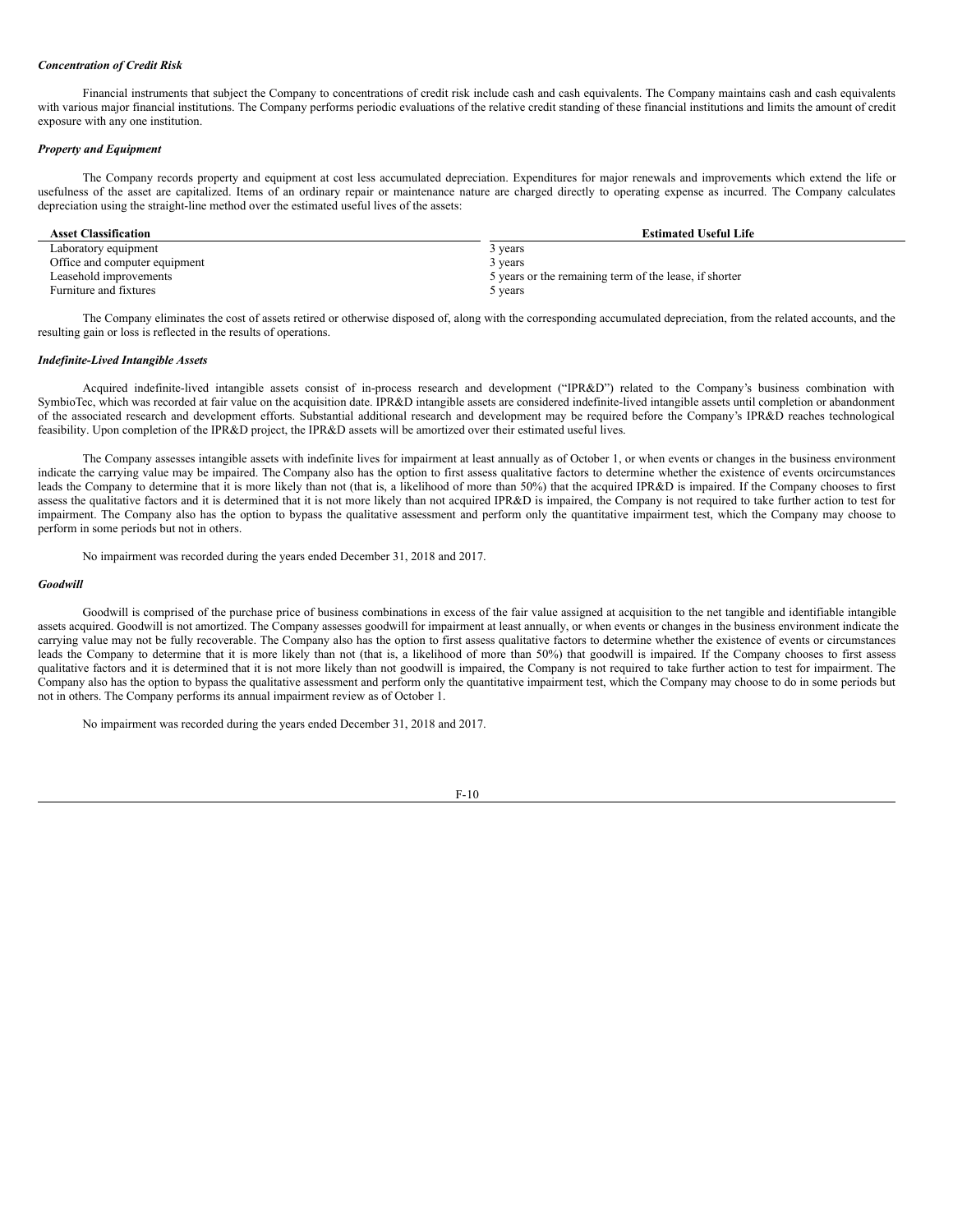***Concentration of Credit Risk***

Financial instruments that subject the Company to concentrations of credit risk include cash and cash equivalents. The Company maintains cash and cash equivalents with various major financial institutions. The Company performs periodic evaluations of the relative credit standing of these financial institutions and limits the amount of credit exposure with any one institution.

***Property and Equipment***

The Company records property and equipment at cost less accumulated depreciation. Expenditures for major renewals and improvements which extend the life or usefulness of the asset are capitalized. Items of an ordinary repair or maintenance nature are charged directly to operating expense as incurred. The Company calculates depreciation using the straight-line method over the estimated useful lives of the assets:

| Asset Classification | Estimated Useful Life |
| --- | --- |
| Laboratory equipment | 3 years |
| Office and computer equipment | 3 years |
| Leasehold improvements | 5 years or the remaining term of the lease, if shorter |
| Furniture and fixtures | 5 years |

The Company eliminates the cost of assets retired or otherwise disposed of, along with the corresponding accumulated depreciation, from the related accounts, and the resulting gain or loss is reflected in the results of operations.

***Indefinite-Lived Intangible Assets***

Acquired indefinite-lived intangible assets consist of in-process research and development ("IPR&D") related to the Company's business combination with SymbioTec, which was recorded at fair value on the acquisition date. IPR&D intangible assets are considered indefinite-lived intangible assets until completion or abandonment of the associated research and development efforts. Substantial additional research and development may be required before the Company's IPR&D reaches technological feasibility. Upon completion of the IPR&D project, the IPR&D assets will be amortized over their estimated useful lives.

The Company assesses intangible assets with indefinite lives for impairment at least annually as of October 1, or when events or changes in the business environment indicate the carrying value may be impaired. The Company also has the option to first assess qualitative factors to determine whether the existence of events orcircumstances leads the Company to determine that it is more likely than not (that is, a likelihood of more than 50%) that the acquired IPR&D is impaired. If the Company chooses to first assess the qualitative factors and it is determined that it is not more likely than not acquired IPR&D is impaired, the Company is not required to take further action to test for impairment. The Company also has the option to bypass the qualitative assessment and perform only the quantitative impairment test, which the Company may choose to perform in some periods but not in others.

No impairment was recorded during the years ended December 31, 2018 and 2017.

***Goodwill***

Goodwill is comprised of the purchase price of business combinations in excess of the fair value assigned at acquisition to the net tangible and identifiable intangible assets acquired. Goodwill is not amortized. The Company assesses goodwill for impairment at least annually, or when events or changes in the business environment indicate the carrying value may not be fully recoverable. The Company also has the option to first assess qualitative factors to determine whether the existence of events or circumstances leads the Company to determine that it is more likely than not (that is, a likelihood of more than 50%) that goodwill is impaired. If the Company chooses to first assess qualitative factors and it is determined that it is not more likely than not goodwill is impaired, the Company is not required to take further action to test for impairment. The Company also has the option to bypass the qualitative assessment and perform only the quantitative impairment test, which the Company may choose to do in some periods but not in others. The Company performs its annual impairment review as of October 1.

No impairment was recorded during the years ended December 31, 2018 and 2017.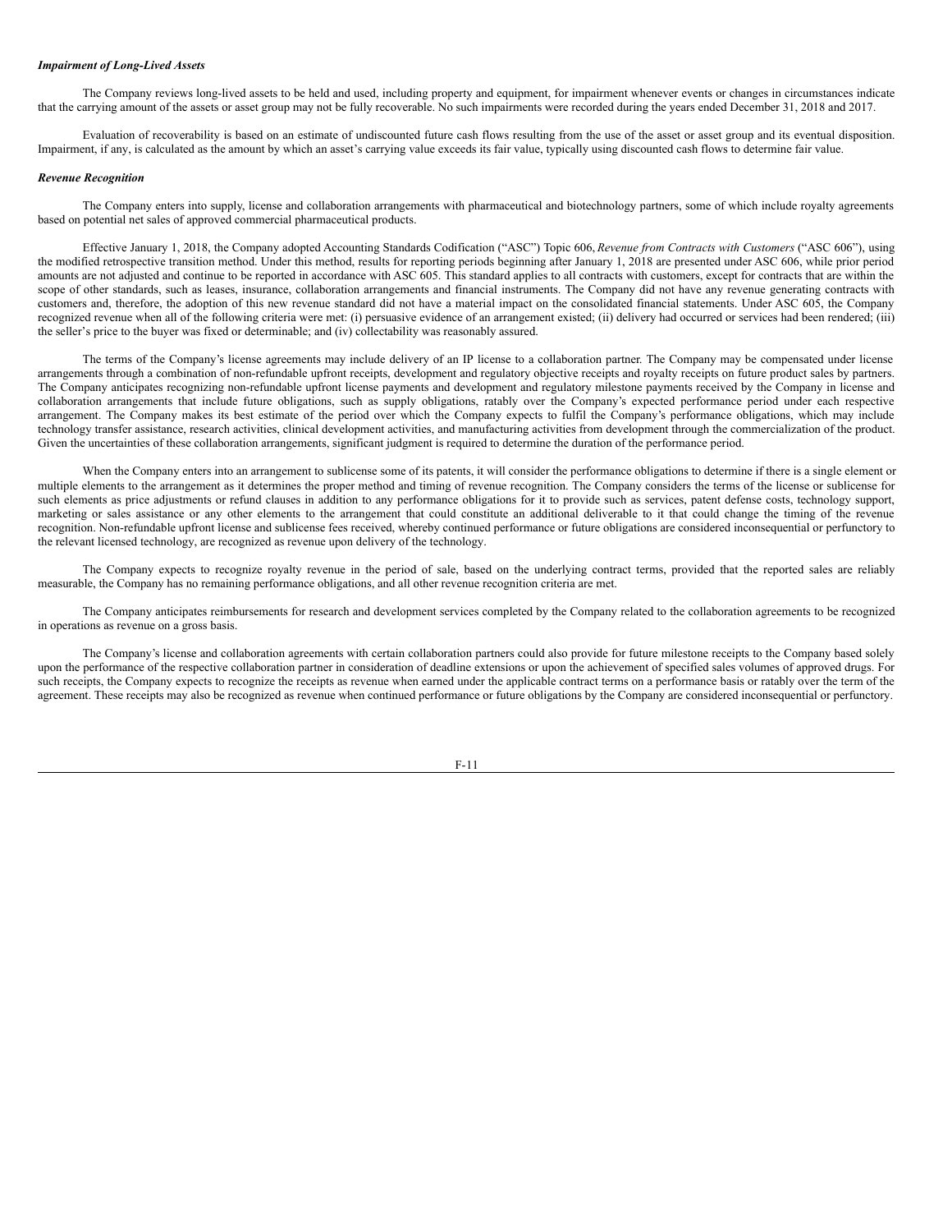### *Impairment of Long-Lived Assets*

The Company reviews long-lived assets to be held and used, including property and equipment, for impairment whenever events or changes in circumstances indicate that the carrying amount of the assets or asset group may not be fully recoverable. No such impairments were recorded during the years ended December 31, 2018 and 2017.

Evaluation of recoverability is based on an estimate of undiscounted future cash flows resulting from the use of the asset or asset group and its eventual disposition. Impairment, if any, is calculated as the amount by which an asset's carrying value exceeds its fair value, typically using discounted cash flows to determine fair value.

### *Revenue Recognition*

The Company enters into supply, license and collaboration arrangements with pharmaceutical and biotechnology partners, some of which include royalty agreements based on potential net sales of approved commercial pharmaceutical products.

Effective January 1, 2018, the Company adopted Accounting Standards Codification ("ASC") Topic 606, *Revenue from Contracts with Customers* ("ASC 606"), using the modified retrospective transition method. Under this method, results for reporting periods beginning after January 1, 2018 are presented under ASC 606, while prior period amounts are not adjusted and continue to be reported in accordance with ASC 605. This standard applies to all contracts with customers, except for contracts that are within the scope of other standards, such as leases, insurance, collaboration arrangements and financial instruments. The Company did not have any revenue generating contracts with customers and, therefore, the adoption of this new revenue standard did not have a material impact on the consolidated financial statements. Under ASC 605, the Company recognized revenue when all of the following criteria were met: (i) persuasive evidence of an arrangement existed; (ii) delivery had occurred or services had been rendered; (iii) the seller's price to the buyer was fixed or determinable; and (iv) collectability was reasonably assured.

The terms of the Company's license agreements may include delivery of an IP license to a collaboration partner. The Company may be compensated under license arrangements through a combination of non-refundable upfront receipts, development and regulatory objective receipts and royalty receipts on future product sales by partners. The Company anticipates recognizing non-refundable upfront license payments and development and regulatory milestone payments received by the Company in license and collaboration arrangements that include future obligations, such as supply obligations, ratably over the Company's expected performance period under each respective arrangement. The Company makes its best estimate of the period over which the Company expects to fulfil the Company's performance obligations, which may include technology transfer assistance, research activities, clinical development activities, and manufacturing activities from development through the commercialization of the product. Given the uncertainties of these collaboration arrangements, significant judgment is required to determine the duration of the performance period.

When the Company enters into an arrangement to sublicense some of its patents, it will consider the performance obligations to determine if there is a single element or multiple elements to the arrangement as it determines the proper method and timing of revenue recognition. The Company considers the terms of the license or sublicense for such elements as price adjustments or refund clauses in addition to any performance obligations for it to provide such as services, patent defense costs, technology support, marketing or sales assistance or any other elements to the arrangement that could constitute an additional deliverable to it that could change the timing of the revenue recognition. Non-refundable upfront license and sublicense fees received, whereby continued performance or future obligations are considered inconsequential or perfunctory to the relevant licensed technology, are recognized as revenue upon delivery of the technology.

The Company expects to recognize royalty revenue in the period of sale, based on the underlying contract terms, provided that the reported sales are reliably measurable, the Company has no remaining performance obligations, and all other revenue recognition criteria are met.

The Company anticipates reimbursements for research and development services completed by the Company related to the collaboration agreements to be recognized in operations as revenue on a gross basis.

The Company's license and collaboration agreements with certain collaboration partners could also provide for future milestone receipts to the Company based solely upon the performance of the respective collaboration partner in consideration of deadline extensions or upon the achievement of specified sales volumes of approved drugs. For such receipts, the Company expects to recognize the receipts as revenue when earned under the applicable contract terms on a performance basis or ratably over the term of the agreement. These receipts may also be recognized as revenue when continued performance or future obligations by the Company are considered inconsequential or perfunctory.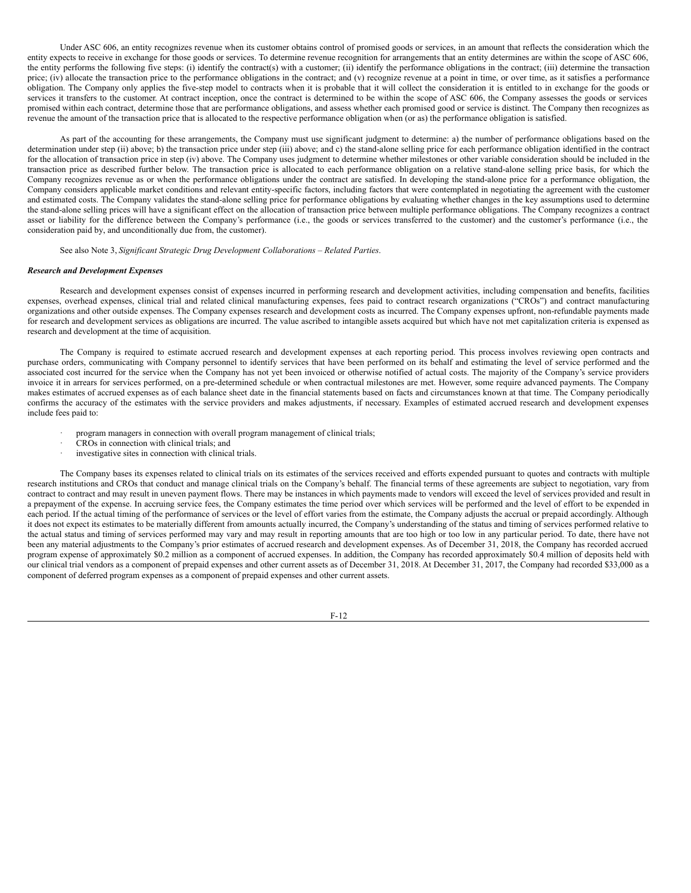Under ASC 606, an entity recognizes revenue when its customer obtains control of promised goods or services, in an amount that reflects the consideration which the entity expects to receive in exchange for those goods or services. To determine revenue recognition for arrangements that an entity determines are within the scope of ASC 606, the entity performs the following five steps: (i) identify the contract(s) with a customer; (ii) identify the performance obligations in the contract; (iii) determine the transaction price; (iv) allocate the transaction price to the performance obligations in the contract; and (v) recognize revenue at a point in time, or over time, as it satisfies a performance obligation. The Company only applies the five-step model to contracts when it is probable that it will collect the consideration it is entitled to in exchange for the goods or services it transfers to the customer. At contract inception, once the contract is determined to be within the scope of ASC 606, the Company assesses the goods or services promised within each contract, determine those that are performance obligations, and assess whether each promised good or service is distinct. The Company then recognizes as revenue the amount of the transaction price that is allocated to the respective performance obligation when (or as) the performance obligation is satisfied.

As part of the accounting for these arrangements, the Company must use significant judgment to determine: a) the number of performance obligations based on the determination under step (ii) above; b) the transaction price under step (iii) above; and c) the stand-alone selling price for each performance obligation identified in the contract for the allocation of transaction price in step (iv) above. The Company uses judgment to determine whether milestones or other variable consideration should be included in the transaction price as described further below. The transaction price is allocated to each performance obligation on a relative stand-alone selling price basis, for which the Company recognizes revenue as or when the performance obligations under the contract are satisfied. In developing the stand-alone price for a performance obligation, the Company considers applicable market conditions and relevant entity-specific factors, including factors that were contemplated in negotiating the agreement with the customer and estimated costs. The Company validates the stand-alone selling price for performance obligations by evaluating whether changes in the key assumptions used to determine the stand-alone selling prices will have a significant effect on the allocation of transaction price between multiple performance obligations. The Company recognizes a contract asset or liability for the difference between the Company's performance (i.e., the goods or services transferred to the customer) and the customer's performance (i.e., the consideration paid by, and unconditionally due from, the customer).

See also Note 3, *Significant Strategic Drug Development Collaborations – Related Parties*.

***Research and Development Expenses***

Research and development expenses consist of expenses incurred in performing research and development activities, including compensation and benefits, facilities expenses, overhead expenses, clinical trial and related clinical manufacturing expenses, fees paid to contract research organizations ("CROs") and contract manufacturing organizations and other outside expenses. The Company expenses research and development costs as incurred. The Company expenses upfront, non-refundable payments made for research and development services as obligations are incurred. The value ascribed to intangible assets acquired but which have not met capitalization criteria is expensed as research and development at the time of acquisition.

The Company is required to estimate accrued research and development expenses at each reporting period. This process involves reviewing open contracts and purchase orders, communicating with Company personnel to identify services that have been performed on its behalf and estimating the level of service performed and the associated cost incurred for the service when the Company has not yet been invoiced or otherwise notified of actual costs. The majority of the Company's service providers invoice it in arrears for services performed, on a pre-determined schedule or when contractual milestones are met. However, some require advanced payments. The Company makes estimates of accrued expenses as of each balance sheet date in the financial statements based on facts and circumstances known at that time. The Company periodically confirms the accuracy of the estimates with the service providers and makes adjustments, if necessary. Examples of estimated accrued research and development expenses include fees paid to:

- program managers in connection with overall program management of clinical trials;
- CROs in connection with clinical trials; and
- investigative sites in connection with clinical trials.

The Company bases its expenses related to clinical trials on its estimates of the services received and efforts expended pursuant to quotes and contracts with multiple research institutions and CROs that conduct and manage clinical trials on the Company's behalf. The financial terms of these agreements are subject to negotiation, vary from contract to contract and may result in uneven payment flows. There may be instances in which payments made to vendors will exceed the level of services provided and result in a prepayment of the expense. In accruing service fees, the Company estimates the time period over which services will be performed and the level of effort to be expended in each period. If the actual timing of the performance of services or the level of effort varies from the estimate, the Company adjusts the accrual or prepaid accordingly. Although it does not expect its estimates to be materially different from amounts actually incurred, the Company's understanding of the status and timing of services performed relative to the actual status and timing of services performed may vary and may result in reporting amounts that are too high or too low in any particular period. To date, there have not been any material adjustments to the Company's prior estimates of accrued research and development expenses. As of December 31, 2018, the Company has recorded accrued program expense of approximately \$0.2 million as a component of accrued expenses. In addition, the Company has recorded approximately \$0.4 million of deposits held with our clinical trial vendors as a component of prepaid expenses and other current assets as of December 31, 2018. At December 31, 2017, the Company had recorded \$33,000 as a component of deferred program expenses as a component of prepaid expenses and other current assets.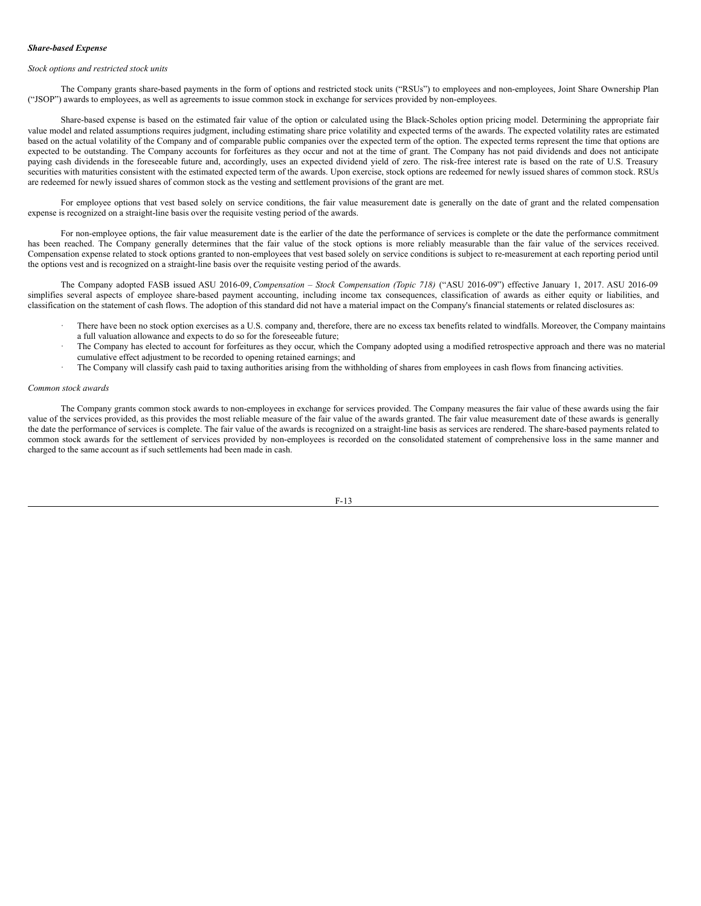***Share-based Expense***

*Stock options and restricted stock units*

The Company grants share-based payments in the form of options and restricted stock units ("RSUs") to employees and non-employees, Joint Share Ownership Plan ("JSOP") awards to employees, as well as agreements to issue common stock in exchange for services provided by non-employees.

Share-based expense is based on the estimated fair value of the option or calculated using the Black-Scholes option pricing model. Determining the appropriate fair value model and related assumptions requires judgment, including estimating share price volatility and expected terms of the awards. The expected volatility rates are estimated based on the actual volatility of the Company and of comparable public companies over the expected term of the option. The expected terms represent the time that options are expected to be outstanding. The Company accounts for forfeitures as they occur and not at the time of grant. The Company has not paid dividends and does not anticipate paying cash dividends in the foreseeable future and, accordingly, uses an expected dividend yield of zero. The risk-free interest rate is based on the rate of U.S. Treasury securities with maturities consistent with the estimated expected term of the awards. Upon exercise, stock options are redeemed for newly issued shares of common stock. RSUs are redeemed for newly issued shares of common stock as the vesting and settlement provisions of the grant are met.

For employee options that vest based solely on service conditions, the fair value measurement date is generally on the date of grant and the related compensation expense is recognized on a straight-line basis over the requisite vesting period of the awards.

For non-employee options, the fair value measurement date is the earlier of the date the performance of services is complete or the date the performance commitment has been reached. The Company generally determines that the fair value of the stock options is more reliably measurable than the fair value of the services received. Compensation expense related to stock options granted to non-employees that vest based solely on service conditions is subject to re-measurement at each reporting period until the options vest and is recognized on a straight-line basis over the requisite vesting period of the awards.

The Company adopted FASB issued ASU 2016-09, *Compensation – Stock Compensation (Topic 718)* ("ASU 2016-09") effective January 1, 2017. ASU 2016-09 simplifies several aspects of employee share-based payment accounting, including income tax consequences, classification of awards as either equity or liabilities, and classification on the statement of cash flows. The adoption of this standard did not have a material impact on the Company's financial statements or related disclosures as:

- There have been no stock option exercises as a U.S. company and, therefore, there are no excess tax benefits related to windfalls. Moreover, the Company maintains a full valuation allowance and expects to do so for the foreseeable future;
- The Company has elected to account for forfeitures as they occur, which the Company adopted using a modified retrospective approach and there was no material cumulative effect adjustment to be recorded to opening retained earnings; and
- The Company will classify cash paid to taxing authorities arising from the withholding of shares from employees in cash flows from financing activities.

*Common stock awards*

The Company grants common stock awards to non-employees in exchange for services provided. The Company measures the fair value of these awards using the fair value of the services provided, as this provides the most reliable measure of the fair value of the awards granted. The fair value measurement date of these awards is generally the date the performance of services is complete. The fair value of the awards is recognized on a straight-line basis as services are rendered. The share-based payments related to common stock awards for the settlement of services provided by non-employees is recorded on the consolidated statement of comprehensive loss in the same manner and charged to the same account as if such settlements had been made in cash.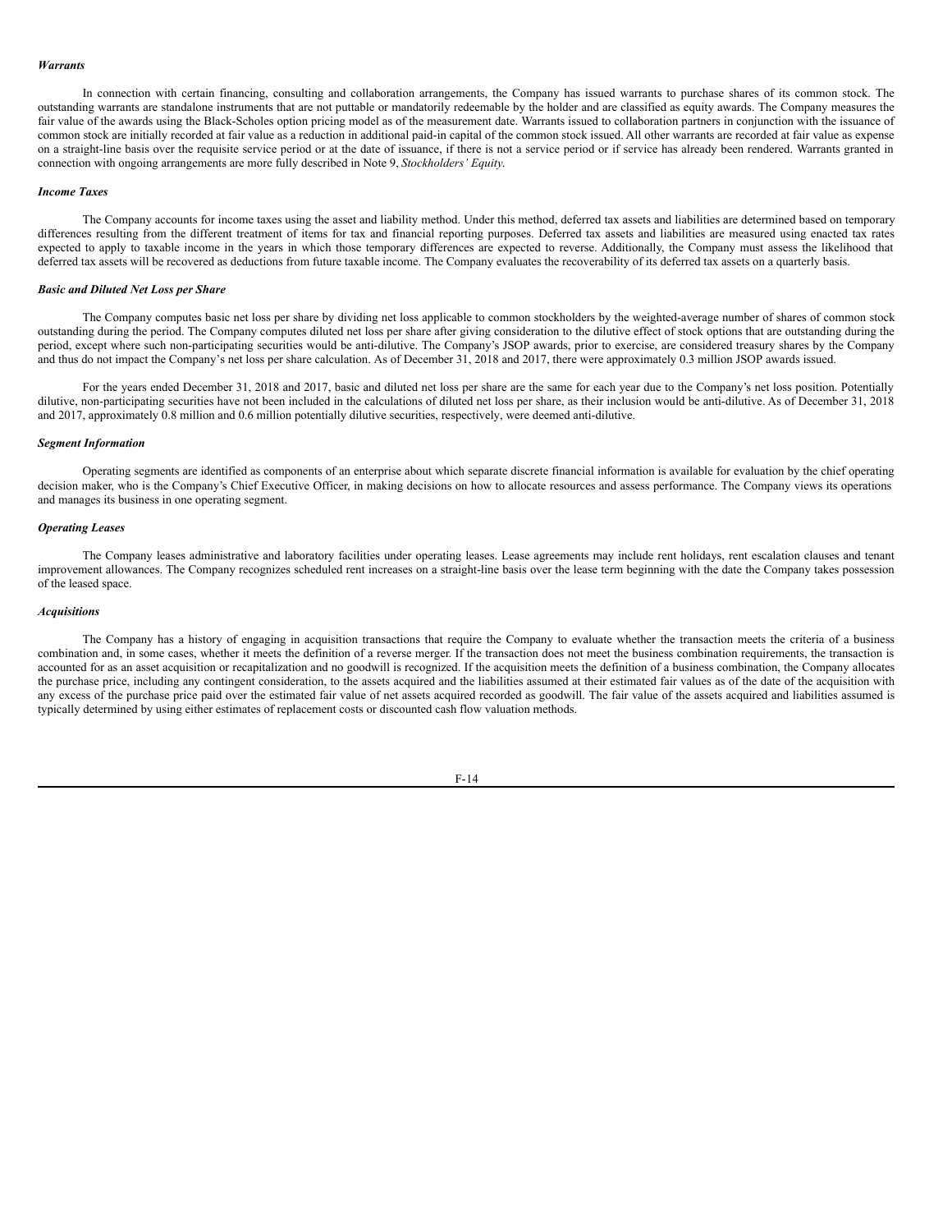***Warrants***

In connection with certain financing, consulting and collaboration arrangements, the Company has issued warrants to purchase shares of its common stock. The outstanding warrants are standalone instruments that are not puttable or mandatorily redeemable by the holder and are classified as equity awards. The Company measures the fair value of the awards using the Black-Scholes option pricing model as of the measurement date. Warrants issued to collaboration partners in conjunction with the issuance of common stock are initially recorded at fair value as a reduction in additional paid-in capital of the common stock issued. All other warrants are recorded at fair value as expense on a straight-line basis over the requisite service period or at the date of issuance, if there is not a service period or if service has already been rendered. Warrants granted in connection with ongoing arrangements are more fully described in Note 9, *Stockholders' Equity*.

***Income Taxes***

The Company accounts for income taxes using the asset and liability method. Under this method, deferred tax assets and liabilities are determined based on temporary differences resulting from the different treatment of items for tax and financial reporting purposes. Deferred tax assets and liabilities are measured using enacted tax rates expected to apply to taxable income in the years in which those temporary differences are expected to reverse. Additionally, the Company must assess the likelihood that deferred tax assets will be recovered as deductions from future taxable income. The Company evaluates the recoverability of its deferred tax assets on a quarterly basis.

***Basic and Diluted Net Loss per Share***

The Company computes basic net loss per share by dividing net loss applicable to common stockholders by the weighted-average number of shares of common stock outstanding during the period. The Company computes diluted net loss per share after giving consideration to the dilutive effect of stock options that are outstanding during the period, except where such non-participating securities would be anti-dilutive. The Company's JSOP awards, prior to exercise, are considered treasury shares by the Company and thus do not impact the Company's net loss per share calculation. As of December 31, 2018 and 2017, there were approximately 0.3 million JSOP awards issued.

For the years ended December 31, 2018 and 2017, basic and diluted net loss per share are the same for each year due to the Company's net loss position. Potentially dilutive, non-participating securities have not been included in the calculations of diluted net loss per share, as their inclusion would be anti-dilutive. As of December 31, 2018 and 2017, approximately 0.8 million and 0.6 million potentially dilutive securities, respectively, were deemed anti-dilutive.

***Segment Information***

Operating segments are identified as components of an enterprise about which separate discrete financial information is available for evaluation by the chief operating decision maker, who is the Company's Chief Executive Officer, in making decisions on how to allocate resources and assess performance. The Company views its operations and manages its business in one operating segment.

***Operating Leases***

The Company leases administrative and laboratory facilities under operating leases. Lease agreements may include rent holidays, rent escalation clauses and tenant improvement allowances. The Company recognizes scheduled rent increases on a straight-line basis over the lease term beginning with the date the Company takes possession of the leased space.

***Acquisitions***

The Company has a history of engaging in acquisition transactions that require the Company to evaluate whether the transaction meets the criteria of a business combination and, in some cases, whether it meets the definition of a reverse merger. If the transaction does not meet the business combination requirements, the transaction is accounted for as an asset acquisition or recapitalization and no goodwill is recognized. If the acquisition meets the definition of a business combination, the Company allocates the purchase price, including any contingent consideration, to the assets acquired and the liabilities assumed at their estimated fair values as of the date of the acquisition with any excess of the purchase price paid over the estimated fair value of net assets acquired recorded as goodwill. The fair value of the assets acquired and liabilities assumed is typically determined by using either estimates of replacement costs or discounted cash flow valuation methods.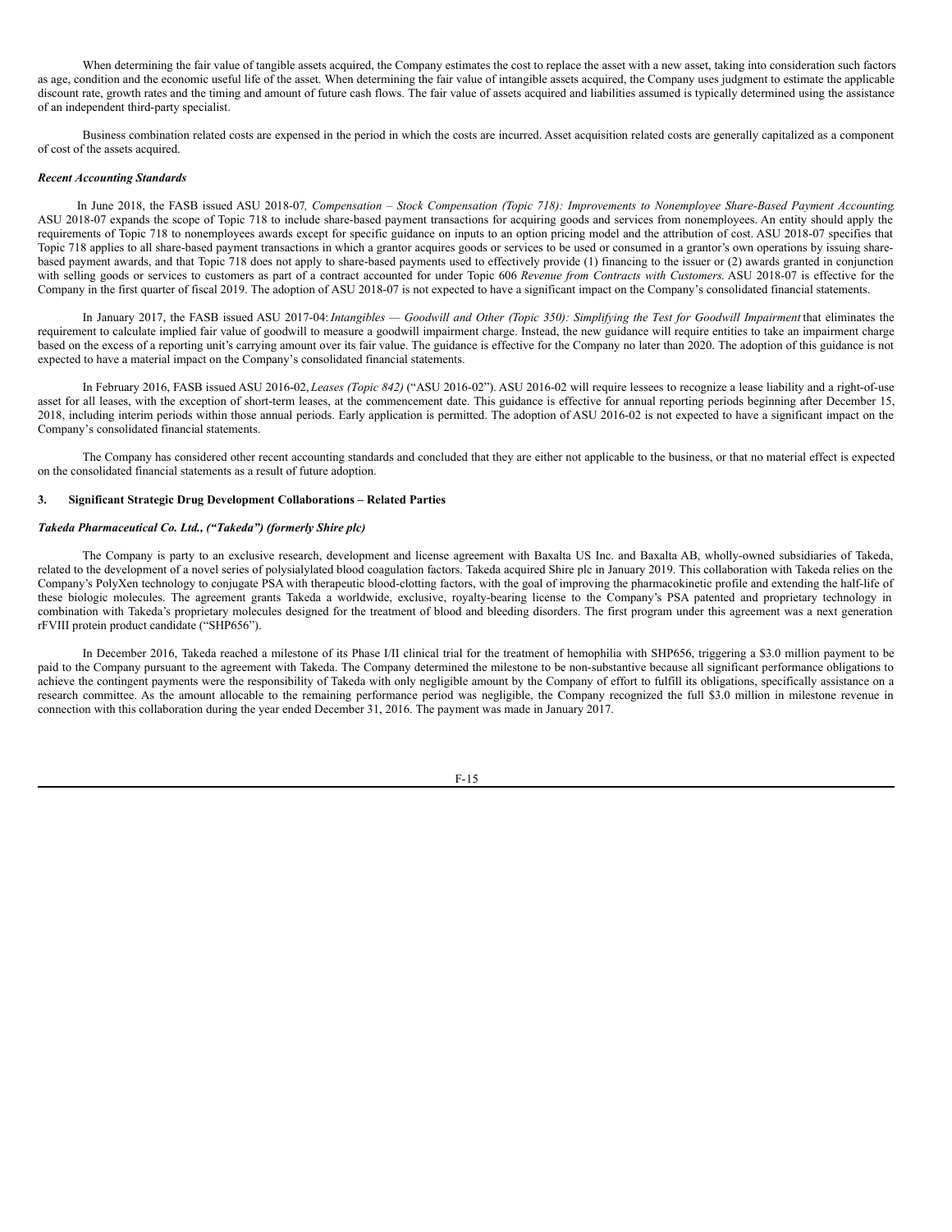When determining the fair value of tangible assets acquired, the Company estimates the cost to replace the asset with a new asset, taking into consideration such factors as age, condition and the economic useful life of the asset. When determining the fair value of intangible assets acquired, the Company uses judgment to estimate the applicable discount rate, growth rates and the timing and amount of future cash flows. The fair value of assets acquired and liabilities assumed is typically determined using the assistance of an independent third-party specialist.

Business combination related costs are expensed in the period in which the costs are incurred. Asset acquisition related costs are generally capitalized as a component of cost of the assets acquired.

***Recent Accounting Standards***

In June 2018, the FASB issued ASU 2018-07*, Compensation – Stock Compensation (Topic 718): Improvements to Nonemployee Share-Based Payment Accounting*. ASU 2018-07 expands the scope of Topic 718 to include share-based payment transactions for acquiring goods and services from nonemployees. An entity should apply the requirements of Topic 718 to nonemployees awards except for specific guidance on inputs to an option pricing model and the attribution of cost. ASU 2018-07 specifies that Topic 718 applies to all share-based payment transactions in which a grantor acquires goods or services to be used or consumed in a grantor's own operations by issuing share-based payment awards, and that Topic 718 does not apply to share-based payments used to effectively provide (1) financing to the issuer or (2) awards granted in conjunction with selling goods or services to customers as part of a contract accounted for under Topic 606 *Revenue from Contracts with Customers*. ASU 2018-07 is effective for the Company in the first quarter of fiscal 2019. The adoption of ASU 2018-07 is not expected to have a significant impact on the Company's consolidated financial statements.

In January 2017, the FASB issued ASU 2017-04: *Intangibles — Goodwill and Other (Topic 350): Simplifying the Test for Goodwill Impairment* that eliminates the requirement to calculate implied fair value of goodwill to measure a goodwill impairment charge. Instead, the new guidance will require entities to take an impairment charge based on the excess of a reporting unit's carrying amount over its fair value. The guidance is effective for the Company no later than 2020. The adoption of this guidance is not expected to have a material impact on the Company's consolidated financial statements.

In February 2016, FASB issued ASU 2016-02, *Leases (Topic 842)* ("ASU 2016-02"). ASU 2016-02 will require lessees to recognize a lease liability and a right-of-use asset for all leases, with the exception of short-term leases, at the commencement date. This guidance is effective for annual reporting periods beginning after December 15, 2018, including interim periods within those annual periods. Early application is permitted. The adoption of ASU 2016-02 is not expected to have a significant impact on the Company's consolidated financial statements.

The Company has considered other recent accounting standards and concluded that they are either not applicable to the business, or that no material effect is expected on the consolidated financial statements as a result of future adoption.

## 3. Significant Strategic Drug Development Collaborations – Related Parties

***Takeda Pharmaceutical Co. Ltd., ("Takeda") (formerly Shire plc)***

The Company is party to an exclusive research, development and license agreement with Baxalta US Inc. and Baxalta AB, wholly-owned subsidiaries of Takeda, related to the development of a novel series of polysialylated blood coagulation factors. Takeda acquired Shire plc in January 2019. This collaboration with Takeda relies on the Company's PolyXen technology to conjugate PSA with therapeutic blood-clotting factors, with the goal of improving the pharmacokinetic profile and extending the half-life of these biologic molecules. The agreement grants Takeda a worldwide, exclusive, royalty-bearing license to the Company's PSA patented and proprietary technology in combination with Takeda's proprietary molecules designed for the treatment of blood and bleeding disorders. The first program under this agreement was a next generation rFVIII protein product candidate ("SHP656").

In December 2016, Takeda reached a milestone of its Phase I/II clinical trial for the treatment of hemophilia with SHP656, triggering a $3.0 million payment to be paid to the Company pursuant to the agreement with Takeda. The Company determined the milestone to be non-substantive because all significant performance obligations to achieve the contingent payments were the responsibility of Takeda with only negligible amount by the Company of effort to fulfill its obligations, specifically assistance on a research committee. As the amount allocable to the remaining performance period was negligible, the Company recognized the full $3.0 million in milestone revenue in connection with this collaboration during the year ended December 31, 2016. The payment was made in January 2017.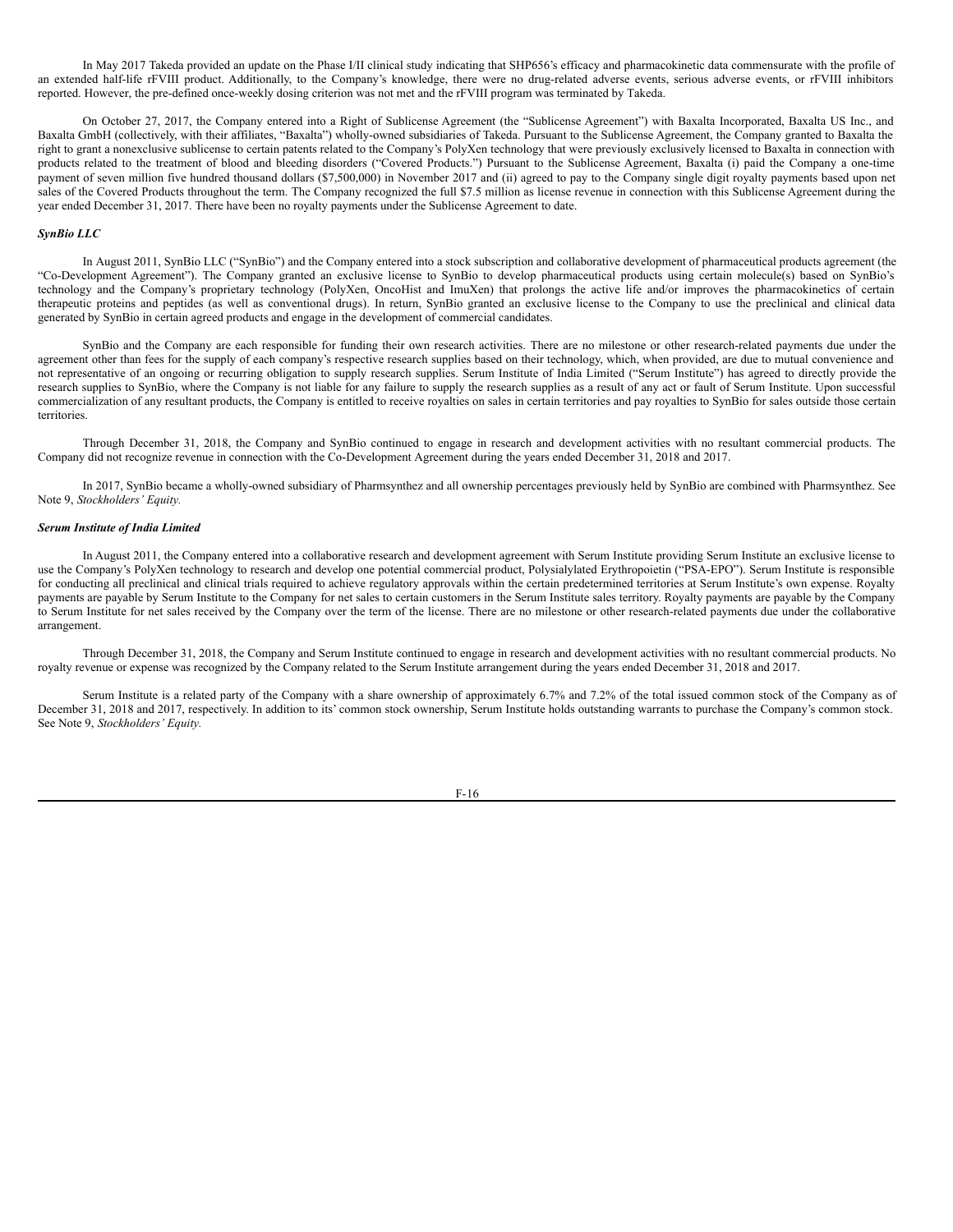In May 2017 Takeda provided an update on the Phase I/II clinical study indicating that SHP656's efficacy and pharmacokinetic data commensurate with the profile of an extended half-life rFVIII product. Additionally, to the Company's knowledge, there were no drug-related adverse events, serious adverse events, or rFVIII inhibitors reported. However, the pre-defined once-weekly dosing criterion was not met and the rFVIII program was terminated by Takeda.

On October 27, 2017, the Company entered into a Right of Sublicense Agreement (the "Sublicense Agreement") with Baxalta Incorporated, Baxalta US Inc., and Baxalta GmbH (collectively, with their affiliates, "Baxalta") wholly-owned subsidiaries of Takeda. Pursuant to the Sublicense Agreement, the Company granted to Baxalta the right to grant a nonexclusive sublicense to certain patents related to the Company's PolyXen technology that were previously exclusively licensed to Baxalta in connection with products related to the treatment of blood and bleeding disorders ("Covered Products.") Pursuant to the Sublicense Agreement, Baxalta (i) paid the Company a one-time payment of seven million five hundred thousand dollars ($7,500,000) in November 2017 and (ii) agreed to pay to the Company single digit royalty payments based upon net sales of the Covered Products throughout the term. The Company recognized the full $7.5 million as license revenue in connection with this Sublicense Agreement during the year ended December 31, 2017. There have been no royalty payments under the Sublicense Agreement to date.

***SynBio LLC***

In August 2011, SynBio LLC ("SynBio") and the Company entered into a stock subscription and collaborative development of pharmaceutical products agreement (the "Co-Development Agreement"). The Company granted an exclusive license to SynBio to develop pharmaceutical products using certain molecule(s) based on SynBio's technology and the Company's proprietary technology (PolyXen, OncoHist and ImuXen) that prolongs the active life and/or improves the pharmacokinetics of certain therapeutic proteins and peptides (as well as conventional drugs). In return, SynBio granted an exclusive license to the Company to use the preclinical and clinical data generated by SynBio in certain agreed products and engage in the development of commercial candidates.

SynBio and the Company are each responsible for funding their own research activities. There are no milestone or other research-related payments due under the agreement other than fees for the supply of each company's respective research supplies based on their technology, which, when provided, are due to mutual convenience and not representative of an ongoing or recurring obligation to supply research supplies. Serum Institute of India Limited ("Serum Institute") has agreed to directly provide the research supplies to SynBio, where the Company is not liable for any failure to supply the research supplies as a result of any act or fault of Serum Institute. Upon successful commercialization of any resultant products, the Company is entitled to receive royalties on sales in certain territories and pay royalties to SynBio for sales outside those certain territories.

Through December 31, 2018, the Company and SynBio continued to engage in research and development activities with no resultant commercial products. The Company did not recognize revenue in connection with the Co-Development Agreement during the years ended December 31, 2018 and 2017.

In 2017, SynBio became a wholly-owned subsidiary of Pharmsynthez and all ownership percentages previously held by SynBio are combined with Pharmsynthez. See Note 9, *Stockholders' Equity.*

***Serum Institute of India Limited***

In August 2011, the Company entered into a collaborative research and development agreement with Serum Institute providing Serum Institute an exclusive license to use the Company's PolyXen technology to research and develop one potential commercial product, Polysialylated Erythropoietin ("PSA-EPO"). Serum Institute is responsible for conducting all preclinical and clinical trials required to achieve regulatory approvals within the certain predetermined territories at Serum Institute's own expense. Royalty payments are payable by Serum Institute to the Company for net sales to certain customers in the Serum Institute sales territory. Royalty payments are payable by the Company to Serum Institute for net sales received by the Company over the term of the license. There are no milestone or other research-related payments due under the collaborative arrangement.

Through December 31, 2018, the Company and Serum Institute continued to engage in research and development activities with no resultant commercial products. No royalty revenue or expense was recognized by the Company related to the Serum Institute arrangement during the years ended December 31, 2018 and 2017.

Serum Institute is a related party of the Company with a share ownership of approximately 6.7% and 7.2% of the total issued common stock of the Company as of December 31, 2018 and 2017, respectively. In addition to its' common stock ownership, Serum Institute holds outstanding warrants to purchase the Company's common stock. See Note 9, *Stockholders' Equity.*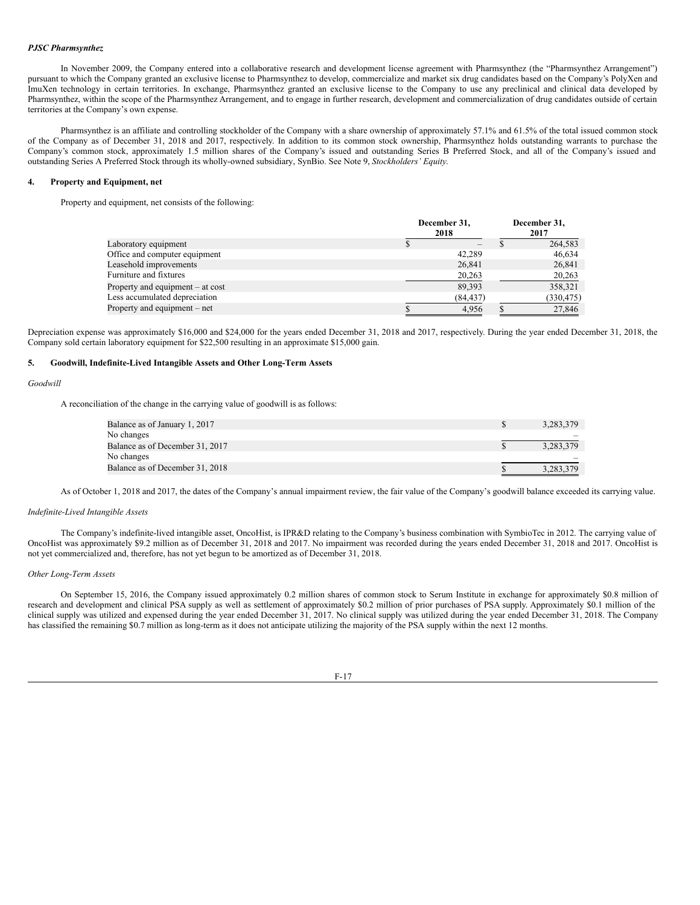*PJSC Pharmsynthez*

In November 2009, the Company entered into a collaborative research and development license agreement with Pharmsynthez (the "Pharmsynthez Arrangement") pursuant to which the Company granted an exclusive license to Pharmsynthez to develop, commercialize and market six drug candidates based on the Company's PolyXen and ImuXen technology in certain territories. In exchange, Pharmsynthez granted an exclusive license to the Company to use any preclinical and clinical data developed by Pharmsynthez, within the scope of the Pharmsynthez Arrangement, and to engage in further research, development and commercialization of drug candidates outside of certain territories at the Company's own expense.

Pharmsynthez is an affiliate and controlling stockholder of the Company with a share ownership of approximately 57.1% and 61.5% of the total issued common stock of the Company as of December 31, 2018 and 2017, respectively. In addition to its common stock ownership, Pharmsynthez holds outstanding warrants to purchase the Company's common stock, approximately 1.5 million shares of the Company's issued and outstanding Series B Preferred Stock, and all of the Company's issued and outstanding Series A Preferred Stock through its wholly-owned subsidiary, SynBio. See Note 9, *Stockholders' Equity*.

## 4. Property and Equipment, net

Property and equipment, net consists of the following:

| | December 31, 2018 | December 31, 2017 |
|---|---|---|
| Laboratory equipment | $ – | $ 264,583 |
| Office and computer equipment | 42,289 | 46,634 |
| Leasehold improvements | 26,841 | 26,841 |
| Furniture and fixtures | 20,263 | 20,263 |
| Property and equipment – at cost | 89,393 | 358,321 |
| Less accumulated depreciation | (84,437) | (330,475) |
| Property and equipment – net | $ 4,956 | $ 27,846 |

Depreciation expense was approximately $16,000 and $24,000 for the years ended December 31, 2018 and 2017, respectively. During the year ended December 31, 2018, the Company sold certain laboratory equipment for $22,500 resulting in an approximate $15,000 gain.

## 5. Goodwill, Indefinite-Lived Intangible Assets and Other Long-Term Assets

*Goodwill*

A reconciliation of the change in the carrying value of goodwill is as follows:

| | |
|---|---|
| Balance as of January 1, 2017 | $ 3,283,379 |
| No changes | – |
| Balance as of December 31, 2017 | $ 3,283,379 |
| No changes | – |
| Balance as of December 31, 2018 | $ 3,283,379 |

As of October 1, 2018 and 2017, the dates of the Company's annual impairment review, the fair value of the Company's goodwill balance exceeded its carrying value.

*Indefinite-Lived Intangible Assets*

The Company's indefinite-lived intangible asset, OncoHist, is IPR&D relating to the Company's business combination with SymbioTec in 2012. The carrying value of OncoHist was approximately $9.2 million as of December 31, 2018 and 2017. No impairment was recorded during the years ended December 31, 2018 and 2017. OncoHist is not yet commercialized and, therefore, has not yet begun to be amortized as of December 31, 2018.

*Other Long-Term Assets*

On September 15, 2016, the Company issued approximately 0.2 million shares of common stock to Serum Institute in exchange for approximately $0.8 million of research and development and clinical PSA supply as well as settlement of approximately $0.2 million of prior purchases of PSA supply. Approximately $0.1 million of the clinical supply was utilized and expensed during the year ended December 31, 2017. No clinical supply was utilized during the year ended December 31, 2018. The Company has classified the remaining $0.7 million as long-term as it does not anticipate utilizing the majority of the PSA supply within the next 12 months.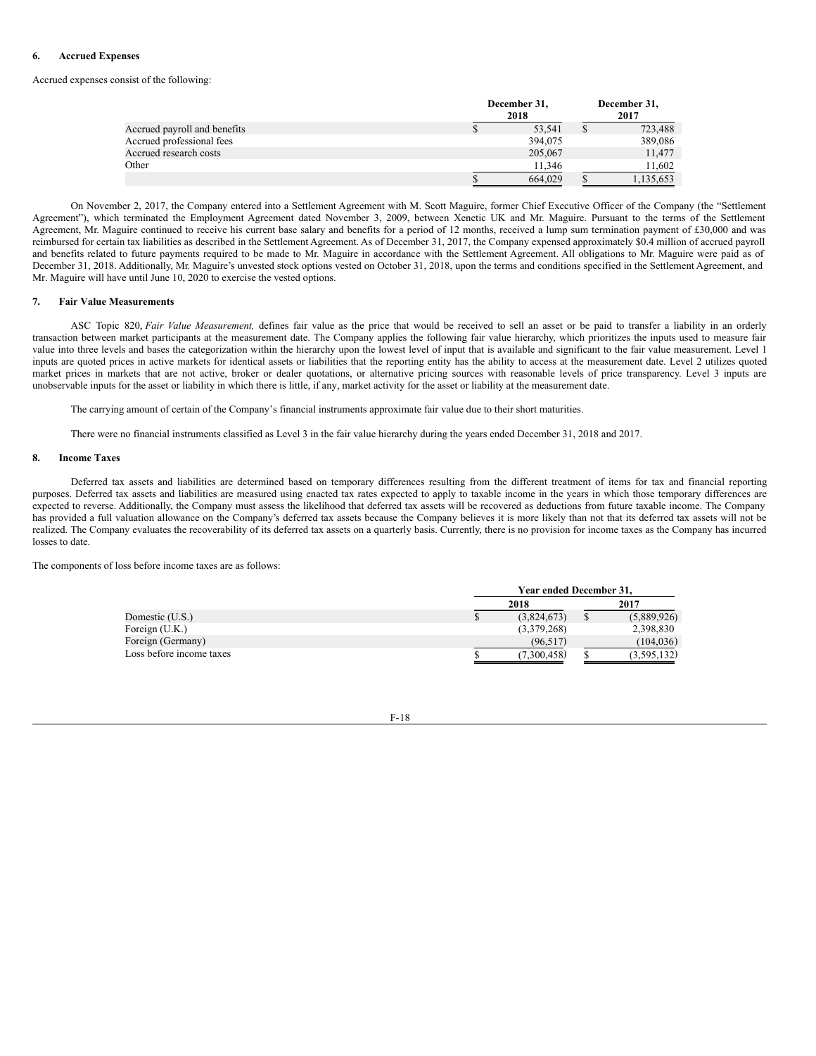## 6. Accrued Expenses

Accrued expenses consist of the following:

| | December 31, 2018 | December 31, 2017 |
|---|---|---|
| Accrued payroll and benefits | $ 53,541 | $ 723,488 |
| Accrued professional fees | 394,075 | 389,086 |
| Accrued research costs | 205,067 | 11,477 |
| Other | 11,346 | 11,602 |
| | $ 664,029 | $ 1,135,653 |

On November 2, 2017, the Company entered into a Settlement Agreement with M. Scott Maguire, former Chief Executive Officer of the Company (the "Settlement Agreement"), which terminated the Employment Agreement dated November 3, 2009, between Xenetic UK and Mr. Maguire. Pursuant to the terms of the Settlement Agreement, Mr. Maguire continued to receive his current base salary and benefits for a period of 12 months, received a lump sum termination payment of £30,000 and was reimbursed for certain tax liabilities as described in the Settlement Agreement. As of December 31, 2017, the Company expensed approximately $0.4 million of accrued payroll and benefits related to future payments required to be made to Mr. Maguire in accordance with the Settlement Agreement. All obligations to Mr. Maguire were paid as of December 31, 2018. Additionally, Mr. Maguire's unvested stock options vested on October 31, 2018, upon the terms and conditions specified in the Settlement Agreement, and Mr. Maguire will have until June 10, 2020 to exercise the vested options.

## 7. Fair Value Measurements

ASC Topic 820, *Fair Value Measurement,* defines fair value as the price that would be received to sell an asset or be paid to transfer a liability in an orderly transaction between market participants at the measurement date. The Company applies the following fair value hierarchy, which prioritizes the inputs used to measure fair value into three levels and bases the categorization within the hierarchy upon the lowest level of input that is available and significant to the fair value measurement. Level 1 inputs are quoted prices in active markets for identical assets or liabilities that the reporting entity has the ability to access at the measurement date. Level 2 utilizes quoted market prices in markets that are not active, broker or dealer quotations, or alternative pricing sources with reasonable levels of price transparency. Level 3 inputs are unobservable inputs for the asset or liability in which there is little, if any, market activity for the asset or liability at the measurement date.

The carrying amount of certain of the Company's financial instruments approximate fair value due to their short maturities.

There were no financial instruments classified as Level 3 in the fair value hierarchy during the years ended December 31, 2018 and 2017.

## 8. Income Taxes

Deferred tax assets and liabilities are determined based on temporary differences resulting from the different treatment of items for tax and financial reporting purposes. Deferred tax assets and liabilities are measured using enacted tax rates expected to apply to taxable income in the years in which those temporary differences are expected to reverse. Additionally, the Company must assess the likelihood that deferred tax assets will be recovered as deductions from future taxable income. The Company has provided a full valuation allowance on the Company's deferred tax assets because the Company believes it is more likely than not that its deferred tax assets will not be realized. The Company evaluates the recoverability of its deferred tax assets on a quarterly basis. Currently, there is no provision for income taxes as the Company has incurred losses to date.

The components of loss before income taxes are as follows:

| | Year ended December 31, | |
|---|---|---|
| | 2018 | 2017 |
| Domestic (U.S.) | $ (3,824,673) | $ (5,889,926) |
| Foreign (U.K.) | (3,379,268) | 2,398,830 |
| Foreign (Germany) | (96,517) | (104,036) |
| Loss before income taxes | $ (7,300,458) | $ (3,595,132) |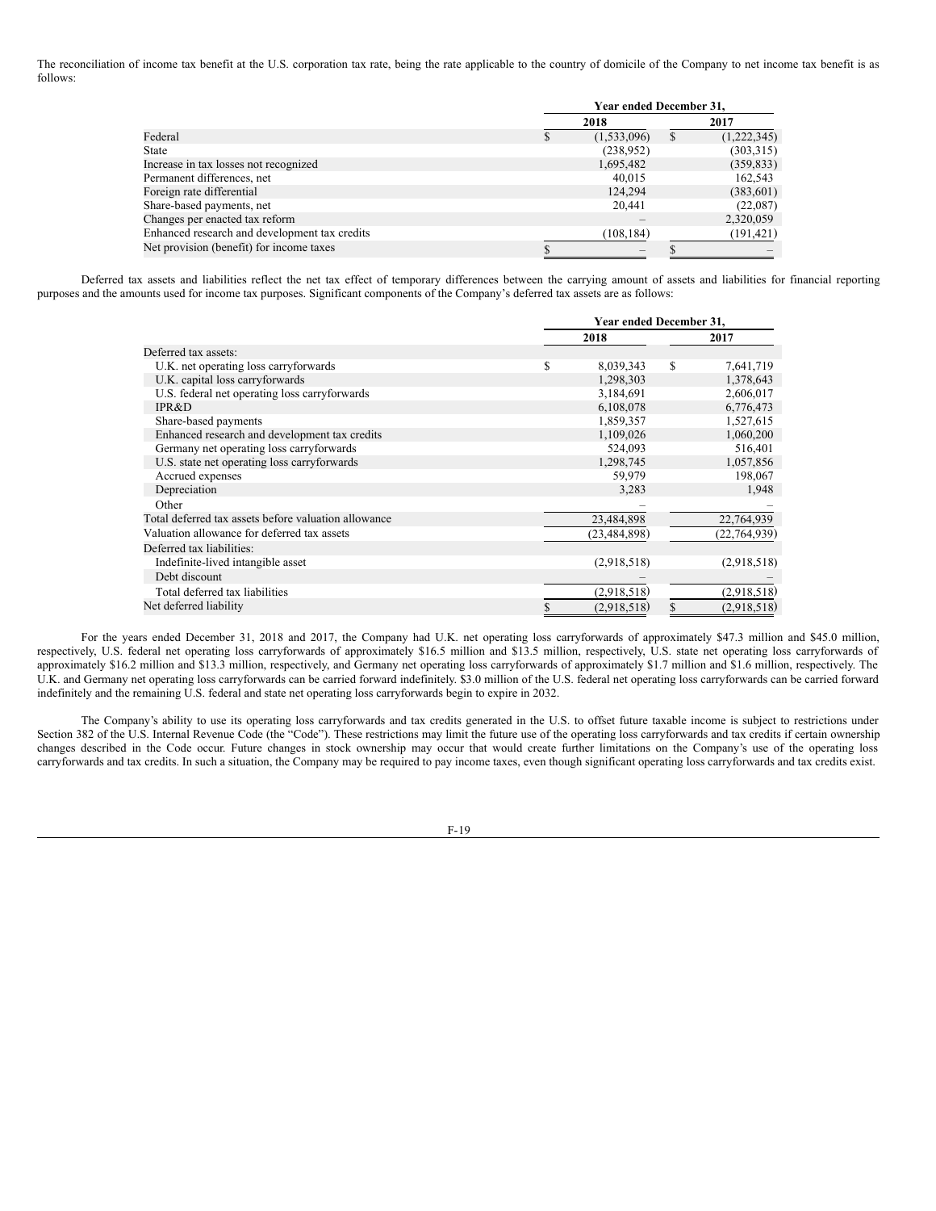The reconciliation of income tax benefit at the U.S. corporation tax rate, being the rate applicable to the country of domicile of the Company to net income tax benefit is as follows:

| | Year ended December 31, | |
|---|---|---|
| | 2018 | 2017 |
| Federal | $ (1,533,096) | $ (1,222,345) |
| State | (238,952) | (303,315) |
| Increase in tax losses not recognized | 1,695,482 | (359,833) |
| Permanent differences, net | 40,015 | 162,543 |
| Foreign rate differential | 124,294 | (383,601) |
| Share-based payments, net | 20,441 | (22,087) |
| Changes per enacted tax reform | – | 2,320,059 |
| Enhanced research and development tax credits | (108,184) | (191,421) |
| Net provision (benefit) for income taxes | $ – | $ – |

Deferred tax assets and liabilities reflect the net tax effect of temporary differences between the carrying amount of assets and liabilities for financial reporting purposes and the amounts used for income tax purposes. Significant components of the Company's deferred tax assets are as follows:

| | Year ended December 31, | |
|---|---|---|
| | 2018 | 2017 |
| Deferred tax assets: | | |
| U.K. net operating loss carryforwards | $ 8,039,343 | $ 7,641,719 |
| U.K. capital loss carryforwards | 1,298,303 | 1,378,643 |
| U.S. federal net operating loss carryforwards | 3,184,691 | 2,606,017 |
| IPR&D | 6,108,078 | 6,776,473 |
| Share-based payments | 1,859,357 | 1,527,615 |
| Enhanced research and development tax credits | 1,109,026 | 1,060,200 |
| Germany net operating loss carryforwards | 524,093 | 516,401 |
| U.S. state net operating loss carryforwards | 1,298,745 | 1,057,856 |
| Accrued expenses | 59,979 | 198,067 |
| Depreciation | 3,283 | 1,948 |
| Other | – | – |
| Total deferred tax assets before valuation allowance | 23,484,898 | 22,764,939 |
| Valuation allowance for deferred tax assets | (23,484,898) | (22,764,939) |
| Deferred tax liabilities: | | |
| Indefinite-lived intangible asset | (2,918,518) | (2,918,518) |
| Debt discount | – | – |
| Total deferred tax liabilities | (2,918,518) | (2,918,518) |
| Net deferred liability | $ (2,918,518) | $ (2,918,518) |

For the years ended December 31, 2018 and 2017, the Company had U.K. net operating loss carryforwards of approximately $47.3 million and $45.0 million, respectively, U.S. federal net operating loss carryforwards of approximately $16.5 million and $13.5 million, respectively, U.S. state net operating loss carryforwards of approximately $16.2 million and $13.3 million, respectively, and Germany net operating loss carryforwards of approximately $1.7 million and $1.6 million, respectively. The U.K. and Germany net operating loss carryforwards can be carried forward indefinitely. $3.0 million of the U.S. federal net operating loss carryforwards can be carried forward indefinitely and the remaining U.S. federal and state net operating loss carryforwards begin to expire in 2032.

The Company's ability to use its operating loss carryforwards and tax credits generated in the U.S. to offset future taxable income is subject to restrictions under Section 382 of the U.S. Internal Revenue Code (the "Code"). These restrictions may limit the future use of the operating loss carryforwards and tax credits if certain ownership changes described in the Code occur. Future changes in stock ownership may occur that would create further limitations on the Company's use of the operating loss carryforwards and tax credits. In such a situation, the Company may be required to pay income taxes, even though significant operating loss carryforwards and tax credits exist.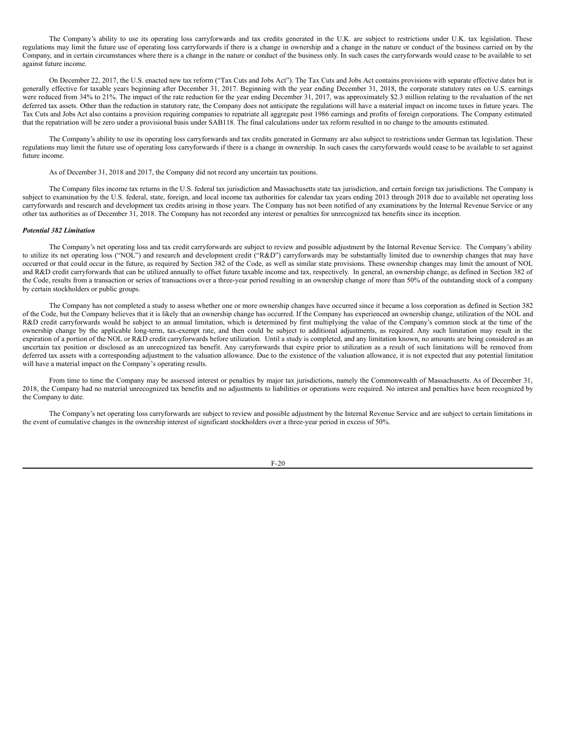The Company's ability to use its operating loss carryforwards and tax credits generated in the U.K. are subject to restrictions under U.K. tax legislation. These regulations may limit the future use of operating loss carryforwards if there is a change in ownership and a change in the nature or conduct of the business carried on by the Company, and in certain circumstances where there is a change in the nature or conduct of the business only. In such cases the carryforwards would cease to be available to set against future income.

On December 22, 2017, the U.S. enacted new tax reform ("Tax Cuts and Jobs Act"). The Tax Cuts and Jobs Act contains provisions with separate effective dates but is generally effective for taxable years beginning after December 31, 2017. Beginning with the year ending December 31, 2018, the corporate statutory rates on U.S. earnings were reduced from 34% to 21%. The impact of the rate reduction for the year ending December 31, 2017, was approximately $2.3 million relating to the revaluation of the net deferred tax assets. Other than the reduction in statutory rate, the Company does not anticipate the regulations will have a material impact on income taxes in future years. The Tax Cuts and Jobs Act also contains a provision requiring companies to repatriate all aggregate post 1986 earnings and profits of foreign corporations. The Company estimated that the repatriation will be zero under a provisional basis under SAB118. The final calculations under tax reform resulted in no change to the amounts estimated.

The Company's ability to use its operating loss carryforwards and tax credits generated in Germany are also subject to restrictions under German tax legislation. These regulations may limit the future use of operating loss carryforwards if there is a change in ownership. In such cases the carryforwards would cease to be available to set against future income.

As of December 31, 2018 and 2017, the Company did not record any uncertain tax positions.

The Company files income tax returns in the U.S. federal tax jurisdiction and Massachusetts state tax jurisdiction, and certain foreign tax jurisdictions. The Company is subject to examination by the U.S. federal, state, foreign, and local income tax authorities for calendar tax years ending 2013 through 2018 due to available net operating loss carryforwards and research and development tax credits arising in those years. The Company has not been notified of any examinations by the Internal Revenue Service or any other tax authorities as of December 31, 2018. The Company has not recorded any interest or penalties for unrecognized tax benefits since its inception.

***Potential 382 Limitation***

The Company's net operating loss and tax credit carryforwards are subject to review and possible adjustment by the Internal Revenue Service. The Company's ability to utilize its net operating loss ("NOL") and research and development credit ("R&D") carryforwards may be substantially limited due to ownership changes that may have occurred or that could occur in the future, as required by Section 382 of the Code, as well as similar state provisions. These ownership changes may limit the amount of NOL and R&D credit carryforwards that can be utilized annually to offset future taxable income and tax, respectively. In general, an ownership change, as defined in Section 382 of the Code, results from a transaction or series of transactions over a three-year period resulting in an ownership change of more than 50% of the outstanding stock of a company by certain stockholders or public groups.

The Company has not completed a study to assess whether one or more ownership changes have occurred since it became a loss corporation as defined in Section 382 of the Code, but the Company believes that it is likely that an ownership change has occurred. If the Company has experienced an ownership change, utilization of the NOL and R&D credit carryforwards would be subject to an annual limitation, which is determined by first multiplying the value of the Company's common stock at the time of the ownership change by the applicable long-term, tax-exempt rate, and then could be subject to additional adjustments, as required. Any such limitation may result in the expiration of a portion of the NOL or R&D credit carryforwards before utilization. Until a study is completed, and any limitation known, no amounts are being considered as an uncertain tax position or disclosed as an unrecognized tax benefit. Any carryforwards that expire prior to utilization as a result of such limitations will be removed from deferred tax assets with a corresponding adjustment to the valuation allowance. Due to the existence of the valuation allowance, it is not expected that any potential limitation will have a material impact on the Company's operating results.

From time to time the Company may be assessed interest or penalties by major tax jurisdictions, namely the Commonwealth of Massachusetts. As of December 31, 2018, the Company had no material unrecognized tax benefits and no adjustments to liabilities or operations were required. No interest and penalties have been recognized by the Company to date.

The Company's net operating loss carryforwards are subject to review and possible adjustment by the Internal Revenue Service and are subject to certain limitations in the event of cumulative changes in the ownership interest of significant stockholders over a three-year period in excess of 50%.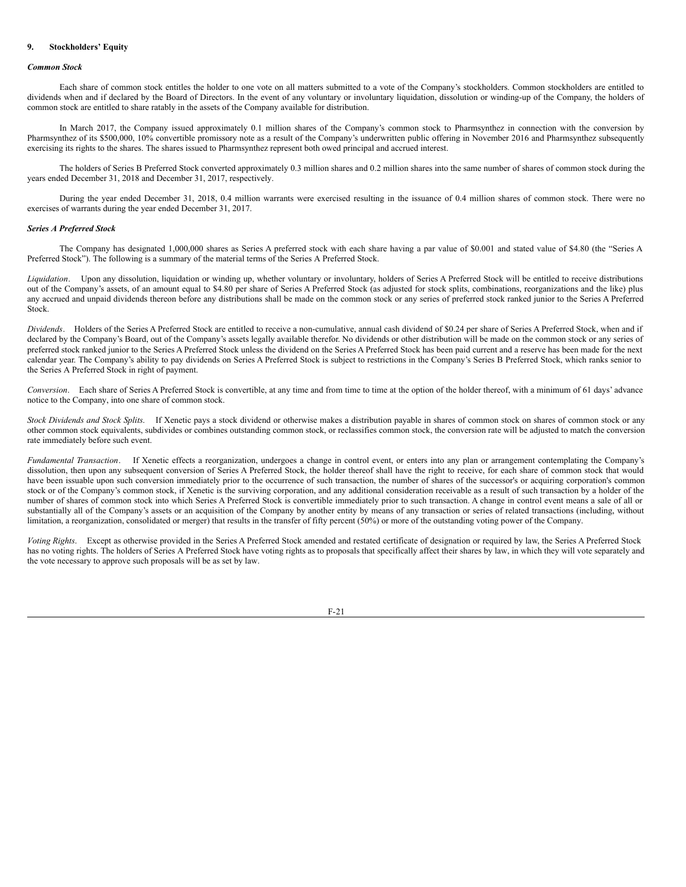## 9. Stockholders' Equity

### *Common Stock*

Each share of common stock entitles the holder to one vote on all matters submitted to a vote of the Company's stockholders. Common stockholders are entitled to dividends when and if declared by the Board of Directors. In the event of any voluntary or involuntary liquidation, dissolution or winding-up of the Company, the holders of common stock are entitled to share ratably in the assets of the Company available for distribution.

In March 2017, the Company issued approximately 0.1 million shares of the Company's common stock to Pharmsynthez in connection with the conversion by Pharmsynthez of its $500,000, 10% convertible promissory note as a result of the Company's underwritten public offering in November 2016 and Pharmsynthez subsequently exercising its rights to the shares. The shares issued to Pharmsynthez represent both owed principal and accrued interest.

The holders of Series B Preferred Stock converted approximately 0.3 million shares and 0.2 million shares into the same number of shares of common stock during the years ended December 31, 2018 and December 31, 2017, respectively.

During the year ended December 31, 2018, 0.4 million warrants were exercised resulting in the issuance of 0.4 million shares of common stock. There were no exercises of warrants during the year ended December 31, 2017.

### *Series A Preferred Stock*

The Company has designated 1,000,000 shares as Series A preferred stock with each share having a par value of $0.001 and stated value of $4.80 (the "Series A Preferred Stock"). The following is a summary of the material terms of the Series A Preferred Stock.

*Liquidation*. Upon any dissolution, liquidation or winding up, whether voluntary or involuntary, holders of Series A Preferred Stock will be entitled to receive distributions out of the Company's assets, of an amount equal to $4.80 per share of Series A Preferred Stock (as adjusted for stock splits, combinations, reorganizations and the like) plus any accrued and unpaid dividends thereon before any distributions shall be made on the common stock or any series of preferred stock ranked junior to the Series A Preferred Stock.

*Dividends*. Holders of the Series A Preferred Stock are entitled to receive a non-cumulative, annual cash dividend of $0.24 per share of Series A Preferred Stock, when and if declared by the Company's Board, out of the Company's assets legally available therefor. No dividends or other distribution will be made on the common stock or any series of preferred stock ranked junior to the Series A Preferred Stock unless the dividend on the Series A Preferred Stock has been paid current and a reserve has been made for the next calendar year. The Company's ability to pay dividends on Series A Preferred Stock is subject to restrictions in the Company's Series B Preferred Stock, which ranks senior to the Series A Preferred Stock in right of payment.

*Conversion*. Each share of Series A Preferred Stock is convertible, at any time and from time to time at the option of the holder thereof, with a minimum of 61 days' advance notice to the Company, into one share of common stock.

*Stock Dividends and Stock Splits.* If Xenetic pays a stock dividend or otherwise makes a distribution payable in shares of common stock on shares of common stock or any other common stock equivalents, subdivides or combines outstanding common stock, or reclassifies common stock, the conversion rate will be adjusted to match the conversion rate immediately before such event.

*Fundamental Transaction*. If Xenetic effects a reorganization, undergoes a change in control event, or enters into any plan or arrangement contemplating the Company's dissolution, then upon any subsequent conversion of Series A Preferred Stock, the holder thereof shall have the right to receive, for each share of common stock that would have been issuable upon such conversion immediately prior to the occurrence of such transaction, the number of shares of the successor's or acquiring corporation's common stock or of the Company's common stock, if Xenetic is the surviving corporation, and any additional consideration receivable as a result of such transaction by a holder of the number of shares of common stock into which Series A Preferred Stock is convertible immediately prior to such transaction. A change in control event means a sale of all or substantially all of the Company's assets or an acquisition of the Company by another entity by means of any transaction or series of related transactions (including, without limitation, a reorganization, consolidated or merger) that results in the transfer of fifty percent (50%) or more of the outstanding voting power of the Company.

*Voting Rights*. Except as otherwise provided in the Series A Preferred Stock amended and restated certificate of designation or required by law, the Series A Preferred Stock has no voting rights. The holders of Series A Preferred Stock have voting rights as to proposals that specifically affect their shares by law, in which they will vote separately and the vote necessary to approve such proposals will be as set by law.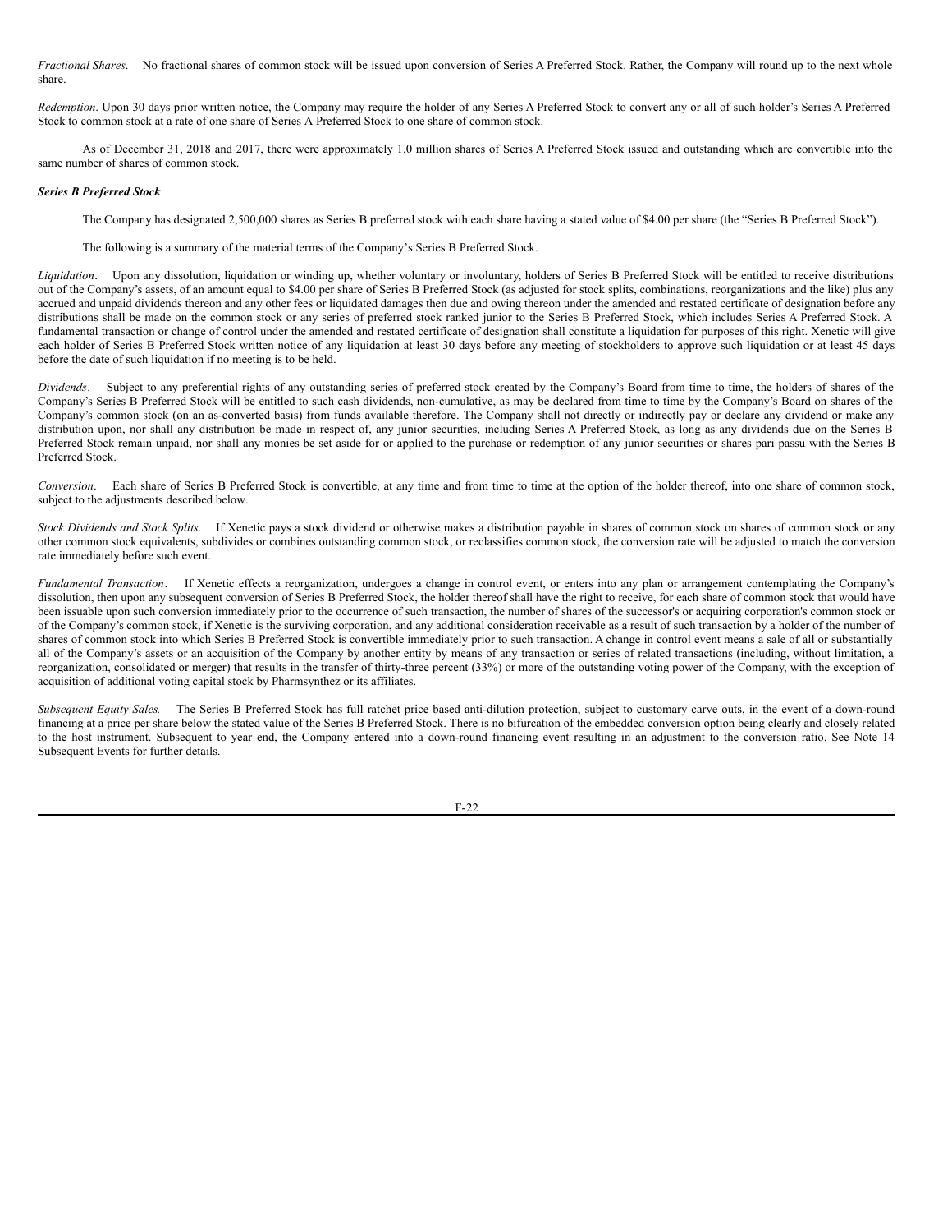*Fractional Shares*. No fractional shares of common stock will be issued upon conversion of Series A Preferred Stock. Rather, the Company will round up to the next whole share.

*Redemption*. Upon 30 days prior written notice, the Company may require the holder of any Series A Preferred Stock to convert any or all of such holder's Series A Preferred Stock to common stock at a rate of one share of Series A Preferred Stock to one share of common stock.

As of December 31, 2018 and 2017, there were approximately 1.0 million shares of Series A Preferred Stock issued and outstanding which are convertible into the same number of shares of common stock.

***Series B Preferred Stock***

The Company has designated 2,500,000 shares as Series B preferred stock with each share having a stated value of $4.00 per share (the "Series B Preferred Stock").

The following is a summary of the material terms of the Company's Series B Preferred Stock.

*Liquidation*. Upon any dissolution, liquidation or winding up, whether voluntary or involuntary, holders of Series B Preferred Stock will be entitled to receive distributions out of the Company's assets, of an amount equal to $4.00 per share of Series B Preferred Stock (as adjusted for stock splits, combinations, reorganizations and the like) plus any accrued and unpaid dividends thereon and any other fees or liquidated damages then due and owing thereon under the amended and restated certificate of designation before any distributions shall be made on the common stock or any series of preferred stock ranked junior to the Series B Preferred Stock, which includes Series A Preferred Stock. A fundamental transaction or change of control under the amended and restated certificate of designation shall constitute a liquidation for purposes of this right. Xenetic will give each holder of Series B Preferred Stock written notice of any liquidation at least 30 days before any meeting of stockholders to approve such liquidation or at least 45 days before the date of such liquidation if no meeting is to be held.

*Dividends*. Subject to any preferential rights of any outstanding series of preferred stock created by the Company's Board from time to time, the holders of shares of the Company's Series B Preferred Stock will be entitled to such cash dividends, non-cumulative, as may be declared from time to time by the Company's Board on shares of the Company's common stock (on an as-converted basis) from funds available therefore. The Company shall not directly or indirectly pay or declare any dividend or make any distribution upon, nor shall any distribution be made in respect of, any junior securities, including Series A Preferred Stock, as long as any dividends due on the Series B Preferred Stock remain unpaid, nor shall any monies be set aside for or applied to the purchase or redemption of any junior securities or shares pari passu with the Series B Preferred Stock.

*Conversion*. Each share of Series B Preferred Stock is convertible, at any time and from time to time at the option of the holder thereof, into one share of common stock, subject to the adjustments described below.

*Stock Dividends and Stock Splits*. If Xenetic pays a stock dividend or otherwise makes a distribution payable in shares of common stock on shares of common stock or any other common stock equivalents, subdivides or combines outstanding common stock, or reclassifies common stock, the conversion rate will be adjusted to match the conversion rate immediately before such event.

*Fundamental Transaction*. If Xenetic effects a reorganization, undergoes a change in control event, or enters into any plan or arrangement contemplating the Company's dissolution, then upon any subsequent conversion of Series B Preferred Stock, the holder thereof shall have the right to receive, for each share of common stock that would have been issuable upon such conversion immediately prior to the occurrence of such transaction, the number of shares of the successor's or acquiring corporation's common stock or of the Company's common stock, if Xenetic is the surviving corporation, and any additional consideration receivable as a result of such transaction by a holder of the number of shares of common stock into which Series B Preferred Stock is convertible immediately prior to such transaction. A change in control event means a sale of all or substantially all of the Company's assets or an acquisition of the Company by another entity by means of any transaction or series of related transactions (including, without limitation, a reorganization, consolidated or merger) that results in the transfer of thirty-three percent (33%) or more of the outstanding voting power of the Company, with the exception of acquisition of additional voting capital stock by Pharmsynthez or its affiliates.

*Subsequent Equity Sales*. The Series B Preferred Stock has full ratchet price based anti-dilution protection, subject to customary carve outs, in the event of a down-round financing at a price per share below the stated value of the Series B Preferred Stock. There is no bifurcation of the embedded conversion option being clearly and closely related to the host instrument. Subsequent to year end, the Company entered into a down-round financing event resulting in an adjustment to the conversion ratio. See Note 14 Subsequent Events for further details.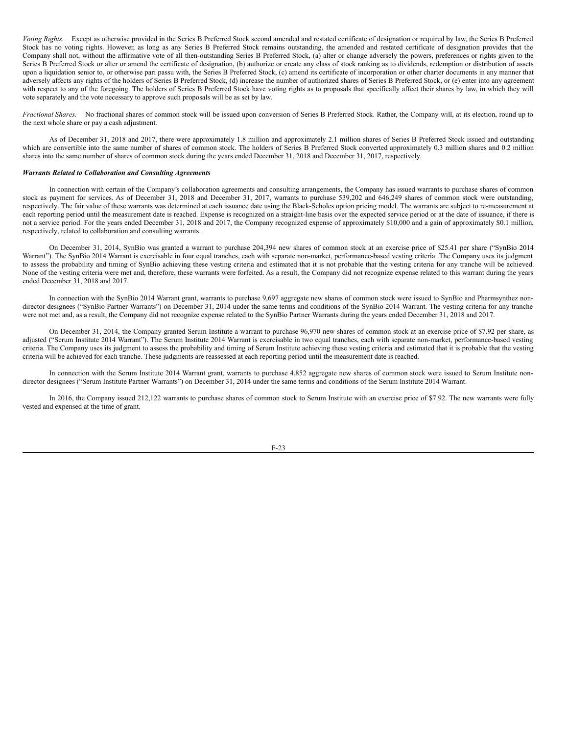*Voting Rights*. Except as otherwise provided in the Series B Preferred Stock second amended and restated certificate of designation or required by law, the Series B Preferred Stock has no voting rights. However, as long as any Series B Preferred Stock remains outstanding, the amended and restated certificate of designation provides that the Company shall not, without the affirmative vote of all then-outstanding Series B Preferred Stock, (a) alter or change adversely the powers, preferences or rights given to the Series B Preferred Stock or alter or amend the certificate of designation, (b) authorize or create any class of stock ranking as to dividends, redemption or distribution of assets upon a liquidation senior to, or otherwise pari passu with, the Series B Preferred Stock, (c) amend its certificate of incorporation or other charter documents in any manner that adversely affects any rights of the holders of Series B Preferred Stock, (d) increase the number of authorized shares of Series B Preferred Stock, or (e) enter into any agreement with respect to any of the foregoing. The holders of Series B Preferred Stock have voting rights as to proposals that specifically affect their shares by law, in which they will vote separately and the vote necessary to approve such proposals will be as set by law.

*Fractional Shares*. No fractional shares of common stock will be issued upon conversion of Series B Preferred Stock. Rather, the Company will, at its election, round up to the next whole share or pay a cash adjustment.

As of December 31, 2018 and 2017, there were approximately 1.8 million and approximately 2.1 million shares of Series B Preferred Stock issued and outstanding which are convertible into the same number of shares of common stock. The holders of Series B Preferred Stock converted approximately 0.3 million shares and 0.2 million shares into the same number of shares of common stock during the years ended December 31, 2018 and December 31, 2017, respectively.

***Warrants Related to Collaboration and Consulting Agreements***

In connection with certain of the Company's collaboration agreements and consulting arrangements, the Company has issued warrants to purchase shares of common stock as payment for services. As of December 31, 2018 and December 31, 2017, warrants to purchase 539,202 and 646,249 shares of common stock were outstanding, respectively. The fair value of these warrants was determined at each issuance date using the Black-Scholes option pricing model. The warrants are subject to re-measurement at each reporting period until the measurement date is reached. Expense is recognized on a straight-line basis over the expected service period or at the date of issuance, if there is not a service period. For the years ended December 31, 2018 and 2017, the Company recognized expense of approximately $10,000 and a gain of approximately $0.1 million, respectively, related to collaboration and consulting warrants.

On December 31, 2014, SynBio was granted a warrant to purchase 204,394 new shares of common stock at an exercise price of $25.41 per share ("SynBio 2014 Warrant"). The SynBio 2014 Warrant is exercisable in four equal tranches, each with separate non-market, performance-based vesting criteria. The Company uses its judgment to assess the probability and timing of SynBio achieving these vesting criteria and estimated that it is not probable that the vesting criteria for any tranche will be achieved. None of the vesting criteria were met and, therefore, these warrants were forfeited. As a result, the Company did not recognize expense related to this warrant during the years ended December 31, 2018 and 2017.

In connection with the SynBio 2014 Warrant grant, warrants to purchase 9,697 aggregate new shares of common stock were issued to SynBio and Pharmsynthez non-director designees ("SynBio Partner Warrants") on December 31, 2014 under the same terms and conditions of the SynBio 2014 Warrant. The vesting criteria for any tranche were not met and, as a result, the Company did not recognize expense related to the SynBio Partner Warrants during the years ended December 31, 2018 and 2017.

On December 31, 2014, the Company granted Serum Institute a warrant to purchase 96,970 new shares of common stock at an exercise price of $7.92 per share, as adjusted ("Serum Institute 2014 Warrant"). The Serum Institute 2014 Warrant is exercisable in two equal tranches, each with separate non-market, performance-based vesting criteria. The Company uses its judgment to assess the probability and timing of Serum Institute achieving these vesting criteria and estimated that it is probable that the vesting criteria will be achieved for each tranche. These judgments are reassessed at each reporting period until the measurement date is reached.

In connection with the Serum Institute 2014 Warrant grant, warrants to purchase 4,852 aggregate new shares of common stock were issued to Serum Institute non-director designees ("Serum Institute Partner Warrants") on December 31, 2014 under the same terms and conditions of the Serum Institute 2014 Warrant.

In 2016, the Company issued 212,122 warrants to purchase shares of common stock to Serum Institute with an exercise price of $7.92. The new warrants were fully vested and expensed at the time of grant.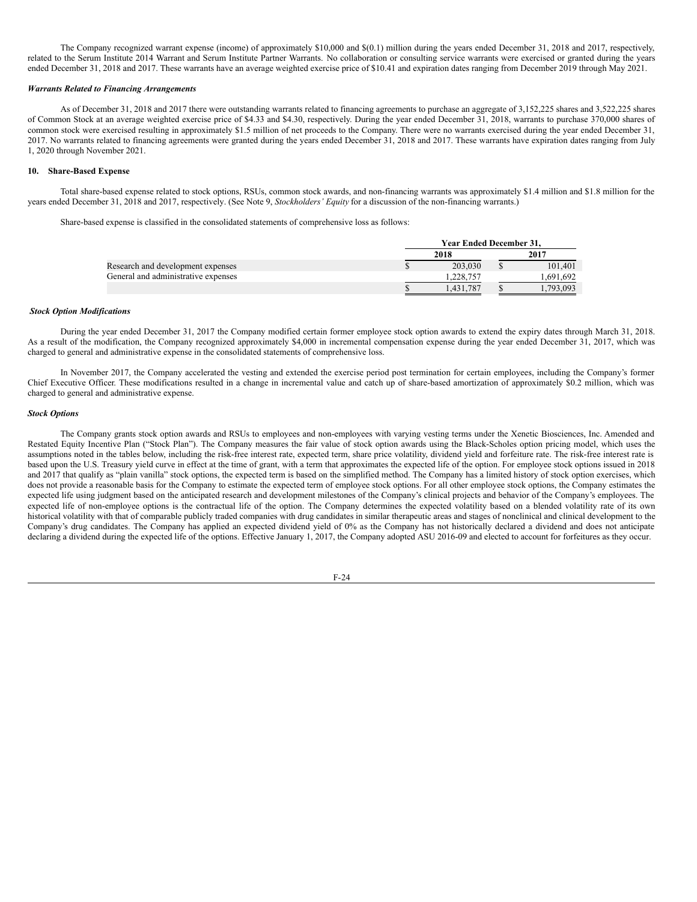The Company recognized warrant expense (income) of approximately $10,000 and $(0.1) million during the years ended December 31, 2018 and 2017, respectively, related to the Serum Institute 2014 Warrant and Serum Institute Partner Warrants. No collaboration or consulting service warrants were exercised or granted during the years ended December 31, 2018 and 2017. These warrants have an average weighted exercise price of $10.41 and expiration dates ranging from December 2019 through May 2021.

***Warrants Related to Financing Arrangements***

As of December 31, 2018 and 2017 there were outstanding warrants related to financing agreements to purchase an aggregate of 3,152,225 shares and 3,522,225 shares of Common Stock at an average weighted exercise price of $4.33 and $4.30, respectively. During the year ended December 31, 2018, warrants to purchase 370,000 shares of common stock were exercised resulting in approximately $1.5 million of net proceeds to the Company. There were no warrants exercised during the year ended December 31, 2017. No warrants related to financing agreements were granted during the years ended December 31, 2018 and 2017. These warrants have expiration dates ranging from July 1, 2020 through November 2021.

## 10. Share-Based Expense

Total share-based expense related to stock options, RSUs, common stock awards, and non-financing warrants was approximately $1.4 million and $1.8 million for the years ended December 31, 2018 and 2017, respectively. (See Note 9, *Stockholders' Equity* for a discussion of the non-financing warrants.)

Share-based expense is classified in the consolidated statements of comprehensive loss as follows:

| | Year Ended December 31, | |
|---|---|---|
| | 2018 | 2017 |
| Research and development expenses | $ 203,030 | $ 101,401 |
| General and administrative expenses | 1,228,757 | 1,691,692 |
| | $ 1,431,787 | $ 1,793,093 |

***Stock Option Modifications***

During the year ended December 31, 2017 the Company modified certain former employee stock option awards to extend the expiry dates through March 31, 2018. As a result of the modification, the Company recognized approximately $4,000 in incremental compensation expense during the year ended December 31, 2017, which was charged to general and administrative expense in the consolidated statements of comprehensive loss.

In November 2017, the Company accelerated the vesting and extended the exercise period post termination for certain employees, including the Company's former Chief Executive Officer. These modifications resulted in a change in incremental value and catch up of share-based amortization of approximately $0.2 million, which was charged to general and administrative expense.

***Stock Options***

The Company grants stock option awards and RSUs to employees and non-employees with varying vesting terms under the Xenetic Biosciences, Inc. Amended and Restated Equity Incentive Plan ("Stock Plan"). The Company measures the fair value of stock option awards using the Black-Scholes option pricing model, which uses the assumptions noted in the tables below, including the risk-free interest rate, expected term, share price volatility, dividend yield and forfeiture rate. The risk-free interest rate is based upon the U.S. Treasury yield curve in effect at the time of grant, with a term that approximates the expected life of the option. For employee stock options issued in 2018 and 2017 that qualify as "plain vanilla" stock options, the expected term is based on the simplified method. The Company has a limited history of stock option exercises, which does not provide a reasonable basis for the Company to estimate the expected term of employee stock options. For all other employee stock options, the Company estimates the expected life using judgment based on the anticipated research and development milestones of the Company's clinical projects and behavior of the Company's employees. The expected life of non-employee options is the contractual life of the option. The Company determines the expected volatility based on a blended volatility rate of its own historical volatility with that of comparable publicly traded companies with drug candidates in similar therapeutic areas and stages of nonclinical and clinical development to the Company's drug candidates. The Company has applied an expected dividend yield of 0% as the Company has not historically declared a dividend and does not anticipate declaring a dividend during the expected life of the options. Effective January 1, 2017, the Company adopted ASU 2016-09 and elected to account for forfeitures as they occur.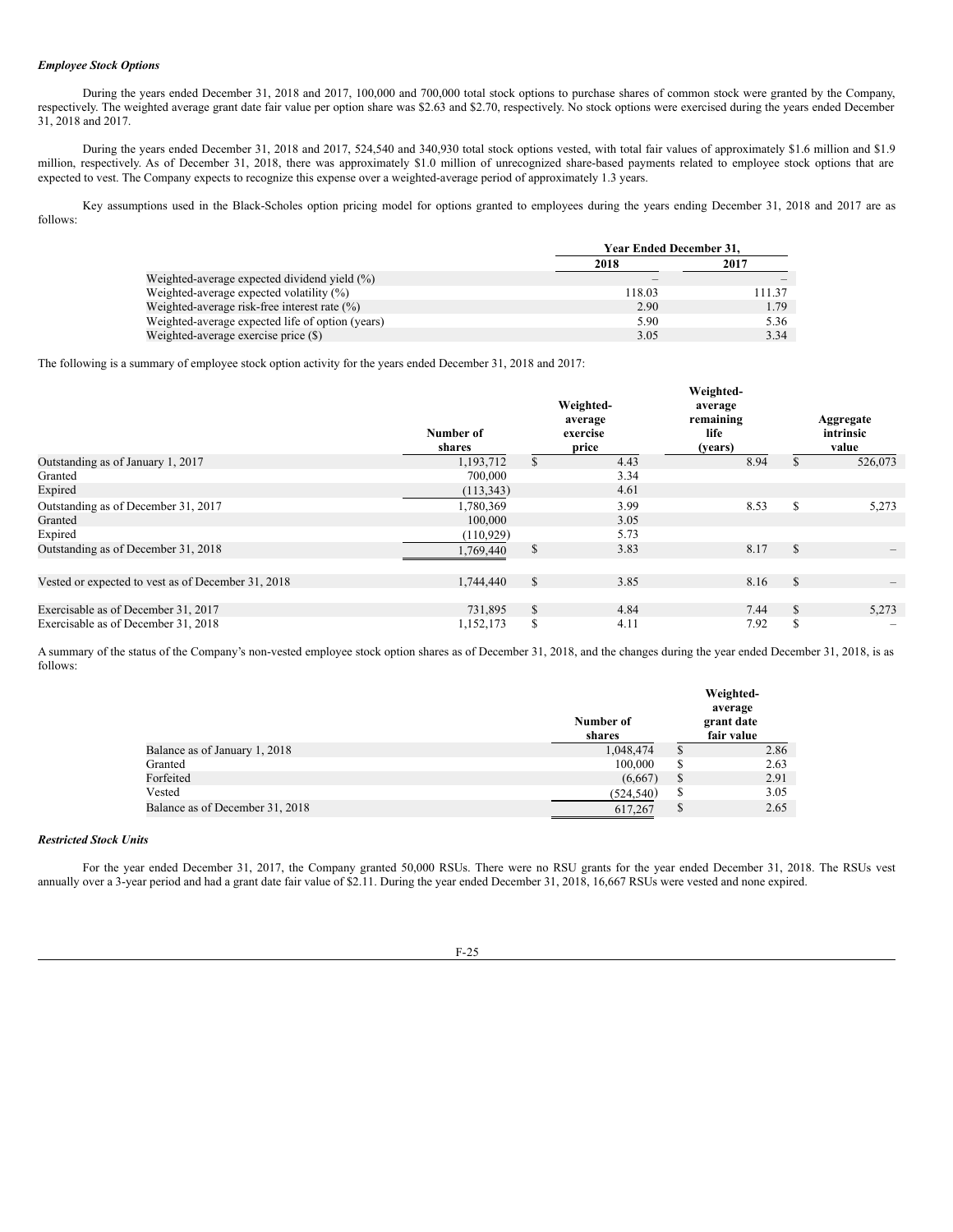***Employee Stock Options***

During the years ended December 31, 2018 and 2017, 100,000 and 700,000 total stock options to purchase shares of common stock were granted by the Company, respectively. The weighted average grant date fair value per option share was $2.63 and $2.70, respectively. No stock options were exercised during the years ended December 31, 2018 and 2017.

During the years ended December 31, 2018 and 2017, 524,540 and 340,930 total stock options vested, with total fair values of approximately $1.6 million and $1.9 million, respectively. As of December 31, 2018, there was approximately $1.0 million of unrecognized share-based payments related to employee stock options that are expected to vest. The Company expects to recognize this expense over a weighted-average period of approximately 1.3 years.

Key assumptions used in the Black-Scholes option pricing model for options granted to employees during the years ending December 31, 2018 and 2017 are as follows:

| | Year Ended December 31, | |
|---|---|---|
| | 2018 | 2017 |
| Weighted-average expected dividend yield (%) | – | – |
| Weighted-average expected volatility (%) | 118.03 | 111.37 |
| Weighted-average risk-free interest rate (%) | 2.90 | 1.79 |
| Weighted-average expected life of option (years) | 5.90 | 5.36 |
| Weighted-average exercise price ($) | 3.05 | 3.34 |

The following is a summary of employee stock option activity for the years ended December 31, 2018 and 2017:

| | Number of shares | Weighted-average exercise price | Weighted-average remaining life (years) | Aggregate intrinsic value |
|---|---|---|---|---|
| Outstanding as of January 1, 2017 | 1,193,712 | $ 4.43 | 8.94 | $ 526,073 |
| Granted | 700,000 | 3.34 | | |
| Expired | (113,343) | 4.61 | | |
| Outstanding as of December 31, 2017 | 1,780,369 | 3.99 | 8.53 | $ 5,273 |
| Granted | 100,000 | 3.05 | | |
| Expired | (110,929) | 5.73 | | |
| Outstanding as of December 31, 2018 | 1,769,440 | $ 3.83 | 8.17 | $ – |
| | | | | |
| Vested or expected to vest as of December 31, 2018 | 1,744,440 | $ 3.85 | 8.16 | $ – |
| | | | | |
| Exercisable as of December 31, 2017 | 731,895 | $ 4.84 | 7.44 | $ 5,273 |
| Exercisable as of December 31, 2018 | 1,152,173 | $ 4.11 | 7.92 | $ – |

A summary of the status of the Company's non-vested employee stock option shares as of December 31, 2018, and the changes during the year ended December 31, 2018, is as follows:

| | Number of shares | Weighted-average grant date fair value |
|---|---|---|
| Balance as of January 1, 2018 | 1,048,474 | $ 2.86 |
| Granted | 100,000 | $ 2.63 |
| Forfeited | (6,667) | $ 2.91 |
| Vested | (524,540) | $ 3.05 |
| Balance as of December 31, 2018 | 617,267 | $ 2.65 |

***Restricted Stock Units***

For the year ended December 31, 2017, the Company granted 50,000 RSUs. There were no RSU grants for the year ended December 31, 2018. The RSUs vest annually over a 3-year period and had a grant date fair value of $2.11. During the year ended December 31, 2018, 16,667 RSUs were vested and none expired.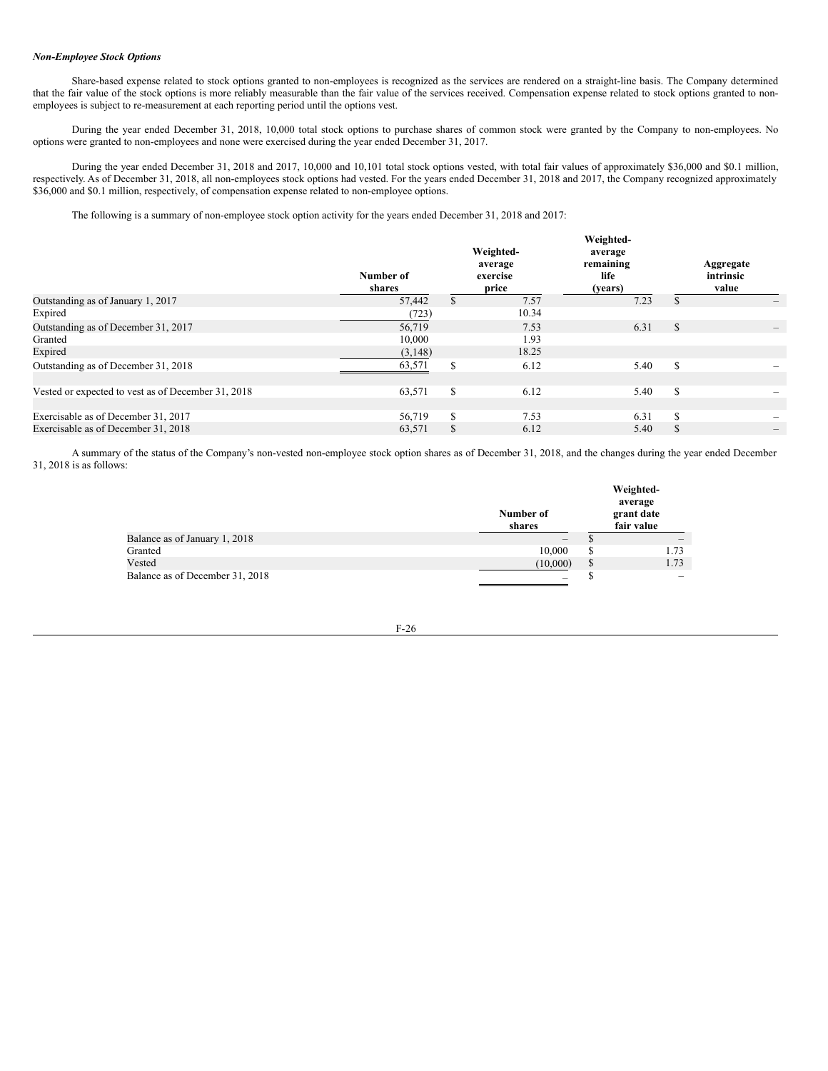***Non-Employee Stock Options***

Share-based expense related to stock options granted to non-employees is recognized as the services are rendered on a straight-line basis. The Company determined that the fair value of the stock options is more reliably measurable than the fair value of the services received. Compensation expense related to stock options granted to non-employees is subject to re-measurement at each reporting period until the options vest.

During the year ended December 31, 2018, 10,000 total stock options to purchase shares of common stock were granted by the Company to non-employees. No options were granted to non-employees and none were exercised during the year ended December 31, 2017.

During the year ended December 31, 2018 and 2017, 10,000 and 10,101 total stock options vested, with total fair values of approximately $36,000 and $0.1 million, respectively. As of December 31, 2018, all non-employees stock options had vested. For the years ended December 31, 2018 and 2017, the Company recognized approximately $36,000 and $0.1 million, respectively, of compensation expense related to non-employee options.

The following is a summary of non-employee stock option activity for the years ended December 31, 2018 and 2017:

| | Number of shares | Weighted-average exercise price | Weighted-average remaining life (years) | Aggregate intrinsic value |
|---|---|---|---|---|
| Outstanding as of January 1, 2017 | 57,442 | $ 7.57 | 7.23 | $ – |
| Expired | (723) | 10.34 | | |
| Outstanding as of December 31, 2017 | 56,719 | 7.53 | 6.31 | $ – |
| Granted | 10,000 | 1.93 | | |
| Expired | (3,148) | 18.25 | | |
| Outstanding as of December 31, 2018 | 63,571 | $ 6.12 | 5.40 | $ – |
| | | | | |
| Vested or expected to vest as of December 31, 2018 | 63,571 | $ 6.12 | 5.40 | $ – |
| | | | | |
| Exercisable as of December 31, 2017 | 56,719 | $ 7.53 | 6.31 | $ – |
| Exercisable as of December 31, 2018 | 63,571 | $ 6.12 | 5.40 | $ – |

A summary of the status of the Company's non-vested non-employee stock option shares as of December 31, 2018, and the changes during the year ended December 31, 2018 is as follows:

| | Number of shares | Weighted-average grant date fair value |
|---|---|---|
| Balance as of January 1, 2018 | – | $ – |
| Granted | 10,000 | $ 1.73 |
| Vested | (10,000) | $ 1.73 |
| Balance as of December 31, 2018 | – | $ – |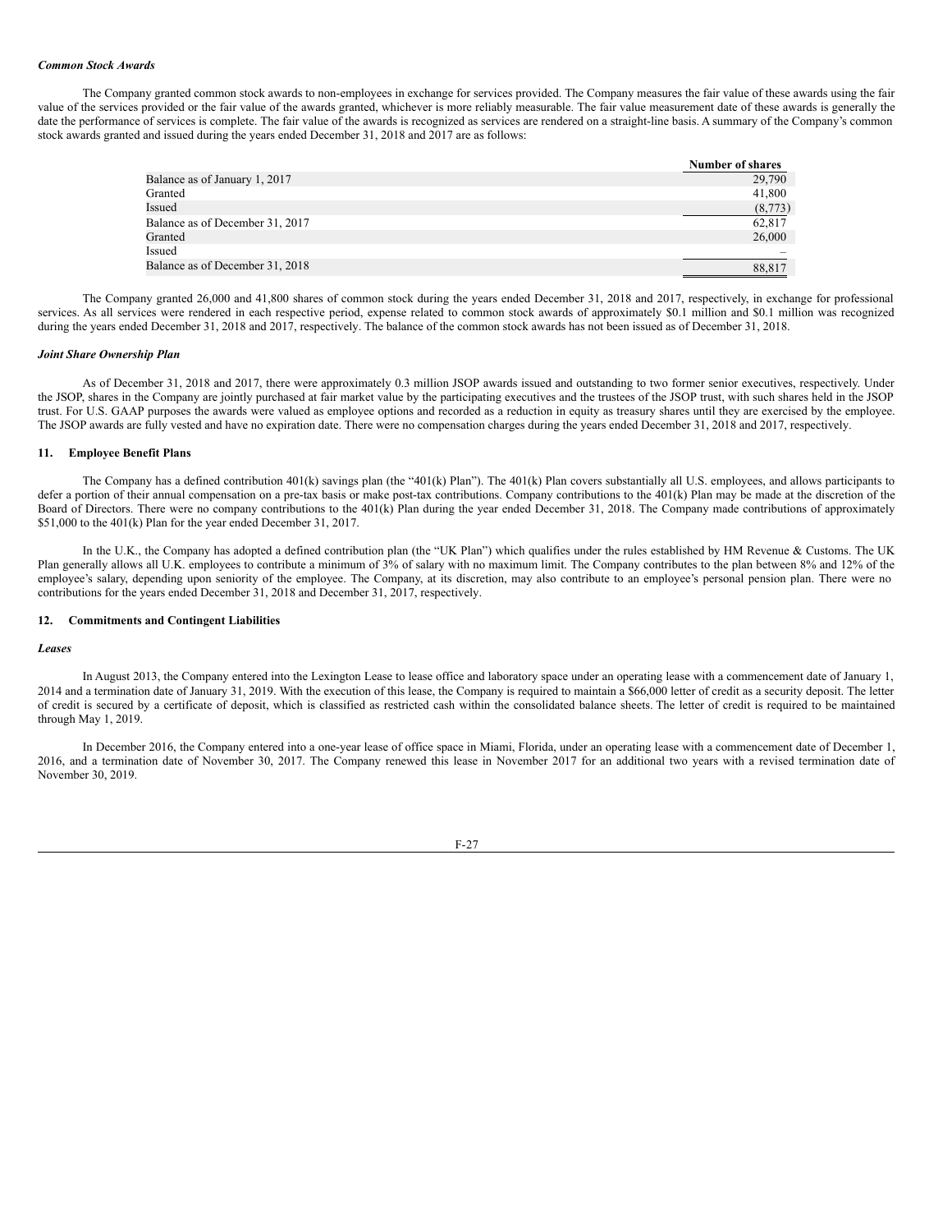***Common Stock Awards***

The Company granted common stock awards to non-employees in exchange for services provided. The Company measures the fair value of these awards using the fair value of the services provided or the fair value of the awards granted, whichever is more reliably measurable. The fair value measurement date of these awards is generally the date the performance of services is complete. The fair value of the awards is recognized as services are rendered on a straight-line basis. A summary of the Company's common stock awards granted and issued during the years ended December 31, 2018 and 2017 are as follows:

| | Number of shares |
|---|---|
| Balance as of January 1, 2017 | 29,790 |
| Granted | 41,800 |
| Issued | (8,773) |
| Balance as of December 31, 2017 | 62,817 |
| Granted | 26,000 |
| Issued | – |
| Balance as of December 31, 2018 | 88,817 |

The Company granted 26,000 and 41,800 shares of common stock during the years ended December 31, 2018 and 2017, respectively, in exchange for professional services. As all services were rendered in each respective period, expense related to common stock awards of approximately \$0.1 million and \$0.1 million was recognized during the years ended December 31, 2018 and 2017, respectively. The balance of the common stock awards has not been issued as of December 31, 2018.

***Joint Share Ownership Plan***

As of December 31, 2018 and 2017, there were approximately 0.3 million JSOP awards issued and outstanding to two former senior executives, respectively. Under the JSOP, shares in the Company are jointly purchased at fair market value by the participating executives and the trustees of the JSOP trust, with such shares held in the JSOP trust. For U.S. GAAP purposes the awards were valued as employee options and recorded as a reduction in equity as treasury shares until they are exercised by the employee. The JSOP awards are fully vested and have no expiration date. There were no compensation charges during the years ended December 31, 2018 and 2017, respectively.

**11. Employee Benefit Plans**

The Company has a defined contribution 401(k) savings plan (the "401(k) Plan"). The 401(k) Plan covers substantially all U.S. employees, and allows participants to defer a portion of their annual compensation on a pre-tax basis or make post-tax contributions. Company contributions to the 401(k) Plan may be made at the discretion of the Board of Directors. There were no company contributions to the 401(k) Plan during the year ended December 31, 2018. The Company made contributions of approximately \$51,000 to the 401(k) Plan for the year ended December 31, 2017.

In the U.K., the Company has adopted a defined contribution plan (the "UK Plan") which qualifies under the rules established by HM Revenue & Customs. The UK Plan generally allows all U.K. employees to contribute a minimum of 3% of salary with no maximum limit. The Company contributes to the plan between 8% and 12% of the employee's salary, depending upon seniority of the employee. The Company, at its discretion, may also contribute to an employee's personal pension plan. There were no contributions for the years ended December 31, 2018 and December 31, 2017, respectively.

**12. Commitments and Contingent Liabilities**

***Leases***

In August 2013, the Company entered into the Lexington Lease to lease office and laboratory space under an operating lease with a commencement date of January 1, 2014 and a termination date of January 31, 2019. With the execution of this lease, the Company is required to maintain a \$66,000 letter of credit as a security deposit. The letter of credit is secured by a certificate of deposit, which is classified as restricted cash within the consolidated balance sheets. The letter of credit is required to be maintained through May 1, 2019.

In December 2016, the Company entered into a one-year lease of office space in Miami, Florida, under an operating lease with a commencement date of December 1, 2016, and a termination date of November 30, 2017. The Company renewed this lease in November 2017 for an additional two years with a revised termination date of November 30, 2019.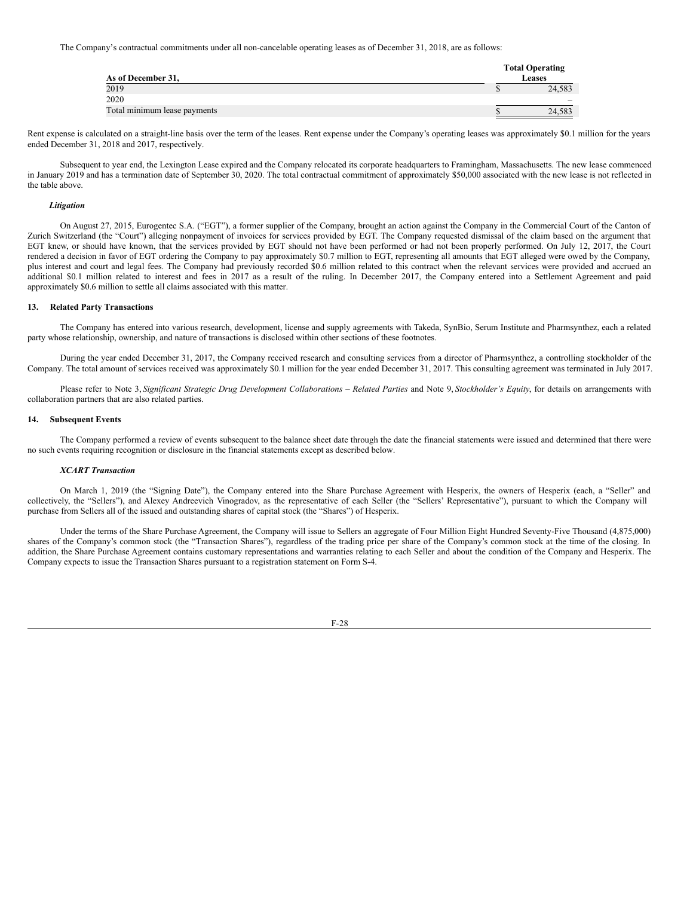The Company's contractual commitments under all non-cancelable operating leases as of December 31, 2018, are as follows:

| As of December 31, | Total Operating Leases |
| --- | --- |
| 2019 | $ 24,583 |
| 2020 | – |
| Total minimum lease payments | $ 24,583 |

Rent expense is calculated on a straight-line basis over the term of the leases. Rent expense under the Company's operating leases was approximately $0.1 million for the years ended December 31, 2018 and 2017, respectively.

Subsequent to year end, the Lexington Lease expired and the Company relocated its corporate headquarters to Framingham, Massachusetts. The new lease commenced in January 2019 and has a termination date of September 30, 2020. The total contractual commitment of approximately $50,000 associated with the new lease is not reflected in the table above.

***Litigation***

On August 27, 2015, Eurogentec S.A. ("EGT"), a former supplier of the Company, brought an action against the Company in the Commercial Court of the Canton of Zurich Switzerland (the "Court") alleging nonpayment of invoices for services provided by EGT. The Company requested dismissal of the claim based on the argument that EGT knew, or should have known, that the services provided by EGT should not have been performed or had not been properly performed. On July 12, 2017, the Court rendered a decision in favor of EGT ordering the Company to pay approximately $0.7 million to EGT, representing all amounts that EGT alleged were owed by the Company, plus interest and court and legal fees. The Company had previously recorded $0.6 million related to this contract when the relevant services were provided and accrued an additional $0.1 million related to interest and fees in 2017 as a result of the ruling. In December 2017, the Company entered into a Settlement Agreement and paid approximately $0.6 million to settle all claims associated with this matter.

## 13. Related Party Transactions

The Company has entered into various research, development, license and supply agreements with Takeda, SynBio, Serum Institute and Pharmsynthez, each a related party whose relationship, ownership, and nature of transactions is disclosed within other sections of these footnotes.

During the year ended December 31, 2017, the Company received research and consulting services from a director of Pharmsynthez, a controlling stockholder of the Company. The total amount of services received was approximately $0.1 million for the year ended December 31, 2017. This consulting agreement was terminated in July 2017.

Please refer to Note 3, *Significant Strategic Drug Development Collaborations – Related Parties* and Note 9, *Stockholder's Equity*, for details on arrangements with collaboration partners that are also related parties.

## 14. Subsequent Events

The Company performed a review of events subsequent to the balance sheet date through the date the financial statements were issued and determined that there were no such events requiring recognition or disclosure in the financial statements except as described below.

***XCART Transaction***

On March 1, 2019 (the "Signing Date"), the Company entered into the Share Purchase Agreement with Hesperix, the owners of Hesperix (each, a "Seller" and collectively, the "Sellers"), and Alexey Andreevich Vinogradov, as the representative of each Seller (the "Sellers' Representative"), pursuant to which the Company will purchase from Sellers all of the issued and outstanding shares of capital stock (the "Shares") of Hesperix.

Under the terms of the Share Purchase Agreement, the Company will issue to Sellers an aggregate of Four Million Eight Hundred Seventy-Five Thousand (4,875,000) shares of the Company's common stock (the "Transaction Shares"), regardless of the trading price per share of the Company's common stock at the time of the closing. In addition, the Share Purchase Agreement contains customary representations and warranties relating to each Seller and about the condition of the Company and Hesperix. The Company expects to issue the Transaction Shares pursuant to a registration statement on Form S-4.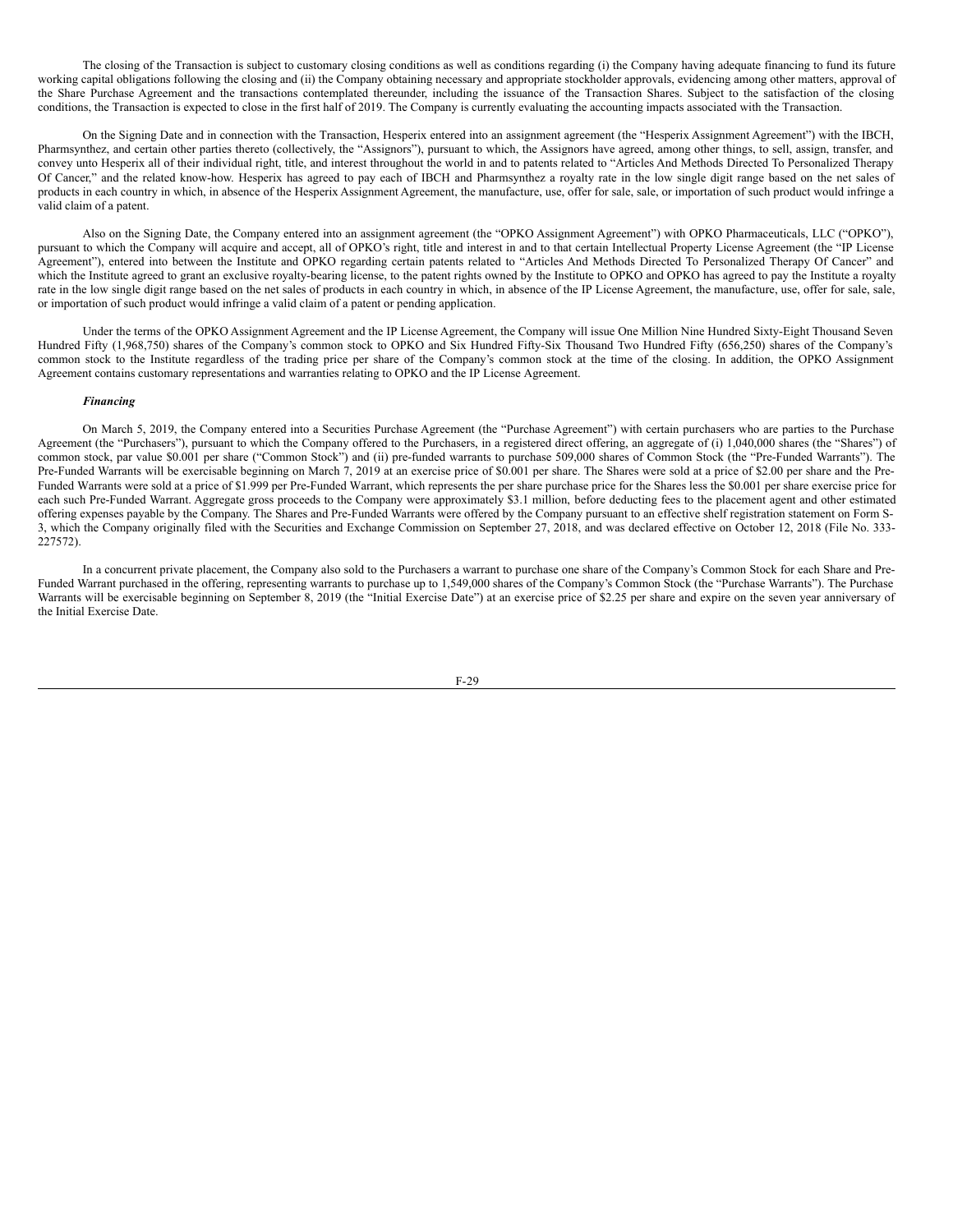The closing of the Transaction is subject to customary closing conditions as well as conditions regarding (i) the Company having adequate financing to fund its future working capital obligations following the closing and (ii) the Company obtaining necessary and appropriate stockholder approvals, evidencing among other matters, approval of the Share Purchase Agreement and the transactions contemplated thereunder, including the issuance of the Transaction Shares. Subject to the satisfaction of the closing conditions, the Transaction is expected to close in the first half of 2019. The Company is currently evaluating the accounting impacts associated with the Transaction.

On the Signing Date and in connection with the Transaction, Hesperix entered into an assignment agreement (the "Hesperix Assignment Agreement") with the IBCH, Pharmsynthez, and certain other parties thereto (collectively, the "Assignors"), pursuant to which, the Assignors have agreed, among other things, to sell, assign, transfer, and convey unto Hesperix all of their individual right, title, and interest throughout the world in and to patents related to "Articles And Methods Directed To Personalized Therapy Of Cancer," and the related know-how. Hesperix has agreed to pay each of IBCH and Pharmsynthez a royalty rate in the low single digit range based on the net sales of products in each country in which, in absence of the Hesperix Assignment Agreement, the manufacture, use, offer for sale, sale, or importation of such product would infringe a valid claim of a patent.

Also on the Signing Date, the Company entered into an assignment agreement (the "OPKO Assignment Agreement") with OPKO Pharmaceuticals, LLC ("OPKO"), pursuant to which the Company will acquire and accept, all of OPKO's right, title and interest in and to that certain Intellectual Property License Agreement (the "IP License Agreement"), entered into between the Institute and OPKO regarding certain patents related to "Articles And Methods Directed To Personalized Therapy Of Cancer" and which the Institute agreed to grant an exclusive royalty-bearing license, to the patent rights owned by the Institute to OPKO and OPKO has agreed to pay the Institute a royalty rate in the low single digit range based on the net sales of products in each country in which, in absence of the IP License Agreement, the manufacture, use, offer for sale, sale, or importation of such product would infringe a valid claim of a patent or pending application.

Under the terms of the OPKO Assignment Agreement and the IP License Agreement, the Company will issue One Million Nine Hundred Sixty-Eight Thousand Seven Hundred Fifty (1,968,750) shares of the Company's common stock to OPKO and Six Hundred Fifty-Six Thousand Two Hundred Fifty (656,250) shares of the Company's common stock to the Institute regardless of the trading price per share of the Company's common stock at the time of the closing. In addition, the OPKO Assignment Agreement contains customary representations and warranties relating to OPKO and the IP License Agreement.

***Financing***

On March 5, 2019, the Company entered into a Securities Purchase Agreement (the "Purchase Agreement") with certain purchasers who are parties to the Purchase Agreement (the "Purchasers"), pursuant to which the Company offered to the Purchasers, in a registered direct offering, an aggregate of (i) 1,040,000 shares (the "Shares") of common stock, par value $0.001 per share ("Common Stock") and (ii) pre-funded warrants to purchase 509,000 shares of Common Stock (the "Pre-Funded Warrants"). The Pre-Funded Warrants will be exercisable beginning on March 7, 2019 at an exercise price of $0.001 per share. The Shares were sold at a price of $2.00 per share and the Pre-Funded Warrants were sold at a price of $1.999 per Pre-Funded Warrant, which represents the per share purchase price for the Shares less the $0.001 per share exercise price for each such Pre-Funded Warrant. Aggregate gross proceeds to the Company were approximately $3.1 million, before deducting fees to the placement agent and other estimated offering expenses payable by the Company. The Shares and Pre-Funded Warrants were offered by the Company pursuant to an effective shelf registration statement on Form S-3, which the Company originally filed with the Securities and Exchange Commission on September 27, 2018, and was declared effective on October 12, 2018 (File No. 333-227572).

In a concurrent private placement, the Company also sold to the Purchasers a warrant to purchase one share of the Company's Common Stock for each Share and Pre-Funded Warrant purchased in the offering, representing warrants to purchase up to 1,549,000 shares of the Company's Common Stock (the "Purchase Warrants"). The Purchase Warrants will be exercisable beginning on September 8, 2019 (the "Initial Exercise Date") at an exercise price of $2.25 per share and expire on the seven year anniversary of the Initial Exercise Date.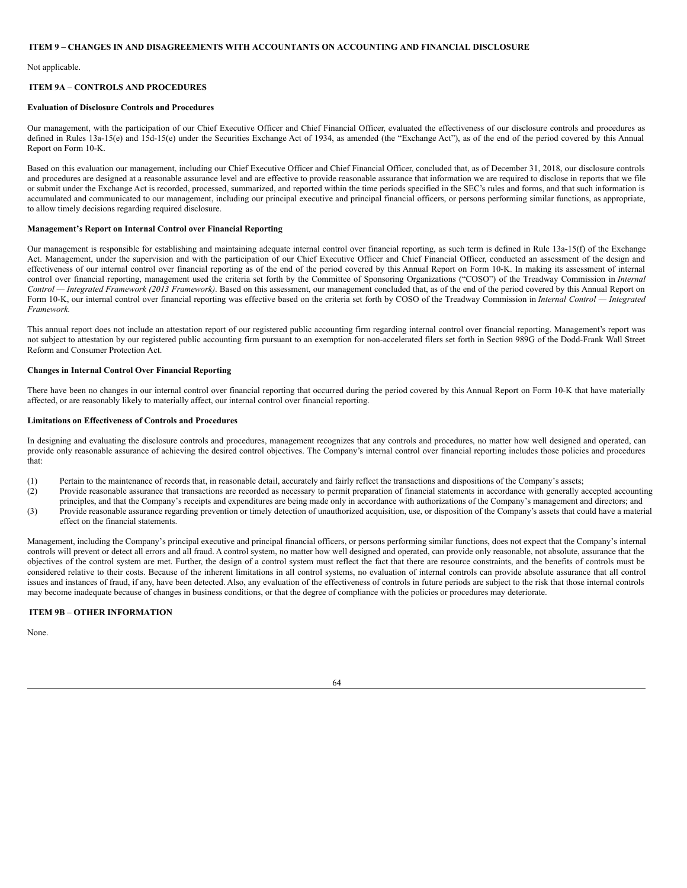## ITEM 9 – CHANGES IN AND DISAGREEMENTS WITH ACCOUNTANTS ON ACCOUNTING AND FINANCIAL DISCLOSURE

Not applicable.

## ITEM 9A – CONTROLS AND PROCEDURES

### Evaluation of Disclosure Controls and Procedures

Our management, with the participation of our Chief Executive Officer and Chief Financial Officer, evaluated the effectiveness of our disclosure controls and procedures as defined in Rules 13a-15(e) and 15d-15(e) under the Securities Exchange Act of 1934, as amended (the "Exchange Act"), as of the end of the period covered by this Annual Report on Form 10-K.

Based on this evaluation our management, including our Chief Executive Officer and Chief Financial Officer, concluded that, as of December 31, 2018, our disclosure controls and procedures are designed at a reasonable assurance level and are effective to provide reasonable assurance that information we are required to disclose in reports that we file or submit under the Exchange Act is recorded, processed, summarized, and reported within the time periods specified in the SEC's rules and forms, and that such information is accumulated and communicated to our management, including our principal executive and principal financial officers, or persons performing similar functions, as appropriate, to allow timely decisions regarding required disclosure.

### Management's Report on Internal Control over Financial Reporting

Our management is responsible for establishing and maintaining adequate internal control over financial reporting, as such term is defined in Rule 13a-15(f) of the Exchange Act. Management, under the supervision and with the participation of our Chief Executive Officer and Chief Financial Officer, conducted an assessment of the design and effectiveness of our internal control over financial reporting as of the end of the period covered by this Annual Report on Form 10-K. In making its assessment of internal control over financial reporting, management used the criteria set forth by the Committee of Sponsoring Organizations ("COSO") of the Treadway Commission in *Internal Control — Integrated Framework (2013 Framework)*. Based on this assessment, our management concluded that, as of the end of the period covered by this Annual Report on Form 10-K, our internal control over financial reporting was effective based on the criteria set forth by COSO of the Treadway Commission in *Internal Control — Integrated Framework.*

This annual report does not include an attestation report of our registered public accounting firm regarding internal control over financial reporting. Management's report was not subject to attestation by our registered public accounting firm pursuant to an exemption for non-accelerated filers set forth in Section 989G of the Dodd-Frank Wall Street Reform and Consumer Protection Act.

### Changes in Internal Control Over Financial Reporting

There have been no changes in our internal control over financial reporting that occurred during the period covered by this Annual Report on Form 10-K that have materially affected, or are reasonably likely to materially affect, our internal control over financial reporting.

### Limitations on Effectiveness of Controls and Procedures

In designing and evaluating the disclosure controls and procedures, management recognizes that any controls and procedures, no matter how well designed and operated, can provide only reasonable assurance of achieving the desired control objectives. The Company's internal control over financial reporting includes those policies and procedures that:

(1) Pertain to the maintenance of records that, in reasonable detail, accurately and fairly reflect the transactions and dispositions of the Company's assets;

(2) Provide reasonable assurance that transactions are recorded as necessary to permit preparation of financial statements in accordance with generally accepted accounting principles, and that the Company's receipts and expenditures are being made only in accordance with authorizations of the Company's management and directors; and

(3) Provide reasonable assurance regarding prevention or timely detection of unauthorized acquisition, use, or disposition of the Company's assets that could have a material effect on the financial statements.

Management, including the Company's principal executive and principal financial officers, or persons performing similar functions, does not expect that the Company's internal controls will prevent or detect all errors and all fraud. A control system, no matter how well designed and operated, can provide only reasonable, not absolute, assurance that the objectives of the control system are met. Further, the design of a control system must reflect the fact that there are resource constraints, and the benefits of controls must be considered relative to their costs. Because of the inherent limitations in all control systems, no evaluation of internal controls can provide absolute assurance that all control issues and instances of fraud, if any, have been detected. Also, any evaluation of the effectiveness of controls in future periods are subject to the risk that those internal controls may become inadequate because of changes in business conditions, or that the degree of compliance with the policies or procedures may deteriorate.

## ITEM 9B – OTHER INFORMATION

None.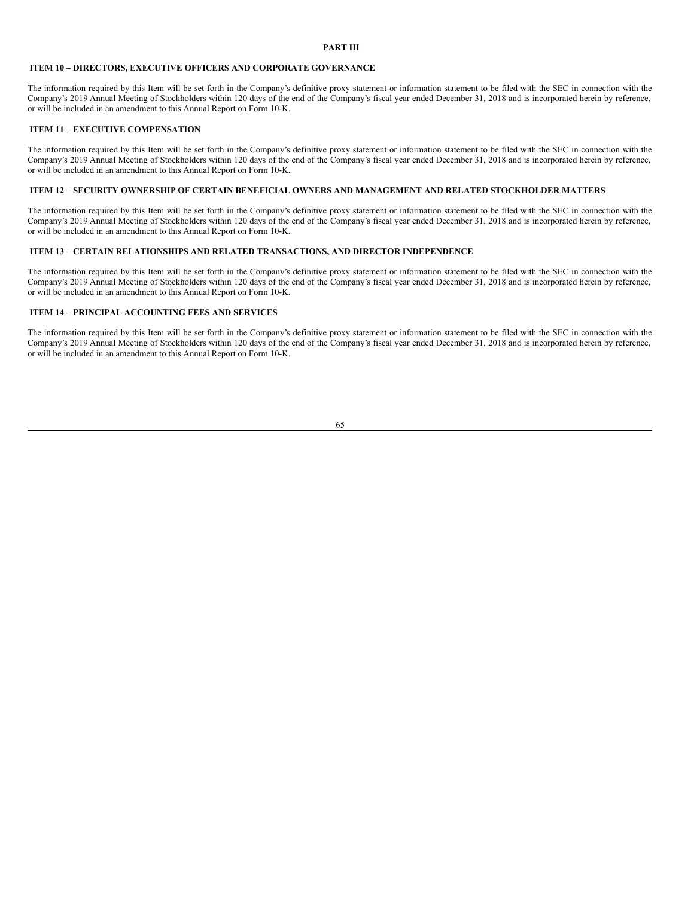# PART III

## ITEM 10 – DIRECTORS, EXECUTIVE OFFICERS AND CORPORATE GOVERNANCE

The information required by this Item will be set forth in the Company's definitive proxy statement or information statement to be filed with the SEC in connection with the Company's 2019 Annual Meeting of Stockholders within 120 days of the end of the Company's fiscal year ended December 31, 2018 and is incorporated herein by reference, or will be included in an amendment to this Annual Report on Form 10-K.

## ITEM 11 – EXECUTIVE COMPENSATION

The information required by this Item will be set forth in the Company's definitive proxy statement or information statement to be filed with the SEC in connection with the Company's 2019 Annual Meeting of Stockholders within 120 days of the end of the Company's fiscal year ended December 31, 2018 and is incorporated herein by reference, or will be included in an amendment to this Annual Report on Form 10-K.

## ITEM 12 – SECURITY OWNERSHIP OF CERTAIN BENEFICIAL OWNERS AND MANAGEMENT AND RELATED STOCKHOLDER MATTERS

The information required by this Item will be set forth in the Company's definitive proxy statement or information statement to be filed with the SEC in connection with the Company's 2019 Annual Meeting of Stockholders within 120 days of the end of the Company's fiscal year ended December 31, 2018 and is incorporated herein by reference, or will be included in an amendment to this Annual Report on Form 10-K.

## ITEM 13 – CERTAIN RELATIONSHIPS AND RELATED TRANSACTIONS, AND DIRECTOR INDEPENDENCE

The information required by this Item will be set forth in the Company's definitive proxy statement or information statement to be filed with the SEC in connection with the Company's 2019 Annual Meeting of Stockholders within 120 days of the end of the Company's fiscal year ended December 31, 2018 and is incorporated herein by reference, or will be included in an amendment to this Annual Report on Form 10-K.

## ITEM 14 – PRINCIPAL ACCOUNTING FEES AND SERVICES

The information required by this Item will be set forth in the Company's definitive proxy statement or information statement to be filed with the SEC in connection with the Company's 2019 Annual Meeting of Stockholders within 120 days of the end of the Company's fiscal year ended December 31, 2018 and is incorporated herein by reference, or will be included in an amendment to this Annual Report on Form 10-K.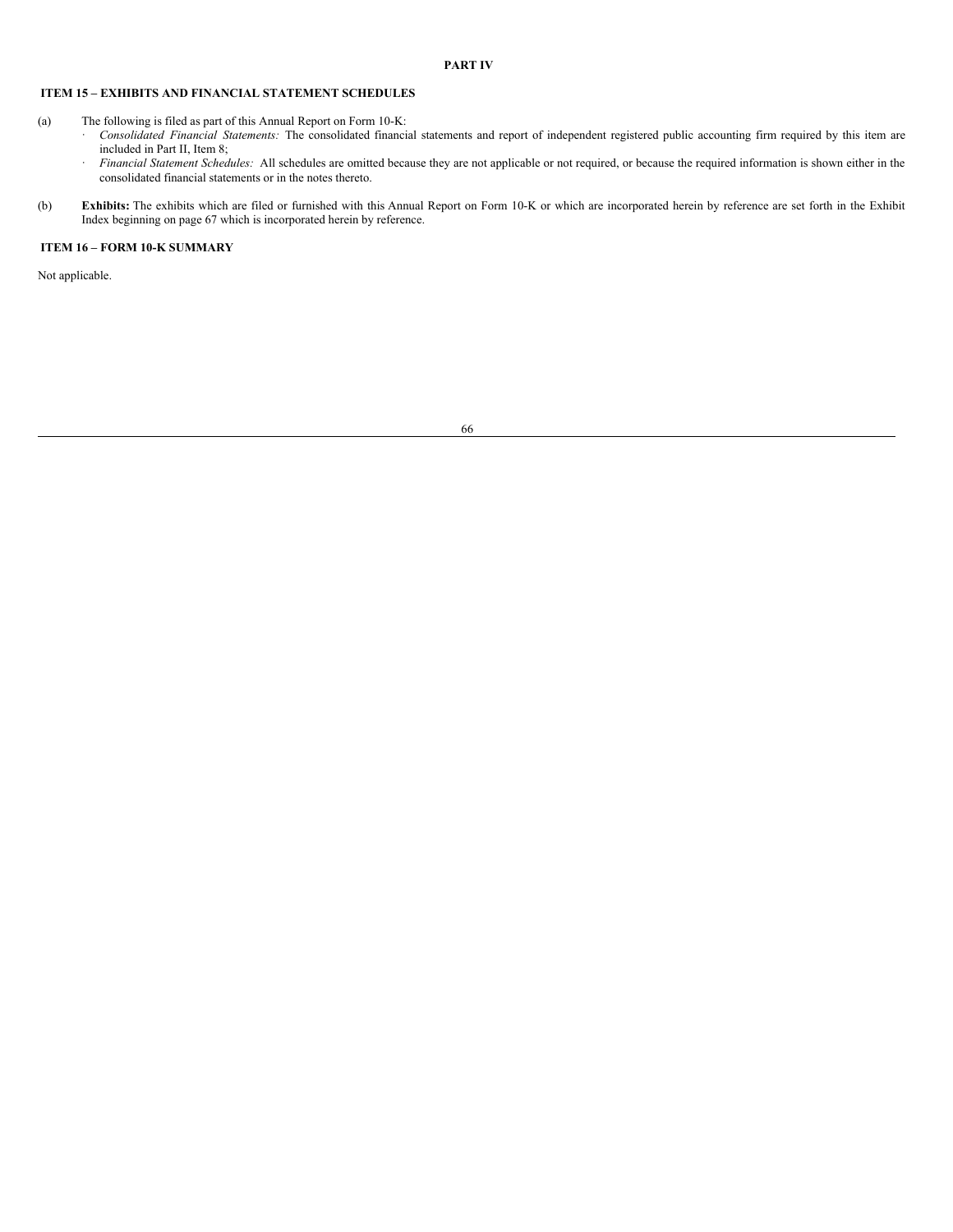# PART IV

## ITEM 15 – EXHIBITS AND FINANCIAL STATEMENT SCHEDULES

(a) The following is filed as part of this Annual Report on Form 10-K:

- *Consolidated Financial Statements:* The consolidated financial statements and report of independent registered public accounting firm required by this item are included in Part II, Item 8;
- *Financial Statement Schedules:* All schedules are omitted because they are not applicable or not required, or because the required information is shown either in the consolidated financial statements or in the notes thereto.

(b) **Exhibits:** The exhibits which are filed or furnished with this Annual Report on Form 10-K or which are incorporated herein by reference are set forth in the Exhibit Index beginning on page 67 which is incorporated herein by reference.

## ITEM 16 – FORM 10-K SUMMARY

Not applicable.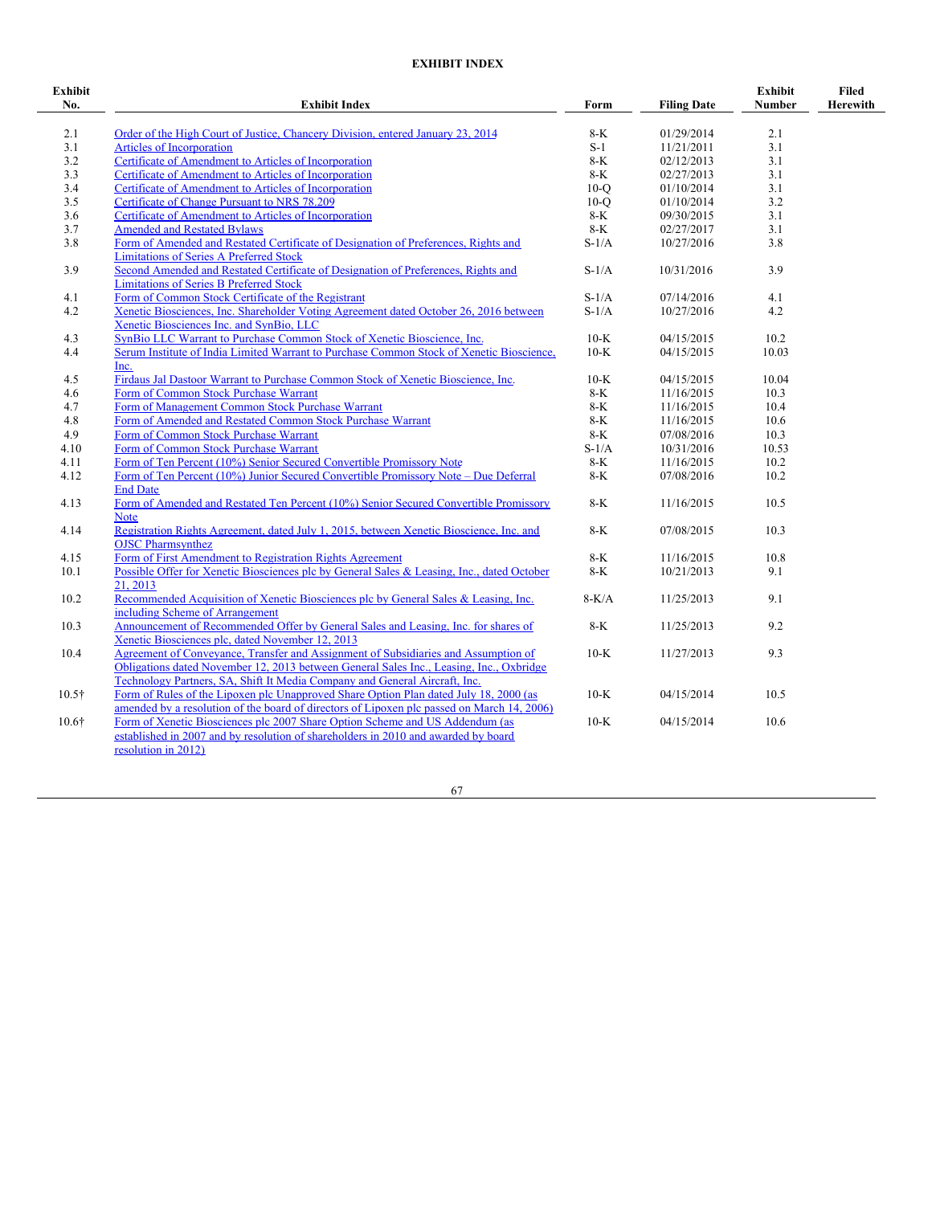## EXHIBIT INDEX

| Exhibit No. | Exhibit Index | Form | Filing Date | Exhibit Number | Filed Herewith |
|---|---|---|---|---|---|
| 2.1 | Order of the High Court of Justice, Chancery Division, entered January 23, 2014 | 8-K | 01/29/2014 | 2.1 | |
| 3.1 | Articles of Incorporation | S-1 | 11/21/2011 | 3.1 | |
| 3.2 | Certificate of Amendment to Articles of Incorporation | 8-K | 02/12/2013 | 3.1 | |
| 3.3 | Certificate of Amendment to Articles of Incorporation | 8-K | 02/27/2013 | 3.1 | |
| 3.4 | Certificate of Amendment to Articles of Incorporation | 10-Q | 01/10/2014 | 3.1 | |
| 3.5 | Certificate of Change Pursuant to NRS 78.209 | 10-Q | 01/10/2014 | 3.2 | |
| 3.6 | Certificate of Amendment to Articles of Incorporation | 8-K | 09/30/2015 | 3.1 | |
| 3.7 | Amended and Restated Bylaws | 8-K | 02/27/2017 | 3.1 | |
| 3.8 | Form of Amended and Restated Certificate of Designation of Preferences, Rights and Limitations of Series A Preferred Stock | S-1/A | 10/27/2016 | 3.8 | |
| 3.9 | Second Amended and Restated Certificate of Designation of Preferences, Rights and Limitations of Series B Preferred Stock | S-1/A | 10/31/2016 | 3.9 | |
| 4.1 | Form of Common Stock Certificate of the Registrant | S-1/A | 07/14/2016 | 4.1 | |
| 4.2 | Xenetic Biosciences, Inc. Shareholder Voting Agreement dated October 26, 2016 between Xenetic Biosciences Inc. and SynBio, LLC | S-1/A | 10/27/2016 | 4.2 | |
| 4.3 | SynBio LLC Warrant to Purchase Common Stock of Xenetic Bioscience, Inc. | 10-K | 04/15/2015 | 10.2 | |
| 4.4 | Serum Institute of India Limited Warrant to Purchase Common Stock of Xenetic Bioscience, Inc. | 10-K | 04/15/2015 | 10.03 | |
| 4.5 | Firdaus Jal Dastoor Warrant to Purchase Common Stock of Xenetic Bioscience, Inc. | 10-K | 04/15/2015 | 10.04 | |
| 4.6 | Form of Common Stock Purchase Warrant | 8-K | 11/16/2015 | 10.3 | |
| 4.7 | Form of Management Common Stock Purchase Warrant | 8-K | 11/16/2015 | 10.4 | |
| 4.8 | Form of Amended and Restated Common Stock Purchase Warrant | 8-K | 11/16/2015 | 10.6 | |
| 4.9 | Form of Common Stock Purchase Warrant | 8-K | 07/08/2016 | 10.3 | |
| 4.10 | Form of Common Stock Purchase Warrant | S-1/A | 10/31/2016 | 10.53 | |
| 4.11 | Form of Ten Percent (10%) Senior Secured Convertible Promissory Note | 8-K | 11/16/2015 | 10.2 | |
| 4.12 | Form of Ten Percent (10%) Junior Secured Convertible Promissory Note – Due Deferral End Date | 8-K | 07/08/2016 | 10.2 | |
| 4.13 | Form of Amended and Restated Ten Percent (10%) Senior Secured Convertible Promissory Note | 8-K | 11/16/2015 | 10.5 | |
| 4.14 | Registration Rights Agreement, dated July 1, 2015, between Xenetic Bioscience, Inc. and OJSC Pharmsynthez | 8-K | 07/08/2015 | 10.3 | |
| 4.15 | Form of First Amendment to Registration Rights Agreement | 8-K | 11/16/2015 | 10.8 | |
| 10.1 | Possible Offer for Xenetic Biosciences plc by General Sales & Leasing, Inc., dated October 21, 2013 | 8-K | 10/21/2013 | 9.1 | |
| 10.2 | Recommended Acquisition of Xenetic Biosciences plc by General Sales & Leasing, Inc. including Scheme of Arrangement | 8-K/A | 11/25/2013 | 9.1 | |
| 10.3 | Announcement of Recommended Offer by General Sales and Leasing, Inc. for shares of Xenetic Biosciences plc, dated November 12, 2013 | 8-K | 11/25/2013 | 9.2 | |
| 10.4 | Agreement of Conveyance, Transfer and Assignment of Subsidiaries and Assumption of Obligations dated November 12, 2013 between General Sales Inc., Leasing, Inc., Oxbridge Technology Partners, SA, Shift It Media Company and General Aircraft, Inc. | 10-K | 11/27/2013 | 9.3 | |
| 10.5† | Form of Rules of the Lipoxen plc Unapproved Share Option Plan dated July 18, 2000 (as amended by a resolution of the board of directors of Lipoxen plc passed on March 14, 2006) | 10-K | 04/15/2014 | 10.5 | |
| 10.6† | Form of Xenetic Biosciences plc 2007 Share Option Scheme and US Addendum (as established in 2007 and by resolution of shareholders in 2010 and awarded by board resolution in 2012) | 10-K | 04/15/2014 | 10.6 | |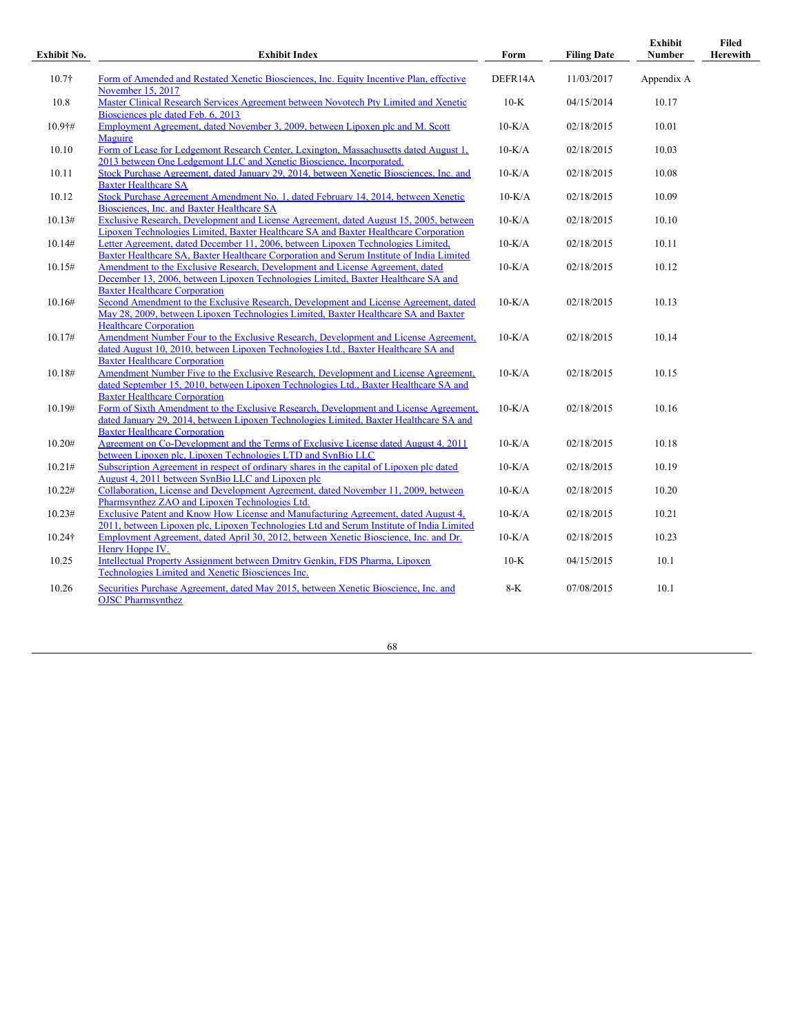| Exhibit No. | Exhibit Index | Form | Filing Date | Exhibit Number | Filed Herewith |
|---|---|---|---|---|---|
| 10.7† | Form of Amended and Restated Xenetic Biosciences, Inc. Equity Incentive Plan, effective November 15, 2017 | DEFR14A | 11/03/2017 | Appendix A | |
| 10.8 | Master Clinical Research Services Agreement between Novotech Pty Limited and Xenetic Biosciences plc dated Feb. 6, 2013 | 10-K | 04/15/2014 | 10.17 | |
| 10.9†# | Employment Agreement, dated November 3, 2009, between Lipoxen plc and M. Scott Maguire | 10-K/A | 02/18/2015 | 10.01 | |
| 10.10 | Form of Lease for Ledgemont Research Center, Lexington, Massachusetts dated August 1, 2013 between One Ledgemont LLC and Xenetic Bioscience, Incorporated. | 10-K/A | 02/18/2015 | 10.03 | |
| 10.11 | Stock Purchase Agreement, dated January 29, 2014, between Xenetic Biosciences, Inc. and Baxter Healthcare SA | 10-K/A | 02/18/2015 | 10.08 | |
| 10.12 | Stock Purchase Agreement Amendment No. 1, dated February 14, 2014, between Xenetic Biosciences, Inc. and Baxter Healthcare SA | 10-K/A | 02/18/2015 | 10.09 | |
| 10.13# | Exclusive Research, Development and License Agreement, dated August 15, 2005, between Lipoxen Technologies Limited, Baxter Healthcare SA and Baxter Healthcare Corporation | 10-K/A | 02/18/2015 | 10.10 | |
| 10.14# | Letter Agreement, dated December 11, 2006, between Lipoxen Technologies Limited, Baxter Healthcare SA, Baxter Healthcare Corporation and Serum Institute of India Limited | 10-K/A | 02/18/2015 | 10.11 | |
| 10.15# | Amendment to the Exclusive Research, Development and License Agreement, dated December 13, 2006, between Lipoxen Technologies Limited, Baxter Healthcare SA and Baxter Healthcare Corporation | 10-K/A | 02/18/2015 | 10.12 | |
| 10.16# | Second Amendment to the Exclusive Research, Development and License Agreement, dated May 28, 2009, between Lipoxen Technologies Limited, Baxter Healthcare SA and Baxter Healthcare Corporation | 10-K/A | 02/18/2015 | 10.13 | |
| 10.17# | Amendment Number Four to the Exclusive Research, Development and License Agreement, dated August 10, 2010, between Lipoxen Technologies Ltd., Baxter Healthcare SA and Baxter Healthcare Corporation | 10-K/A | 02/18/2015 | 10.14 | |
| 10.18# | Amendment Number Five to the Exclusive Research, Development and License Agreement, dated September 15, 2010, between Lipoxen Technologies Ltd., Baxter Healthcare SA and Baxter Healthcare Corporation | 10-K/A | 02/18/2015 | 10.15 | |
| 10.19# | Form of Sixth Amendment to the Exclusive Research, Development and License Agreement, dated January 29, 2014, between Lipoxen Technologies Limited, Baxter Healthcare SA and Baxter Healthcare Corporation | 10-K/A | 02/18/2015 | 10.16 | |
| 10.20# | Agreement on Co-Development and the Terms of Exclusive License dated August 4, 2011 between Lipoxen plc, Lipoxen Technologies LTD and SynBio LLC | 10-K/A | 02/18/2015 | 10.18 | |
| 10.21# | Subscription Agreement in respect of ordinary shares in the capital of Lipoxen plc dated August 4, 2011 between SynBio LLC and Lipoxen plc | 10-K/A | 02/18/2015 | 10.19 | |
| 10.22# | Collaboration, License and Development Agreement, dated November 11, 2009, between Pharmsynthez ZAO and Lipoxen Technologies Ltd. | 10-K/A | 02/18/2015 | 10.20 | |
| 10.23# | Exclusive Patent and Know How License and Manufacturing Agreement, dated August 4, 2011, between Lipoxen plc, Lipoxen Technologies Ltd and Serum Institute of India Limited | 10-K/A | 02/18/2015 | 10.21 | |
| 10.24† | Employment Agreement, dated April 30, 2012, between Xenetic Bioscience, Inc. and Dr. Henry Hoppe IV. | 10-K/A | 02/18/2015 | 10.23 | |
| 10.25 | Intellectual Property Assignment between Dmitry Genkin, FDS Pharma, Lipoxen Technologies Limited and Xenetic Biosciences Inc. | 10-K | 04/15/2015 | 10.1 | |
| 10.26 | Securities Purchase Agreement, dated May 2015, between Xenetic Bioscience, Inc. and OJSC Pharmsynthez | 8-K | 07/08/2015 | 10.1 | |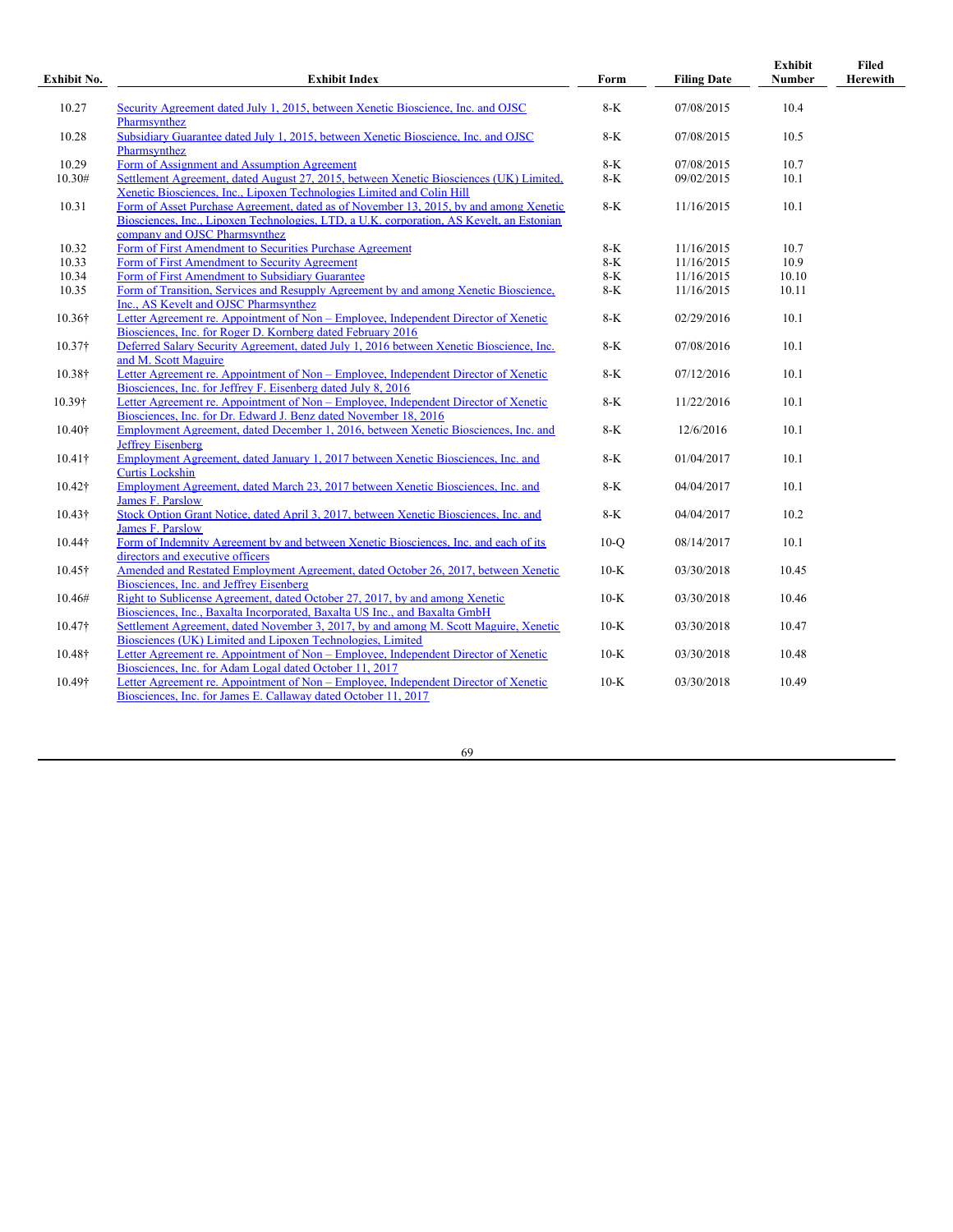| Exhibit No. | Exhibit Index | Form | Filing Date | Exhibit Number | Filed Herewith |
|---|---|---|---|---|---|
| 10.27 | Security Agreement dated July 1, 2015, between Xenetic Bioscience, Inc. and OJSC Pharmsynthez | 8-K | 07/08/2015 | 10.4 | |
| 10.28 | Subsidiary Guarantee dated July 1, 2015, between Xenetic Bioscience, Inc. and OJSC Pharmsynthez | 8-K | 07/08/2015 | 10.5 | |
| 10.29 | Form of Assignment and Assumption Agreement | 8-K | 07/08/2015 | 10.7 | |
| 10.30# | Settlement Agreement, dated August 27, 2015, between Xenetic Biosciences (UK) Limited, Xenetic Biosciences, Inc., Lipoxen Technologies Limited and Colin Hill | 8-K | 09/02/2015 | 10.1 | |
| 10.31 | Form of Asset Purchase Agreement, dated as of November 13, 2015, by and among Xenetic Biosciences, Inc., Lipoxen Technologies, LTD, a U.K. corporation, AS Kevelt, an Estonian company and OJSC Pharmsynthez | 8-K | 11/16/2015 | 10.1 | |
| 10.32 | Form of First Amendment to Securities Purchase Agreement | 8-K | 11/16/2015 | 10.7 | |
| 10.33 | Form of First Amendment to Security Agreement | 8-K | 11/16/2015 | 10.9 | |
| 10.34 | Form of First Amendment to Subsidiary Guarantee | 8-K | 11/16/2015 | 10.10 | |
| 10.35 | Form of Transition, Services and Resupply Agreement by and among Xenetic Bioscience, Inc., AS Kevelt and OJSC Pharmsynthez | 8-K | 11/16/2015 | 10.11 | |
| 10.36† | Letter Agreement re. Appointment of Non – Employee, Independent Director of Xenetic Biosciences, Inc. for Roger D. Kornberg dated February 2016 | 8-K | 02/29/2016 | 10.1 | |
| 10.37† | Deferred Salary Security Agreement, dated July 1, 2016 between Xenetic Bioscience, Inc. and M. Scott Maguire | 8-K | 07/08/2016 | 10.1 | |
| 10.38† | Letter Agreement re. Appointment of Non – Employee, Independent Director of Xenetic Biosciences, Inc. for Jeffrey F. Eisenberg dated July 8, 2016 | 8-K | 07/12/2016 | 10.1 | |
| 10.39† | Letter Agreement re. Appointment of Non – Employee, Independent Director of Xenetic Biosciences, Inc. for Dr. Edward J. Benz dated November 18, 2016 | 8-K | 11/22/2016 | 10.1 | |
| 10.40† | Employment Agreement, dated December 1, 2016, between Xenetic Biosciences, Inc. and Jeffrey Eisenberg | 8-K | 12/6/2016 | 10.1 | |
| 10.41† | Employment Agreement, dated January 1, 2017 between Xenetic Biosciences, Inc. and Curtis Lockshin | 8-K | 01/04/2017 | 10.1 | |
| 10.42† | Employment Agreement, dated March 23, 2017 between Xenetic Biosciences, Inc. and James F. Parslow | 8-K | 04/04/2017 | 10.1 | |
| 10.43† | Stock Option Grant Notice, dated April 3, 2017, between Xenetic Biosciences, Inc. and James F. Parslow | 8-K | 04/04/2017 | 10.2 | |
| 10.44† | Form of Indemnity Agreement by and between Xenetic Biosciences, Inc. and each of its directors and executive officers | 10-Q | 08/14/2017 | 10.1 | |
| 10.45† | Amended and Restated Employment Agreement, dated October 26, 2017, between Xenetic Biosciences, Inc. and Jeffrey Eisenberg | 10-K | 03/30/2018 | 10.45 | |
| 10.46# | Right to Sublicense Agreement, dated October 27, 2017, by and among Xenetic Biosciences, Inc., Baxalta Incorporated, Baxalta US Inc., and Baxalta GmbH | 10-K | 03/30/2018 | 10.46 | |
| 10.47† | Settlement Agreement, dated November 3, 2017, by and among M. Scott Maguire, Xenetic Biosciences (UK) Limited and Lipoxen Technologies, Limited | 10-K | 03/30/2018 | 10.47 | |
| 10.48† | Letter Agreement re. Appointment of Non – Employee, Independent Director of Xenetic Biosciences, Inc. for Adam Logal dated October 11, 2017 | 10-K | 03/30/2018 | 10.48 | |
| 10.49† | Letter Agreement re. Appointment of Non – Employee, Independent Director of Xenetic Biosciences, Inc. for James E. Callaway dated October 11, 2017 | 10-K | 03/30/2018 | 10.49 | |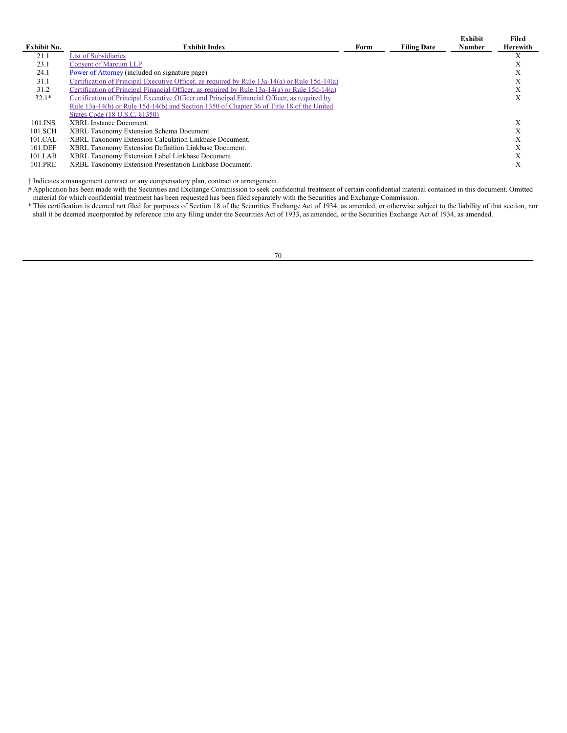| Exhibit No. | Exhibit Index | Form | Filing Date | Exhibit Number | Filed Herewith |
|---|---|---|---|---|---|
| 21.1 | List of Subsidiaries | | | | X |
| 23.1 | Consent of Marcum LLP | | | | X |
| 24.1 | Power of Attorney (included on signature page) | | | | X |
| 31.1 | Certification of Principal Executive Officer, as required by Rule 13a-14(a) or Rule 15d-14(a) | | | | X |
| 31.2 | Certification of Principal Financial Officer, as required by Rule 13a-14(a) or Rule 15d-14(a) | | | | X |
| 32.1* | Certification of Principal Executive Officer and Principal Financial Officer, as required by Rule 13a-14(b) or Rule 15d-14(b) and Section 1350 of Chapter 36 of Title 18 of the United States Code (18 U.S.C. §1350) | | | | X |
| 101.INS | XBRL Instance Document. | | | | X |
| 101.SCH | XBRL Taxonomy Extension Schema Document. | | | | X |
| 101.CAL | XBRL Taxonomy Extension Calculation Linkbase Document. | | | | X |
| 101.DEF | XBRL Taxonomy Extension Definition Linkbase Document. | | | | X |
| 101.LAB | XBRL Taxonomy Extension Label Linkbase Document. | | | | X |
| 101.PRE | XRBL Taxonomy Extension Presentation Linkbase Document. | | | | X |

† Indicates a management contract or any compensatory plan, contract or arrangement.

# Application has been made with the Securities and Exchange Commission to seek confidential treatment of certain confidential material contained in this document. Omitted material for which confidential treatment has been requested has been filed separately with the Securities and Exchange Commission.

* This certification is deemed not filed for purposes of Section 18 of the Securities Exchange Act of 1934, as amended, or otherwise subject to the liability of that section, nor shall it be deemed incorporated by reference into any filing under the Securities Act of 1933, as amended, or the Securities Exchange Act of 1934, as amended.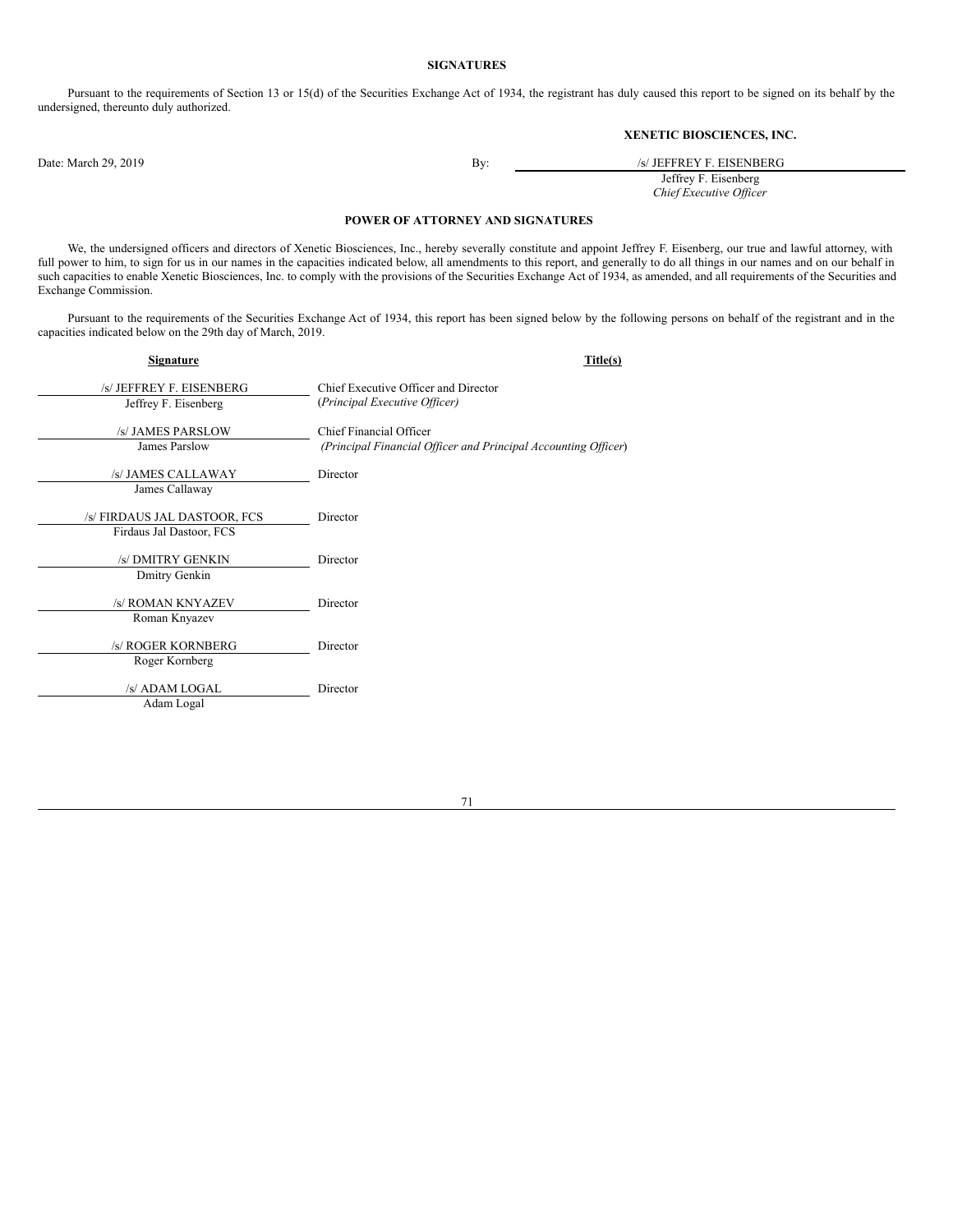## SIGNATURES

Pursuant to the requirements of Section 13 or 15(d) of the Securities Exchange Act of 1934, the registrant has duly caused this report to be signed on its behalf by the undersigned, thereunto duly authorized.

**XENETIC BIOSCIENCES, INC.**

| | |
|---|---|
| Date: March 29, 2019 | By: /s/ JEFFREY F. EISENBERG |
| | Jeffrey F. Eisenberg |
| | *Chief Executive Officer* |

## POWER OF ATTORNEY AND SIGNATURES

We, the undersigned officers and directors of Xenetic Biosciences, Inc., hereby severally constitute and appoint Jeffrey F. Eisenberg, our true and lawful attorney, with full power to him, to sign for us in our names in the capacities indicated below, all amendments to this report, and generally to do all things in our names and on our behalf in such capacities to enable Xenetic Biosciences, Inc. to comply with the provisions of the Securities Exchange Act of 1934, as amended, and all requirements of the Securities and Exchange Commission.

Pursuant to the requirements of the Securities Exchange Act of 1934, this report has been signed below by the following persons on behalf of the registrant and in the capacities indicated below on the 29th day of March, 2019.

| Signature | Title(s) |
|---|---|
| /s/ JEFFREY F. EISENBERG<br>Jeffrey F. Eisenberg | Chief Executive Officer and Director<br>(*Principal Executive Officer)* |
| /s/ JAMES PARSLOW<br>James Parslow | Chief Financial Officer<br>*(Principal Financial Officer and Principal Accounting Officer*) |
| /s/ JAMES CALLAWAY<br>James Callaway | Director |
| /s/ FIRDAUS JAL DASTOOR, FCS<br>Firdaus Jal Dastoor, FCS | Director |
| /s/ DMITRY GENKIN<br>Dmitry Genkin | Director |
| /s/ ROMAN KNYAZEV<br>Roman Knyazev | Director |
| /s/ ROGER KORNBERG<br>Roger Kornberg | Director |
| /s/ ADAM LOGAL<br>Adam Logal | Director |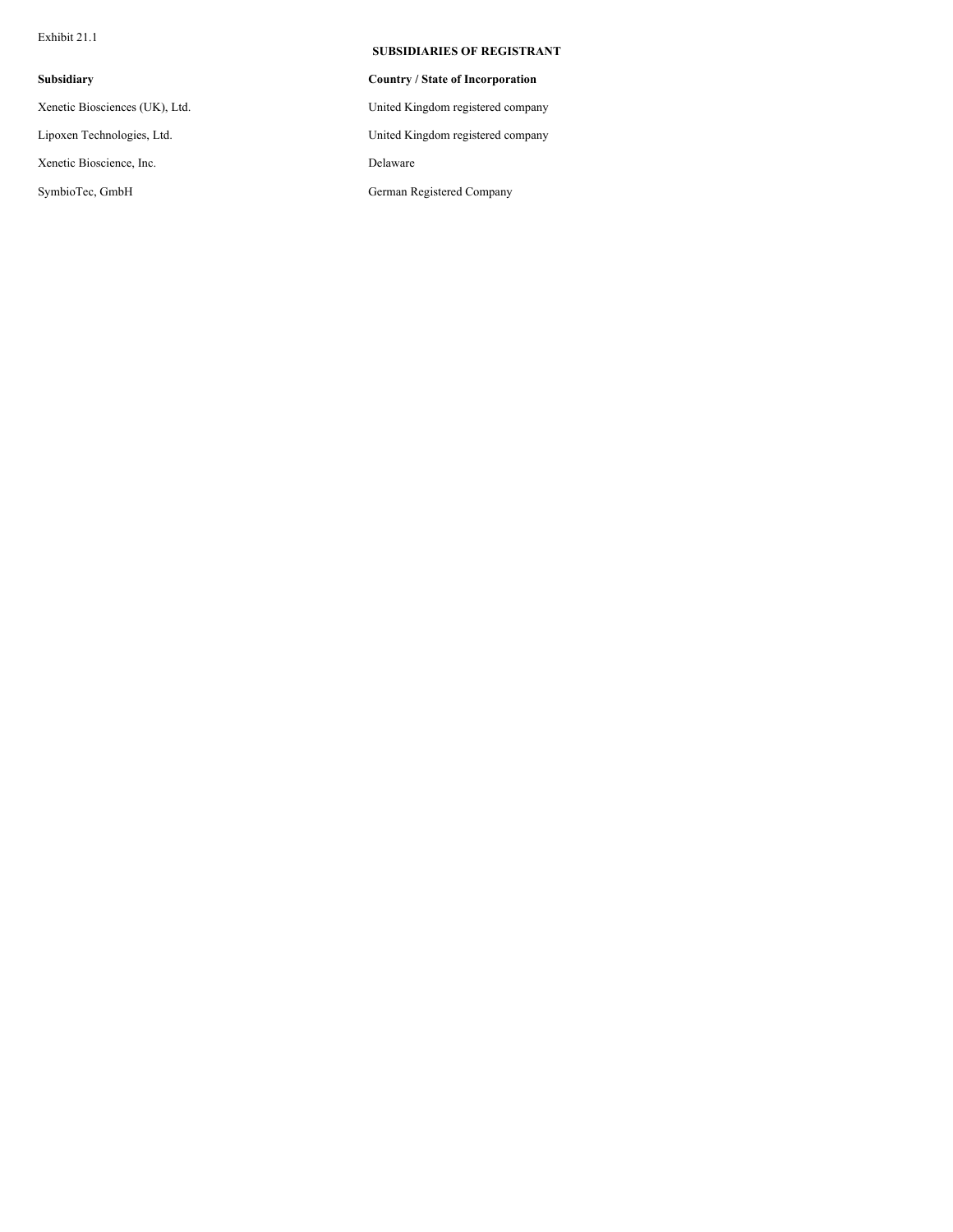Exhibit 21.1

**SUBSIDIARIES OF REGISTRANT**

| **Subsidiary** | **Country / State of Incorporation** |
| --- | --- |
| Xenetic Biosciences (UK), Ltd. | United Kingdom registered company |
| Lipoxen Technologies, Ltd. | United Kingdom registered company |
| Xenetic Bioscience, Inc. | Delaware |
| SymbioTec, GmbH | German Registered Company |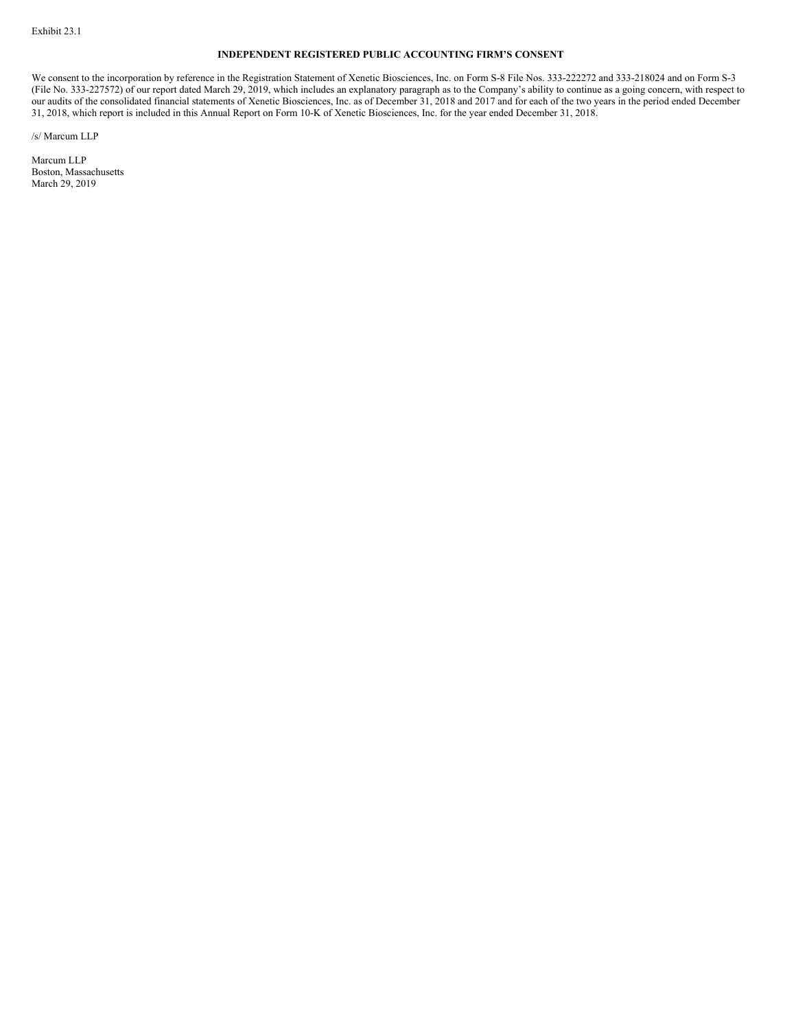Exhibit 23.1

**INDEPENDENT REGISTERED PUBLIC ACCOUNTING FIRM'S CONSENT**

We consent to the incorporation by reference in the Registration Statement of Xenetic Biosciences, Inc. on Form S-8 File Nos. 333-222272 and 333-218024 and on Form S-3 (File No. 333-227572) of our report dated March 29, 2019, which includes an explanatory paragraph as to the Company's ability to continue as a going concern, with respect to our audits of the consolidated financial statements of Xenetic Biosciences, Inc. as of December 31, 2018 and 2017 and for each of the two years in the period ended December 31, 2018, which report is included in this Annual Report on Form 10-K of Xenetic Biosciences, Inc. for the year ended December 31, 2018.

/s/ Marcum LLP

Marcum LLP
Boston, Massachusetts
March 29, 2019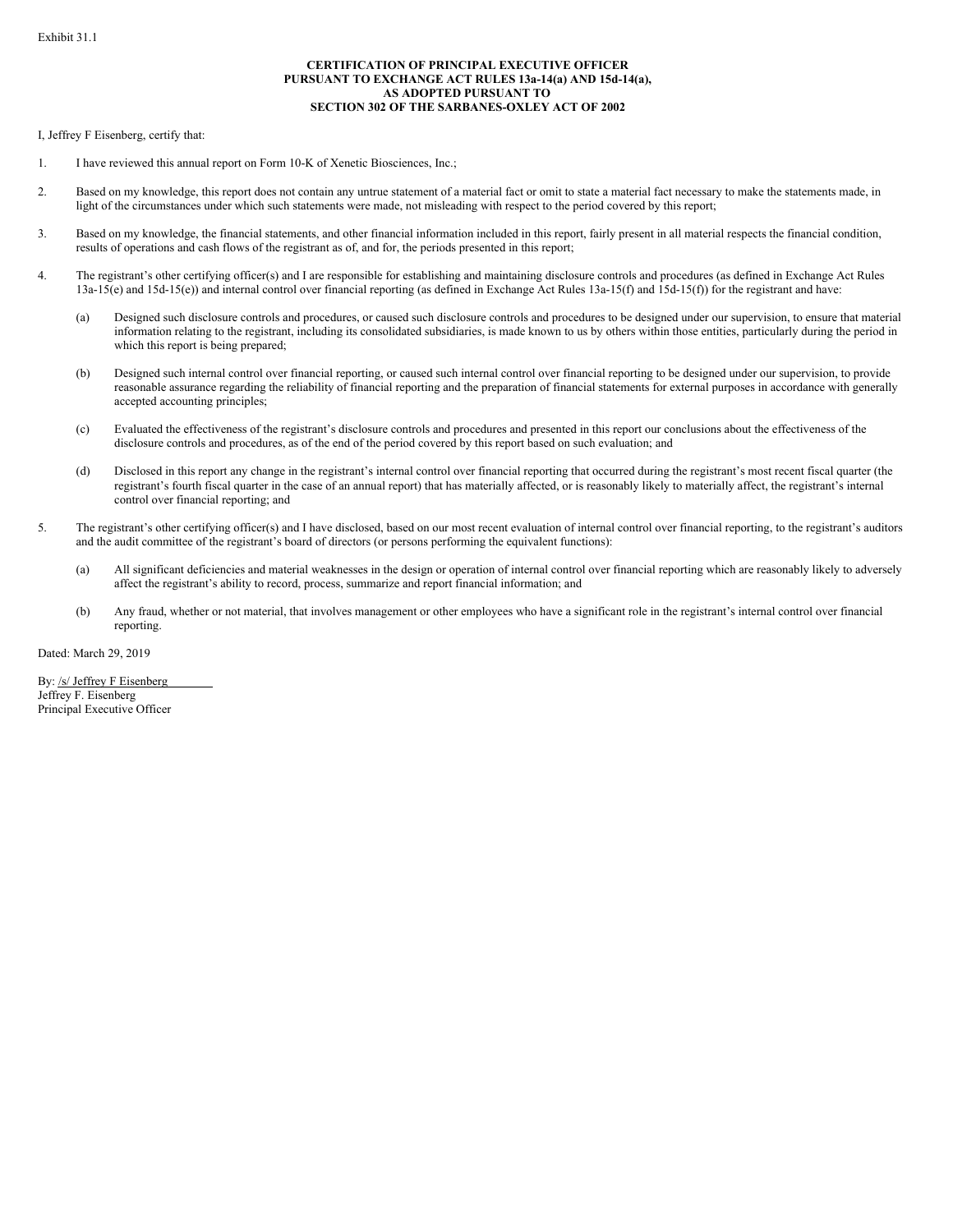Exhibit 31.1

**CERTIFICATION OF PRINCIPAL EXECUTIVE OFFICER**
**PURSUANT TO EXCHANGE ACT RULES 13a-14(a) AND 15d-14(a),**
**AS ADOPTED PURSUANT TO**
**SECTION 302 OF THE SARBANES-OXLEY ACT OF 2002**

I, Jeffrey F Eisenberg, certify that:

1. I have reviewed this annual report on Form 10-K of Xenetic Biosciences, Inc.;

2. Based on my knowledge, this report does not contain any untrue statement of a material fact or omit to state a material fact necessary to make the statements made, in light of the circumstances under which such statements were made, not misleading with respect to the period covered by this report;

3. Based on my knowledge, the financial statements, and other financial information included in this report, fairly present in all material respects the financial condition, results of operations and cash flows of the registrant as of, and for, the periods presented in this report;

4. The registrant's other certifying officer(s) and I are responsible for establishing and maintaining disclosure controls and procedures (as defined in Exchange Act Rules 13a-15(e) and 15d-15(e)) and internal control over financial reporting (as defined in Exchange Act Rules 13a-15(f) and 15d-15(f)) for the registrant and have:

   (a) Designed such disclosure controls and procedures, or caused such disclosure controls and procedures to be designed under our supervision, to ensure that material information relating to the registrant, including its consolidated subsidiaries, is made known to us by others within those entities, particularly during the period in which this report is being prepared;

   (b) Designed such internal control over financial reporting, or caused such internal control over financial reporting to be designed under our supervision, to provide reasonable assurance regarding the reliability of financial reporting and the preparation of financial statements for external purposes in accordance with generally accepted accounting principles;

   (c) Evaluated the effectiveness of the registrant's disclosure controls and procedures and presented in this report our conclusions about the effectiveness of the disclosure controls and procedures, as of the end of the period covered by this report based on such evaluation; and

   (d) Disclosed in this report any change in the registrant's internal control over financial reporting that occurred during the registrant's most recent fiscal quarter (the registrant's fourth fiscal quarter in the case of an annual report) that has materially affected, or is reasonably likely to materially affect, the registrant's internal control over financial reporting; and

5. The registrant's other certifying officer(s) and I have disclosed, based on our most recent evaluation of internal control over financial reporting, to the registrant's auditors and the audit committee of the registrant's board of directors (or persons performing the equivalent functions):

   (a) All significant deficiencies and material weaknesses in the design or operation of internal control over financial reporting which are reasonably likely to adversely affect the registrant's ability to record, process, summarize and report financial information; and

   (b) Any fraud, whether or not material, that involves management or other employees who have a significant role in the registrant's internal control over financial reporting.

Dated: March 29, 2019

By: /s/ Jeffrey F Eisenberg
Jeffrey F. Eisenberg
Principal Executive Officer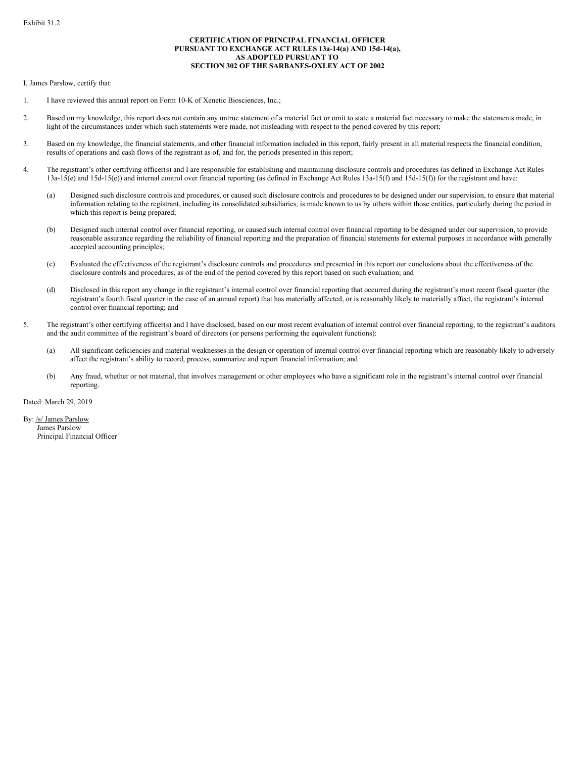Exhibit 31.2

**CERTIFICATION OF PRINCIPAL FINANCIAL OFFICER**
**PURSUANT TO EXCHANGE ACT RULES 13a-14(a) AND 15d-14(a),**
**AS ADOPTED PURSUANT TO**
**SECTION 302 OF THE SARBANES-OXLEY ACT OF 2002**

I, James Parslow, certify that:

1. I have reviewed this annual report on Form 10-K of Xenetic Biosciences, Inc.;

2. Based on my knowledge, this report does not contain any untrue statement of a material fact or omit to state a material fact necessary to make the statements made, in light of the circumstances under which such statements were made, not misleading with respect to the period covered by this report;

3. Based on my knowledge, the financial statements, and other financial information included in this report, fairly present in all material respects the financial condition, results of operations and cash flows of the registrant as of, and for, the periods presented in this report;

4. The registrant's other certifying officer(s) and I are responsible for establishing and maintaining disclosure controls and procedures (as defined in Exchange Act Rules 13a-15(e) and 15d-15(e)) and internal control over financial reporting (as defined in Exchange Act Rules 13a-15(f) and 15d-15(f)) for the registrant and have:

   (a) Designed such disclosure controls and procedures, or caused such disclosure controls and procedures to be designed under our supervision, to ensure that material information relating to the registrant, including its consolidated subsidiaries, is made known to us by others within those entities, particularly during the period in which this report is being prepared;

   (b) Designed such internal control over financial reporting, or caused such internal control over financial reporting to be designed under our supervision, to provide reasonable assurance regarding the reliability of financial reporting and the preparation of financial statements for external purposes in accordance with generally accepted accounting principles;

   (c) Evaluated the effectiveness of the registrant's disclosure controls and procedures and presented in this report our conclusions about the effectiveness of the disclosure controls and procedures, as of the end of the period covered by this report based on such evaluation; and

   (d) Disclosed in this report any change in the registrant's internal control over financial reporting that occurred during the registrant's most recent fiscal quarter (the registrant's fourth fiscal quarter in the case of an annual report) that has materially affected, or is reasonably likely to materially affect, the registrant's internal control over financial reporting; and

5. The registrant's other certifying officer(s) and I have disclosed, based on our most recent evaluation of internal control over financial reporting, to the registrant's auditors and the audit committee of the registrant's board of directors (or persons performing the equivalent functions):

   (a) All significant deficiencies and material weaknesses in the design or operation of internal control over financial reporting which are reasonably likely to adversely affect the registrant's ability to record, process, summarize and report financial information; and

   (b) Any fraud, whether or not material, that involves management or other employees who have a significant role in the registrant's internal control over financial reporting.

Dated: March 29, 2019

By: /s/ James Parslow
James Parslow
Principal Financial Officer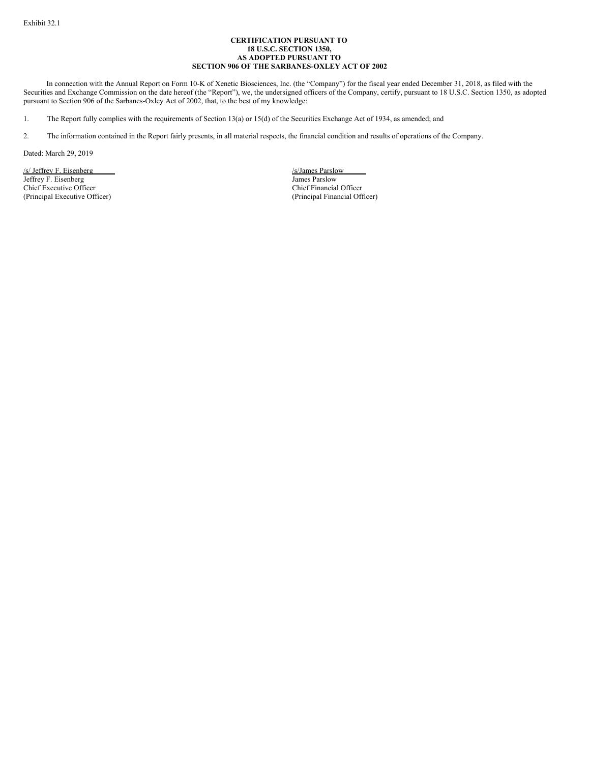Exhibit 32.1

**CERTIFICATION PURSUANT TO**
**18 U.S.C. SECTION 1350,**
**AS ADOPTED PURSUANT TO**
**SECTION 906 OF THE SARBANES-OXLEY ACT OF 2002**

In connection with the Annual Report on Form 10-K of Xenetic Biosciences, Inc. (the "Company") for the fiscal year ended December 31, 2018, as filed with the Securities and Exchange Commission on the date hereof (the "Report"), we, the undersigned officers of the Company, certify, pursuant to 18 U.S.C. Section 1350, as adopted pursuant to Section 906 of the Sarbanes-Oxley Act of 2002, that, to the best of my knowledge:

1. The Report fully complies with the requirements of Section 13(a) or 15(d) of the Securities Exchange Act of 1934, as amended; and

2. The information contained in the Report fairly presents, in all material respects, the financial condition and results of operations of the Company.

Dated: March 29, 2019

/s/ Jeffrey F. Eisenberg
Jeffrey F. Eisenberg
Chief Executive Officer
(Principal Executive Officer)

/s/James Parslow
James Parslow
Chief Financial Officer
(Principal Financial Officer)